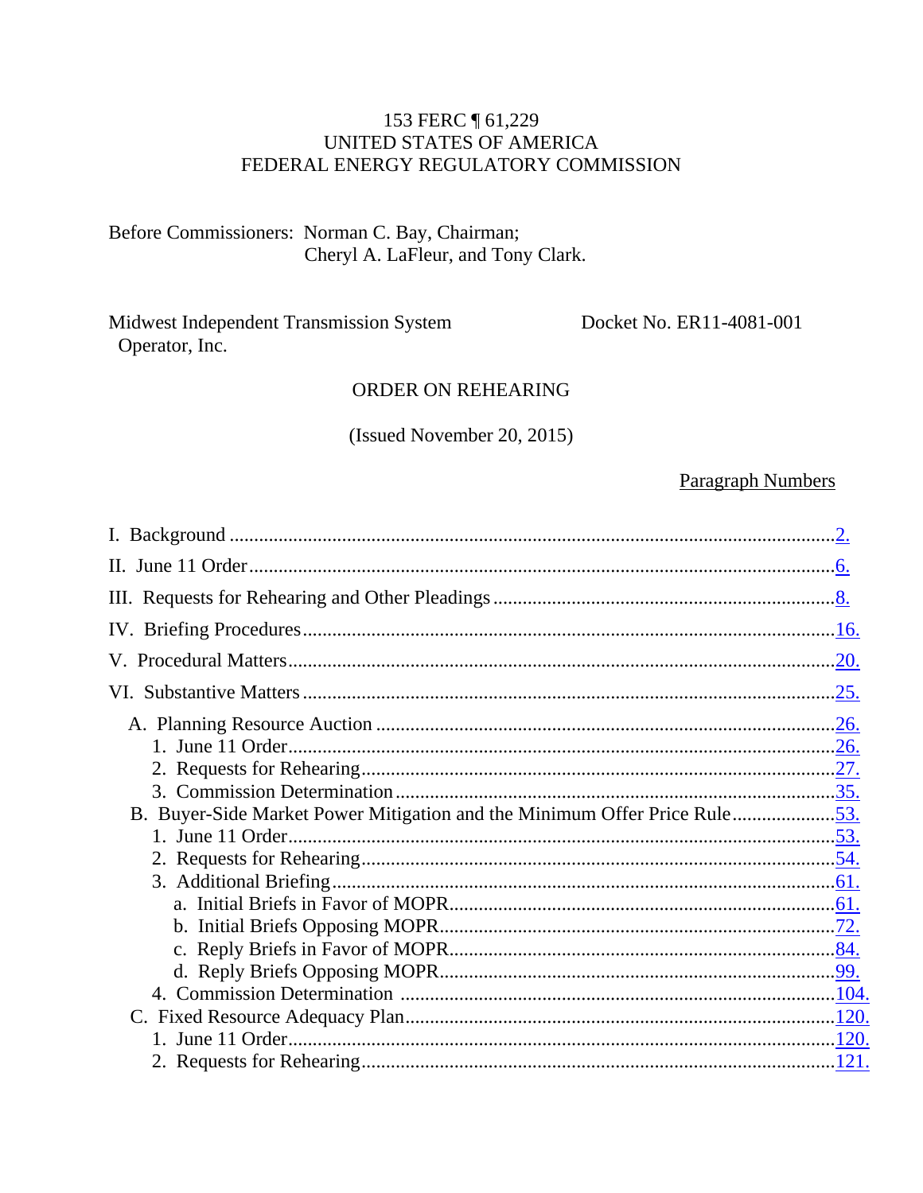153 FERC ¶ 61,229
UNITED STATES OF AMERICA
FEDERAL ENERGY REGULATORY COMMISSION

Before Commissioners: Norman C. Bay, Chairman;
Cheryl A. LaFleur, and Tony Clark.

Midwest Independent Transmission System Operator, Inc. — Docket No. ER11-4081-001

ORDER ON REHEARING

(Issued November 20, 2015)

| | Paragraph Numbers |
|---|---|
| I. Background | 2. |
| II. June 11 Order | 6. |
| III. Requests for Rehearing and Other Pleadings | 8. |
| IV. Briefing Procedures | 16. |
| V. Procedural Matters | 20. |
| VI. Substantive Matters | 25. |
| A. Planning Resource Auction | 26. |
| 1. June 11 Order | 26. |
| 2. Requests for Rehearing | 27. |
| 3. Commission Determination | 35. |
| B. Buyer-Side Market Power Mitigation and the Minimum Offer Price Rule | 53. |
| 1. June 11 Order | 53. |
| 2. Requests for Rehearing | 54. |
| 3. Additional Briefing | 61. |
| a. Initial Briefs in Favor of MOPR | 61. |
| b. Initial Briefs Opposing MOPR | 72. |
| c. Reply Briefs in Favor of MOPR | 84. |
| d. Reply Briefs Opposing MOPR | 99. |
| 4. Commission Determination | 104. |
| C. Fixed Resource Adequacy Plan | 120. |
| 1. June 11 Order | 120. |
| 2. Requests for Rehearing | 121. |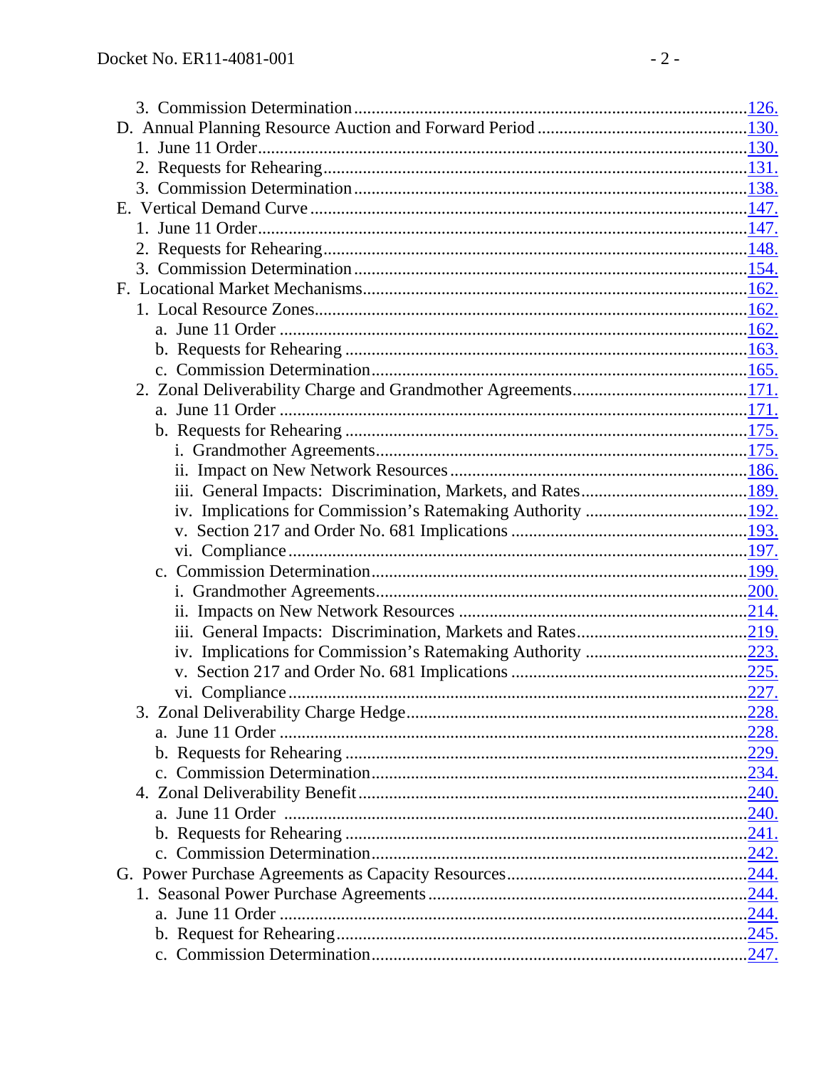3. Commission Determination .......................................................................... 126.

D. Annual Planning Resource Auction and Forward Period .................................. 130.

1. June 11 Order .............................................................................................. 130.

2. Requests for Rehearing ................................................................................ 131.

3. Commission Determination .......................................................................... 138.

E. Vertical Demand Curve ...................................................................................... 147.

1. June 11 Order .............................................................................................. 147.

2. Requests for Rehearing ................................................................................ 148.

3. Commission Determination .......................................................................... 154.

F. Locational Market Mechanisms .......................................................................... 162.

1. Local Resource Zones .................................................................................. 162.

a. June 11 Order ............................................................................................ 162.

b. Requests for Rehearing .............................................................................. 163.

c. Commission Determination .......................................................................... 165.

2. Zonal Deliverability Charge and Grandmother Agreements .......................... 171.

a. June 11 Order ............................................................................................ 171.

b. Requests for Rehearing .............................................................................. 175.

i. Grandmother Agreements ........................................................................ 175.

ii. Impact on New Network Resources ........................................................ 186.

iii. General Impacts: Discrimination, Markets, and Rates .......................... 189.

iv. Implications for Commission's Ratemaking Authority .......................... 192.

v. Section 217 and Order No. 681 Implications .......................................... 193.

vi. Compliance .............................................................................................. 197.

c. Commission Determination .......................................................................... 199.

i. Grandmother Agreements ........................................................................ 200.

ii. Impacts on New Network Resources ...................................................... 214.

iii. General Impacts: Discrimination, Markets and Rates ............................ 219.

iv. Implications for Commission's Ratemaking Authority .......................... 223.

v. Section 217 and Order No. 681 Implications .......................................... 225.

vi. Compliance .............................................................................................. 227.

3. Zonal Deliverability Charge Hedge .............................................................. 228.

a. June 11 Order ............................................................................................ 228.

b. Requests for Rehearing .............................................................................. 229.

c. Commission Determination .......................................................................... 234.

4. Zonal Deliverability Benefit .......................................................................... 240.

a. June 11 Order ............................................................................................ 240.

b. Requests for Rehearing .............................................................................. 241.

c. Commission Determination .......................................................................... 242.

G. Power Purchase Agreements as Capacity Resources .......................................... 244.

1. Seasonal Power Purchase Agreements .......................................................... 244.

a. June 11 Order ............................................................................................ 244.

b. Request for Rehearing ................................................................................ 245.

c. Commission Determination .......................................................................... 247.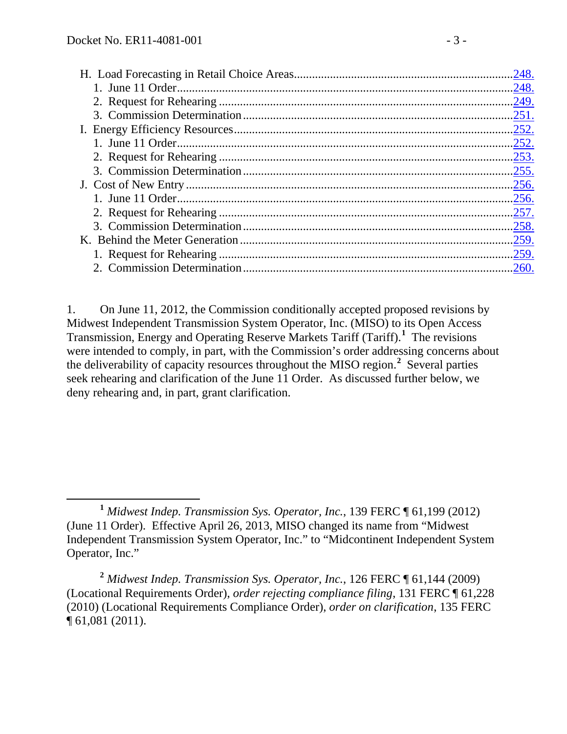| | |
|---|---|
| H. Load Forecasting in Retail Choice Areas | 248. |
| 1. June 11 Order | 248. |
| 2. Request for Rehearing | 249. |
| 3. Commission Determination | 251. |
| I. Energy Efficiency Resources | 252. |
| 1. June 11 Order | 252. |
| 2. Request for Rehearing | 253. |
| 3. Commission Determination | 255. |
| J. Cost of New Entry | 256. |
| 1. June 11 Order | 256. |
| 2. Request for Rehearing | 257. |
| 3. Commission Determination | 258. |
| K. Behind the Meter Generation | 259. |
| 1. Request for Rehearing | 259. |
| 2. Commission Determination | 260. |

1. On June 11, 2012, the Commission conditionally accepted proposed revisions by Midwest Independent Transmission System Operator, Inc. (MISO) to its Open Access Transmission, Energy and Operating Reserve Markets Tariff (Tariff).[1] The revisions were intended to comply, in part, with the Commission's order addressing concerns about the deliverability of capacity resources throughout the MISO region.[2] Several parties seek rehearing and clarification of the June 11 Order. As discussed further below, we deny rehearing and, in part, grant clarification.

---

[1] *Midwest Indep. Transmission Sys. Operator, Inc.*, 139 FERC ¶ 61,199 (2012) (June 11 Order). Effective April 26, 2013, MISO changed its name from "Midwest Independent Transmission System Operator, Inc." to "Midcontinent Independent System Operator, Inc."

[2] *Midwest Indep. Transmission Sys. Operator, Inc.*, 126 FERC ¶ 61,144 (2009) (Locational Requirements Order), *order rejecting compliance filing*, 131 FERC ¶ 61,228 (2010) (Locational Requirements Compliance Order), *order on clarification*, 135 FERC ¶ 61,081 (2011).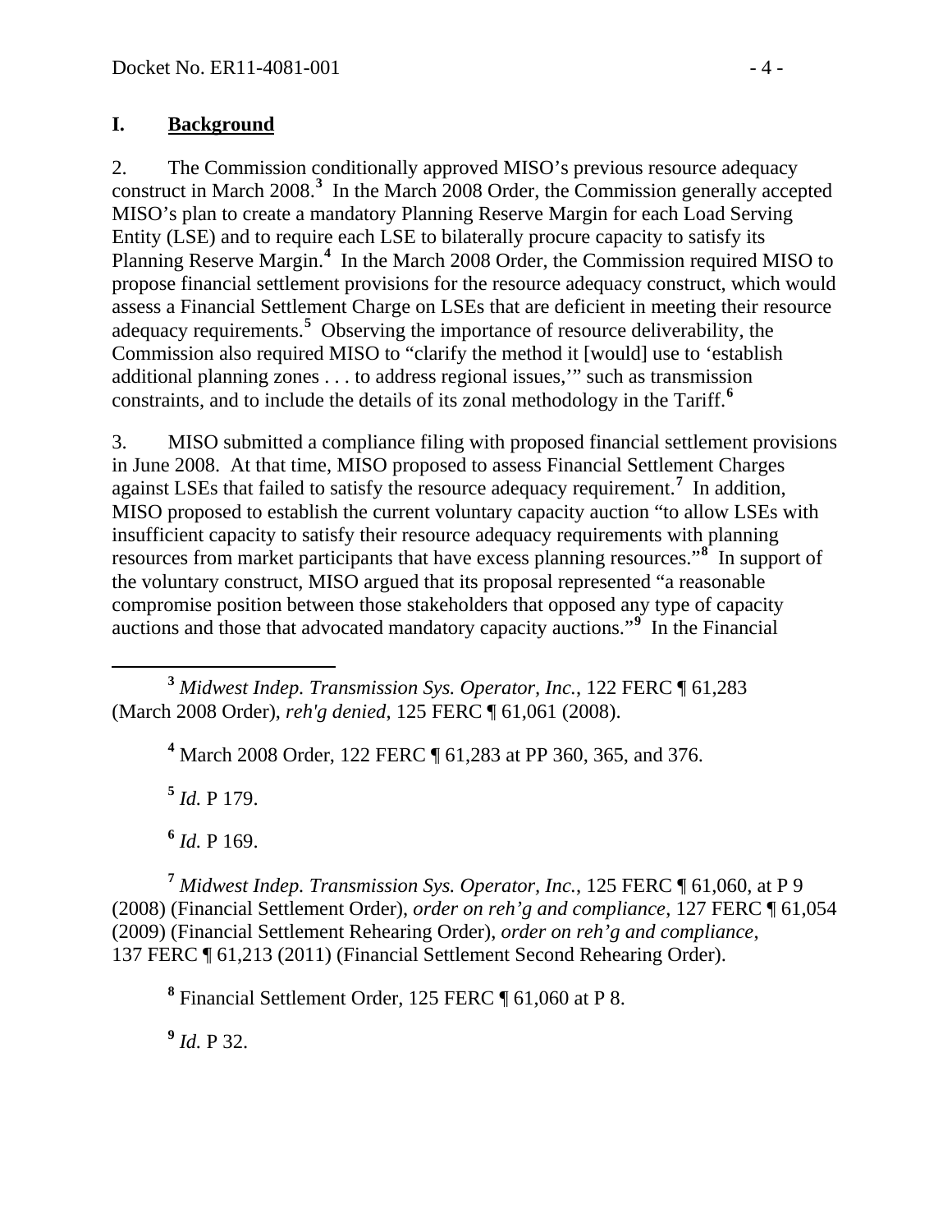## I. **Background**

2. The Commission conditionally approved MISO's previous resource adequacy construct in March 2008.[3] In the March 2008 Order, the Commission generally accepted MISO's plan to create a mandatory Planning Reserve Margin for each Load Serving Entity (LSE) and to require each LSE to bilaterally procure capacity to satisfy its Planning Reserve Margin.[4] In the March 2008 Order, the Commission required MISO to propose financial settlement provisions for the resource adequacy construct, which would assess a Financial Settlement Charge on LSEs that are deficient in meeting their resource adequacy requirements.[5] Observing the importance of resource deliverability, the Commission also required MISO to "clarify the method it [would] use to 'establish additional planning zones . . . to address regional issues,'" such as transmission constraints, and to include the details of its zonal methodology in the Tariff.[6]

3. MISO submitted a compliance filing with proposed financial settlement provisions in June 2008. At that time, MISO proposed to assess Financial Settlement Charges against LSEs that failed to satisfy the resource adequacy requirement.[7] In addition, MISO proposed to establish the current voluntary capacity auction "to allow LSEs with insufficient capacity to satisfy their resource adequacy requirements with planning resources from market participants that have excess planning resources."[8] In support of the voluntary construct, MISO argued that its proposal represented "a reasonable compromise position between those stakeholders that opposed any type of capacity auctions and those that advocated mandatory capacity auctions."[9] In the Financial

---

[3] *Midwest Indep. Transmission Sys. Operator, Inc.*, 122 FERC ¶ 61,283 (March 2008 Order), *reh'g denied*, 125 FERC ¶ 61,061 (2008).

[4] March 2008 Order, 122 FERC ¶ 61,283 at PP 360, 365, and 376.

[5] *Id.* P 179.

[6] *Id.* P 169.

[7] *Midwest Indep. Transmission Sys. Operator, Inc.*, 125 FERC ¶ 61,060, at P 9 (2008) (Financial Settlement Order), *order on reh'g and compliance*, 127 FERC ¶ 61,054 (2009) (Financial Settlement Rehearing Order), *order on reh'g and compliance*, 137 FERC ¶ 61,213 (2011) (Financial Settlement Second Rehearing Order).

[8] Financial Settlement Order, 125 FERC ¶ 61,060 at P 8.

[9] *Id.* P 32.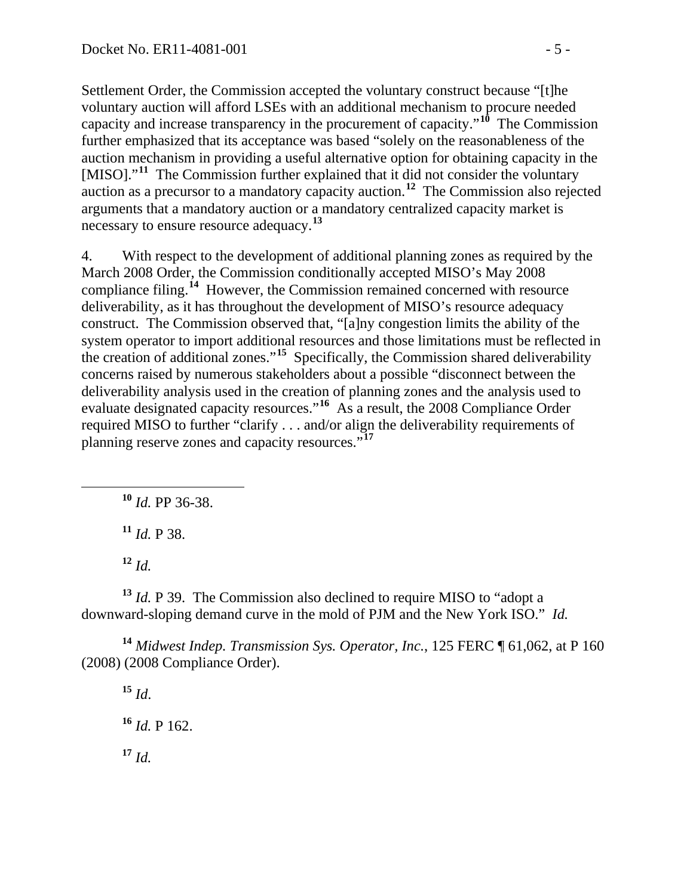Settlement Order, the Commission accepted the voluntary construct because "[t]he voluntary auction will afford LSEs with an additional mechanism to procure needed capacity and increase transparency in the procurement of capacity."[10] The Commission further emphasized that its acceptance was based "solely on the reasonableness of the auction mechanism in providing a useful alternative option for obtaining capacity in the [MISO]."[11] The Commission further explained that it did not consider the voluntary auction as a precursor to a mandatory capacity auction.[12] The Commission also rejected arguments that a mandatory auction or a mandatory centralized capacity market is necessary to ensure resource adequacy.[13]

4. With respect to the development of additional planning zones as required by the March 2008 Order, the Commission conditionally accepted MISO's May 2008 compliance filing.[14] However, the Commission remained concerned with resource deliverability, as it has throughout the development of MISO's resource adequacy construct. The Commission observed that, "[a]ny congestion limits the ability of the system operator to import additional resources and those limitations must be reflected in the creation of additional zones."[15] Specifically, the Commission shared deliverability concerns raised by numerous stakeholders about a possible "disconnect between the deliverability analysis used in the creation of planning zones and the analysis used to evaluate designated capacity resources."[16] As a result, the 2008 Compliance Order required MISO to further "clarify . . . and/or align the deliverability requirements of planning reserve zones and capacity resources."[17]

---

[10] *Id.* PP 36-38.

[11] *Id.* P 38.

[12] *Id.*

[13] *Id.* P 39. The Commission also declined to require MISO to "adopt a downward-sloping demand curve in the mold of PJM and the New York ISO." *Id.*

[14] *Midwest Indep. Transmission Sys. Operator, Inc.*, 125 FERC ¶ 61,062, at P 160 (2008) (2008 Compliance Order).

[15] *Id*.

[16] *Id.* P 162.

[17] *Id.*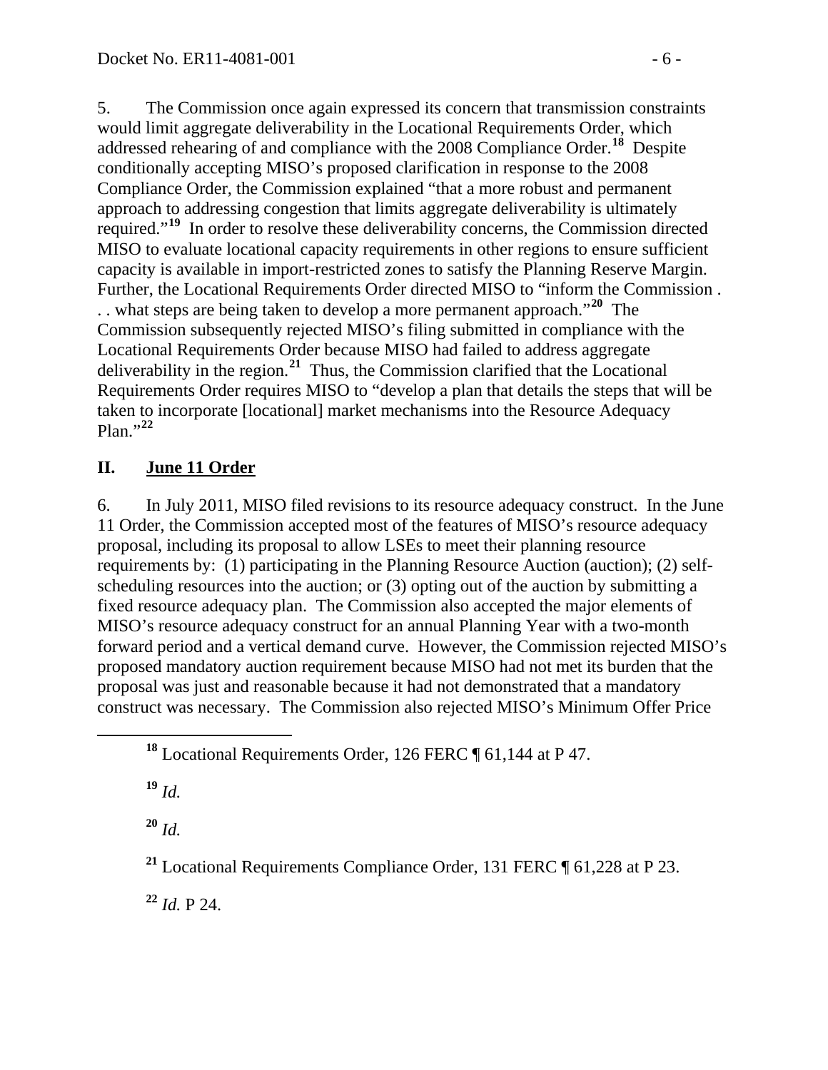5. The Commission once again expressed its concern that transmission constraints would limit aggregate deliverability in the Locational Requirements Order, which addressed rehearing of and compliance with the 2008 Compliance Order.[18] Despite conditionally accepting MISO's proposed clarification in response to the 2008 Compliance Order, the Commission explained "that a more robust and permanent approach to addressing congestion that limits aggregate deliverability is ultimately required."[19] In order to resolve these deliverability concerns, the Commission directed MISO to evaluate locational capacity requirements in other regions to ensure sufficient capacity is available in import-restricted zones to satisfy the Planning Reserve Margin. Further, the Locational Requirements Order directed MISO to "inform the Commission . . . what steps are being taken to develop a more permanent approach."[20] The Commission subsequently rejected MISO's filing submitted in compliance with the Locational Requirements Order because MISO had failed to address aggregate deliverability in the region.[21] Thus, the Commission clarified that the Locational Requirements Order requires MISO to "develop a plan that details the steps that will be taken to incorporate [locational] market mechanisms into the Resource Adequacy Plan."[22]

## II. June 11 Order

6. In July 2011, MISO filed revisions to its resource adequacy construct. In the June 11 Order, the Commission accepted most of the features of MISO's resource adequacy proposal, including its proposal to allow LSEs to meet their planning resource requirements by: (1) participating in the Planning Resource Auction (auction); (2) self-scheduling resources into the auction; or (3) opting out of the auction by submitting a fixed resource adequacy plan. The Commission also accepted the major elements of MISO's resource adequacy construct for an annual Planning Year with a two-month forward period and a vertical demand curve. However, the Commission rejected MISO's proposed mandatory auction requirement because MISO had not met its burden that the proposal was just and reasonable because it had not demonstrated that a mandatory construct was necessary. The Commission also rejected MISO's Minimum Offer Price

---

[18] Locational Requirements Order, 126 FERC ¶ 61,144 at P 47.

[19] *Id.*

[20] *Id.*

[21] Locational Requirements Compliance Order, 131 FERC ¶ 61,228 at P 23.

[22] *Id.* P 24.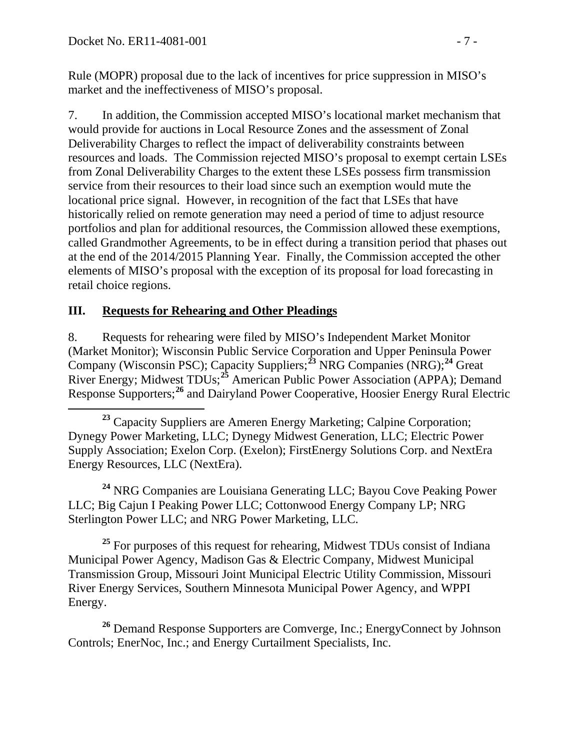Rule (MOPR) proposal due to the lack of incentives for price suppression in MISO's market and the ineffectiveness of MISO's proposal.

7. In addition, the Commission accepted MISO's locational market mechanism that would provide for auctions in Local Resource Zones and the assessment of Zonal Deliverability Charges to reflect the impact of deliverability constraints between resources and loads. The Commission rejected MISO's proposal to exempt certain LSEs from Zonal Deliverability Charges to the extent these LSEs possess firm transmission service from their resources to their load since such an exemption would mute the locational price signal. However, in recognition of the fact that LSEs that have historically relied on remote generation may need a period of time to adjust resource portfolios and plan for additional resources, the Commission allowed these exemptions, called Grandmother Agreements, to be in effect during a transition period that phases out at the end of the 2014/2015 Planning Year. Finally, the Commission accepted the other elements of MISO's proposal with the exception of its proposal for load forecasting in retail choice regions.

## III. Requests for Rehearing and Other Pleadings

8. Requests for rehearing were filed by MISO's Independent Market Monitor (Market Monitor); Wisconsin Public Service Corporation and Upper Peninsula Power Company (Wisconsin PSC); Capacity Suppliers;[23] NRG Companies (NRG);[24] Great River Energy; Midwest TDUs;[25] American Public Power Association (APPA); Demand Response Supporters;[26] and Dairyland Power Cooperative, Hoosier Energy Rural Electric

[23] Capacity Suppliers are Ameren Energy Marketing; Calpine Corporation; Dynegy Power Marketing, LLC; Dynegy Midwest Generation, LLC; Electric Power Supply Association; Exelon Corp. (Exelon); FirstEnergy Solutions Corp. and NextEra Energy Resources, LLC (NextEra).

[24] NRG Companies are Louisiana Generating LLC; Bayou Cove Peaking Power LLC; Big Cajun I Peaking Power LLC; Cottonwood Energy Company LP; NRG Sterlington Power LLC; and NRG Power Marketing, LLC.

[25] For purposes of this request for rehearing, Midwest TDUs consist of Indiana Municipal Power Agency, Madison Gas & Electric Company, Midwest Municipal Transmission Group, Missouri Joint Municipal Electric Utility Commission, Missouri River Energy Services, Southern Minnesota Municipal Power Agency, and WPPI Energy.

[26] Demand Response Supporters are Comverge, Inc.; EnergyConnect by Johnson Controls; EnerNoc, Inc.; and Energy Curtailment Specialists, Inc.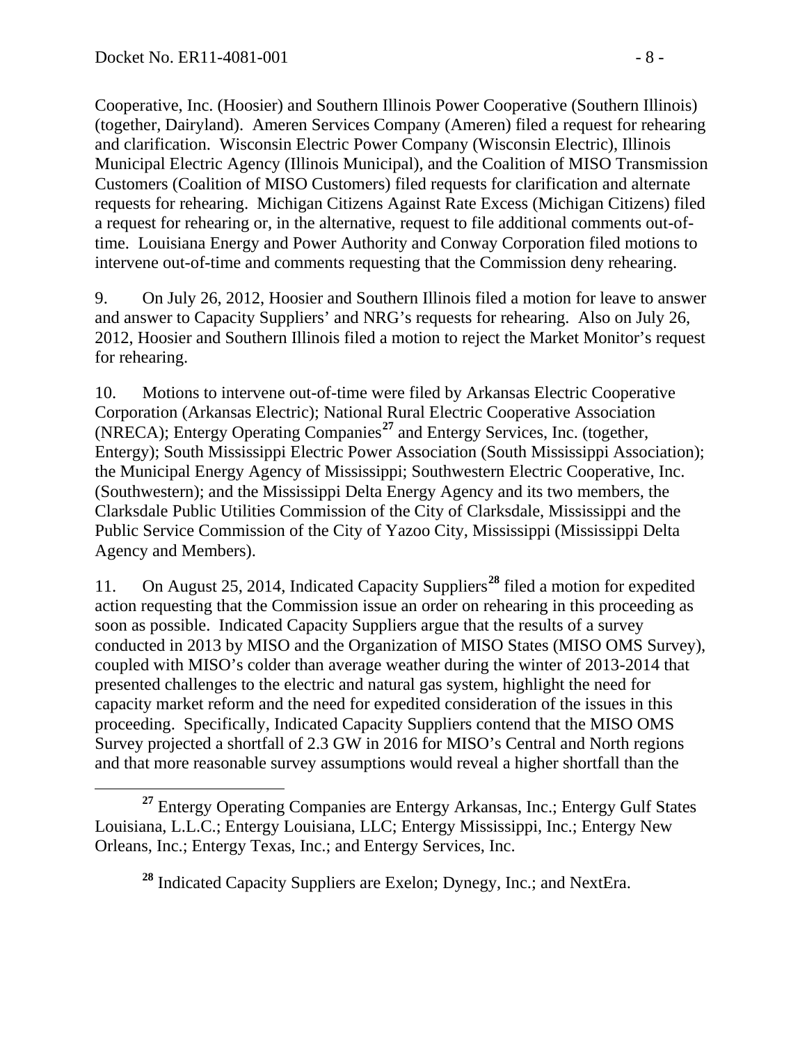Cooperative, Inc. (Hoosier) and Southern Illinois Power Cooperative (Southern Illinois) (together, Dairyland). Ameren Services Company (Ameren) filed a request for rehearing and clarification. Wisconsin Electric Power Company (Wisconsin Electric), Illinois Municipal Electric Agency (Illinois Municipal), and the Coalition of MISO Transmission Customers (Coalition of MISO Customers) filed requests for clarification and alternate requests for rehearing. Michigan Citizens Against Rate Excess (Michigan Citizens) filed a request for rehearing or, in the alternative, request to file additional comments out-of-time. Louisiana Energy and Power Authority and Conway Corporation filed motions to intervene out-of-time and comments requesting that the Commission deny rehearing.

9. On July 26, 2012, Hoosier and Southern Illinois filed a motion for leave to answer and answer to Capacity Suppliers' and NRG's requests for rehearing. Also on July 26, 2012, Hoosier and Southern Illinois filed a motion to reject the Market Monitor's request for rehearing.

10. Motions to intervene out-of-time were filed by Arkansas Electric Cooperative Corporation (Arkansas Electric); National Rural Electric Cooperative Association (NRECA); Entergy Operating Companies[27] and Entergy Services, Inc. (together, Entergy); South Mississippi Electric Power Association (South Mississippi Association); the Municipal Energy Agency of Mississippi; Southwestern Electric Cooperative, Inc. (Southwestern); and the Mississippi Delta Energy Agency and its two members, the Clarksdale Public Utilities Commission of the City of Clarksdale, Mississippi and the Public Service Commission of the City of Yazoo City, Mississippi (Mississippi Delta Agency and Members).

11. On August 25, 2014, Indicated Capacity Suppliers[28] filed a motion for expedited action requesting that the Commission issue an order on rehearing in this proceeding as soon as possible. Indicated Capacity Suppliers argue that the results of a survey conducted in 2013 by MISO and the Organization of MISO States (MISO OMS Survey), coupled with MISO's colder than average weather during the winter of 2013-2014 that presented challenges to the electric and natural gas system, highlight the need for capacity market reform and the need for expedited consideration of the issues in this proceeding. Specifically, Indicated Capacity Suppliers contend that the MISO OMS Survey projected a shortfall of 2.3 GW in 2016 for MISO's Central and North regions and that more reasonable survey assumptions would reveal a higher shortfall than the

[27] Entergy Operating Companies are Entergy Arkansas, Inc.; Entergy Gulf States Louisiana, L.L.C.; Entergy Louisiana, LLC; Entergy Mississippi, Inc.; Entergy New Orleans, Inc.; Entergy Texas, Inc.; and Entergy Services, Inc.

[28] Indicated Capacity Suppliers are Exelon; Dynegy, Inc.; and NextEra.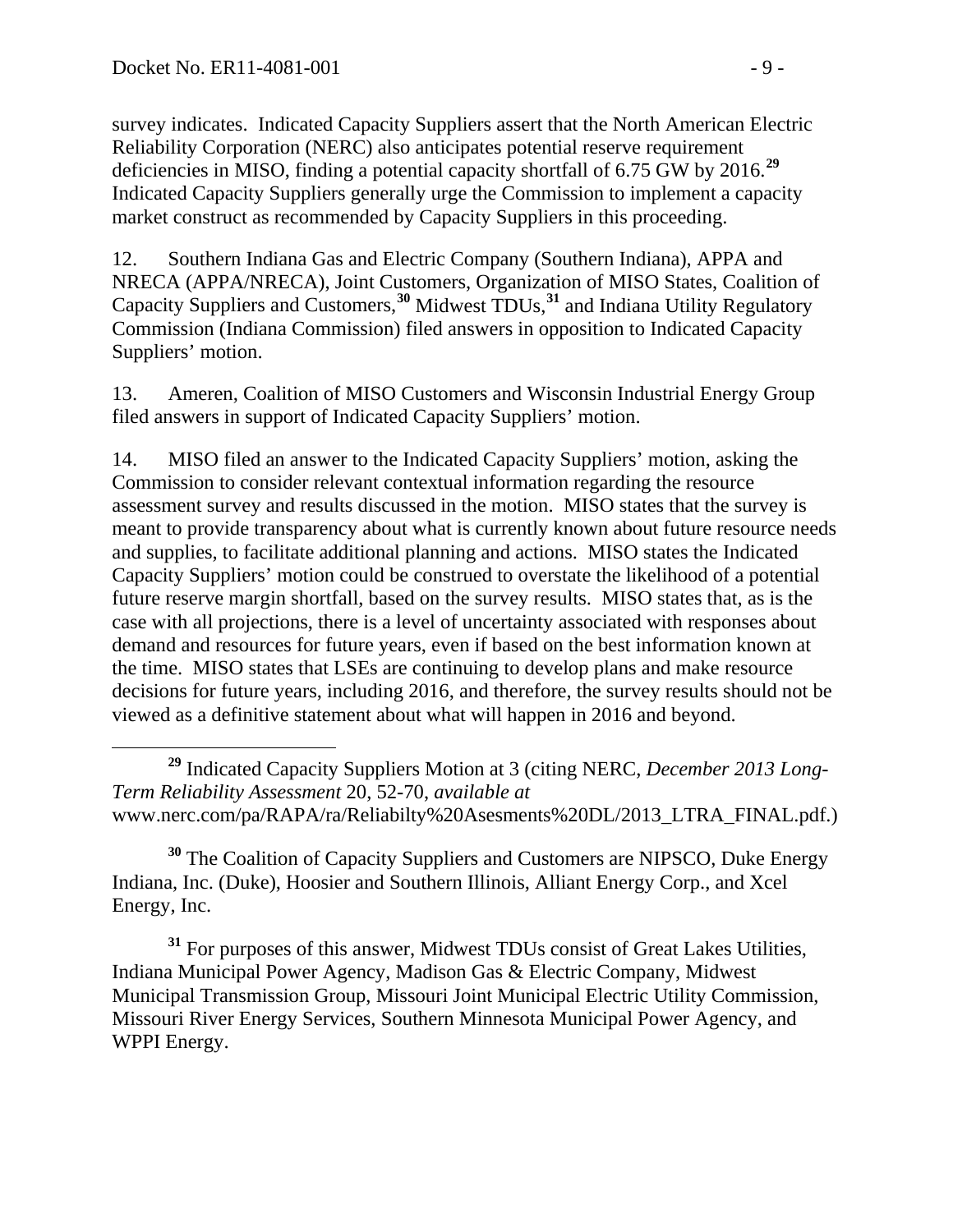survey indicates. Indicated Capacity Suppliers assert that the North American Electric Reliability Corporation (NERC) also anticipates potential reserve requirement deficiencies in MISO, finding a potential capacity shortfall of 6.75 GW by 2016.[29] Indicated Capacity Suppliers generally urge the Commission to implement a capacity market construct as recommended by Capacity Suppliers in this proceeding.

12. Southern Indiana Gas and Electric Company (Southern Indiana), APPA and NRECA (APPA/NRECA), Joint Customers, Organization of MISO States, Coalition of Capacity Suppliers and Customers,[30] Midwest TDUs,[31] and Indiana Utility Regulatory Commission (Indiana Commission) filed answers in opposition to Indicated Capacity Suppliers' motion.

13. Ameren, Coalition of MISO Customers and Wisconsin Industrial Energy Group filed answers in support of Indicated Capacity Suppliers' motion.

14. MISO filed an answer to the Indicated Capacity Suppliers' motion, asking the Commission to consider relevant contextual information regarding the resource assessment survey and results discussed in the motion. MISO states that the survey is meant to provide transparency about what is currently known about future resource needs and supplies, to facilitate additional planning and actions. MISO states the Indicated Capacity Suppliers' motion could be construed to overstate the likelihood of a potential future reserve margin shortfall, based on the survey results. MISO states that, as is the case with all projections, there is a level of uncertainty associated with responses about demand and resources for future years, even if based on the best information known at the time. MISO states that LSEs are continuing to develop plans and make resource decisions for future years, including 2016, and therefore, the survey results should not be viewed as a definitive statement about what will happen in 2016 and beyond.

[29] Indicated Capacity Suppliers Motion at 3 (citing NERC, *December 2013 Long-Term Reliability Assessment* 20, 52-70, *available at* www.nerc.com/pa/RAPA/ra/Reliabilty%20Asesments%20DL/2013_LTRA_FINAL.pdf.)

[30] The Coalition of Capacity Suppliers and Customers are NIPSCO, Duke Energy Indiana, Inc. (Duke), Hoosier and Southern Illinois, Alliant Energy Corp., and Xcel Energy, Inc.

[31] For purposes of this answer, Midwest TDUs consist of Great Lakes Utilities, Indiana Municipal Power Agency, Madison Gas & Electric Company, Midwest Municipal Transmission Group, Missouri Joint Municipal Electric Utility Commission, Missouri River Energy Services, Southern Minnesota Municipal Power Agency, and WPPI Energy.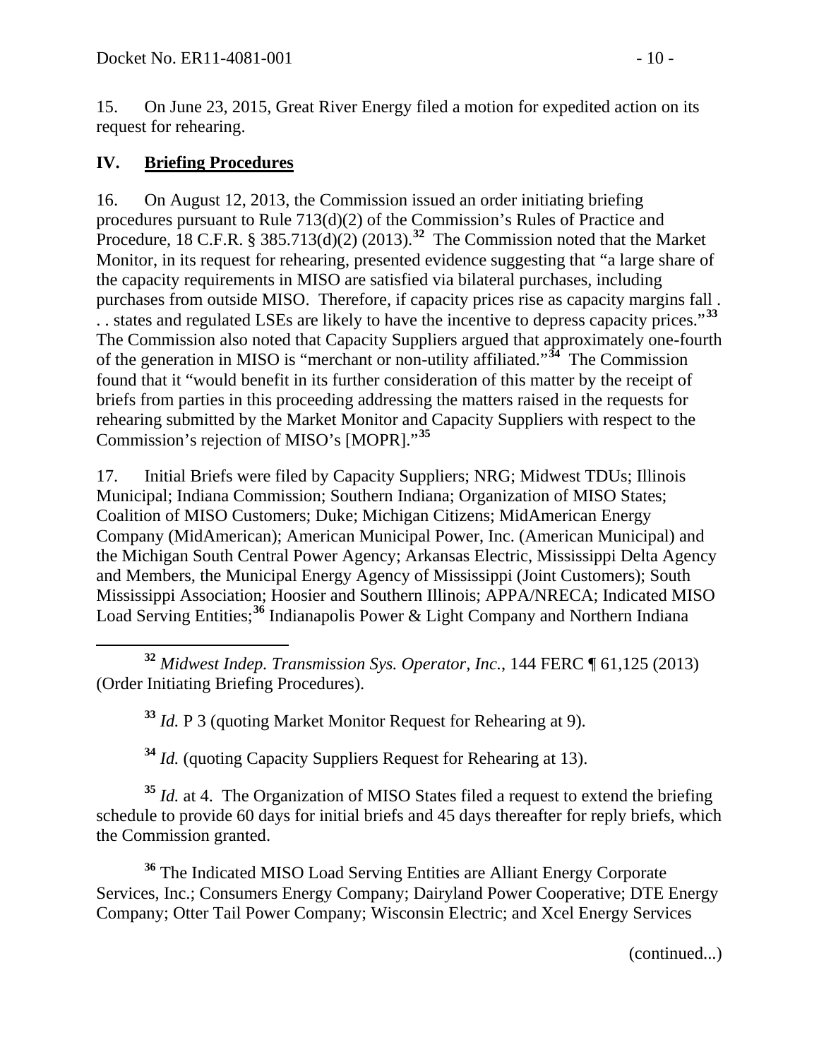15. On June 23, 2015, Great River Energy filed a motion for expedited action on its request for rehearing.

## IV. **Briefing Procedures**

16. On August 12, 2013, the Commission issued an order initiating briefing procedures pursuant to Rule 713(d)(2) of the Commission's Rules of Practice and Procedure, 18 C.F.R. § 385.713(d)(2) (2013).[32] The Commission noted that the Market Monitor, in its request for rehearing, presented evidence suggesting that "a large share of the capacity requirements in MISO are satisfied via bilateral purchases, including purchases from outside MISO. Therefore, if capacity prices rise as capacity margins fall . . . states and regulated LSEs are likely to have the incentive to depress capacity prices."[33] The Commission also noted that Capacity Suppliers argued that approximately one-fourth of the generation in MISO is "merchant or non-utility affiliated."[34] The Commission found that it "would benefit in its further consideration of this matter by the receipt of briefs from parties in this proceeding addressing the matters raised in the requests for rehearing submitted by the Market Monitor and Capacity Suppliers with respect to the Commission's rejection of MISO's [MOPR]."[35]

17. Initial Briefs were filed by Capacity Suppliers; NRG; Midwest TDUs; Illinois Municipal; Indiana Commission; Southern Indiana; Organization of MISO States; Coalition of MISO Customers; Duke; Michigan Citizens; MidAmerican Energy Company (MidAmerican); American Municipal Power, Inc. (American Municipal) and the Michigan South Central Power Agency; Arkansas Electric, Mississippi Delta Agency and Members, the Municipal Energy Agency of Mississippi (Joint Customers); South Mississippi Association; Hoosier and Southern Illinois; APPA/NRECA; Indicated MISO Load Serving Entities;[36] Indianapolis Power & Light Company and Northern Indiana

---

[32] *Midwest Indep. Transmission Sys. Operator, Inc.*, 144 FERC ¶ 61,125 (2013) (Order Initiating Briefing Procedures).

[33] *Id.* P 3 (quoting Market Monitor Request for Rehearing at 9).

[34] *Id.* (quoting Capacity Suppliers Request for Rehearing at 13).

[35] *Id.* at 4. The Organization of MISO States filed a request to extend the briefing schedule to provide 60 days for initial briefs and 45 days thereafter for reply briefs, which the Commission granted.

[36] The Indicated MISO Load Serving Entities are Alliant Energy Corporate Services, Inc.; Consumers Energy Company; Dairyland Power Cooperative; DTE Energy Company; Otter Tail Power Company; Wisconsin Electric; and Xcel Energy Services

(continued...)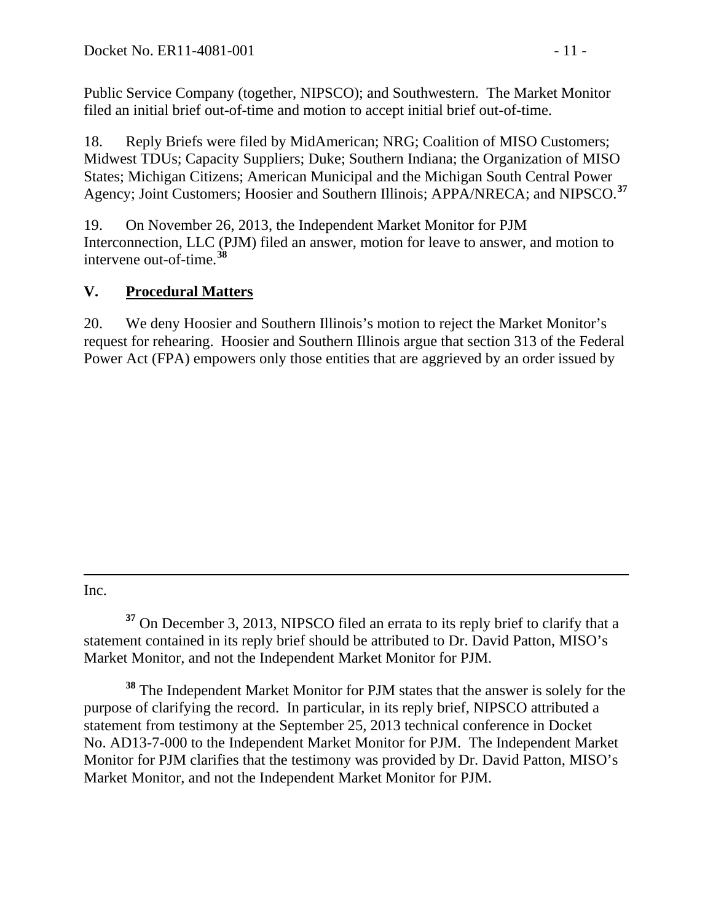Public Service Company (together, NIPSCO); and Southwestern. The Market Monitor filed an initial brief out-of-time and motion to accept initial brief out-of-time.

18. Reply Briefs were filed by MidAmerican; NRG; Coalition of MISO Customers; Midwest TDUs; Capacity Suppliers; Duke; Southern Indiana; the Organization of MISO States; Michigan Citizens; American Municipal and the Michigan South Central Power Agency; Joint Customers; Hoosier and Southern Illinois; APPA/NRECA; and NIPSCO.[37]

19. On November 26, 2013, the Independent Market Monitor for PJM Interconnection, LLC (PJM) filed an answer, motion for leave to answer, and motion to intervene out-of-time.[38]

## V. Procedural Matters

20. We deny Hoosier and Southern Illinois's motion to reject the Market Monitor's request for rehearing. Hoosier and Southern Illinois argue that section 313 of the Federal Power Act (FPA) empowers only those entities that are aggrieved by an order issued by

---

Inc.

[37] On December 3, 2013, NIPSCO filed an errata to its reply brief to clarify that a statement contained in its reply brief should be attributed to Dr. David Patton, MISO's Market Monitor, and not the Independent Market Monitor for PJM.

[38] The Independent Market Monitor for PJM states that the answer is solely for the purpose of clarifying the record. In particular, in its reply brief, NIPSCO attributed a statement from testimony at the September 25, 2013 technical conference in Docket No. AD13-7-000 to the Independent Market Monitor for PJM. The Independent Market Monitor for PJM clarifies that the testimony was provided by Dr. David Patton, MISO's Market Monitor, and not the Independent Market Monitor for PJM.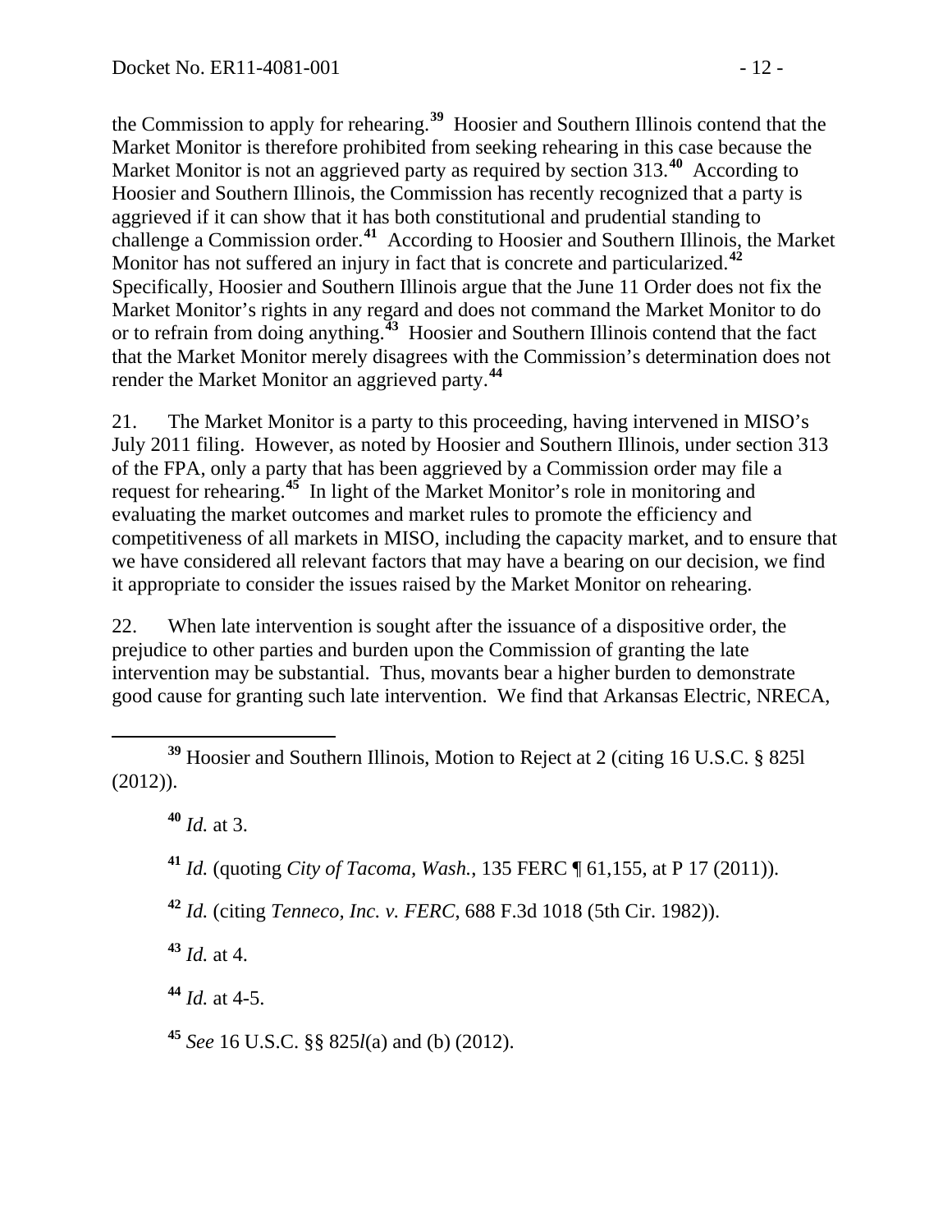the Commission to apply for rehearing.[39] Hoosier and Southern Illinois contend that the Market Monitor is therefore prohibited from seeking rehearing in this case because the Market Monitor is not an aggrieved party as required by section 313.[40] According to Hoosier and Southern Illinois, the Commission has recently recognized that a party is aggrieved if it can show that it has both constitutional and prudential standing to challenge a Commission order.[41] According to Hoosier and Southern Illinois, the Market Monitor has not suffered an injury in fact that is concrete and particularized.[42] Specifically, Hoosier and Southern Illinois argue that the June 11 Order does not fix the Market Monitor's rights in any regard and does not command the Market Monitor to do or to refrain from doing anything.[43] Hoosier and Southern Illinois contend that the fact that the Market Monitor merely disagrees with the Commission's determination does not render the Market Monitor an aggrieved party.[44]

21. The Market Monitor is a party to this proceeding, having intervened in MISO's July 2011 filing. However, as noted by Hoosier and Southern Illinois, under section 313 of the FPA, only a party that has been aggrieved by a Commission order may file a request for rehearing.[45] In light of the Market Monitor's role in monitoring and evaluating the market outcomes and market rules to promote the efficiency and competitiveness of all markets in MISO, including the capacity market, and to ensure that we have considered all relevant factors that may have a bearing on our decision, we find it appropriate to consider the issues raised by the Market Monitor on rehearing.

22. When late intervention is sought after the issuance of a dispositive order, the prejudice to other parties and burden upon the Commission of granting the late intervention may be substantial. Thus, movants bear a higher burden to demonstrate good cause for granting such late intervention. We find that Arkansas Electric, NRECA,

---

[39] Hoosier and Southern Illinois, Motion to Reject at 2 (citing 16 U.S.C. § 825l (2012)).

[40] *Id.* at 3.

[41] *Id.* (quoting *City of Tacoma, Wash.*, 135 FERC ¶ 61,155, at P 17 (2011)).

[42] *Id.* (citing *Tenneco, Inc. v. FERC*, 688 F.3d 1018 (5th Cir. 1982)).

[43] *Id.* at 4.

[44] *Id.* at 4-5.

[45] *See* 16 U.S.C. §§ 825*l*(a) and (b) (2012).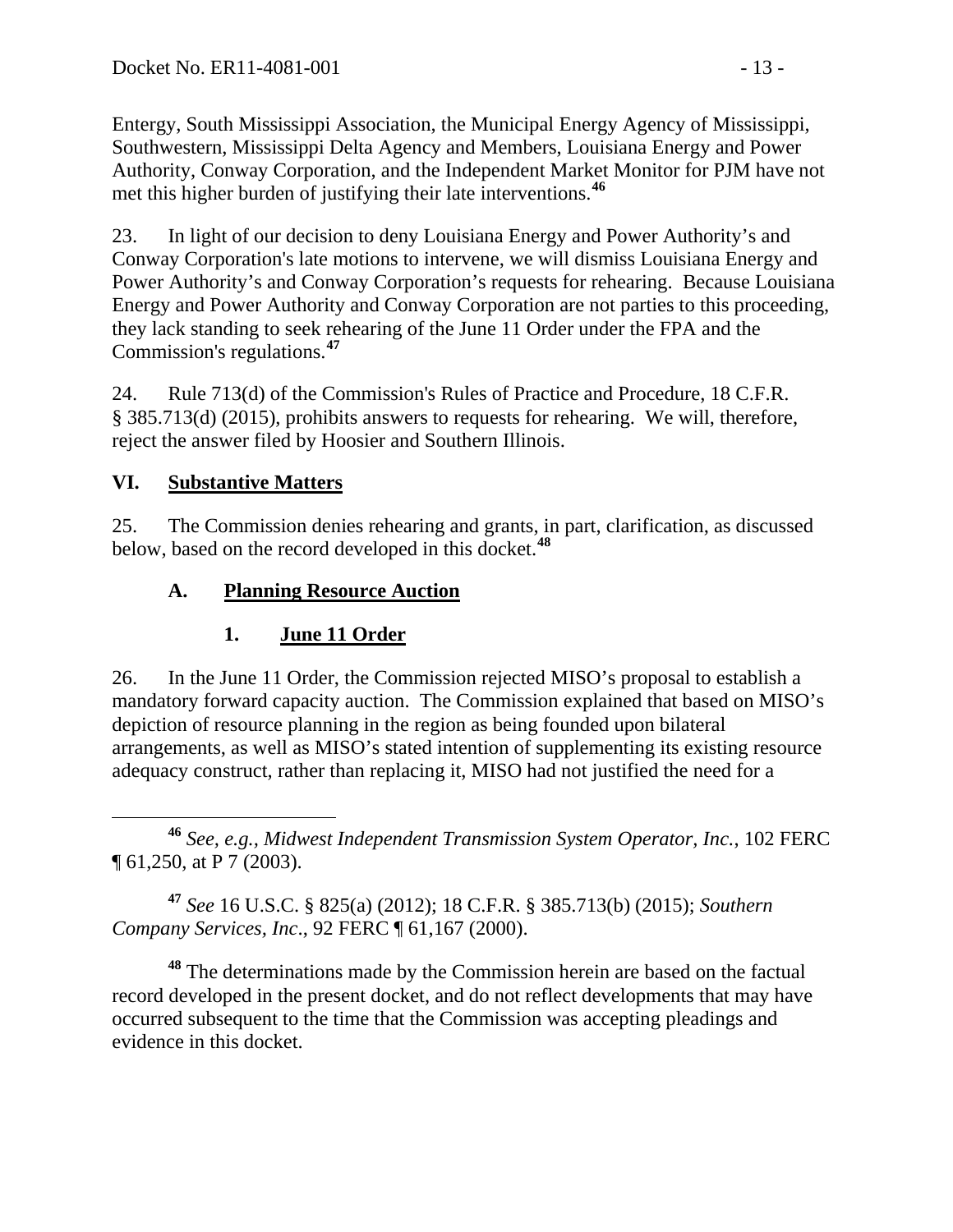Entergy, South Mississippi Association, the Municipal Energy Agency of Mississippi, Southwestern, Mississippi Delta Agency and Members, Louisiana Energy and Power Authority, Conway Corporation, and the Independent Market Monitor for PJM have not met this higher burden of justifying their late interventions.[46]

23. In light of our decision to deny Louisiana Energy and Power Authority's and Conway Corporation's late motions to intervene, we will dismiss Louisiana Energy and Power Authority's and Conway Corporation's requests for rehearing. Because Louisiana Energy and Power Authority and Conway Corporation are not parties to this proceeding, they lack standing to seek rehearing of the June 11 Order under the FPA and the Commission's regulations.[47]

24. Rule 713(d) of the Commission's Rules of Practice and Procedure, 18 C.F.R. § 385.713(d) (2015), prohibits answers to requests for rehearing. We will, therefore, reject the answer filed by Hoosier and Southern Illinois.

## VI. Substantive Matters

25. The Commission denies rehearing and grants, in part, clarification, as discussed below, based on the record developed in this docket.[48]

### A. Planning Resource Auction

#### 1. June 11 Order

26. In the June 11 Order, the Commission rejected MISO's proposal to establish a mandatory forward capacity auction. The Commission explained that based on MISO's depiction of resource planning in the region as being founded upon bilateral arrangements, as well as MISO's stated intention of supplementing its existing resource adequacy construct, rather than replacing it, MISO had not justified the need for a

---

[46] *See, e.g., Midwest Independent Transmission System Operator, Inc.*, 102 FERC ¶ 61,250, at P 7 (2003).

[47] *See* 16 U.S.C. § 825(a) (2012); 18 C.F.R. § 385.713(b) (2015); *Southern Company Services, Inc*., 92 FERC ¶ 61,167 (2000).

[48] The determinations made by the Commission herein are based on the factual record developed in the present docket, and do not reflect developments that may have occurred subsequent to the time that the Commission was accepting pleadings and evidence in this docket.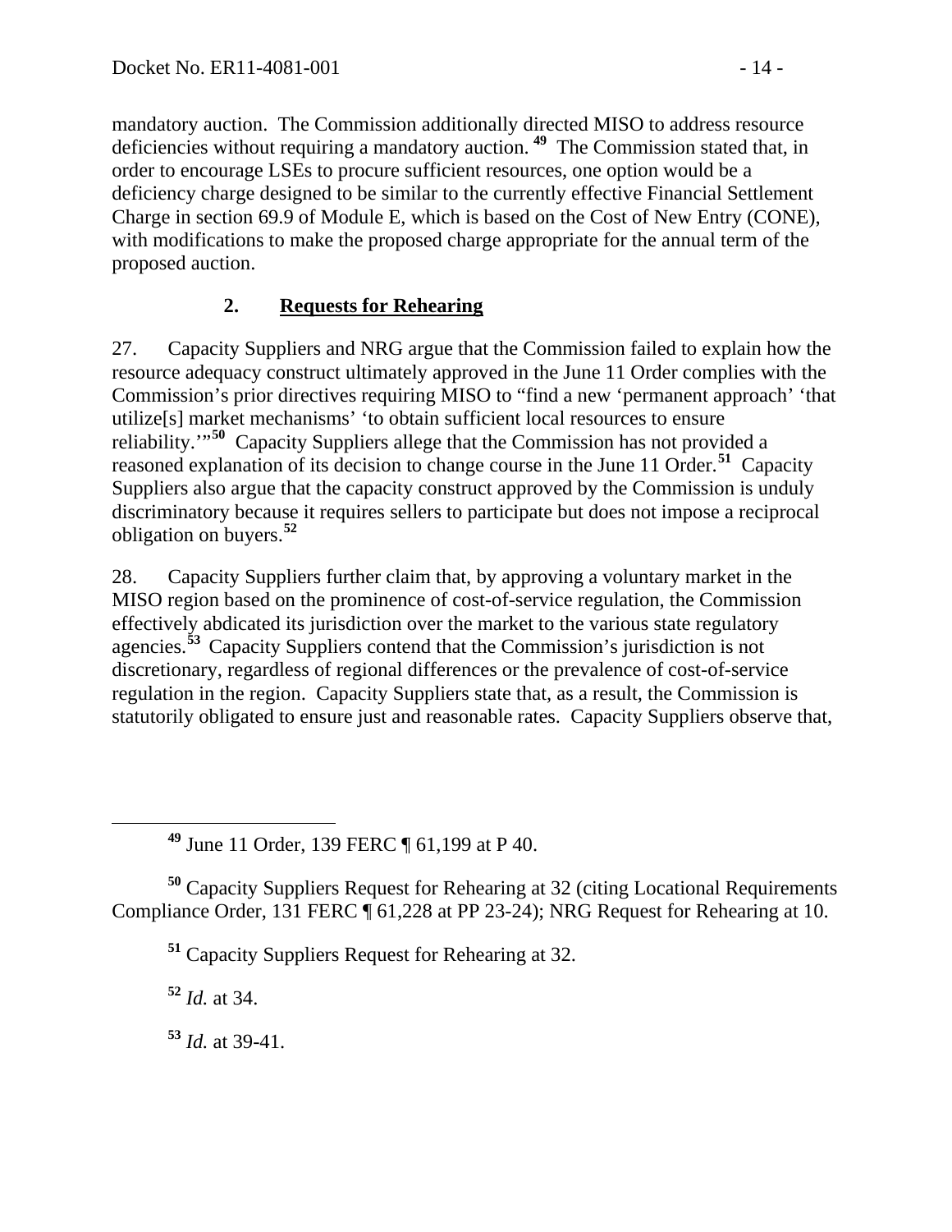mandatory auction. The Commission additionally directed MISO to address resource deficiencies without requiring a mandatory auction.[49] The Commission stated that, in order to encourage LSEs to procure sufficient resources, one option would be a deficiency charge designed to be similar to the currently effective Financial Settlement Charge in section 69.9 of Module E, which is based on the Cost of New Entry (CONE), with modifications to make the proposed charge appropriate for the annual term of the proposed auction.

### 2. Requests for Rehearing

27. Capacity Suppliers and NRG argue that the Commission failed to explain how the resource adequacy construct ultimately approved in the June 11 Order complies with the Commission's prior directives requiring MISO to "find a new 'permanent approach' 'that utilize[s] market mechanisms' 'to obtain sufficient local resources to ensure reliability.'"[50] Capacity Suppliers allege that the Commission has not provided a reasoned explanation of its decision to change course in the June 11 Order.[51] Capacity Suppliers also argue that the capacity construct approved by the Commission is unduly discriminatory because it requires sellers to participate but does not impose a reciprocal obligation on buyers.[52]

28. Capacity Suppliers further claim that, by approving a voluntary market in the MISO region based on the prominence of cost-of-service regulation, the Commission effectively abdicated its jurisdiction over the market to the various state regulatory agencies.[53] Capacity Suppliers contend that the Commission's jurisdiction is not discretionary, regardless of regional differences or the prevalence of cost-of-service regulation in the region. Capacity Suppliers state that, as a result, the Commission is statutorily obligated to ensure just and reasonable rates. Capacity Suppliers observe that,

---

[49] June 11 Order, 139 FERC ¶ 61,199 at P 40.

[50] Capacity Suppliers Request for Rehearing at 32 (citing Locational Requirements Compliance Order, 131 FERC ¶ 61,228 at PP 23-24); NRG Request for Rehearing at 10.

[51] Capacity Suppliers Request for Rehearing at 32.

[52] *Id.* at 34.

[53] *Id.* at 39-41.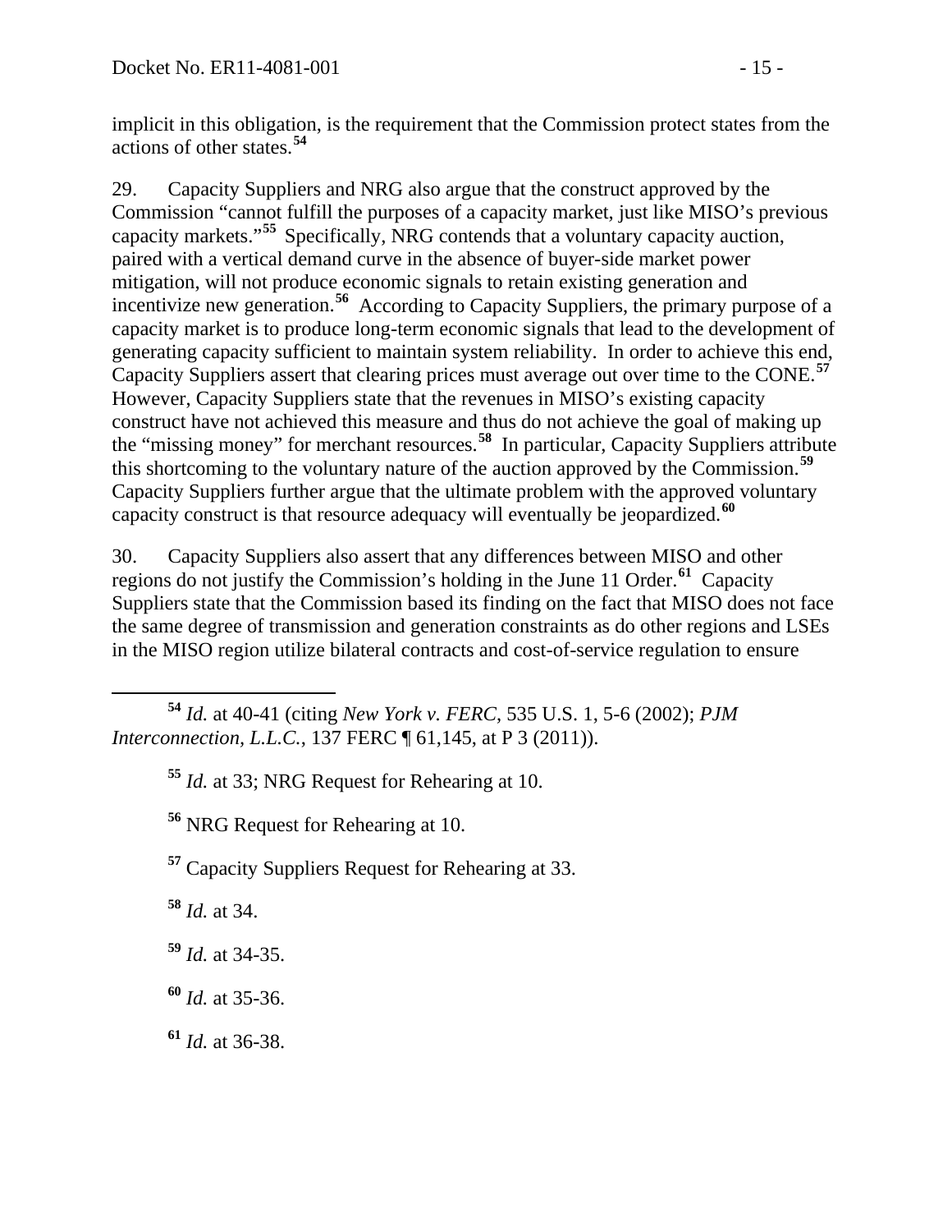implicit in this obligation, is the requirement that the Commission protect states from the actions of other states.[54]

29. Capacity Suppliers and NRG also argue that the construct approved by the Commission "cannot fulfill the purposes of a capacity market, just like MISO's previous capacity markets."[55] Specifically, NRG contends that a voluntary capacity auction, paired with a vertical demand curve in the absence of buyer-side market power mitigation, will not produce economic signals to retain existing generation and incentivize new generation.[56] According to Capacity Suppliers, the primary purpose of a capacity market is to produce long-term economic signals that lead to the development of generating capacity sufficient to maintain system reliability. In order to achieve this end, Capacity Suppliers assert that clearing prices must average out over time to the CONE.[57] However, Capacity Suppliers state that the revenues in MISO's existing capacity construct have not achieved this measure and thus do not achieve the goal of making up the "missing money" for merchant resources.[58] In particular, Capacity Suppliers attribute this shortcoming to the voluntary nature of the auction approved by the Commission.[59] Capacity Suppliers further argue that the ultimate problem with the approved voluntary capacity construct is that resource adequacy will eventually be jeopardized.[60]

30. Capacity Suppliers also assert that any differences between MISO and other regions do not justify the Commission's holding in the June 11 Order.[61] Capacity Suppliers state that the Commission based its finding on the fact that MISO does not face the same degree of transmission and generation constraints as do other regions and LSEs in the MISO region utilize bilateral contracts and cost-of-service regulation to ensure

---

[54] *Id.* at 40-41 (citing *New York v. FERC*, 535 U.S. 1, 5-6 (2002); *PJM Interconnection, L.L.C.*, 137 FERC ¶ 61,145, at P 3 (2011)).

[55] *Id.* at 33; NRG Request for Rehearing at 10.

[56] NRG Request for Rehearing at 10.

[57] Capacity Suppliers Request for Rehearing at 33.

[58] *Id.* at 34.

[59] *Id.* at 34-35.

[60] *Id.* at 35-36.

[61] *Id.* at 36-38.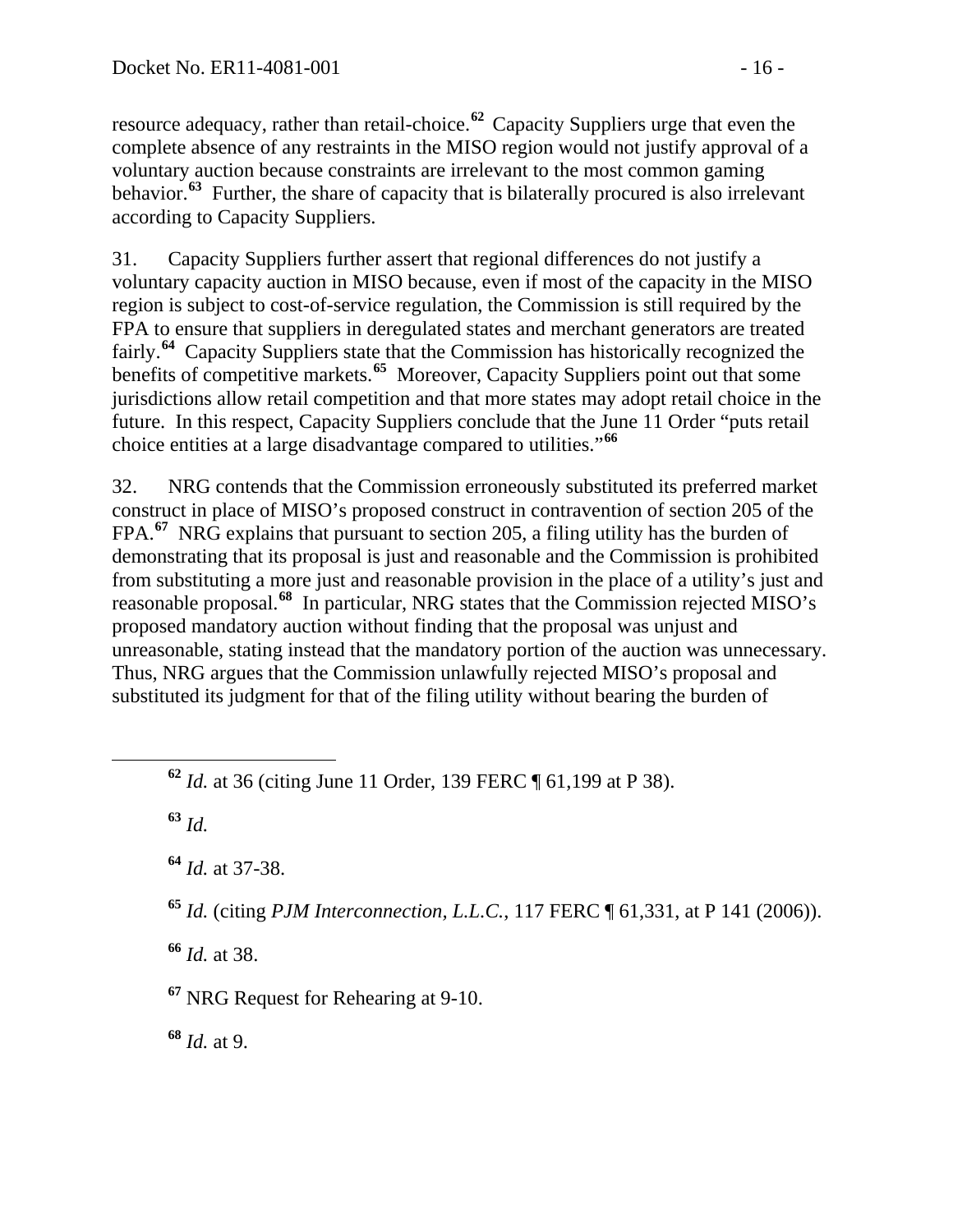resource adequacy, rather than retail-choice.[62] Capacity Suppliers urge that even the complete absence of any restraints in the MISO region would not justify approval of a voluntary auction because constraints are irrelevant to the most common gaming behavior.[63] Further, the share of capacity that is bilaterally procured is also irrelevant according to Capacity Suppliers.

31. Capacity Suppliers further assert that regional differences do not justify a voluntary capacity auction in MISO because, even if most of the capacity in the MISO region is subject to cost-of-service regulation, the Commission is still required by the FPA to ensure that suppliers in deregulated states and merchant generators are treated fairly.[64] Capacity Suppliers state that the Commission has historically recognized the benefits of competitive markets.[65] Moreover, Capacity Suppliers point out that some jurisdictions allow retail competition and that more states may adopt retail choice in the future. In this respect, Capacity Suppliers conclude that the June 11 Order "puts retail choice entities at a large disadvantage compared to utilities."[66]

32. NRG contends that the Commission erroneously substituted its preferred market construct in place of MISO's proposed construct in contravention of section 205 of the FPA.[67] NRG explains that pursuant to section 205, a filing utility has the burden of demonstrating that its proposal is just and reasonable and the Commission is prohibited from substituting a more just and reasonable provision in the place of a utility's just and reasonable proposal.[68] In particular, NRG states that the Commission rejected MISO's proposed mandatory auction without finding that the proposal was unjust and unreasonable, stating instead that the mandatory portion of the auction was unnecessary. Thus, NRG argues that the Commission unlawfully rejected MISO's proposal and substituted its judgment for that of the filing utility without bearing the burden of

---

[62] *Id.* at 36 (citing June 11 Order, 139 FERC ¶ 61,199 at P 38).

[63] *Id.*

[64] *Id.* at 37-38.

[65] *Id.* (citing *PJM Interconnection, L.L.C.*, 117 FERC ¶ 61,331, at P 141 (2006)).

[66] *Id.* at 38.

[67] NRG Request for Rehearing at 9-10.

[68] *Id.* at 9.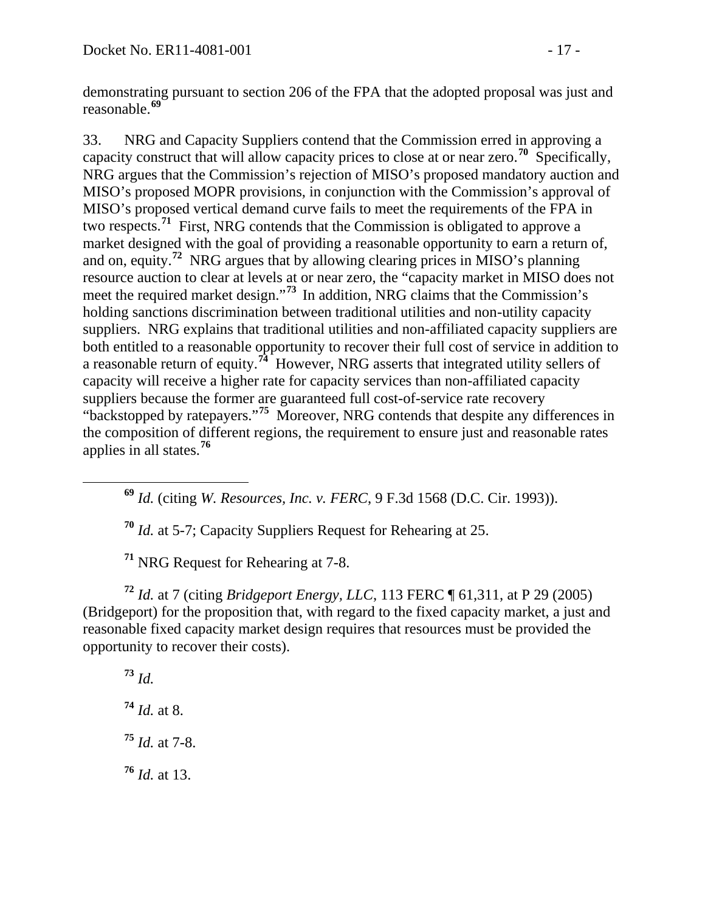demonstrating pursuant to section 206 of the FPA that the adopted proposal was just and reasonable.[69]

33. NRG and Capacity Suppliers contend that the Commission erred in approving a capacity construct that will allow capacity prices to close at or near zero.[70] Specifically, NRG argues that the Commission's rejection of MISO's proposed mandatory auction and MISO's proposed MOPR provisions, in conjunction with the Commission's approval of MISO's proposed vertical demand curve fails to meet the requirements of the FPA in two respects.[71] First, NRG contends that the Commission is obligated to approve a market designed with the goal of providing a reasonable opportunity to earn a return of, and on, equity.[72] NRG argues that by allowing clearing prices in MISO's planning resource auction to clear at levels at or near zero, the "capacity market in MISO does not meet the required market design."[73] In addition, NRG claims that the Commission's holding sanctions discrimination between traditional utilities and non-utility capacity suppliers. NRG explains that traditional utilities and non-affiliated capacity suppliers are both entitled to a reasonable opportunity to recover their full cost of service in addition to a reasonable return of equity.[74] However, NRG asserts that integrated utility sellers of capacity will receive a higher rate for capacity services than non-affiliated capacity suppliers because the former are guaranteed full cost-of-service rate recovery "backstopped by ratepayers."[75] Moreover, NRG contends that despite any differences in the composition of different regions, the requirement to ensure just and reasonable rates applies in all states.[76]

---

[69] *Id.* (citing *W. Resources, Inc. v. FERC*, 9 F.3d 1568 (D.C. Cir. 1993)).

[70] *Id.* at 5-7; Capacity Suppliers Request for Rehearing at 25.

[71] NRG Request for Rehearing at 7-8.

[72] *Id.* at 7 (citing *Bridgeport Energy, LLC*, 113 FERC ¶ 61,311, at P 29 (2005) (Bridgeport) for the proposition that, with regard to the fixed capacity market, a just and reasonable fixed capacity market design requires that resources must be provided the opportunity to recover their costs).

[73] *Id.*

[74] *Id.* at 8.

[75] *Id.* at 7-8.

[76] *Id.* at 13.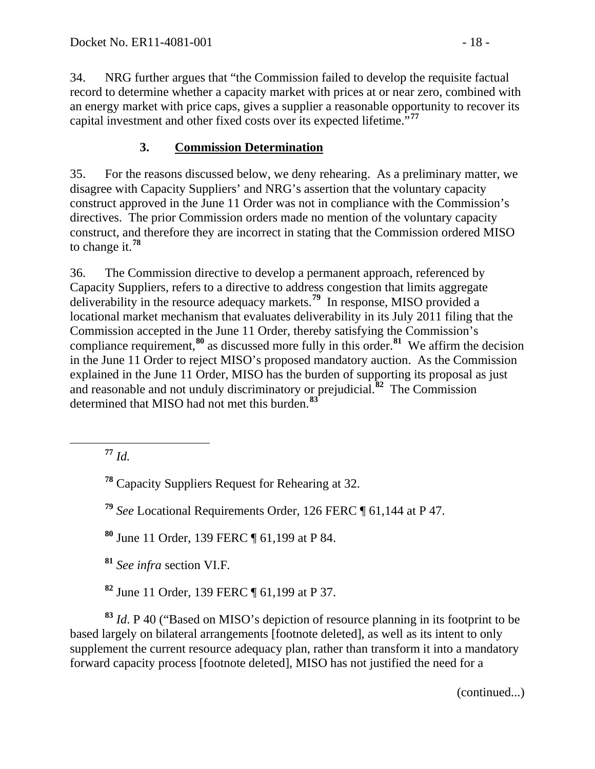34. NRG further argues that "the Commission failed to develop the requisite factual record to determine whether a capacity market with prices at or near zero, combined with an energy market with price caps, gives a supplier a reasonable opportunity to recover its capital investment and other fixed costs over its expected lifetime."[77]

### 3. Commission Determination

35. For the reasons discussed below, we deny rehearing. As a preliminary matter, we disagree with Capacity Suppliers' and NRG's assertion that the voluntary capacity construct approved in the June 11 Order was not in compliance with the Commission's directives. The prior Commission orders made no mention of the voluntary capacity construct, and therefore they are incorrect in stating that the Commission ordered MISO to change it.[78]

36. The Commission directive to develop a permanent approach, referenced by Capacity Suppliers, refers to a directive to address congestion that limits aggregate deliverability in the resource adequacy markets.[79] In response, MISO provided a locational market mechanism that evaluates deliverability in its July 2011 filing that the Commission accepted in the June 11 Order, thereby satisfying the Commission's compliance requirement,[80] as discussed more fully in this order.[81] We affirm the decision in the June 11 Order to reject MISO's proposed mandatory auction. As the Commission explained in the June 11 Order, MISO has the burden of supporting its proposal as just and reasonable and not unduly discriminatory or prejudicial.[82] The Commission determined that MISO had not met this burden.[83]

---

[77] *Id.*

[78] Capacity Suppliers Request for Rehearing at 32.

[79] *See* Locational Requirements Order, 126 FERC ¶ 61,144 at P 47.

[80] June 11 Order, 139 FERC ¶ 61,199 at P 84.

[81] *See infra* section VI.F.

[82] June 11 Order, 139 FERC ¶ 61,199 at P 37.

[83] *Id*. P 40 ("Based on MISO's depiction of resource planning in its footprint to be based largely on bilateral arrangements [footnote deleted], as well as its intent to only supplement the current resource adequacy plan, rather than transform it into a mandatory forward capacity process [footnote deleted], MISO has not justified the need for a

(continued...)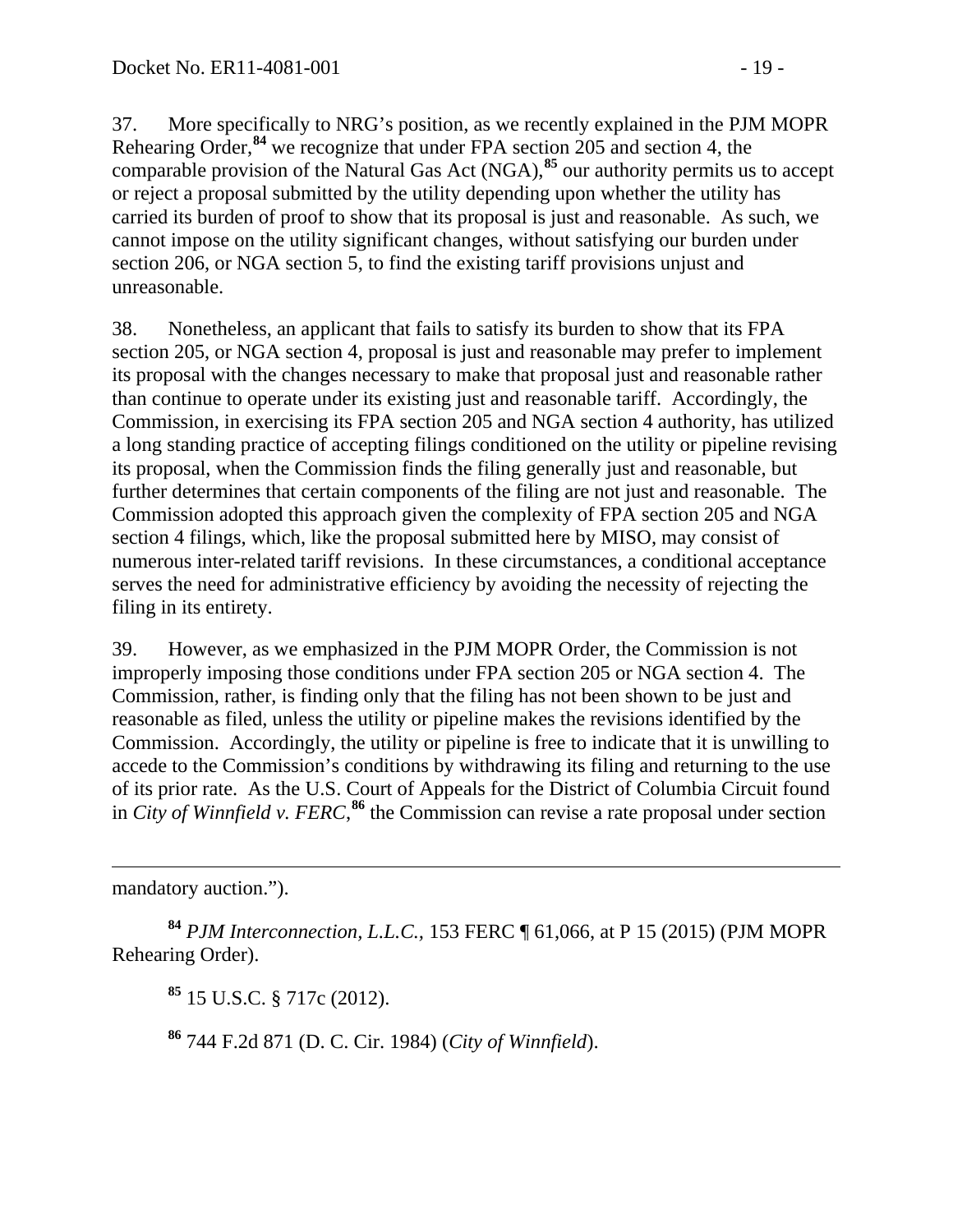37. More specifically to NRG's position, as we recently explained in the PJM MOPR Rehearing Order,[84] we recognize that under FPA section 205 and section 4, the comparable provision of the Natural Gas Act (NGA),[85] our authority permits us to accept or reject a proposal submitted by the utility depending upon whether the utility has carried its burden of proof to show that its proposal is just and reasonable. As such, we cannot impose on the utility significant changes, without satisfying our burden under section 206, or NGA section 5, to find the existing tariff provisions unjust and unreasonable.

38. Nonetheless, an applicant that fails to satisfy its burden to show that its FPA section 205, or NGA section 4, proposal is just and reasonable may prefer to implement its proposal with the changes necessary to make that proposal just and reasonable rather than continue to operate under its existing just and reasonable tariff. Accordingly, the Commission, in exercising its FPA section 205 and NGA section 4 authority, has utilized a long standing practice of accepting filings conditioned on the utility or pipeline revising its proposal, when the Commission finds the filing generally just and reasonable, but further determines that certain components of the filing are not just and reasonable. The Commission adopted this approach given the complexity of FPA section 205 and NGA section 4 filings, which, like the proposal submitted here by MISO, may consist of numerous inter-related tariff revisions. In these circumstances, a conditional acceptance serves the need for administrative efficiency by avoiding the necessity of rejecting the filing in its entirety.

39. However, as we emphasized in the PJM MOPR Order, the Commission is not improperly imposing those conditions under FPA section 205 or NGA section 4. The Commission, rather, is finding only that the filing has not been shown to be just and reasonable as filed, unless the utility or pipeline makes the revisions identified by the Commission. Accordingly, the utility or pipeline is free to indicate that it is unwilling to accede to the Commission's conditions by withdrawing its filing and returning to the use of its prior rate. As the U.S. Court of Appeals for the District of Columbia Circuit found in *City of Winnfield v. FERC*,[86] the Commission can revise a rate proposal under section

---

mandatory auction.").

[84] *PJM Interconnection, L.L.C.,* 153 FERC ¶ 61,066, at P 15 (2015) (PJM MOPR Rehearing Order).

[85] 15 U.S.C. § 717c (2012).

[86] 744 F.2d 871 (D. C. Cir. 1984) (*City of Winnfield*).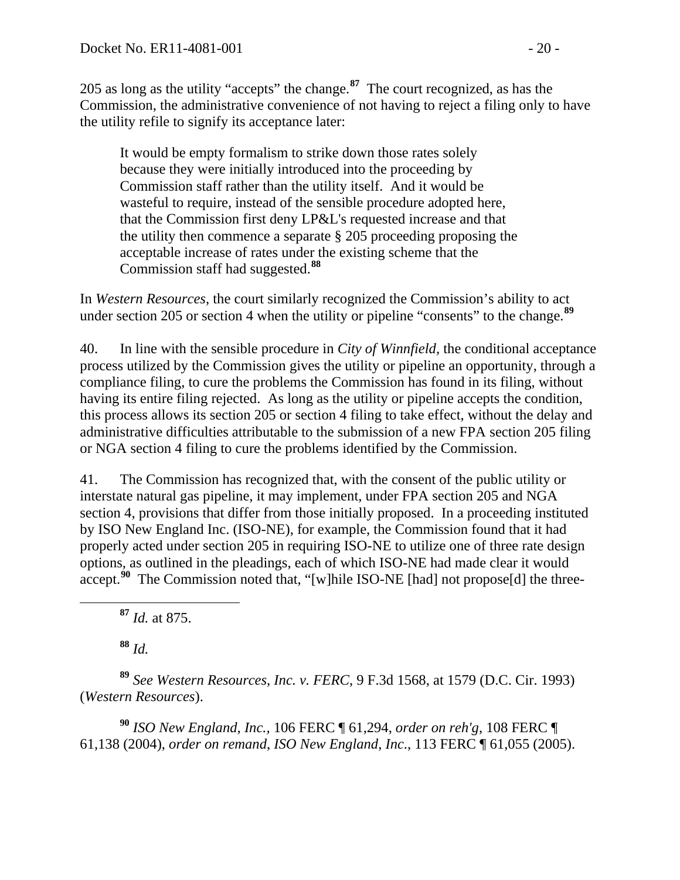205 as long as the utility "accepts" the change.[87] The court recognized, as has the Commission, the administrative convenience of not having to reject a filing only to have the utility refile to signify its acceptance later:

> It would be empty formalism to strike down those rates solely because they were initially introduced into the proceeding by Commission staff rather than the utility itself. And it would be wasteful to require, instead of the sensible procedure adopted here, that the Commission first deny LP&L's requested increase and that the utility then commence a separate § 205 proceeding proposing the acceptable increase of rates under the existing scheme that the Commission staff had suggested.[88]

In *Western Resources*, the court similarly recognized the Commission's ability to act under section 205 or section 4 when the utility or pipeline "consents" to the change.[89]

40. In line with the sensible procedure in *City of Winnfield*, the conditional acceptance process utilized by the Commission gives the utility or pipeline an opportunity, through a compliance filing, to cure the problems the Commission has found in its filing, without having its entire filing rejected. As long as the utility or pipeline accepts the condition, this process allows its section 205 or section 4 filing to take effect, without the delay and administrative difficulties attributable to the submission of a new FPA section 205 filing or NGA section 4 filing to cure the problems identified by the Commission.

41. The Commission has recognized that, with the consent of the public utility or interstate natural gas pipeline, it may implement, under FPA section 205 and NGA section 4, provisions that differ from those initially proposed. In a proceeding instituted by ISO New England Inc. (ISO-NE), for example, the Commission found that it had properly acted under section 205 in requiring ISO-NE to utilize one of three rate design options, as outlined in the pleadings, each of which ISO-NE had made clear it would accept.[90] The Commission noted that, "[w]hile ISO-NE [had] not propose[d] the three-

---

[87] *Id.* at 875.

[88] *Id.*

[89] *See Western Resources, Inc. v. FERC*, 9 F.3d 1568, at 1579 (D.C. Cir. 1993) (*Western Resources*).

[90] *ISO New England, Inc.*, 106 FERC ¶ 61,294, *order on reh'g*, 108 FERC ¶ 61,138 (2004), *order on remand*, *ISO New England, Inc.*, 113 FERC ¶ 61,055 (2005).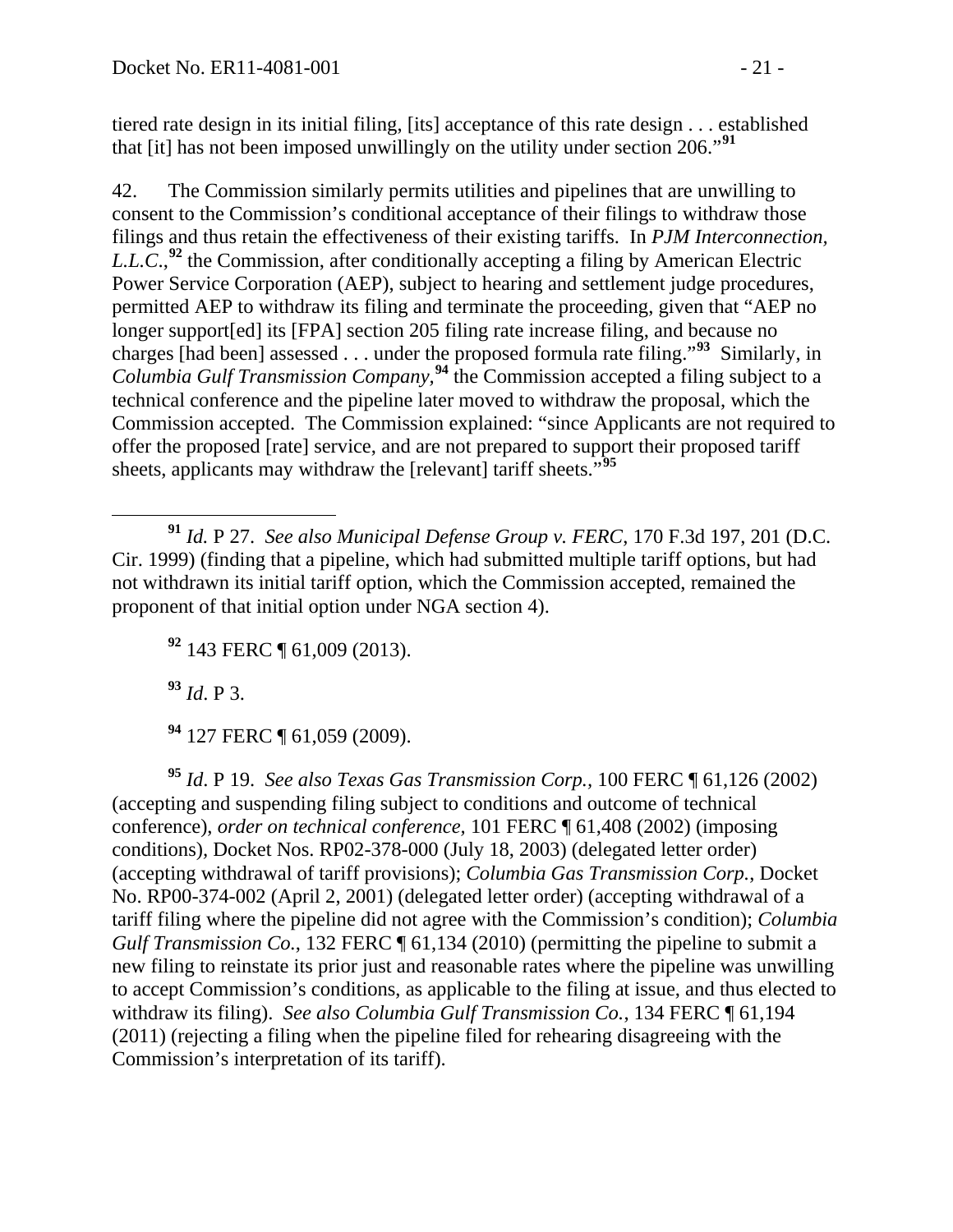tiered rate design in its initial filing, [its] acceptance of this rate design . . . established that [it] has not been imposed unwillingly on the utility under section 206."[91]

42. The Commission similarly permits utilities and pipelines that are unwilling to consent to the Commission's conditional acceptance of their filings to withdraw those filings and thus retain the effectiveness of their existing tariffs. In *PJM Interconnection, L.L.C.*,[92] the Commission, after conditionally accepting a filing by American Electric Power Service Corporation (AEP), subject to hearing and settlement judge procedures, permitted AEP to withdraw its filing and terminate the proceeding, given that "AEP no longer support[ed] its [FPA] section 205 filing rate increase filing, and because no charges [had been] assessed . . . under the proposed formula rate filing."[93] Similarly, in *Columbia Gulf Transmission Company,*[94] the Commission accepted a filing subject to a technical conference and the pipeline later moved to withdraw the proposal, which the Commission accepted. The Commission explained: "since Applicants are not required to offer the proposed [rate] service, and are not prepared to support their proposed tariff sheets, applicants may withdraw the [relevant] tariff sheets."[95]

---

[91] *Id.* P 27. *See also Municipal Defense Group v. FERC*, 170 F.3d 197, 201 (D.C. Cir. 1999) (finding that a pipeline, which had submitted multiple tariff options, but had not withdrawn its initial tariff option, which the Commission accepted, remained the proponent of that initial option under NGA section 4).

[92] 143 FERC ¶ 61,009 (2013).

[93] *Id*. P 3.

[94] 127 FERC ¶ 61,059 (2009).

[95] *Id*. P 19. *See also Texas Gas Transmission Corp.,* 100 FERC ¶ 61,126 (2002) (accepting and suspending filing subject to conditions and outcome of technical conference), *order on technical conference*, 101 FERC ¶ 61,408 (2002) (imposing conditions), Docket Nos. RP02-378-000 (July 18, 2003) (delegated letter order) (accepting withdrawal of tariff provisions); *Columbia Gas Transmission Corp.*, Docket No. RP00-374-002 (April 2, 2001) (delegated letter order) (accepting withdrawal of a tariff filing where the pipeline did not agree with the Commission's condition); *Columbia Gulf Transmission Co.*, 132 FERC ¶ 61,134 (2010) (permitting the pipeline to submit a new filing to reinstate its prior just and reasonable rates where the pipeline was unwilling to accept Commission's conditions, as applicable to the filing at issue, and thus elected to withdraw its filing). *See also Columbia Gulf Transmission Co.*, 134 FERC ¶ 61,194 (2011) (rejecting a filing when the pipeline filed for rehearing disagreeing with the Commission's interpretation of its tariff).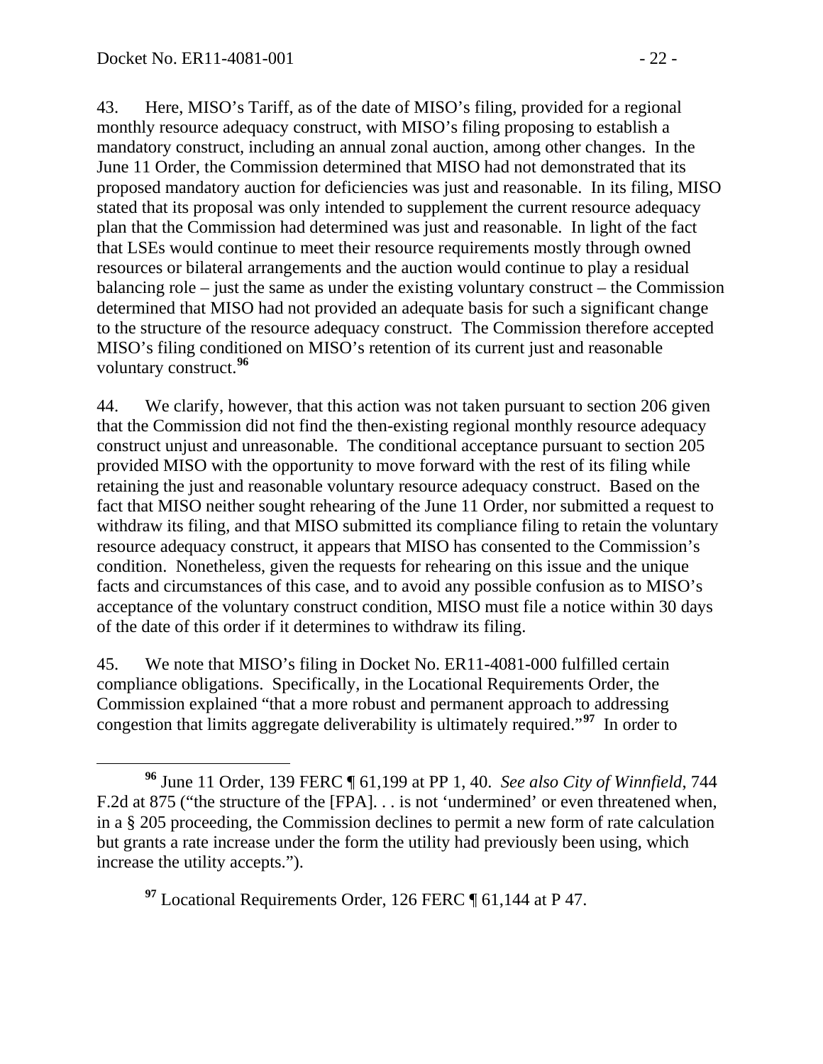43. Here, MISO's Tariff, as of the date of MISO's filing, provided for a regional monthly resource adequacy construct, with MISO's filing proposing to establish a mandatory construct, including an annual zonal auction, among other changes. In the June 11 Order, the Commission determined that MISO had not demonstrated that its proposed mandatory auction for deficiencies was just and reasonable. In its filing, MISO stated that its proposal was only intended to supplement the current resource adequacy plan that the Commission had determined was just and reasonable. In light of the fact that LSEs would continue to meet their resource requirements mostly through owned resources or bilateral arrangements and the auction would continue to play a residual balancing role – just the same as under the existing voluntary construct – the Commission determined that MISO had not provided an adequate basis for such a significant change to the structure of the resource adequacy construct. The Commission therefore accepted MISO's filing conditioned on MISO's retention of its current just and reasonable voluntary construct.[96]

44. We clarify, however, that this action was not taken pursuant to section 206 given that the Commission did not find the then-existing regional monthly resource adequacy construct unjust and unreasonable. The conditional acceptance pursuant to section 205 provided MISO with the opportunity to move forward with the rest of its filing while retaining the just and reasonable voluntary resource adequacy construct. Based on the fact that MISO neither sought rehearing of the June 11 Order, nor submitted a request to withdraw its filing, and that MISO submitted its compliance filing to retain the voluntary resource adequacy construct, it appears that MISO has consented to the Commission's condition. Nonetheless, given the requests for rehearing on this issue and the unique facts and circumstances of this case, and to avoid any possible confusion as to MISO's acceptance of the voluntary construct condition, MISO must file a notice within 30 days of the date of this order if it determines to withdraw its filing.

45. We note that MISO's filing in Docket No. ER11-4081-000 fulfilled certain compliance obligations. Specifically, in the Locational Requirements Order, the Commission explained "that a more robust and permanent approach to addressing congestion that limits aggregate deliverability is ultimately required."[97] In order to

---

[96] June 11 Order, 139 FERC ¶ 61,199 at PP 1, 40. *See also City of Winnfield*, 744 F.2d at 875 ("the structure of the [FPA]. . . is not 'undermined' or even threatened when, in a § 205 proceeding, the Commission declines to permit a new form of rate calculation but grants a rate increase under the form the utility had previously been using, which increase the utility accepts.").

[97] Locational Requirements Order, 126 FERC ¶ 61,144 at P 47.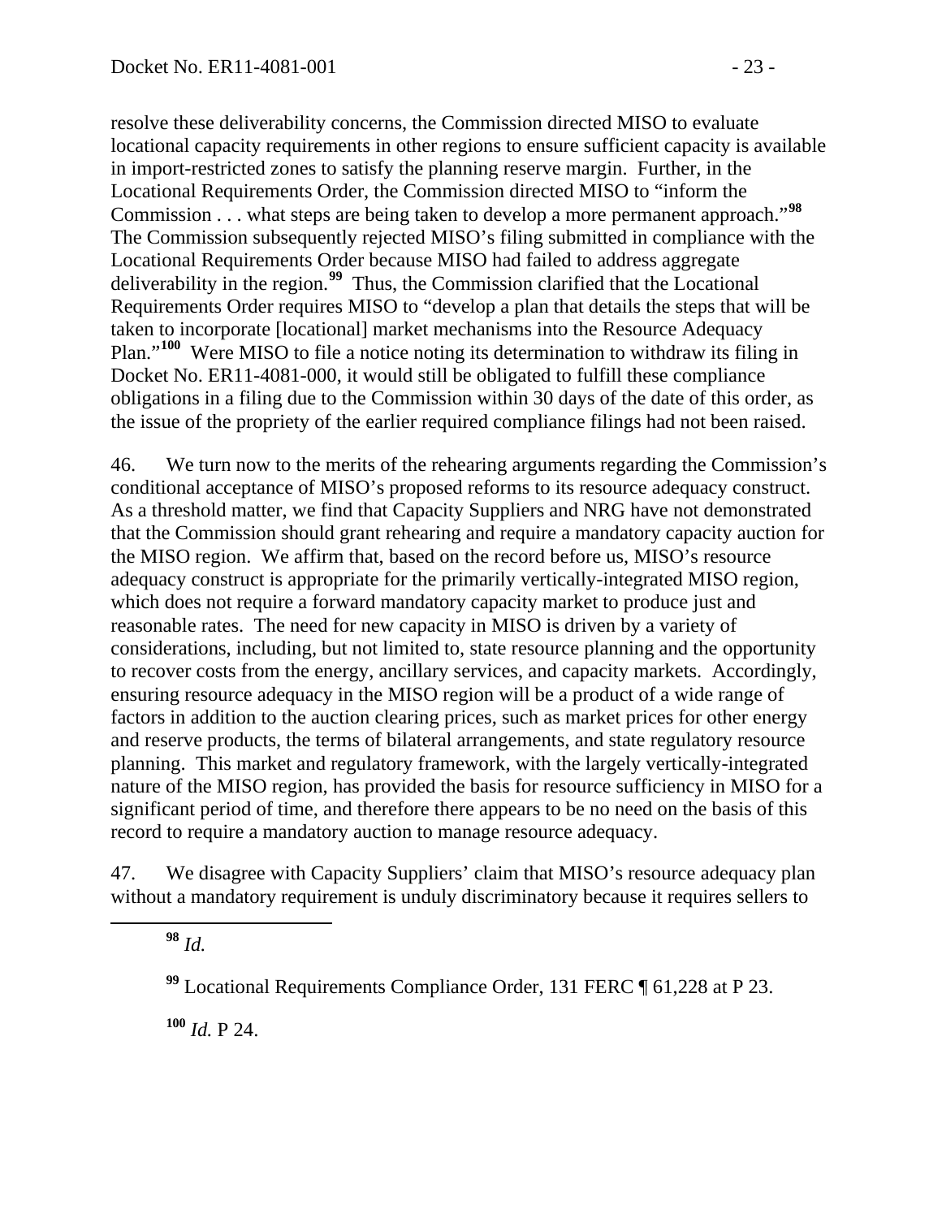resolve these deliverability concerns, the Commission directed MISO to evaluate locational capacity requirements in other regions to ensure sufficient capacity is available in import-restricted zones to satisfy the planning reserve margin. Further, in the Locational Requirements Order, the Commission directed MISO to "inform the Commission . . . what steps are being taken to develop a more permanent approach."[98] The Commission subsequently rejected MISO's filing submitted in compliance with the Locational Requirements Order because MISO had failed to address aggregate deliverability in the region.[99] Thus, the Commission clarified that the Locational Requirements Order requires MISO to "develop a plan that details the steps that will be taken to incorporate [locational] market mechanisms into the Resource Adequacy Plan."[100] Were MISO to file a notice noting its determination to withdraw its filing in Docket No. ER11-4081-000, it would still be obligated to fulfill these compliance obligations in a filing due to the Commission within 30 days of the date of this order, as the issue of the propriety of the earlier required compliance filings had not been raised.

46. We turn now to the merits of the rehearing arguments regarding the Commission's conditional acceptance of MISO's proposed reforms to its resource adequacy construct. As a threshold matter, we find that Capacity Suppliers and NRG have not demonstrated that the Commission should grant rehearing and require a mandatory capacity auction for the MISO region. We affirm that, based on the record before us, MISO's resource adequacy construct is appropriate for the primarily vertically-integrated MISO region, which does not require a forward mandatory capacity market to produce just and reasonable rates. The need for new capacity in MISO is driven by a variety of considerations, including, but not limited to, state resource planning and the opportunity to recover costs from the energy, ancillary services, and capacity markets. Accordingly, ensuring resource adequacy in the MISO region will be a product of a wide range of factors in addition to the auction clearing prices, such as market prices for other energy and reserve products, the terms of bilateral arrangements, and state regulatory resource planning. This market and regulatory framework, with the largely vertically-integrated nature of the MISO region, has provided the basis for resource sufficiency in MISO for a significant period of time, and therefore there appears to be no need on the basis of this record to require a mandatory auction to manage resource adequacy.

47. We disagree with Capacity Suppliers' claim that MISO's resource adequacy plan without a mandatory requirement is unduly discriminatory because it requires sellers to

---

[98] *Id.*

[99] Locational Requirements Compliance Order, 131 FERC ¶ 61,228 at P 23.

[100] *Id.* P 24.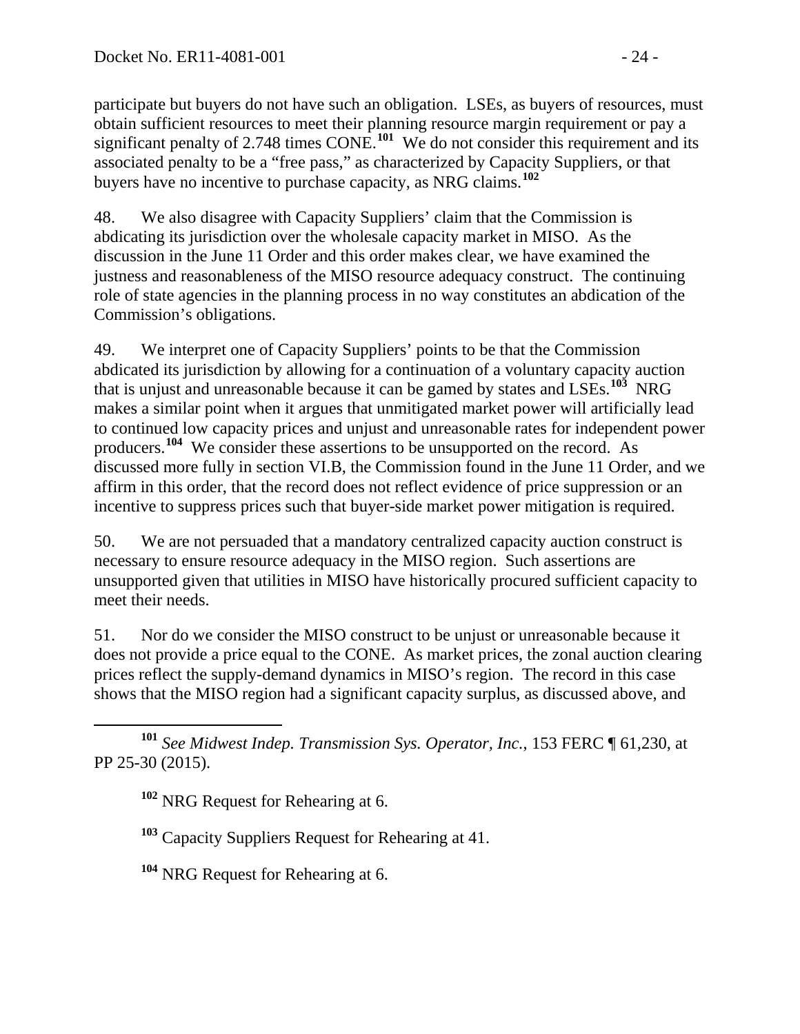participate but buyers do not have such an obligation. LSEs, as buyers of resources, must obtain sufficient resources to meet their planning resource margin requirement or pay a significant penalty of 2.748 times CONE.[101] We do not consider this requirement and its associated penalty to be a "free pass," as characterized by Capacity Suppliers, or that buyers have no incentive to purchase capacity, as NRG claims.[102]

48. We also disagree with Capacity Suppliers' claim that the Commission is abdicating its jurisdiction over the wholesale capacity market in MISO. As the discussion in the June 11 Order and this order makes clear, we have examined the justness and reasonableness of the MISO resource adequacy construct. The continuing role of state agencies in the planning process in no way constitutes an abdication of the Commission's obligations.

49. We interpret one of Capacity Suppliers' points to be that the Commission abdicated its jurisdiction by allowing for a continuation of a voluntary capacity auction that is unjust and unreasonable because it can be gamed by states and LSEs.[103] NRG makes a similar point when it argues that unmitigated market power will artificially lead to continued low capacity prices and unjust and unreasonable rates for independent power producers.[104] We consider these assertions to be unsupported on the record. As discussed more fully in section VI.B, the Commission found in the June 11 Order, and we affirm in this order, that the record does not reflect evidence of price suppression or an incentive to suppress prices such that buyer-side market power mitigation is required.

50. We are not persuaded that a mandatory centralized capacity auction construct is necessary to ensure resource adequacy in the MISO region. Such assertions are unsupported given that utilities in MISO have historically procured sufficient capacity to meet their needs.

51. Nor do we consider the MISO construct to be unjust or unreasonable because it does not provide a price equal to the CONE. As market prices, the zonal auction clearing prices reflect the supply-demand dynamics in MISO's region. The record in this case shows that the MISO region had a significant capacity surplus, as discussed above, and

---

[101] *See Midwest Indep. Transmission Sys. Operator, Inc.*, 153 FERC ¶ 61,230, at PP 25-30 (2015).

[102] NRG Request for Rehearing at 6.

[103] Capacity Suppliers Request for Rehearing at 41.

[104] NRG Request for Rehearing at 6.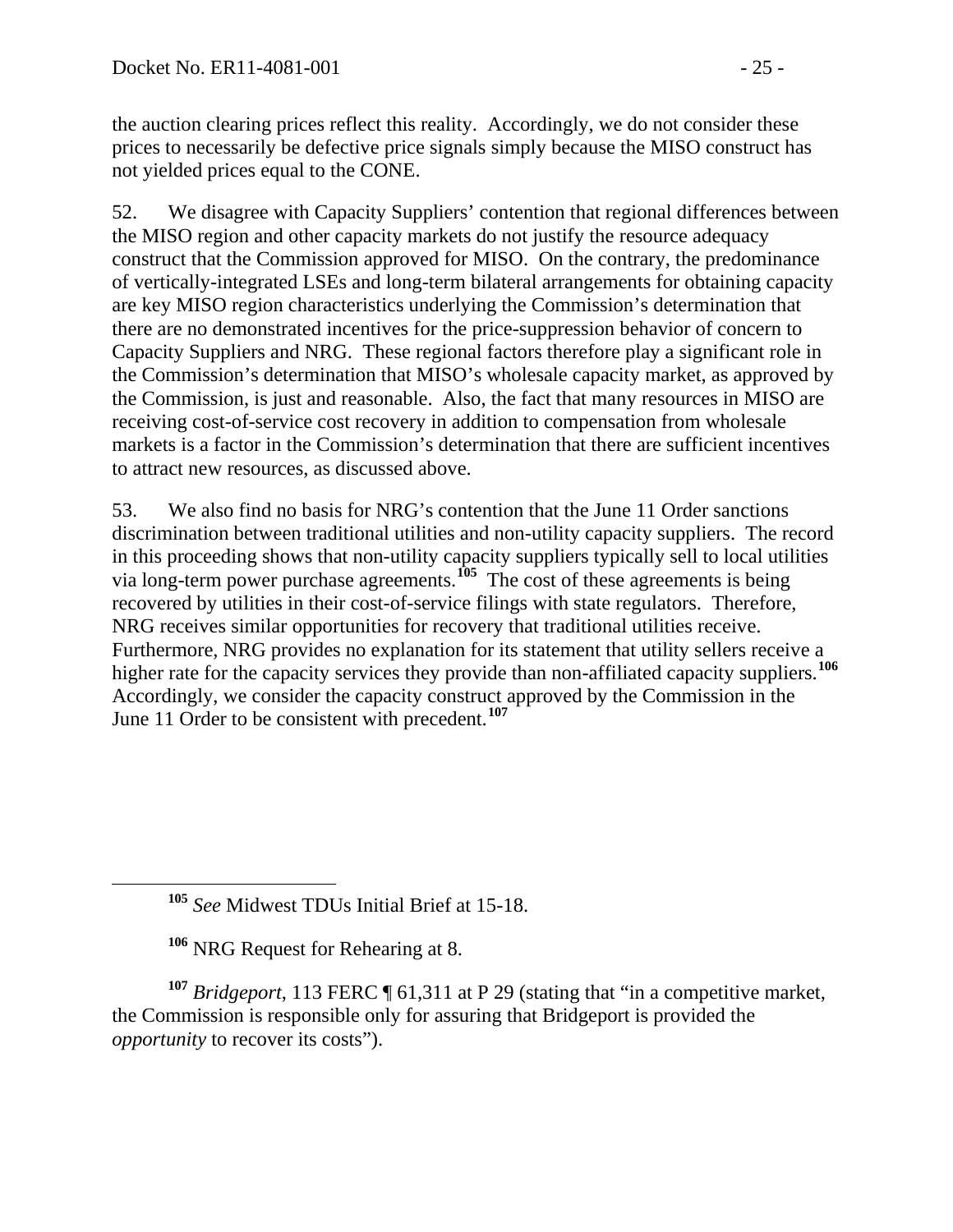the auction clearing prices reflect this reality. Accordingly, we do not consider these prices to necessarily be defective price signals simply because the MISO construct has not yielded prices equal to the CONE.

52. We disagree with Capacity Suppliers' contention that regional differences between the MISO region and other capacity markets do not justify the resource adequacy construct that the Commission approved for MISO. On the contrary, the predominance of vertically-integrated LSEs and long-term bilateral arrangements for obtaining capacity are key MISO region characteristics underlying the Commission's determination that there are no demonstrated incentives for the price-suppression behavior of concern to Capacity Suppliers and NRG. These regional factors therefore play a significant role in the Commission's determination that MISO's wholesale capacity market, as approved by the Commission, is just and reasonable. Also, the fact that many resources in MISO are receiving cost-of-service cost recovery in addition to compensation from wholesale markets is a factor in the Commission's determination that there are sufficient incentives to attract new resources, as discussed above.

53. We also find no basis for NRG's contention that the June 11 Order sanctions discrimination between traditional utilities and non-utility capacity suppliers. The record in this proceeding shows that non-utility capacity suppliers typically sell to local utilities via long-term power purchase agreements.[105] The cost of these agreements is being recovered by utilities in their cost-of-service filings with state regulators. Therefore, NRG receives similar opportunities for recovery that traditional utilities receive. Furthermore, NRG provides no explanation for its statement that utility sellers receive a higher rate for the capacity services they provide than non-affiliated capacity suppliers.[106] Accordingly, we consider the capacity construct approved by the Commission in the June 11 Order to be consistent with precedent.[107]

---

[105] *See* Midwest TDUs Initial Brief at 15-18.

[106] NRG Request for Rehearing at 8.

[107] *Bridgeport*, 113 FERC ¶ 61,311 at P 29 (stating that "in a competitive market, the Commission is responsible only for assuring that Bridgeport is provided the *opportunity* to recover its costs").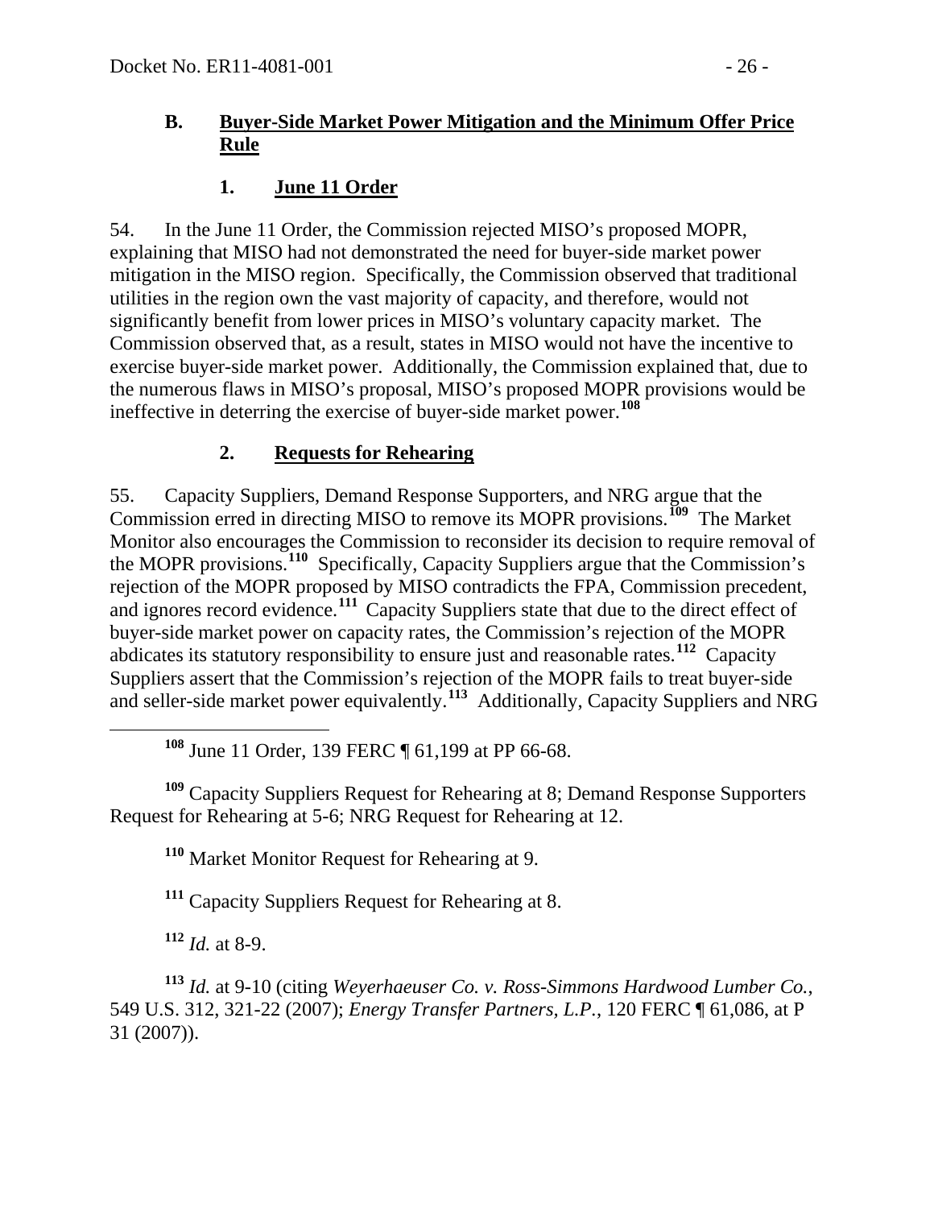### B. Buyer-Side Market Power Mitigation and the Minimum Offer Price Rule

#### 1. June 11 Order

54. In the June 11 Order, the Commission rejected MISO's proposed MOPR, explaining that MISO had not demonstrated the need for buyer-side market power mitigation in the MISO region. Specifically, the Commission observed that traditional utilities in the region own the vast majority of capacity, and therefore, would not significantly benefit from lower prices in MISO's voluntary capacity market. The Commission observed that, as a result, states in MISO would not have the incentive to exercise buyer-side market power. Additionally, the Commission explained that, due to the numerous flaws in MISO's proposal, MISO's proposed MOPR provisions would be ineffective in deterring the exercise of buyer-side market power.[108]

#### 2. Requests for Rehearing

55. Capacity Suppliers, Demand Response Supporters, and NRG argue that the Commission erred in directing MISO to remove its MOPR provisions.[109] The Market Monitor also encourages the Commission to reconsider its decision to require removal of the MOPR provisions.[110] Specifically, Capacity Suppliers argue that the Commission's rejection of the MOPR proposed by MISO contradicts the FPA, Commission precedent, and ignores record evidence.[111] Capacity Suppliers state that due to the direct effect of buyer-side market power on capacity rates, the Commission's rejection of the MOPR abdicates its statutory responsibility to ensure just and reasonable rates.[112] Capacity Suppliers assert that the Commission's rejection of the MOPR fails to treat buyer-side and seller-side market power equivalently.[113] Additionally, Capacity Suppliers and NRG

---

[108] June 11 Order, 139 FERC ¶ 61,199 at PP 66-68.

[109] Capacity Suppliers Request for Rehearing at 8; Demand Response Supporters Request for Rehearing at 5-6; NRG Request for Rehearing at 12.

[110] Market Monitor Request for Rehearing at 9.

[111] Capacity Suppliers Request for Rehearing at 8.

[112] *Id.* at 8-9.

[113] *Id.* at 9-10 (citing *Weyerhaeuser Co. v. Ross-Simmons Hardwood Lumber Co.*, 549 U.S. 312, 321-22 (2007); *Energy Transfer Partners, L.P.*, 120 FERC ¶ 61,086, at P 31 (2007)).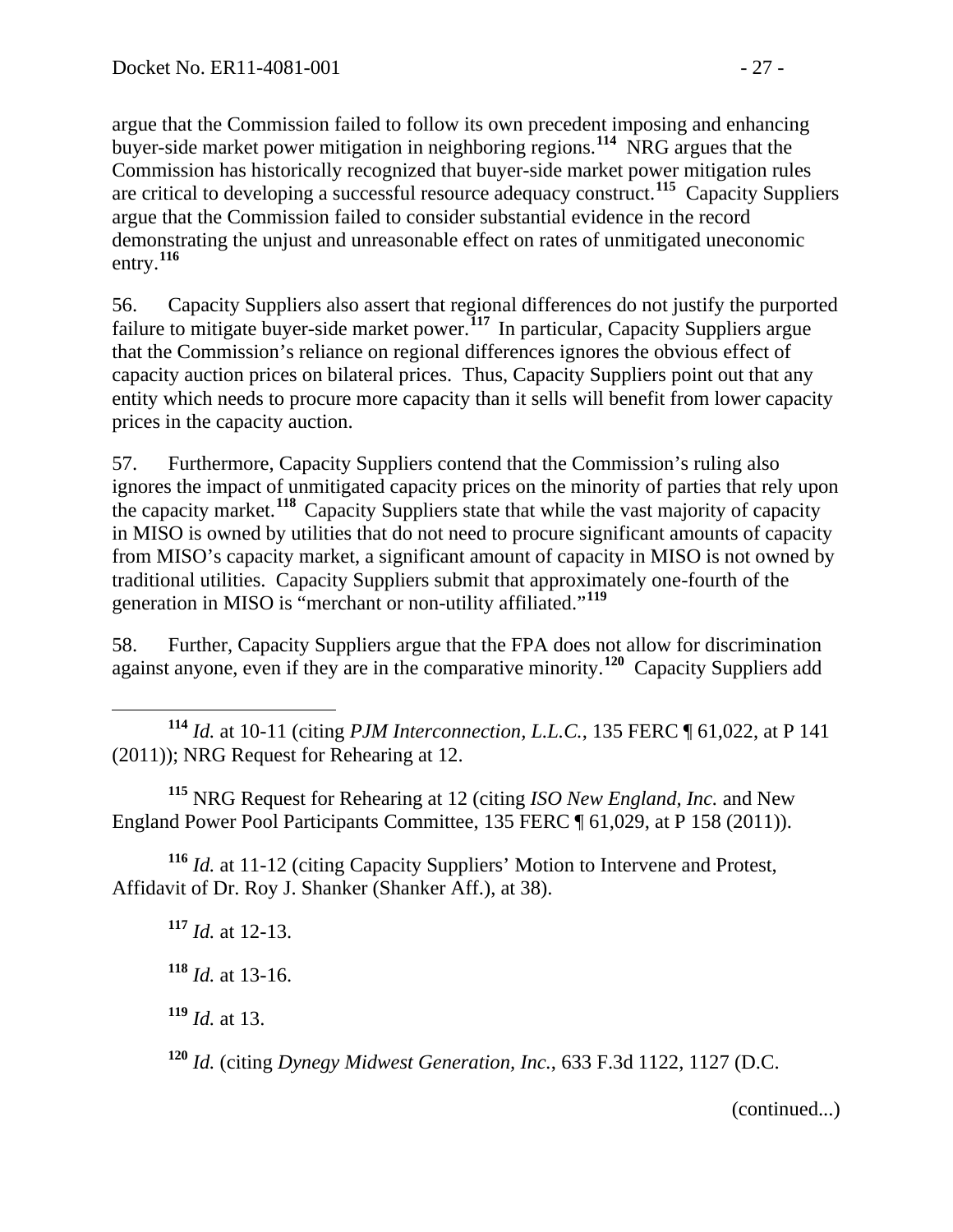argue that the Commission failed to follow its own precedent imposing and enhancing buyer-side market power mitigation in neighboring regions.[114] NRG argues that the Commission has historically recognized that buyer-side market power mitigation rules are critical to developing a successful resource adequacy construct.[115] Capacity Suppliers argue that the Commission failed to consider substantial evidence in the record demonstrating the unjust and unreasonable effect on rates of unmitigated uneconomic entry.[116]

56. Capacity Suppliers also assert that regional differences do not justify the purported failure to mitigate buyer-side market power.[117] In particular, Capacity Suppliers argue that the Commission's reliance on regional differences ignores the obvious effect of capacity auction prices on bilateral prices. Thus, Capacity Suppliers point out that any entity which needs to procure more capacity than it sells will benefit from lower capacity prices in the capacity auction.

57. Furthermore, Capacity Suppliers contend that the Commission's ruling also ignores the impact of unmitigated capacity prices on the minority of parties that rely upon the capacity market.[118] Capacity Suppliers state that while the vast majority of capacity in MISO is owned by utilities that do not need to procure significant amounts of capacity from MISO's capacity market, a significant amount of capacity in MISO is not owned by traditional utilities. Capacity Suppliers submit that approximately one-fourth of the generation in MISO is "merchant or non-utility affiliated."[119]

58. Further, Capacity Suppliers argue that the FPA does not allow for discrimination against anyone, even if they are in the comparative minority.[120] Capacity Suppliers add

---

[114] *Id.* at 10-11 (citing *PJM Interconnection, L.L.C.*, 135 FERC ¶ 61,022, at P 141 (2011)); NRG Request for Rehearing at 12.

[115] NRG Request for Rehearing at 12 (citing *ISO New England, Inc.* and New England Power Pool Participants Committee, 135 FERC ¶ 61,029, at P 158 (2011)).

[116] *Id.* at 11-12 (citing Capacity Suppliers' Motion to Intervene and Protest, Affidavit of Dr. Roy J. Shanker (Shanker Aff.), at 38).

[117] *Id.* at 12-13.

[118] *Id.* at 13-16.

[119] *Id.* at 13.

[120] *Id.* (citing *Dynegy Midwest Generation, Inc.*, 633 F.3d 1122, 1127 (D.C.

(continued...)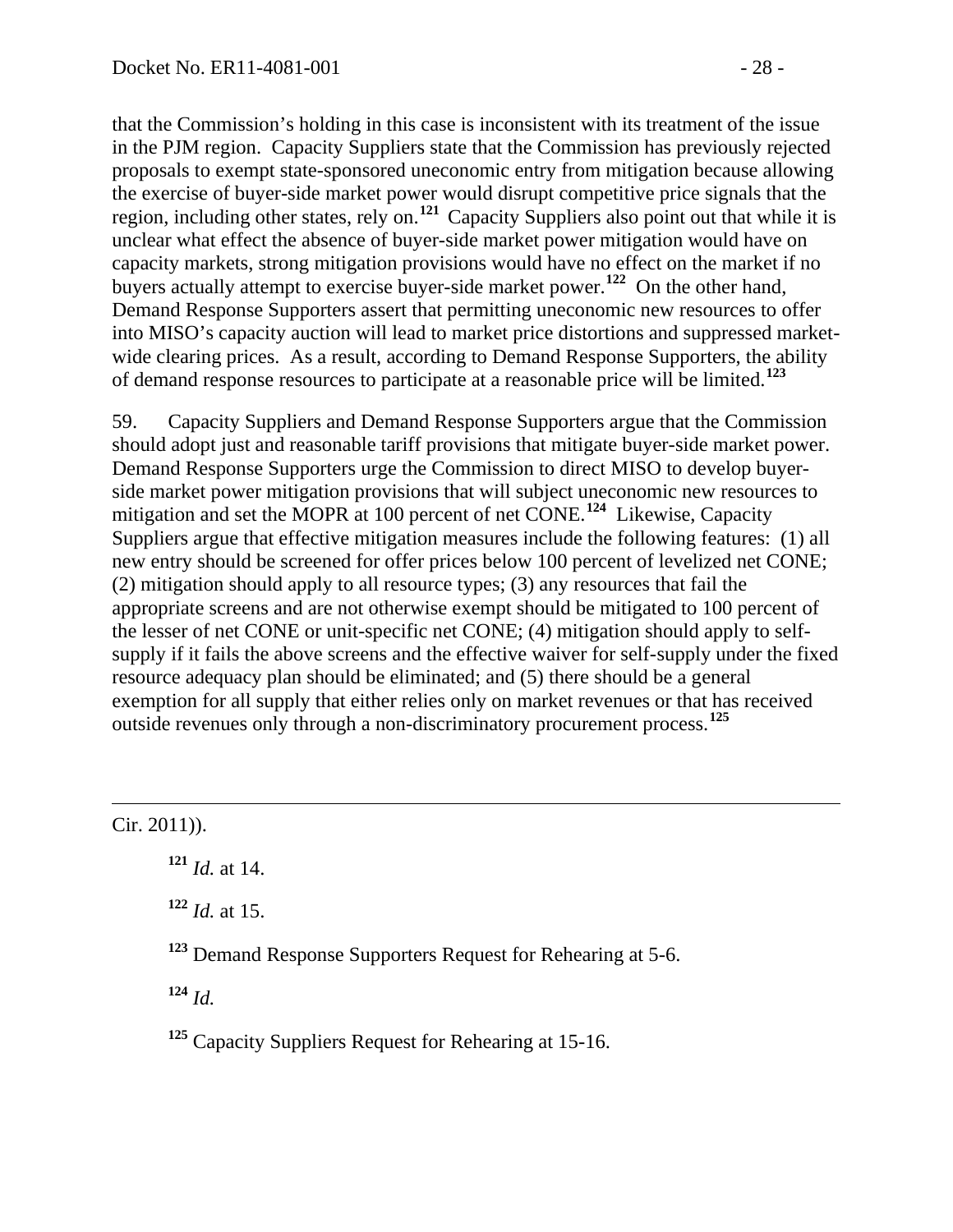that the Commission's holding in this case is inconsistent with its treatment of the issue in the PJM region. Capacity Suppliers state that the Commission has previously rejected proposals to exempt state-sponsored uneconomic entry from mitigation because allowing the exercise of buyer-side market power would disrupt competitive price signals that the region, including other states, rely on.[121] Capacity Suppliers also point out that while it is unclear what effect the absence of buyer-side market power mitigation would have on capacity markets, strong mitigation provisions would have no effect on the market if no buyers actually attempt to exercise buyer-side market power.[122] On the other hand, Demand Response Supporters assert that permitting uneconomic new resources to offer into MISO's capacity auction will lead to market price distortions and suppressed market-wide clearing prices. As a result, according to Demand Response Supporters, the ability of demand response resources to participate at a reasonable price will be limited.[123]

59. Capacity Suppliers and Demand Response Supporters argue that the Commission should adopt just and reasonable tariff provisions that mitigate buyer-side market power. Demand Response Supporters urge the Commission to direct MISO to develop buyer-side market power mitigation provisions that will subject uneconomic new resources to mitigation and set the MOPR at 100 percent of net CONE.[124] Likewise, Capacity Suppliers argue that effective mitigation measures include the following features: (1) all new entry should be screened for offer prices below 100 percent of levelized net CONE; (2) mitigation should apply to all resource types; (3) any resources that fail the appropriate screens and are not otherwise exempt should be mitigated to 100 percent of the lesser of net CONE or unit-specific net CONE; (4) mitigation should apply to self-supply if it fails the above screens and the effective waiver for self-supply under the fixed resource adequacy plan should be eliminated; and (5) there should be a general exemption for all supply that either relies only on market revenues or that has received outside revenues only through a non-discriminatory procurement process.[125]

---

Cir. 2011)).

[121] *Id.* at 14.

[122] *Id.* at 15.

[123] Demand Response Supporters Request for Rehearing at 5-6.

[124] *Id.*

[125] Capacity Suppliers Request for Rehearing at 15-16.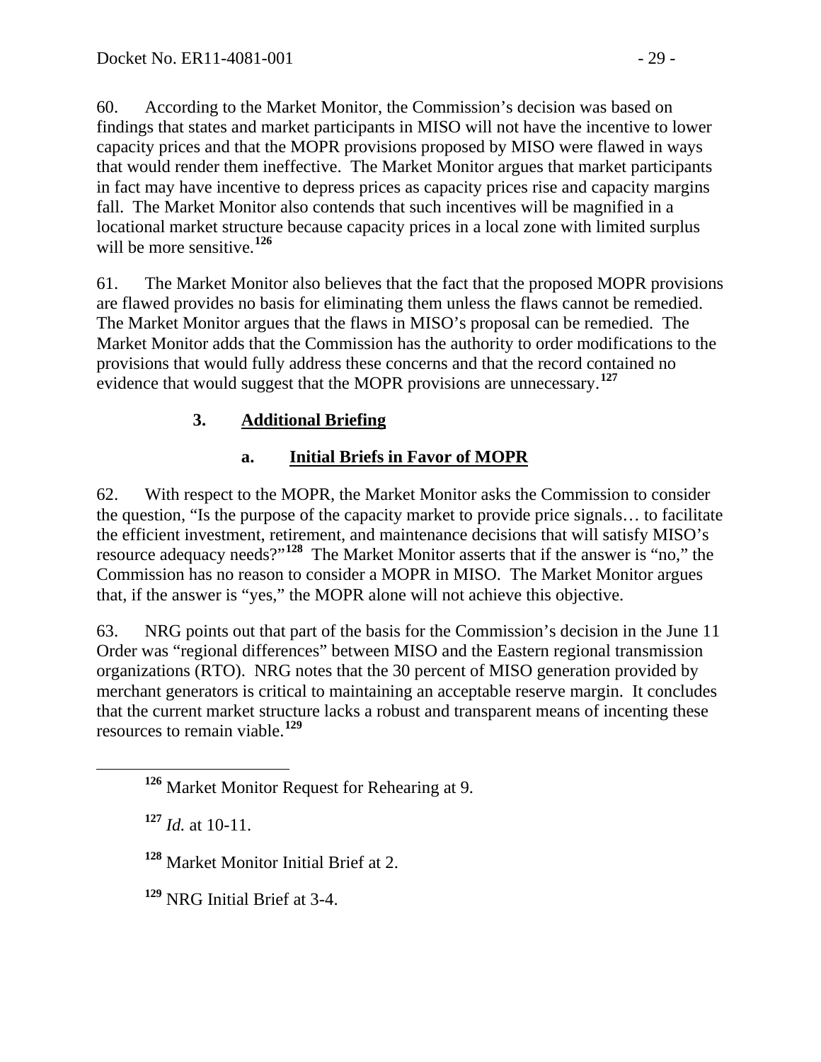60. According to the Market Monitor, the Commission's decision was based on findings that states and market participants in MISO will not have the incentive to lower capacity prices and that the MOPR provisions proposed by MISO were flawed in ways that would render them ineffective. The Market Monitor argues that market participants in fact may have incentive to depress prices as capacity prices rise and capacity margins fall. The Market Monitor also contends that such incentives will be magnified in a locational market structure because capacity prices in a local zone with limited surplus will be more sensitive.[126]

61. The Market Monitor also believes that the fact that the proposed MOPR provisions are flawed provides no basis for eliminating them unless the flaws cannot be remedied. The Market Monitor argues that the flaws in MISO's proposal can be remedied. The Market Monitor adds that the Commission has the authority to order modifications to the provisions that would fully address these concerns and that the record contained no evidence that would suggest that the MOPR provisions are unnecessary.[127]

### 3. Additional Briefing

#### a. Initial Briefs in Favor of MOPR

62. With respect to the MOPR, the Market Monitor asks the Commission to consider the question, "Is the purpose of the capacity market to provide price signals… to facilitate the efficient investment, retirement, and maintenance decisions that will satisfy MISO's resource adequacy needs?"[128] The Market Monitor asserts that if the answer is "no," the Commission has no reason to consider a MOPR in MISO. The Market Monitor argues that, if the answer is "yes," the MOPR alone will not achieve this objective.

63. NRG points out that part of the basis for the Commission's decision in the June 11 Order was "regional differences" between MISO and the Eastern regional transmission organizations (RTO). NRG notes that the 30 percent of MISO generation provided by merchant generators is critical to maintaining an acceptable reserve margin. It concludes that the current market structure lacks a robust and transparent means of incenting these resources to remain viable.[129]

---

[126] Market Monitor Request for Rehearing at 9.

[127] *Id.* at 10-11.

[128] Market Monitor Initial Brief at 2.

[129] NRG Initial Brief at 3-4.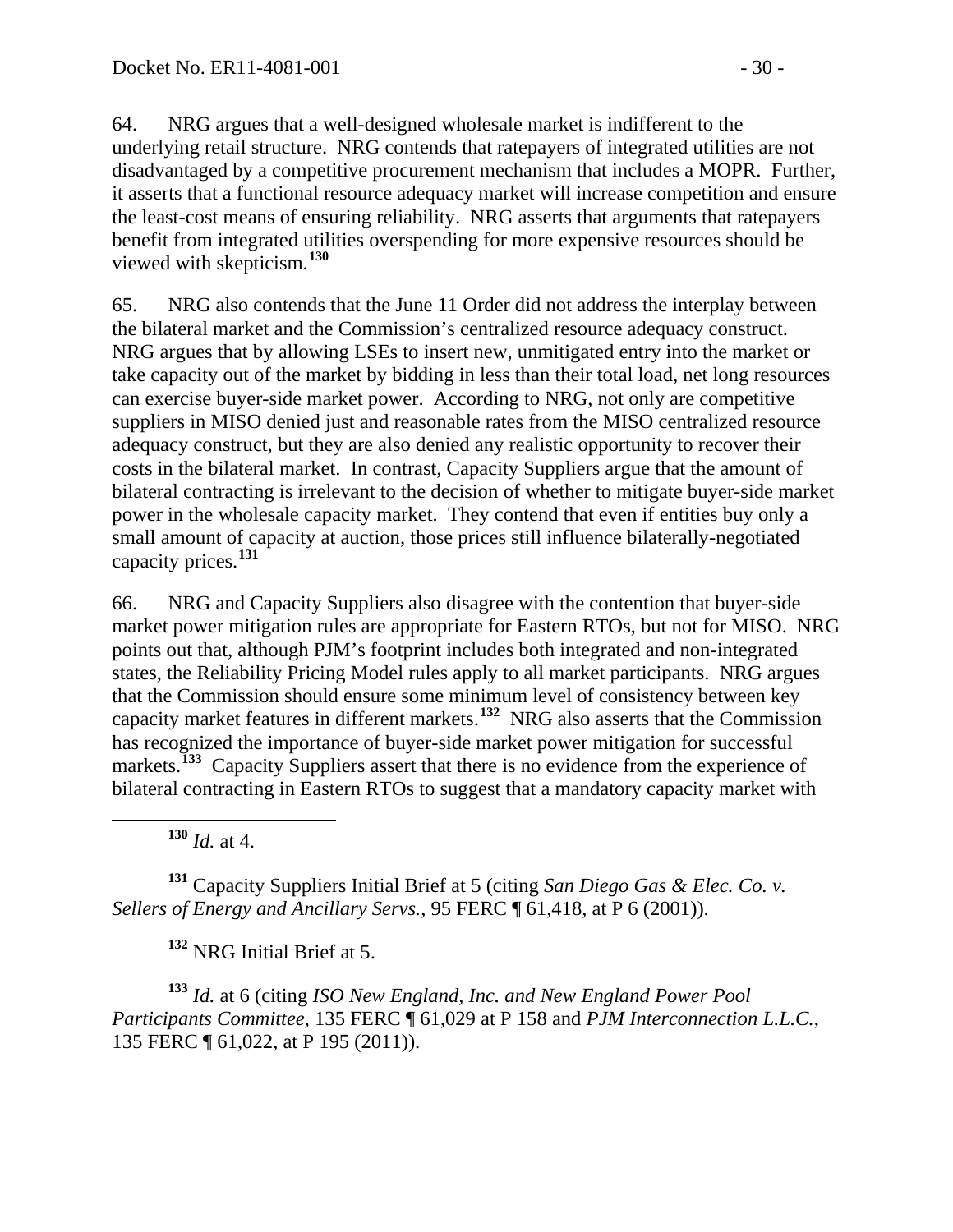64. NRG argues that a well-designed wholesale market is indifferent to the underlying retail structure. NRG contends that ratepayers of integrated utilities are not disadvantaged by a competitive procurement mechanism that includes a MOPR. Further, it asserts that a functional resource adequacy market will increase competition and ensure the least-cost means of ensuring reliability. NRG asserts that arguments that ratepayers benefit from integrated utilities overspending for more expensive resources should be viewed with skepticism.[130]

65. NRG also contends that the June 11 Order did not address the interplay between the bilateral market and the Commission's centralized resource adequacy construct. NRG argues that by allowing LSEs to insert new, unmitigated entry into the market or take capacity out of the market by bidding in less than their total load, net long resources can exercise buyer-side market power. According to NRG, not only are competitive suppliers in MISO denied just and reasonable rates from the MISO centralized resource adequacy construct, but they are also denied any realistic opportunity to recover their costs in the bilateral market. In contrast, Capacity Suppliers argue that the amount of bilateral contracting is irrelevant to the decision of whether to mitigate buyer-side market power in the wholesale capacity market. They contend that even if entities buy only a small amount of capacity at auction, those prices still influence bilaterally-negotiated capacity prices.[131]

66. NRG and Capacity Suppliers also disagree with the contention that buyer-side market power mitigation rules are appropriate for Eastern RTOs, but not for MISO. NRG points out that, although PJM's footprint includes both integrated and non-integrated states, the Reliability Pricing Model rules apply to all market participants. NRG argues that the Commission should ensure some minimum level of consistency between key capacity market features in different markets.[132] NRG also asserts that the Commission has recognized the importance of buyer-side market power mitigation for successful markets.[133] Capacity Suppliers assert that there is no evidence from the experience of bilateral contracting in Eastern RTOs to suggest that a mandatory capacity market with

---

[130] *Id.* at 4.

[131] Capacity Suppliers Initial Brief at 5 (citing *San Diego Gas & Elec. Co. v. Sellers of Energy and Ancillary Servs.*, 95 FERC ¶ 61,418, at P 6 (2001)).

[132] NRG Initial Brief at 5.

[133] *Id.* at 6 (citing *ISO New England, Inc. and New England Power Pool Participants Committee,* 135 FERC ¶ 61,029 at P 158 and *PJM Interconnection L.L.C.*, 135 FERC ¶ 61,022, at P 195 (2011)).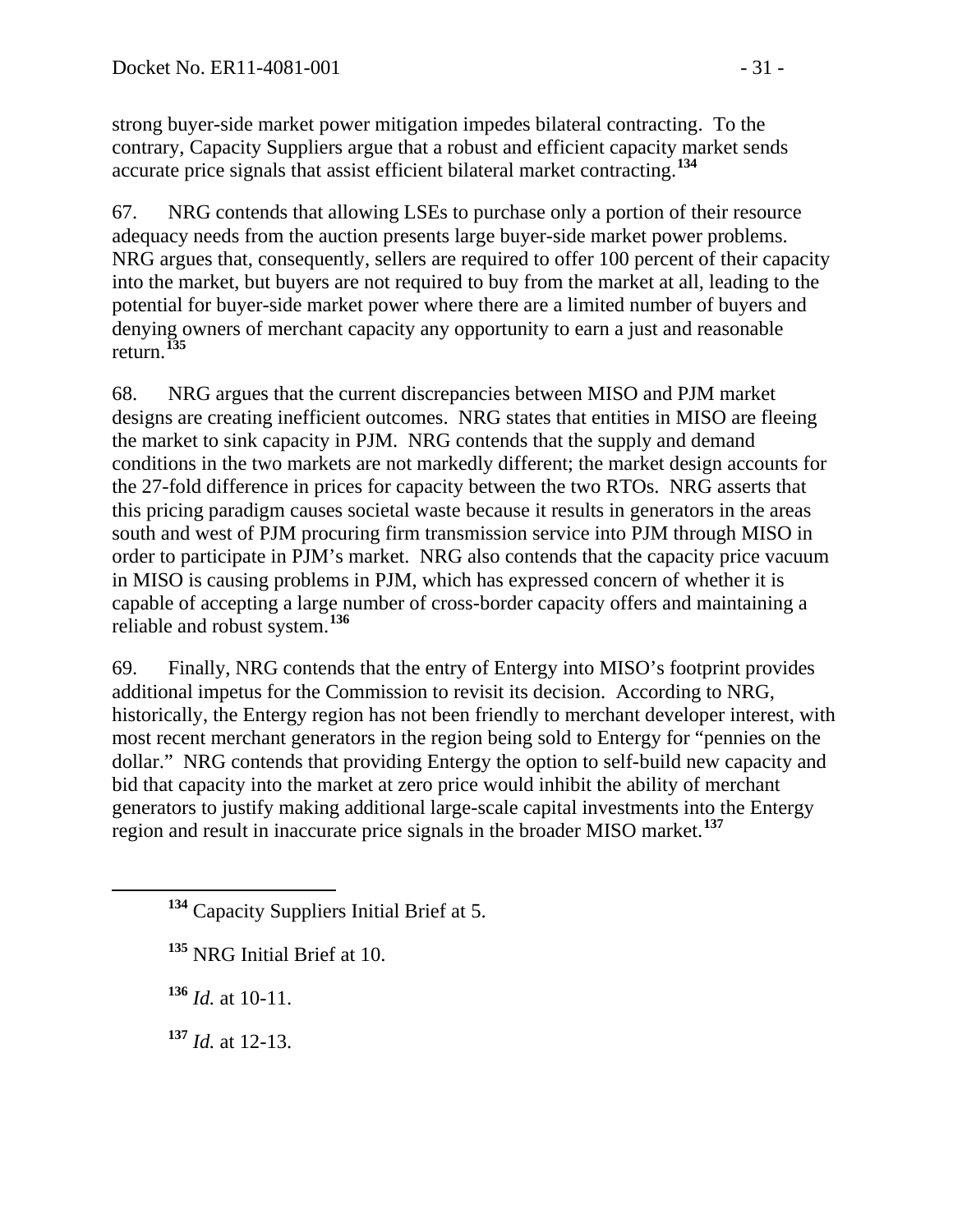strong buyer-side market power mitigation impedes bilateral contracting. To the contrary, Capacity Suppliers argue that a robust and efficient capacity market sends accurate price signals that assist efficient bilateral market contracting.[134]

67. NRG contends that allowing LSEs to purchase only a portion of their resource adequacy needs from the auction presents large buyer-side market power problems. NRG argues that, consequently, sellers are required to offer 100 percent of their capacity into the market, but buyers are not required to buy from the market at all, leading to the potential for buyer-side market power where there are a limited number of buyers and denying owners of merchant capacity any opportunity to earn a just and reasonable return.[135]

68. NRG argues that the current discrepancies between MISO and PJM market designs are creating inefficient outcomes. NRG states that entities in MISO are fleeing the market to sink capacity in PJM. NRG contends that the supply and demand conditions in the two markets are not markedly different; the market design accounts for the 27-fold difference in prices for capacity between the two RTOs. NRG asserts that this pricing paradigm causes societal waste because it results in generators in the areas south and west of PJM procuring firm transmission service into PJM through MISO in order to participate in PJM's market. NRG also contends that the capacity price vacuum in MISO is causing problems in PJM, which has expressed concern of whether it is capable of accepting a large number of cross-border capacity offers and maintaining a reliable and robust system.[136]

69. Finally, NRG contends that the entry of Entergy into MISO's footprint provides additional impetus for the Commission to revisit its decision. According to NRG, historically, the Entergy region has not been friendly to merchant developer interest, with most recent merchant generators in the region being sold to Entergy for "pennies on the dollar." NRG contends that providing Entergy the option to self-build new capacity and bid that capacity into the market at zero price would inhibit the ability of merchant generators to justify making additional large-scale capital investments into the Entergy region and result in inaccurate price signals in the broader MISO market.[137]

---

[134] Capacity Suppliers Initial Brief at 5.

[135] NRG Initial Brief at 10.

[136] *Id.* at 10-11.

[137] *Id.* at 12-13.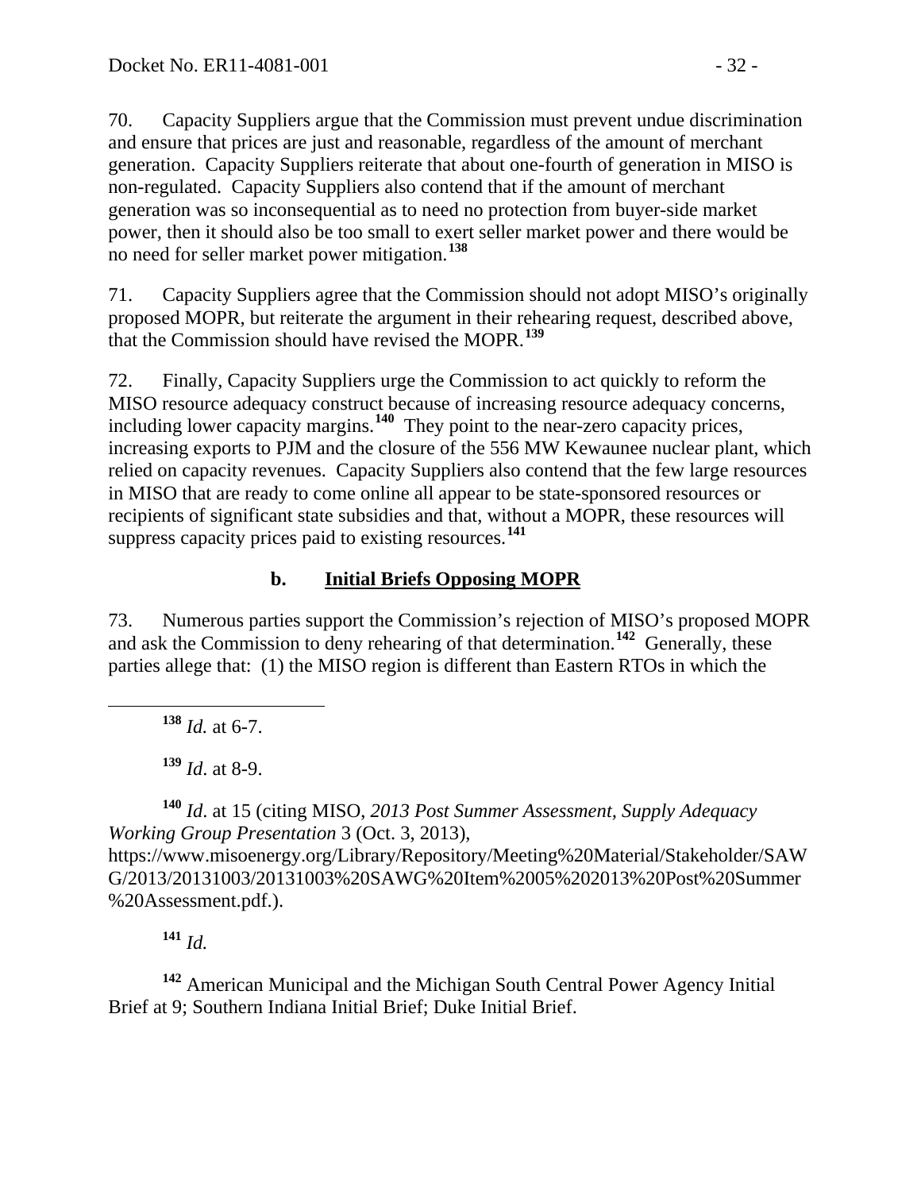70. Capacity Suppliers argue that the Commission must prevent undue discrimination and ensure that prices are just and reasonable, regardless of the amount of merchant generation. Capacity Suppliers reiterate that about one-fourth of generation in MISO is non-regulated. Capacity Suppliers also contend that if the amount of merchant generation was so inconsequential as to need no protection from buyer-side market power, then it should also be too small to exert seller market power and there would be no need for seller market power mitigation.[138]

71. Capacity Suppliers agree that the Commission should not adopt MISO's originally proposed MOPR, but reiterate the argument in their rehearing request, described above, that the Commission should have revised the MOPR.[139]

72. Finally, Capacity Suppliers urge the Commission to act quickly to reform the MISO resource adequacy construct because of increasing resource adequacy concerns, including lower capacity margins.[140] They point to the near-zero capacity prices, increasing exports to PJM and the closure of the 556 MW Kewaunee nuclear plant, which relied on capacity revenues. Capacity Suppliers also contend that the few large resources in MISO that are ready to come online all appear to be state-sponsored resources or recipients of significant state subsidies and that, without a MOPR, these resources will suppress capacity prices paid to existing resources.[141]

### b. Initial Briefs Opposing MOPR

73. Numerous parties support the Commission's rejection of MISO's proposed MOPR and ask the Commission to deny rehearing of that determination.[142] Generally, these parties allege that: (1) the MISO region is different than Eastern RTOs in which the

---

[138] *Id.* at 6-7.

[139] *Id*. at 8-9.

[140] *Id*. at 15 (citing MISO, *2013 Post Summer Assessment, Supply Adequacy Working Group Presentation* 3 (Oct. 3, 2013), https://www.misoenergy.org/Library/Repository/Meeting%20Material/Stakeholder/SAWG/2013/20131003/20131003%20SAWG%20Item%2005%202013%20Post%20Summer%20Assessment.pdf.).

[141] *Id.*

[142] American Municipal and the Michigan South Central Power Agency Initial Brief at 9; Southern Indiana Initial Brief; Duke Initial Brief.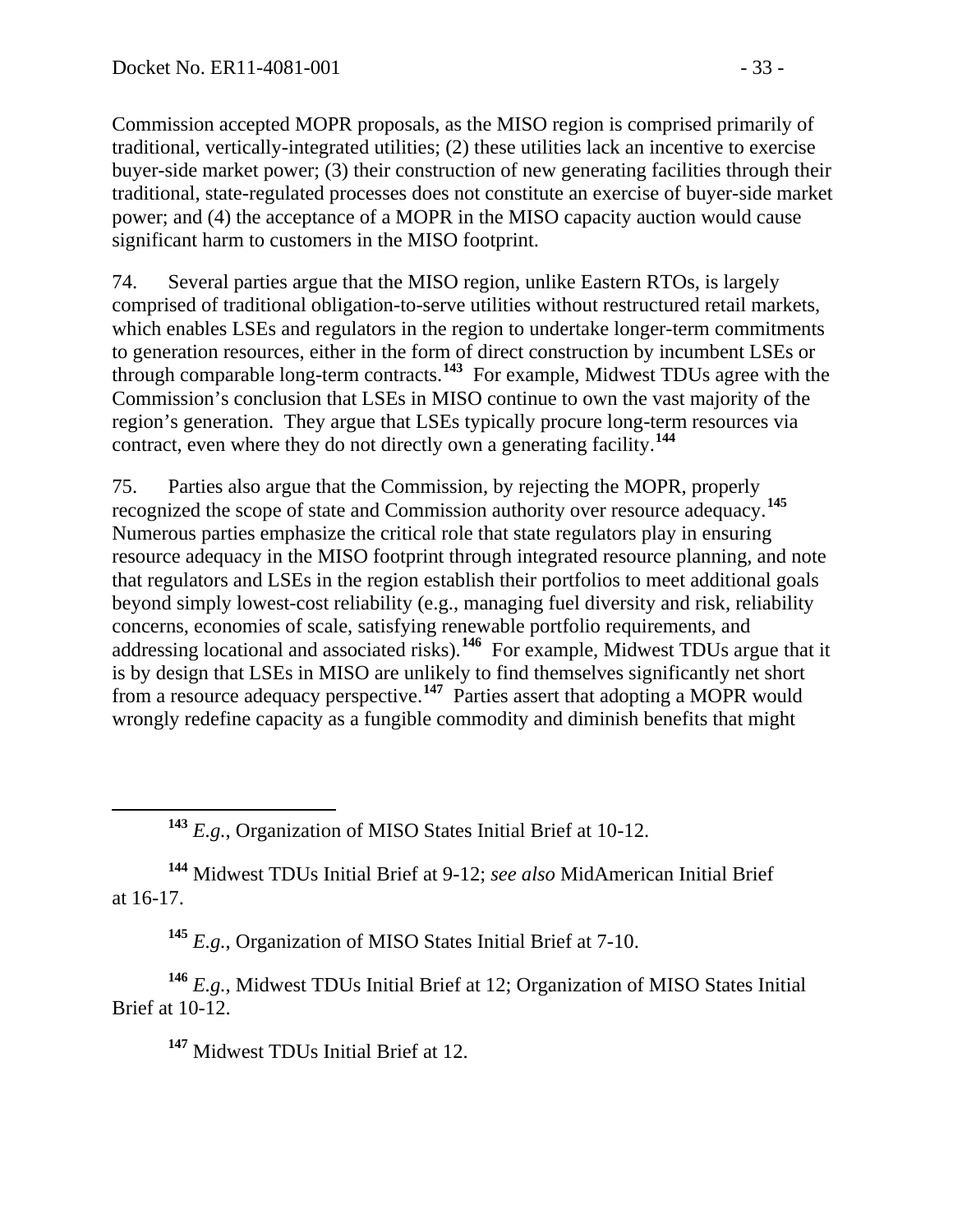Commission accepted MOPR proposals, as the MISO region is comprised primarily of traditional, vertically-integrated utilities; (2) these utilities lack an incentive to exercise buyer-side market power; (3) their construction of new generating facilities through their traditional, state-regulated processes does not constitute an exercise of buyer-side market power; and (4) the acceptance of a MOPR in the MISO capacity auction would cause significant harm to customers in the MISO footprint.

74. Several parties argue that the MISO region, unlike Eastern RTOs, is largely comprised of traditional obligation-to-serve utilities without restructured retail markets, which enables LSEs and regulators in the region to undertake longer-term commitments to generation resources, either in the form of direct construction by incumbent LSEs or through comparable long-term contracts.[143] For example, Midwest TDUs agree with the Commission's conclusion that LSEs in MISO continue to own the vast majority of the region's generation. They argue that LSEs typically procure long-term resources via contract, even where they do not directly own a generating facility.[144]

75. Parties also argue that the Commission, by rejecting the MOPR, properly recognized the scope of state and Commission authority over resource adequacy.[145] Numerous parties emphasize the critical role that state regulators play in ensuring resource adequacy in the MISO footprint through integrated resource planning, and note that regulators and LSEs in the region establish their portfolios to meet additional goals beyond simply lowest-cost reliability (e.g., managing fuel diversity and risk, reliability concerns, economies of scale, satisfying renewable portfolio requirements, and addressing locational and associated risks).[146] For example, Midwest TDUs argue that it is by design that LSEs in MISO are unlikely to find themselves significantly net short from a resource adequacy perspective.[147] Parties assert that adopting a MOPR would wrongly redefine capacity as a fungible commodity and diminish benefits that might

[143] *E.g.*, Organization of MISO States Initial Brief at 10-12.

[144] Midwest TDUs Initial Brief at 9-12; *see also* MidAmerican Initial Brief at 16-17.

[145] *E.g.*, Organization of MISO States Initial Brief at 7-10.

[146] *E.g.*, Midwest TDUs Initial Brief at 12; Organization of MISO States Initial Brief at 10-12.

[147] Midwest TDUs Initial Brief at 12.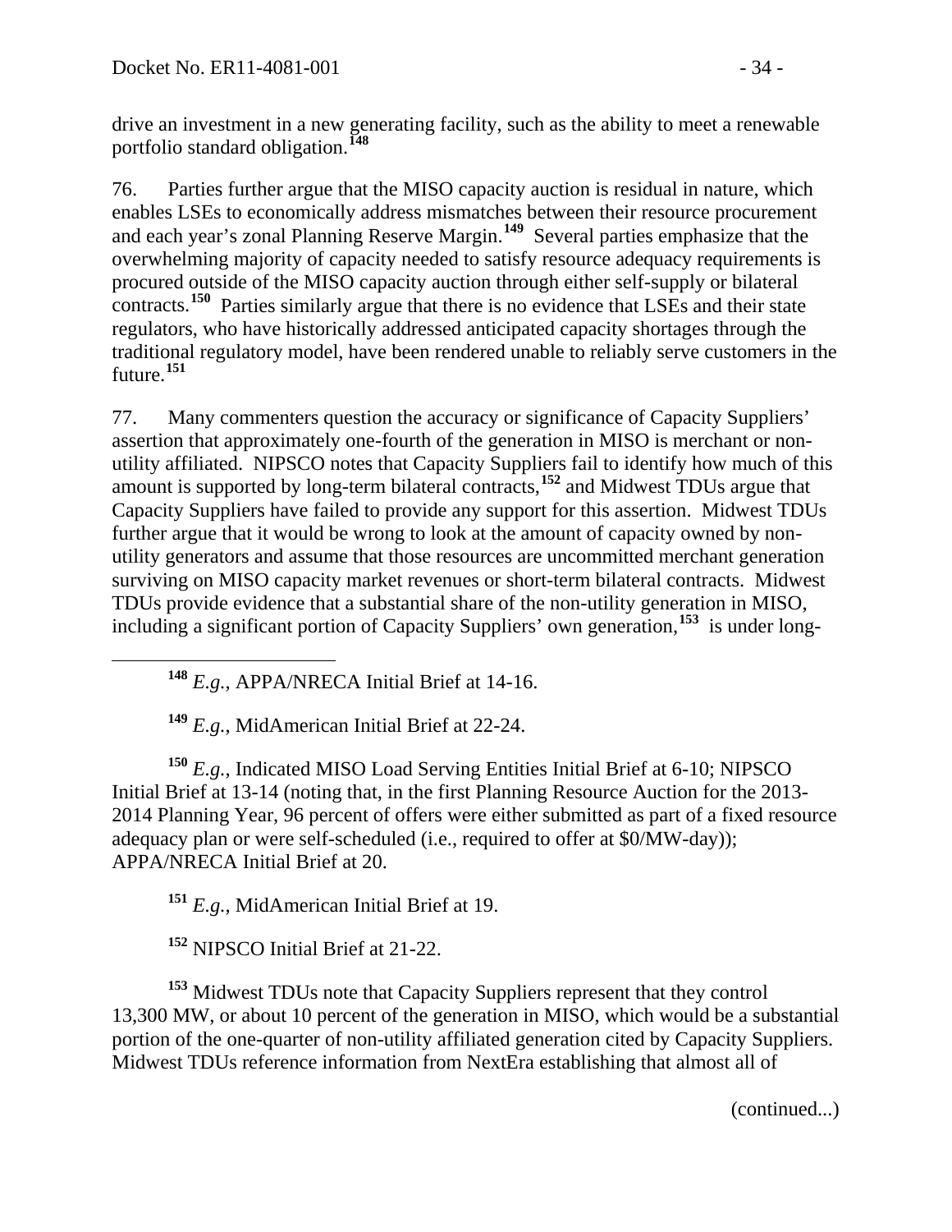drive an investment in a new generating facility, such as the ability to meet a renewable portfolio standard obligation.[148]

76. Parties further argue that the MISO capacity auction is residual in nature, which enables LSEs to economically address mismatches between their resource procurement and each year's zonal Planning Reserve Margin.[149] Several parties emphasize that the overwhelming majority of capacity needed to satisfy resource adequacy requirements is procured outside of the MISO capacity auction through either self-supply or bilateral contracts.[150] Parties similarly argue that there is no evidence that LSEs and their state regulators, who have historically addressed anticipated capacity shortages through the traditional regulatory model, have been rendered unable to reliably serve customers in the future.[151]

77. Many commenters question the accuracy or significance of Capacity Suppliers' assertion that approximately one-fourth of the generation in MISO is merchant or non-utility affiliated. NIPSCO notes that Capacity Suppliers fail to identify how much of this amount is supported by long-term bilateral contracts,[152] and Midwest TDUs argue that Capacity Suppliers have failed to provide any support for this assertion. Midwest TDUs further argue that it would be wrong to look at the amount of capacity owned by non-utility generators and assume that those resources are uncommitted merchant generation surviving on MISO capacity market revenues or short-term bilateral contracts. Midwest TDUs provide evidence that a substantial share of the non-utility generation in MISO, including a significant portion of Capacity Suppliers' own generation,[153] is under long-

---

[148] *E.g.*, APPA/NRECA Initial Brief at 14-16.

[149] *E.g.*, MidAmerican Initial Brief at 22-24.

[150] *E.g.*, Indicated MISO Load Serving Entities Initial Brief at 6-10; NIPSCO Initial Brief at 13-14 (noting that, in the first Planning Resource Auction for the 2013-2014 Planning Year, 96 percent of offers were either submitted as part of a fixed resource adequacy plan or were self-scheduled (i.e., required to offer at $0/MW-day)); APPA/NRECA Initial Brief at 20.

[151] *E.g.*, MidAmerican Initial Brief at 19.

[152] NIPSCO Initial Brief at 21-22.

[153] Midwest TDUs note that Capacity Suppliers represent that they control 13,300 MW, or about 10 percent of the generation in MISO, which would be a substantial portion of the one-quarter of non-utility affiliated generation cited by Capacity Suppliers. Midwest TDUs reference information from NextEra establishing that almost all of

(continued...)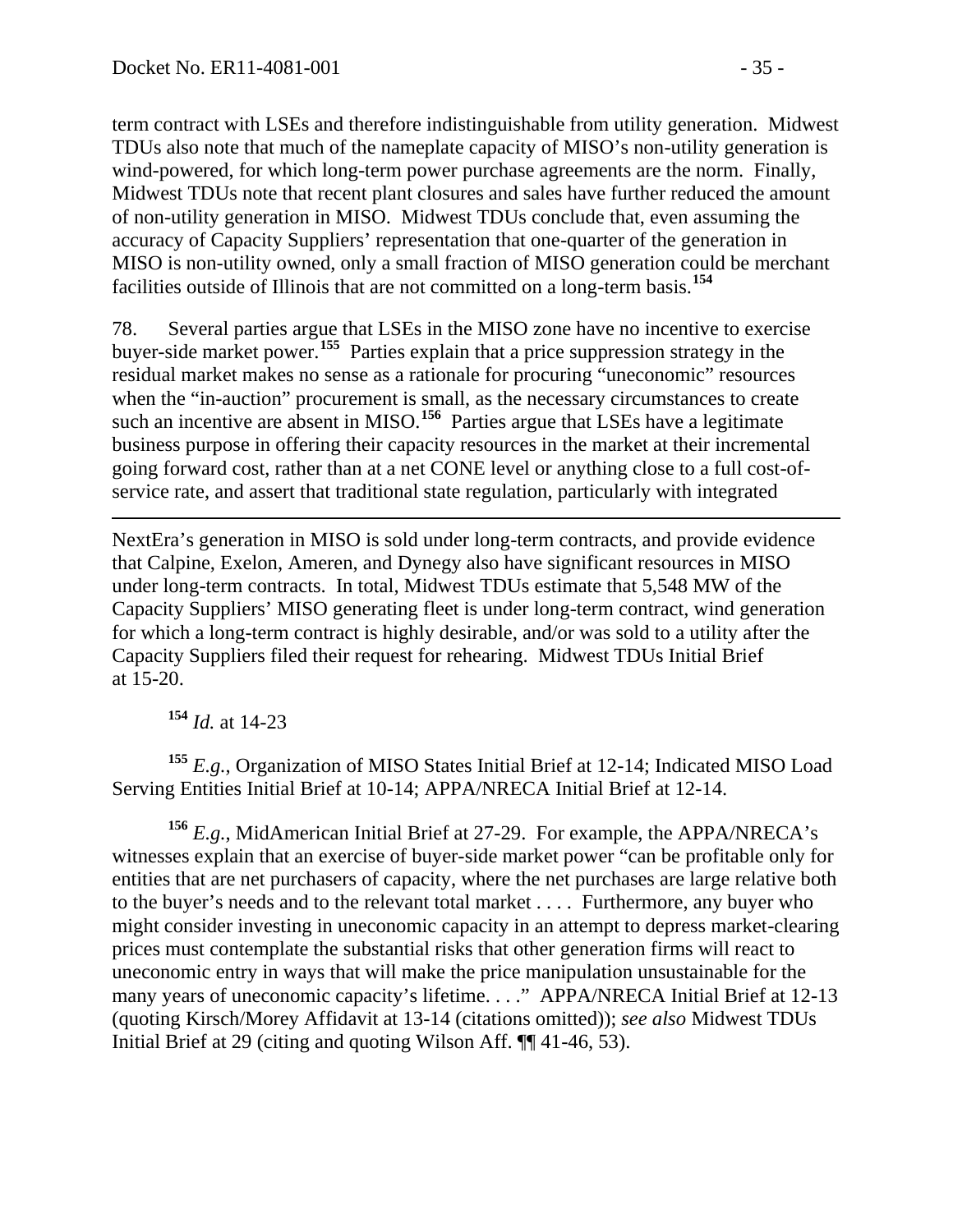term contract with LSEs and therefore indistinguishable from utility generation. Midwest TDUs also note that much of the nameplate capacity of MISO's non-utility generation is wind-powered, for which long-term power purchase agreements are the norm. Finally, Midwest TDUs note that recent plant closures and sales have further reduced the amount of non-utility generation in MISO. Midwest TDUs conclude that, even assuming the accuracy of Capacity Suppliers' representation that one-quarter of the generation in MISO is non-utility owned, only a small fraction of MISO generation could be merchant facilities outside of Illinois that are not committed on a long-term basis.[154]

78. Several parties argue that LSEs in the MISO zone have no incentive to exercise buyer-side market power.[155] Parties explain that a price suppression strategy in the residual market makes no sense as a rationale for procuring "uneconomic" resources when the "in-auction" procurement is small, as the necessary circumstances to create such an incentive are absent in MISO.[156] Parties argue that LSEs have a legitimate business purpose in offering their capacity resources in the market at their incremental going forward cost, rather than at a net CONE level or anything close to a full cost-of-service rate, and assert that traditional state regulation, particularly with integrated

---

NextEra's generation in MISO is sold under long-term contracts, and provide evidence that Calpine, Exelon, Ameren, and Dynegy also have significant resources in MISO under long-term contracts. In total, Midwest TDUs estimate that 5,548 MW of the Capacity Suppliers' MISO generating fleet is under long-term contract, wind generation for which a long-term contract is highly desirable, and/or was sold to a utility after the Capacity Suppliers filed their request for rehearing. Midwest TDUs Initial Brief at 15-20.

[154] *Id.* at 14-23

[155] *E.g.*, Organization of MISO States Initial Brief at 12-14; Indicated MISO Load Serving Entities Initial Brief at 10-14; APPA/NRECA Initial Brief at 12-14.

[156] *E.g.*, MidAmerican Initial Brief at 27-29. For example, the APPA/NRECA's witnesses explain that an exercise of buyer-side market power "can be profitable only for entities that are net purchasers of capacity, where the net purchases are large relative both to the buyer's needs and to the relevant total market . . . . Furthermore, any buyer who might consider investing in uneconomic capacity in an attempt to depress market-clearing prices must contemplate the substantial risks that other generation firms will react to uneconomic entry in ways that will make the price manipulation unsustainable for the many years of uneconomic capacity's lifetime. . . ." APPA/NRECA Initial Brief at 12-13 (quoting Kirsch/Morey Affidavit at 13-14 (citations omitted)); *see also* Midwest TDUs Initial Brief at 29 (citing and quoting Wilson Aff. ¶¶ 41-46, 53).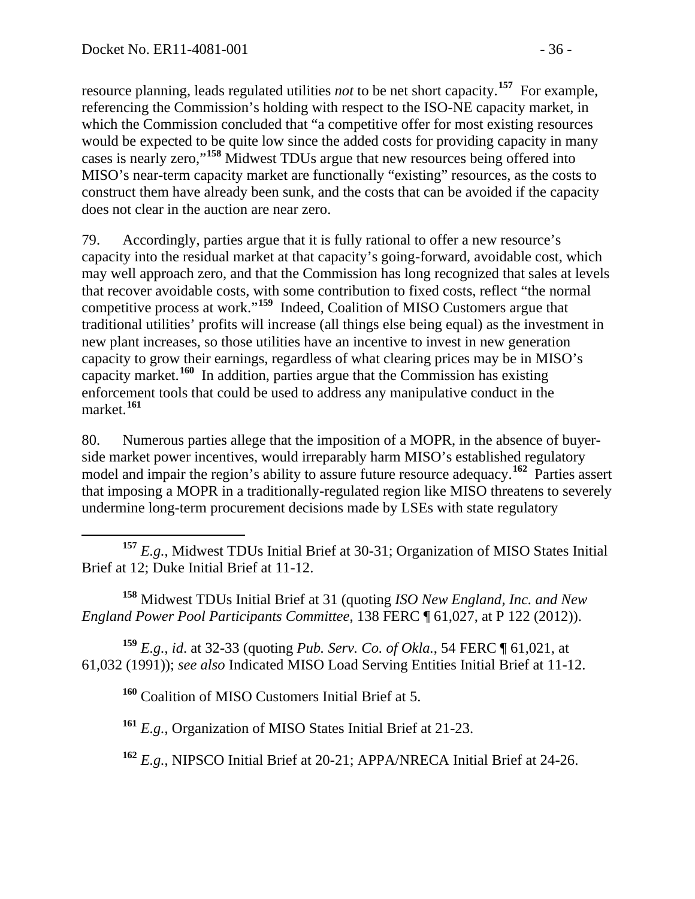resource planning, leads regulated utilities *not* to be net short capacity.[157] For example, referencing the Commission's holding with respect to the ISO-NE capacity market, in which the Commission concluded that "a competitive offer for most existing resources would be expected to be quite low since the added costs for providing capacity in many cases is nearly zero,"[158] Midwest TDUs argue that new resources being offered into MISO's near-term capacity market are functionally "existing" resources, as the costs to construct them have already been sunk, and the costs that can be avoided if the capacity does not clear in the auction are near zero.

79. Accordingly, parties argue that it is fully rational to offer a new resource's capacity into the residual market at that capacity's going-forward, avoidable cost, which may well approach zero, and that the Commission has long recognized that sales at levels that recover avoidable costs, with some contribution to fixed costs, reflect "the normal competitive process at work."[159] Indeed, Coalition of MISO Customers argue that traditional utilities' profits will increase (all things else being equal) as the investment in new plant increases, so those utilities have an incentive to invest in new generation capacity to grow their earnings, regardless of what clearing prices may be in MISO's capacity market.[160] In addition, parties argue that the Commission has existing enforcement tools that could be used to address any manipulative conduct in the market.[161]

80. Numerous parties allege that the imposition of a MOPR, in the absence of buyer-side market power incentives, would irreparably harm MISO's established regulatory model and impair the region's ability to assure future resource adequacy.[162] Parties assert that imposing a MOPR in a traditionally-regulated region like MISO threatens to severely undermine long-term procurement decisions made by LSEs with state regulatory

---

[157] *E.g.*, Midwest TDUs Initial Brief at 30-31; Organization of MISO States Initial Brief at 12; Duke Initial Brief at 11-12.

[158] Midwest TDUs Initial Brief at 31 (quoting *ISO New England, Inc. and New England Power Pool Participants Committee*, 138 FERC ¶ 61,027, at P 122 (2012)).

[159] *E.g.*, *id*. at 32-33 (quoting *Pub. Serv. Co. of Okla.*, 54 FERC ¶ 61,021, at 61,032 (1991)); *see also* Indicated MISO Load Serving Entities Initial Brief at 11-12.

[160] Coalition of MISO Customers Initial Brief at 5.

[161] *E.g.*, Organization of MISO States Initial Brief at 21-23.

[162] *E.g.*, NIPSCO Initial Brief at 20-21; APPA/NRECA Initial Brief at 24-26.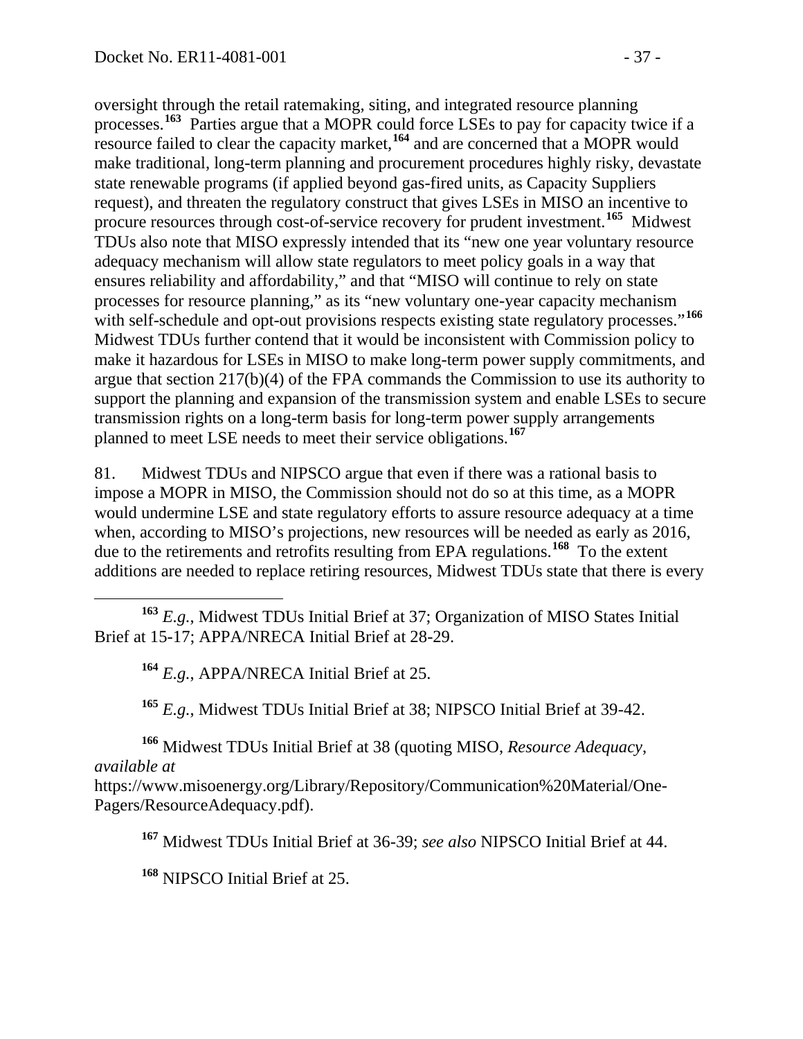oversight through the retail ratemaking, siting, and integrated resource planning processes.[163] Parties argue that a MOPR could force LSEs to pay for capacity twice if a resource failed to clear the capacity market,[164] and are concerned that a MOPR would make traditional, long-term planning and procurement procedures highly risky, devastate state renewable programs (if applied beyond gas-fired units, as Capacity Suppliers request), and threaten the regulatory construct that gives LSEs in MISO an incentive to procure resources through cost-of-service recovery for prudent investment.[165] Midwest TDUs also note that MISO expressly intended that its "new one year voluntary resource adequacy mechanism will allow state regulators to meet policy goals in a way that ensures reliability and affordability," and that "MISO will continue to rely on state processes for resource planning," as its "new voluntary one-year capacity mechanism with self-schedule and opt-out provisions respects existing state regulatory processes."[166] Midwest TDUs further contend that it would be inconsistent with Commission policy to make it hazardous for LSEs in MISO to make long-term power supply commitments, and argue that section 217(b)(4) of the FPA commands the Commission to use its authority to support the planning and expansion of the transmission system and enable LSEs to secure transmission rights on a long-term basis for long-term power supply arrangements planned to meet LSE needs to meet their service obligations.[167]

81. Midwest TDUs and NIPSCO argue that even if there was a rational basis to impose a MOPR in MISO, the Commission should not do so at this time, as a MOPR would undermine LSE and state regulatory efforts to assure resource adequacy at a time when, according to MISO's projections, new resources will be needed as early as 2016, due to the retirements and retrofits resulting from EPA regulations.[168] To the extent additions are needed to replace retiring resources, Midwest TDUs state that there is every

---

[163] *E.g.*, Midwest TDUs Initial Brief at 37; Organization of MISO States Initial Brief at 15-17; APPA/NRECA Initial Brief at 28-29.

[164] *E.g.*, APPA/NRECA Initial Brief at 25.

[165] *E.g.*, Midwest TDUs Initial Brief at 38; NIPSCO Initial Brief at 39-42.

[166] Midwest TDUs Initial Brief at 38 (quoting MISO, *Resource Adequacy*, *available at* https://www.misoenergy.org/Library/Repository/Communication%20Material/One-Pagers/ResourceAdequacy.pdf).

[167] Midwest TDUs Initial Brief at 36-39; *see also* NIPSCO Initial Brief at 44.

[168] NIPSCO Initial Brief at 25.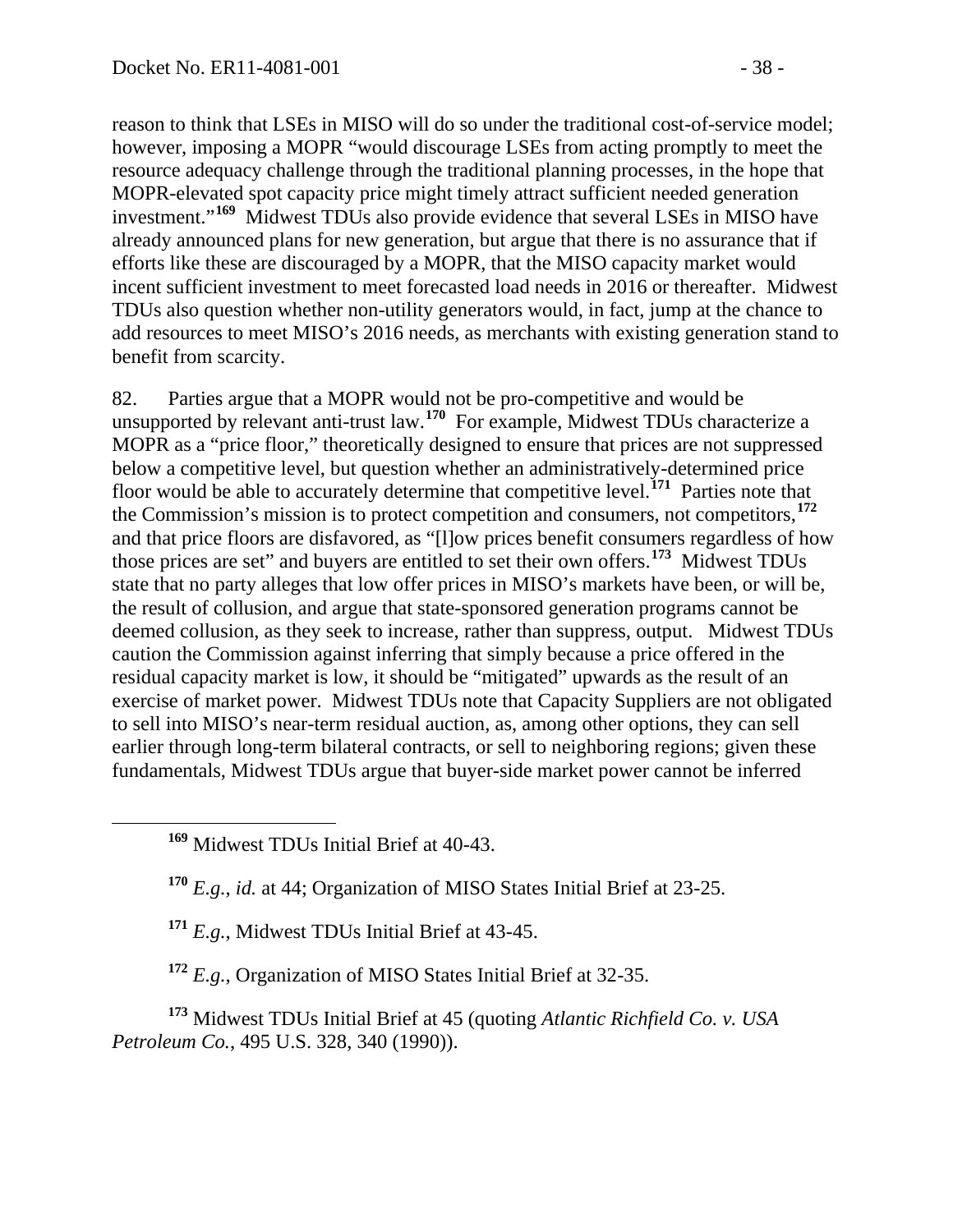reason to think that LSEs in MISO will do so under the traditional cost-of-service model; however, imposing a MOPR "would discourage LSEs from acting promptly to meet the resource adequacy challenge through the traditional planning processes, in the hope that MOPR-elevated spot capacity price might timely attract sufficient needed generation investment."[169] Midwest TDUs also provide evidence that several LSEs in MISO have already announced plans for new generation, but argue that there is no assurance that if efforts like these are discouraged by a MOPR, that the MISO capacity market would incent sufficient investment to meet forecasted load needs in 2016 or thereafter. Midwest TDUs also question whether non-utility generators would, in fact, jump at the chance to add resources to meet MISO's 2016 needs, as merchants with existing generation stand to benefit from scarcity.

82. Parties argue that a MOPR would not be pro-competitive and would be unsupported by relevant anti-trust law.[170] For example, Midwest TDUs characterize a MOPR as a "price floor," theoretically designed to ensure that prices are not suppressed below a competitive level, but question whether an administratively-determined price floor would be able to accurately determine that competitive level.[171] Parties note that the Commission's mission is to protect competition and consumers, not competitors,[172] and that price floors are disfavored, as "[l]ow prices benefit consumers regardless of how those prices are set" and buyers are entitled to set their own offers.[173] Midwest TDUs state that no party alleges that low offer prices in MISO's markets have been, or will be, the result of collusion, and argue that state-sponsored generation programs cannot be deemed collusion, as they seek to increase, rather than suppress, output. Midwest TDUs caution the Commission against inferring that simply because a price offered in the residual capacity market is low, it should be "mitigated" upwards as the result of an exercise of market power. Midwest TDUs note that Capacity Suppliers are not obligated to sell into MISO's near-term residual auction, as, among other options, they can sell earlier through long-term bilateral contracts, or sell to neighboring regions; given these fundamentals, Midwest TDUs argue that buyer-side market power cannot be inferred

---

[169] Midwest TDUs Initial Brief at 40-43.

[170] *E.g.*, *id.* at 44; Organization of MISO States Initial Brief at 23-25.

[171] *E.g.*, Midwest TDUs Initial Brief at 43-45.

[172] *E.g.*, Organization of MISO States Initial Brief at 32-35.

[173] Midwest TDUs Initial Brief at 45 (quoting *Atlantic Richfield Co. v. USA Petroleum Co.*, 495 U.S. 328, 340 (1990)).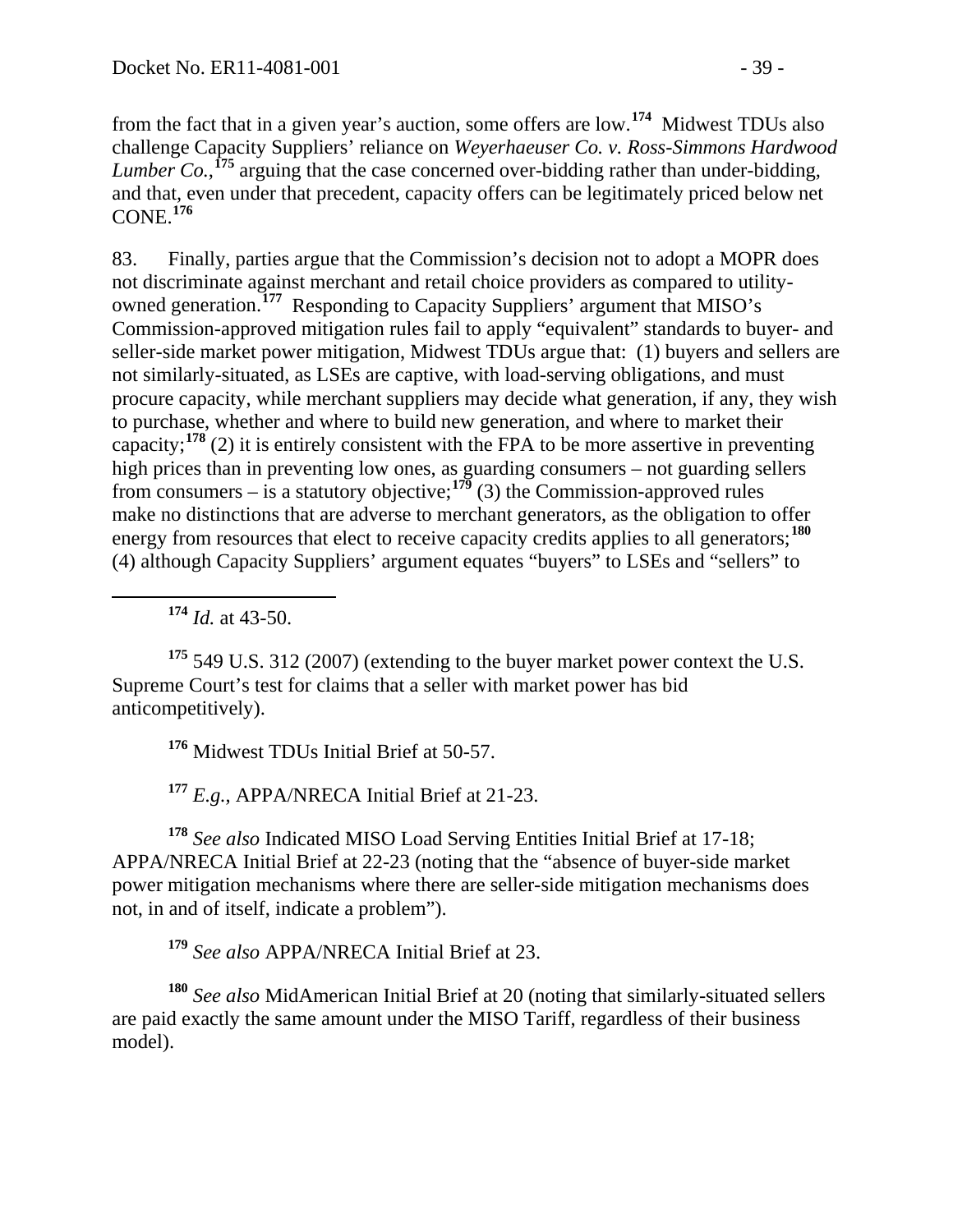from the fact that in a given year's auction, some offers are low.[174] Midwest TDUs also challenge Capacity Suppliers' reliance on *Weyerhaeuser Co. v. Ross-Simmons Hardwood Lumber Co.*,[175] arguing that the case concerned over-bidding rather than under-bidding, and that, even under that precedent, capacity offers can be legitimately priced below net CONE.[176]

83. Finally, parties argue that the Commission's decision not to adopt a MOPR does not discriminate against merchant and retail choice providers as compared to utility-owned generation.[177] Responding to Capacity Suppliers' argument that MISO's Commission-approved mitigation rules fail to apply "equivalent" standards to buyer- and seller-side market power mitigation, Midwest TDUs argue that: (1) buyers and sellers are not similarly-situated, as LSEs are captive, with load-serving obligations, and must procure capacity, while merchant suppliers may decide what generation, if any, they wish to purchase, whether and where to build new generation, and where to market their capacity;[178] (2) it is entirely consistent with the FPA to be more assertive in preventing high prices than in preventing low ones, as guarding consumers – not guarding sellers from consumers – is a statutory objective;[179] (3) the Commission-approved rules make no distinctions that are adverse to merchant generators, as the obligation to offer energy from resources that elect to receive capacity credits applies to all generators;[180] (4) although Capacity Suppliers' argument equates "buyers" to LSEs and "sellers" to

[174] *Id.* at 43-50.

[175] 549 U.S. 312 (2007) (extending to the buyer market power context the U.S. Supreme Court's test for claims that a seller with market power has bid anticompetitively).

[176] Midwest TDUs Initial Brief at 50-57.

[177] *E.g.*, APPA/NRECA Initial Brief at 21-23.

[178] *See also* Indicated MISO Load Serving Entities Initial Brief at 17-18; APPA/NRECA Initial Brief at 22-23 (noting that the "absence of buyer-side market power mitigation mechanisms where there are seller-side mitigation mechanisms does not, in and of itself, indicate a problem").

[179] *See also* APPA/NRECA Initial Brief at 23.

[180] *See also* MidAmerican Initial Brief at 20 (noting that similarly-situated sellers are paid exactly the same amount under the MISO Tariff, regardless of their business model).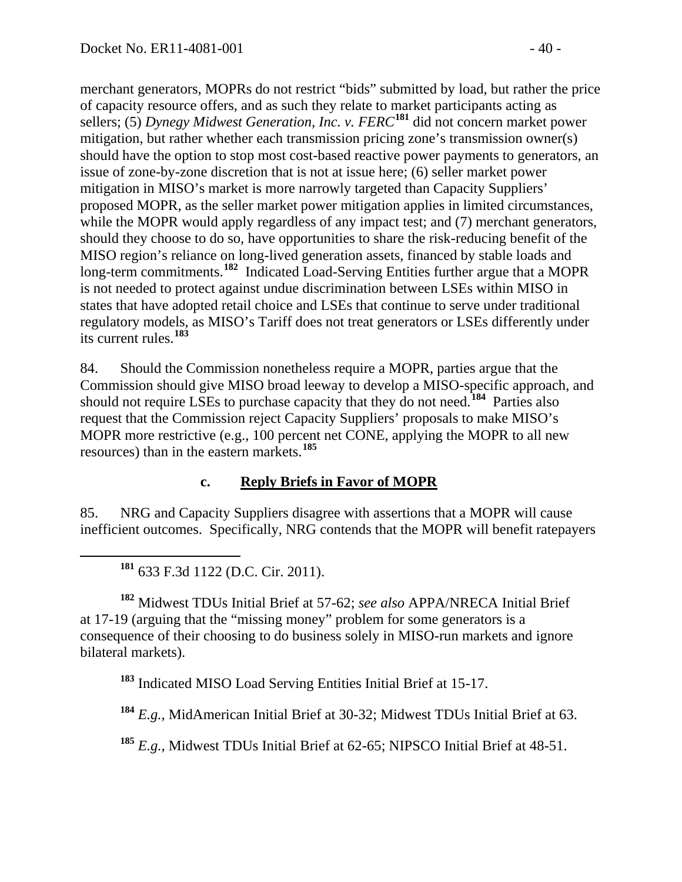merchant generators, MOPRs do not restrict "bids" submitted by load, but rather the price of capacity resource offers, and as such they relate to market participants acting as sellers; (5) *Dynegy Midwest Generation, Inc. v. FERC*[181] did not concern market power mitigation, but rather whether each transmission pricing zone's transmission owner(s) should have the option to stop most cost-based reactive power payments to generators, an issue of zone-by-zone discretion that is not at issue here; (6) seller market power mitigation in MISO's market is more narrowly targeted than Capacity Suppliers' proposed MOPR, as the seller market power mitigation applies in limited circumstances, while the MOPR would apply regardless of any impact test; and (7) merchant generators, should they choose to do so, have opportunities to share the risk-reducing benefit of the MISO region's reliance on long-lived generation assets, financed by stable loads and long-term commitments.[182] Indicated Load-Serving Entities further argue that a MOPR is not needed to protect against undue discrimination between LSEs within MISO in states that have adopted retail choice and LSEs that continue to serve under traditional regulatory models, as MISO's Tariff does not treat generators or LSEs differently under its current rules.[183]

84. Should the Commission nonetheless require a MOPR, parties argue that the Commission should give MISO broad leeway to develop a MISO-specific approach, and should not require LSEs to purchase capacity that they do not need.[184] Parties also request that the Commission reject Capacity Suppliers' proposals to make MISO's MOPR more restrictive (e.g., 100 percent net CONE, applying the MOPR to all new resources) than in the eastern markets.[185]

### c. Reply Briefs in Favor of MOPR

85. NRG and Capacity Suppliers disagree with assertions that a MOPR will cause inefficient outcomes. Specifically, NRG contends that the MOPR will benefit ratepayers

---

[181] 633 F.3d 1122 (D.C. Cir. 2011).

[182] Midwest TDUs Initial Brief at 57-62; *see also* APPA/NRECA Initial Brief at 17-19 (arguing that the "missing money" problem for some generators is a consequence of their choosing to do business solely in MISO-run markets and ignore bilateral markets).

[183] Indicated MISO Load Serving Entities Initial Brief at 15-17.

[184] *E.g.*, MidAmerican Initial Brief at 30-32; Midwest TDUs Initial Brief at 63.

[185] *E.g.*, Midwest TDUs Initial Brief at 62-65; NIPSCO Initial Brief at 48-51.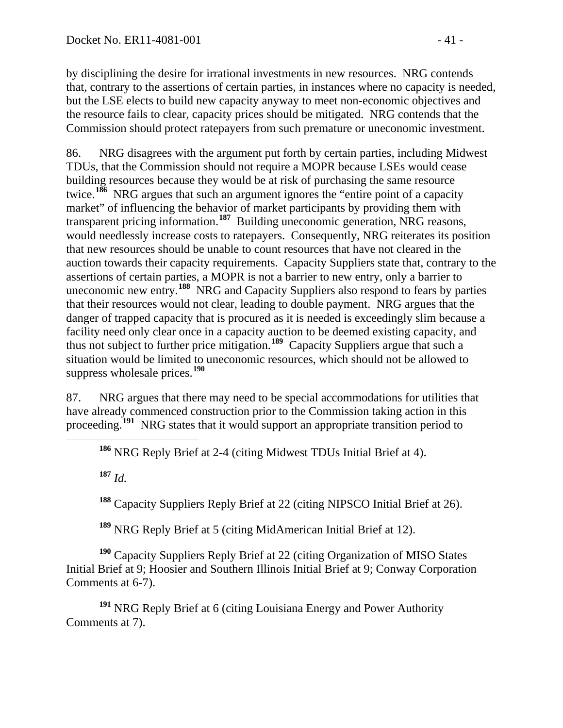by disciplining the desire for irrational investments in new resources. NRG contends that, contrary to the assertions of certain parties, in instances where no capacity is needed, but the LSE elects to build new capacity anyway to meet non-economic objectives and the resource fails to clear, capacity prices should be mitigated. NRG contends that the Commission should protect ratepayers from such premature or uneconomic investment.

86. NRG disagrees with the argument put forth by certain parties, including Midwest TDUs, that the Commission should not require a MOPR because LSEs would cease building resources because they would be at risk of purchasing the same resource twice.[186] NRG argues that such an argument ignores the "entire point of a capacity market" of influencing the behavior of market participants by providing them with transparent pricing information.[187] Building uneconomic generation, NRG reasons, would needlessly increase costs to ratepayers. Consequently, NRG reiterates its position that new resources should be unable to count resources that have not cleared in the auction towards their capacity requirements. Capacity Suppliers state that, contrary to the assertions of certain parties, a MOPR is not a barrier to new entry, only a barrier to uneconomic new entry.[188] NRG and Capacity Suppliers also respond to fears by parties that their resources would not clear, leading to double payment. NRG argues that the danger of trapped capacity that is procured as it is needed is exceedingly slim because a facility need only clear once in a capacity auction to be deemed existing capacity, and thus not subject to further price mitigation.[189] Capacity Suppliers argue that such a situation would be limited to uneconomic resources, which should not be allowed to suppress wholesale prices.[190]

87. NRG argues that there may need to be special accommodations for utilities that have already commenced construction prior to the Commission taking action in this proceeding.[191] NRG states that it would support an appropriate transition period to

---

[186] NRG Reply Brief at 2-4 (citing Midwest TDUs Initial Brief at 4).

[187] *Id.*

[188] Capacity Suppliers Reply Brief at 22 (citing NIPSCO Initial Brief at 26).

[189] NRG Reply Brief at 5 (citing MidAmerican Initial Brief at 12).

[190] Capacity Suppliers Reply Brief at 22 (citing Organization of MISO States Initial Brief at 9; Hoosier and Southern Illinois Initial Brief at 9; Conway Corporation Comments at 6-7).

[191] NRG Reply Brief at 6 (citing Louisiana Energy and Power Authority Comments at 7).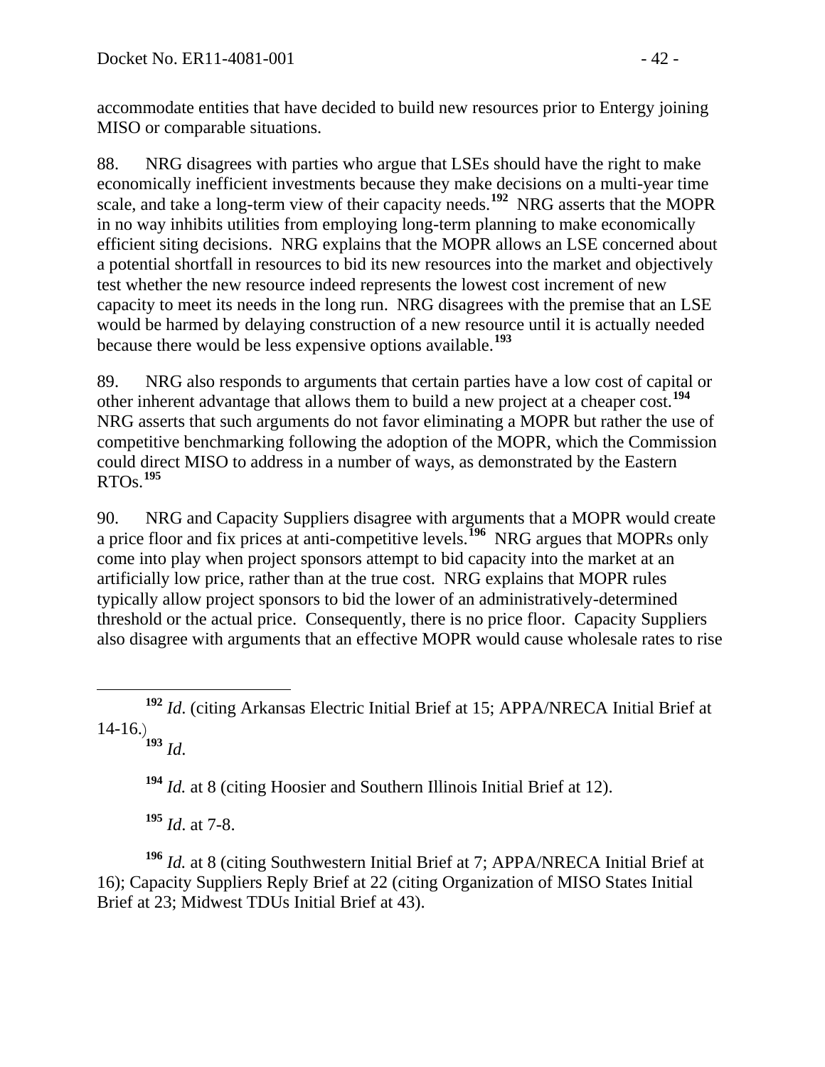accommodate entities that have decided to build new resources prior to Entergy joining MISO or comparable situations.

88. NRG disagrees with parties who argue that LSEs should have the right to make economically inefficient investments because they make decisions on a multi-year time scale, and take a long-term view of their capacity needs.[192] NRG asserts that the MOPR in no way inhibits utilities from employing long-term planning to make economically efficient siting decisions. NRG explains that the MOPR allows an LSE concerned about a potential shortfall in resources to bid its new resources into the market and objectively test whether the new resource indeed represents the lowest cost increment of new capacity to meet its needs in the long run. NRG disagrees with the premise that an LSE would be harmed by delaying construction of a new resource until it is actually needed because there would be less expensive options available.[193]

89. NRG also responds to arguments that certain parties have a low cost of capital or other inherent advantage that allows them to build a new project at a cheaper cost.[194] NRG asserts that such arguments do not favor eliminating a MOPR but rather the use of competitive benchmarking following the adoption of the MOPR, which the Commission could direct MISO to address in a number of ways, as demonstrated by the Eastern RTOs.[195]

90. NRG and Capacity Suppliers disagree with arguments that a MOPR would create a price floor and fix prices at anti-competitive levels.[196] NRG argues that MOPRs only come into play when project sponsors attempt to bid capacity into the market at an artificially low price, rather than at the true cost. NRG explains that MOPR rules typically allow project sponsors to bid the lower of an administratively-determined threshold or the actual price. Consequently, there is no price floor. Capacity Suppliers also disagree with arguments that an effective MOPR would cause wholesale rates to rise

---

[192] *Id*. (citing Arkansas Electric Initial Brief at 15; APPA/NRECA Initial Brief at 14-16.)

[193] *Id*.

[194] *Id.* at 8 (citing Hoosier and Southern Illinois Initial Brief at 12).

[195] *Id*. at 7-8.

[196] *Id.* at 8 (citing Southwestern Initial Brief at 7; APPA/NRECA Initial Brief at 16); Capacity Suppliers Reply Brief at 22 (citing Organization of MISO States Initial Brief at 23; Midwest TDUs Initial Brief at 43).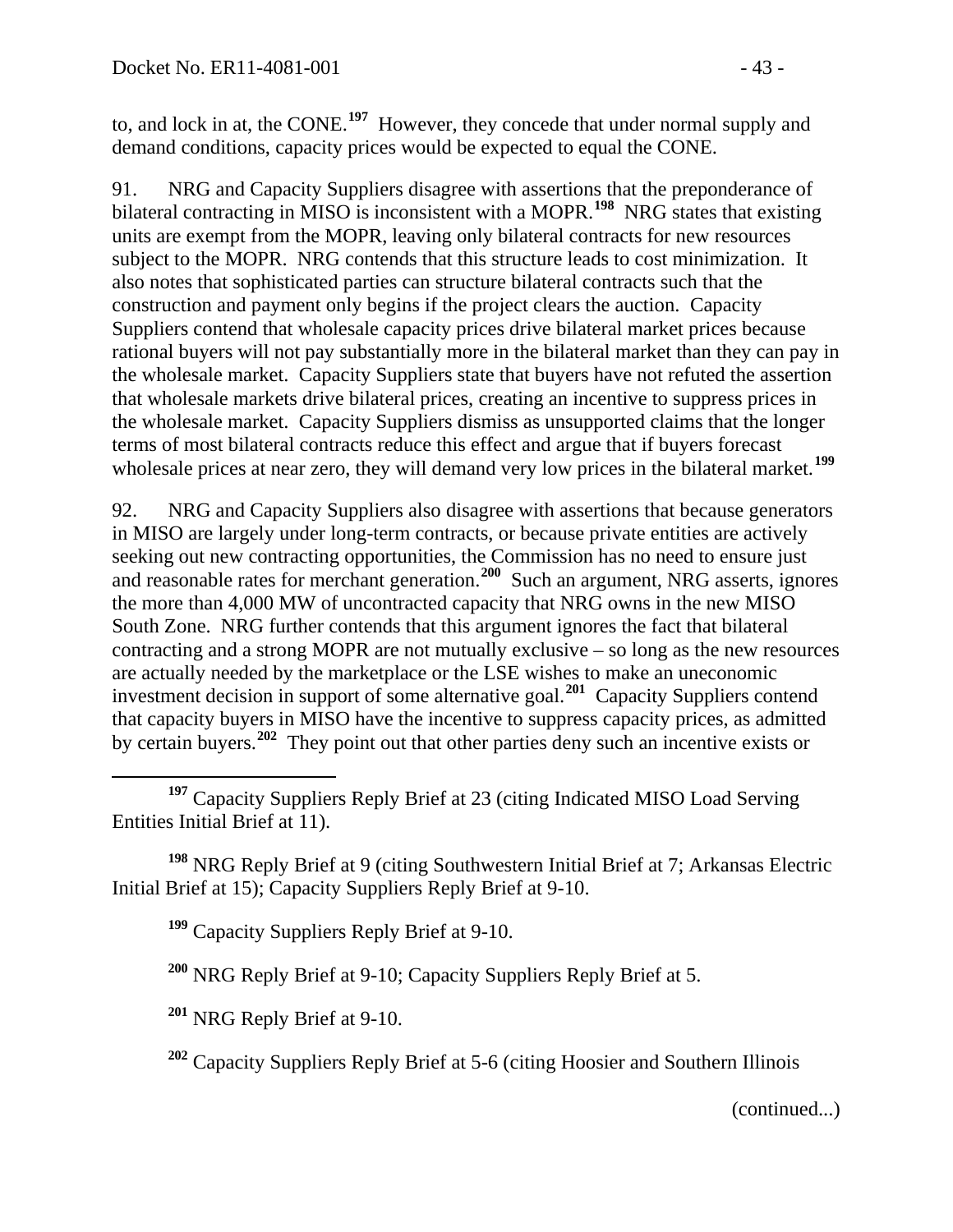to, and lock in at, the CONE.[197] However, they concede that under normal supply and demand conditions, capacity prices would be expected to equal the CONE.

91. NRG and Capacity Suppliers disagree with assertions that the preponderance of bilateral contracting in MISO is inconsistent with a MOPR.[198] NRG states that existing units are exempt from the MOPR, leaving only bilateral contracts for new resources subject to the MOPR. NRG contends that this structure leads to cost minimization. It also notes that sophisticated parties can structure bilateral contracts such that the construction and payment only begins if the project clears the auction. Capacity Suppliers contend that wholesale capacity prices drive bilateral market prices because rational buyers will not pay substantially more in the bilateral market than they can pay in the wholesale market. Capacity Suppliers state that buyers have not refuted the assertion that wholesale markets drive bilateral prices, creating an incentive to suppress prices in the wholesale market. Capacity Suppliers dismiss as unsupported claims that the longer terms of most bilateral contracts reduce this effect and argue that if buyers forecast wholesale prices at near zero, they will demand very low prices in the bilateral market.[199]

92. NRG and Capacity Suppliers also disagree with assertions that because generators in MISO are largely under long-term contracts, or because private entities are actively seeking out new contracting opportunities, the Commission has no need to ensure just and reasonable rates for merchant generation.[200] Such an argument, NRG asserts, ignores the more than 4,000 MW of uncontracted capacity that NRG owns in the new MISO South Zone. NRG further contends that this argument ignores the fact that bilateral contracting and a strong MOPR are not mutually exclusive – so long as the new resources are actually needed by the marketplace or the LSE wishes to make an uneconomic investment decision in support of some alternative goal.[201] Capacity Suppliers contend that capacity buyers in MISO have the incentive to suppress capacity prices, as admitted by certain buyers.[202] They point out that other parties deny such an incentive exists or

[197] Capacity Suppliers Reply Brief at 23 (citing Indicated MISO Load Serving Entities Initial Brief at 11).

[198] NRG Reply Brief at 9 (citing Southwestern Initial Brief at 7; Arkansas Electric Initial Brief at 15); Capacity Suppliers Reply Brief at 9-10.

[199] Capacity Suppliers Reply Brief at 9-10.

[200] NRG Reply Brief at 9-10; Capacity Suppliers Reply Brief at 5.

[201] NRG Reply Brief at 9-10.

[202] Capacity Suppliers Reply Brief at 5-6 (citing Hoosier and Southern Illinois

(continued...)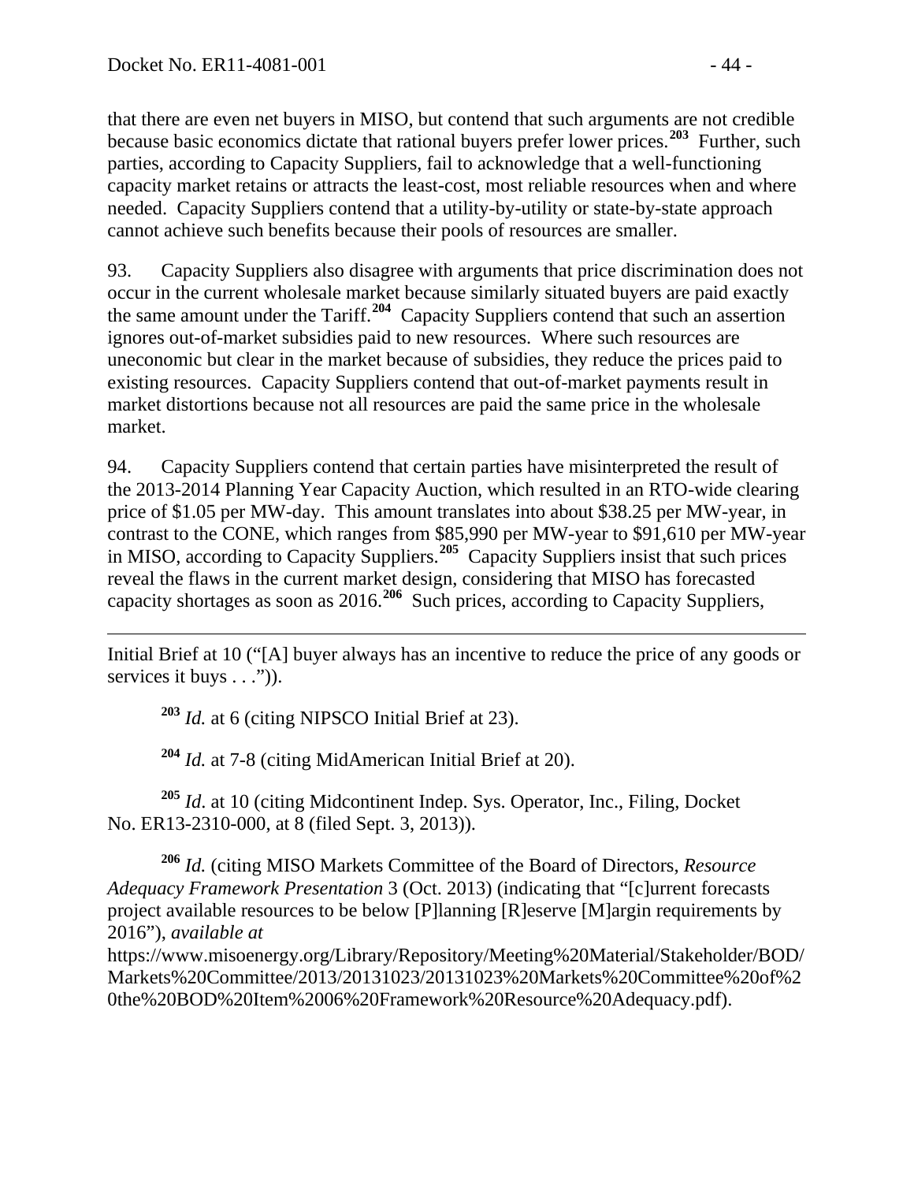that there are even net buyers in MISO, but contend that such arguments are not credible because basic economics dictate that rational buyers prefer lower prices.[203] Further, such parties, according to Capacity Suppliers, fail to acknowledge that a well-functioning capacity market retains or attracts the least-cost, most reliable resources when and where needed. Capacity Suppliers contend that a utility-by-utility or state-by-state approach cannot achieve such benefits because their pools of resources are smaller.

93. Capacity Suppliers also disagree with arguments that price discrimination does not occur in the current wholesale market because similarly situated buyers are paid exactly the same amount under the Tariff.[204] Capacity Suppliers contend that such an assertion ignores out-of-market subsidies paid to new resources. Where such resources are uneconomic but clear in the market because of subsidies, they reduce the prices paid to existing resources. Capacity Suppliers contend that out-of-market payments result in market distortions because not all resources are paid the same price in the wholesale market.

94. Capacity Suppliers contend that certain parties have misinterpreted the result of the 2013-2014 Planning Year Capacity Auction, which resulted in an RTO-wide clearing price of $1.05 per MW-day. This amount translates into about $38.25 per MW-year, in contrast to the CONE, which ranges from $85,990 per MW-year to $91,610 per MW-year in MISO, according to Capacity Suppliers.[205] Capacity Suppliers insist that such prices reveal the flaws in the current market design, considering that MISO has forecasted capacity shortages as soon as 2016.[206] Such prices, according to Capacity Suppliers,

---

Initial Brief at 10 ("[A] buyer always has an incentive to reduce the price of any goods or services it buys . . .")).

[203] *Id.* at 6 (citing NIPSCO Initial Brief at 23).

[204] *Id.* at 7-8 (citing MidAmerican Initial Brief at 20).

[205] *Id*. at 10 (citing Midcontinent Indep. Sys. Operator, Inc., Filing, Docket No. ER13-2310-000, at 8 (filed Sept. 3, 2013)).

[206] *Id.* (citing MISO Markets Committee of the Board of Directors, *Resource Adequacy Framework Presentation* 3 (Oct. 2013) (indicating that "[c]urrent forecasts project available resources to be below [P]lanning [R]eserve [M]argin requirements by 2016"), *available at* https://www.misoenergy.org/Library/Repository/Meeting%20Material/Stakeholder/BOD/Markets%20Committee/2013/20131023/20131023%20Markets%20Committee%20of%20the%20BOD%20Item%2006%20Framework%20Resource%20Adequacy.pdf).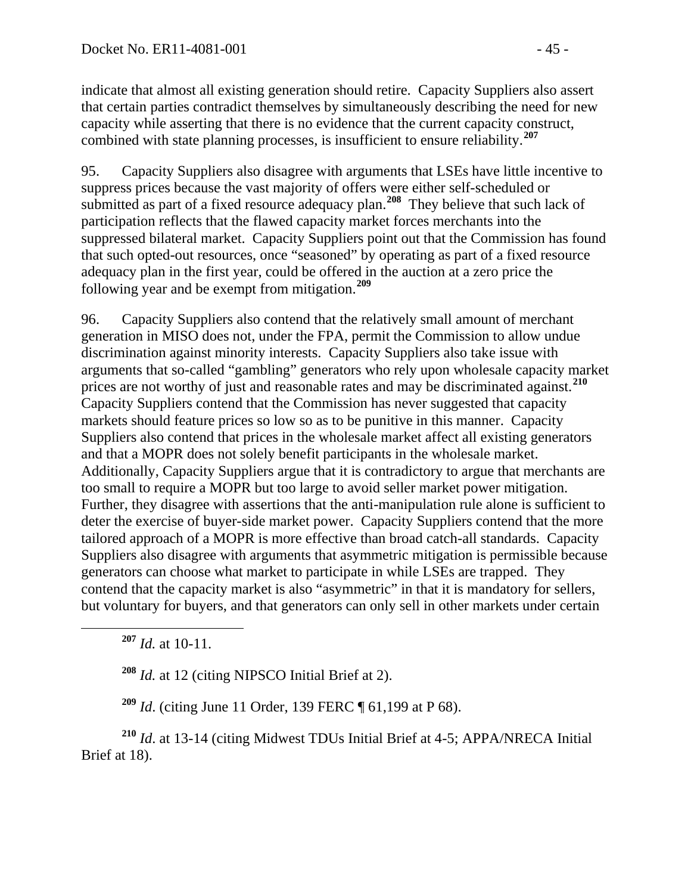indicate that almost all existing generation should retire. Capacity Suppliers also assert that certain parties contradict themselves by simultaneously describing the need for new capacity while asserting that there is no evidence that the current capacity construct, combined with state planning processes, is insufficient to ensure reliability.[207]

95. Capacity Suppliers also disagree with arguments that LSEs have little incentive to suppress prices because the vast majority of offers were either self-scheduled or submitted as part of a fixed resource adequacy plan.[208] They believe that such lack of participation reflects that the flawed capacity market forces merchants into the suppressed bilateral market. Capacity Suppliers point out that the Commission has found that such opted-out resources, once "seasoned" by operating as part of a fixed resource adequacy plan in the first year, could be offered in the auction at a zero price the following year and be exempt from mitigation.[209]

96. Capacity Suppliers also contend that the relatively small amount of merchant generation in MISO does not, under the FPA, permit the Commission to allow undue discrimination against minority interests. Capacity Suppliers also take issue with arguments that so-called "gambling" generators who rely upon wholesale capacity market prices are not worthy of just and reasonable rates and may be discriminated against.[210] Capacity Suppliers contend that the Commission has never suggested that capacity markets should feature prices so low so as to be punitive in this manner. Capacity Suppliers also contend that prices in the wholesale market affect all existing generators and that a MOPR does not solely benefit participants in the wholesale market. Additionally, Capacity Suppliers argue that it is contradictory to argue that merchants are too small to require a MOPR but too large to avoid seller market power mitigation. Further, they disagree with assertions that the anti-manipulation rule alone is sufficient to deter the exercise of buyer-side market power. Capacity Suppliers contend that the more tailored approach of a MOPR is more effective than broad catch-all standards. Capacity Suppliers also disagree with arguments that asymmetric mitigation is permissible because generators can choose what market to participate in while LSEs are trapped. They contend that the capacity market is also "asymmetric" in that it is mandatory for sellers, but voluntary for buyers, and that generators can only sell in other markets under certain

---

[207] *Id.* at 10-11.

[208] *Id.* at 12 (citing NIPSCO Initial Brief at 2).

[209] *Id*. (citing June 11 Order, 139 FERC ¶ 61,199 at P 68).

[210] *Id*. at 13-14 (citing Midwest TDUs Initial Brief at 4-5; APPA/NRECA Initial Brief at 18).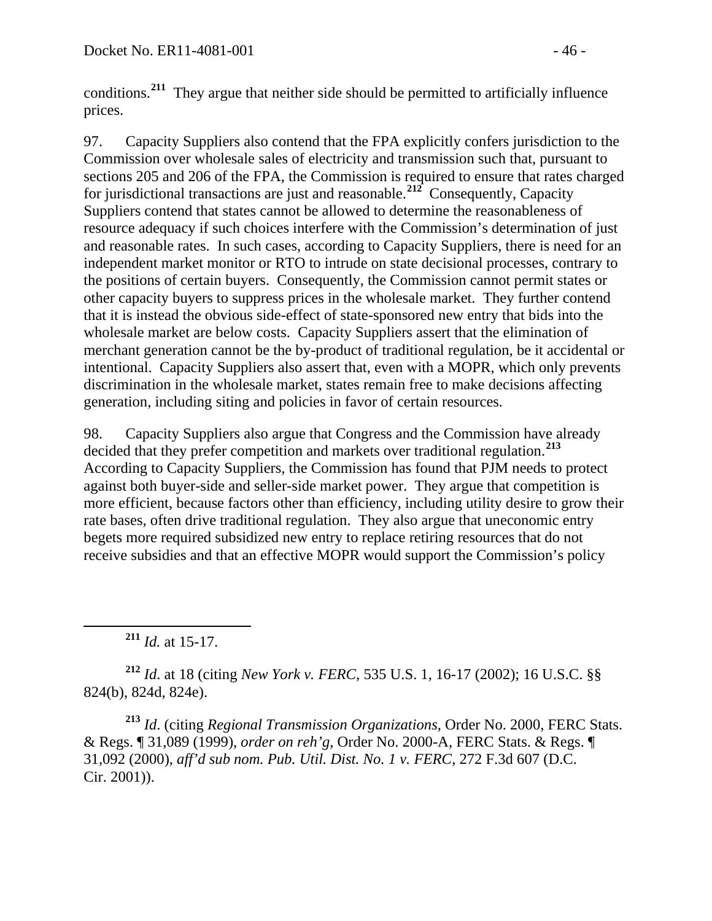conditions.[211] They argue that neither side should be permitted to artificially influence prices.

97. Capacity Suppliers also contend that the FPA explicitly confers jurisdiction to the Commission over wholesale sales of electricity and transmission such that, pursuant to sections 205 and 206 of the FPA, the Commission is required to ensure that rates charged for jurisdictional transactions are just and reasonable.[212] Consequently, Capacity Suppliers contend that states cannot be allowed to determine the reasonableness of resource adequacy if such choices interfere with the Commission's determination of just and reasonable rates. In such cases, according to Capacity Suppliers, there is need for an independent market monitor or RTO to intrude on state decisional processes, contrary to the positions of certain buyers. Consequently, the Commission cannot permit states or other capacity buyers to suppress prices in the wholesale market. They further contend that it is instead the obvious side-effect of state-sponsored new entry that bids into the wholesale market are below costs. Capacity Suppliers assert that the elimination of merchant generation cannot be the by-product of traditional regulation, be it accidental or intentional. Capacity Suppliers also assert that, even with a MOPR, which only prevents discrimination in the wholesale market, states remain free to make decisions affecting generation, including siting and policies in favor of certain resources.

98. Capacity Suppliers also argue that Congress and the Commission have already decided that they prefer competition and markets over traditional regulation.[213] According to Capacity Suppliers, the Commission has found that PJM needs to protect against both buyer-side and seller-side market power. They argue that competition is more efficient, because factors other than efficiency, including utility desire to grow their rate bases, often drive traditional regulation. They also argue that uneconomic entry begets more required subsidized new entry to replace retiring resources that do not receive subsidies and that an effective MOPR would support the Commission's policy

---

[211] *Id.* at 15-17.

[212] *Id.* at 18 (citing *New York v. FERC*, 535 U.S. 1, 16-17 (2002); 16 U.S.C. §§ 824(b), 824d, 824e).

[213] *Id.* (citing *Regional Transmission Organizations*, Order No. 2000, FERC Stats. & Regs. ¶ 31,089 (1999), *order on reh'g*, Order No. 2000-A, FERC Stats. & Regs. ¶ 31,092 (2000), *aff'd sub nom. Pub. Util. Dist. No. 1 v. FERC*, 272 F.3d 607 (D.C. Cir. 2001)).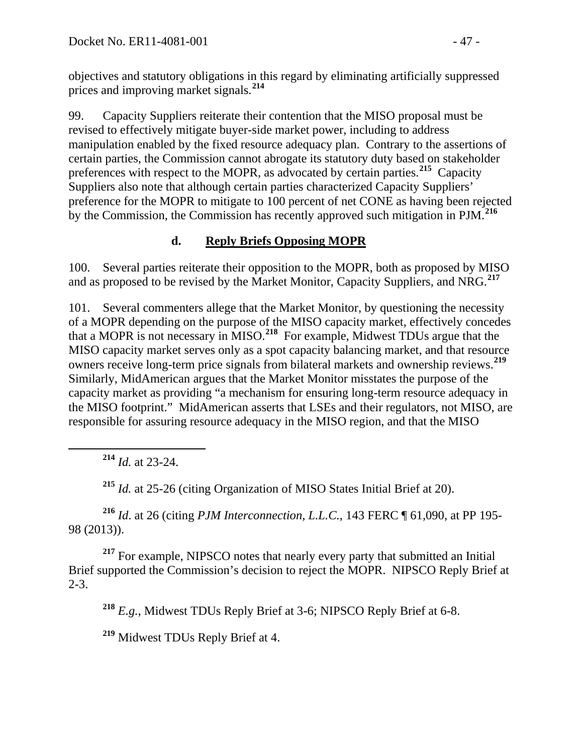objectives and statutory obligations in this regard by eliminating artificially suppressed prices and improving market signals.[214]

99. Capacity Suppliers reiterate their contention that the MISO proposal must be revised to effectively mitigate buyer-side market power, including to address manipulation enabled by the fixed resource adequacy plan. Contrary to the assertions of certain parties, the Commission cannot abrogate its statutory duty based on stakeholder preferences with respect to the MOPR, as advocated by certain parties.[215] Capacity Suppliers also note that although certain parties characterized Capacity Suppliers' preference for the MOPR to mitigate to 100 percent of net CONE as having been rejected by the Commission, the Commission has recently approved such mitigation in PJM.[216]

### d. Reply Briefs Opposing MOPR

100. Several parties reiterate their opposition to the MOPR, both as proposed by MISO and as proposed to be revised by the Market Monitor, Capacity Suppliers, and NRG.[217]

101. Several commenters allege that the Market Monitor, by questioning the necessity of a MOPR depending on the purpose of the MISO capacity market, effectively concedes that a MOPR is not necessary in MISO.[218] For example, Midwest TDUs argue that the MISO capacity market serves only as a spot capacity balancing market, and that resource owners receive long-term price signals from bilateral markets and ownership reviews.[219] Similarly, MidAmerican argues that the Market Monitor misstates the purpose of the capacity market as providing "a mechanism for ensuring long-term resource adequacy in the MISO footprint." MidAmerican asserts that LSEs and their regulators, not MISO, are responsible for assuring resource adequacy in the MISO region, and that the MISO

---

[214] *Id.* at 23-24.

[215] *Id.* at 25-26 (citing Organization of MISO States Initial Brief at 20).

[216] *Id*. at 26 (citing *PJM Interconnection, L.L.C.*, 143 FERC ¶ 61,090, at PP 195-98 (2013)).

[217] For example, NIPSCO notes that nearly every party that submitted an Initial Brief supported the Commission's decision to reject the MOPR. NIPSCO Reply Brief at 2-3.

[218] *E.g.*, Midwest TDUs Reply Brief at 3-6; NIPSCO Reply Brief at 6-8.

[219] Midwest TDUs Reply Brief at 4.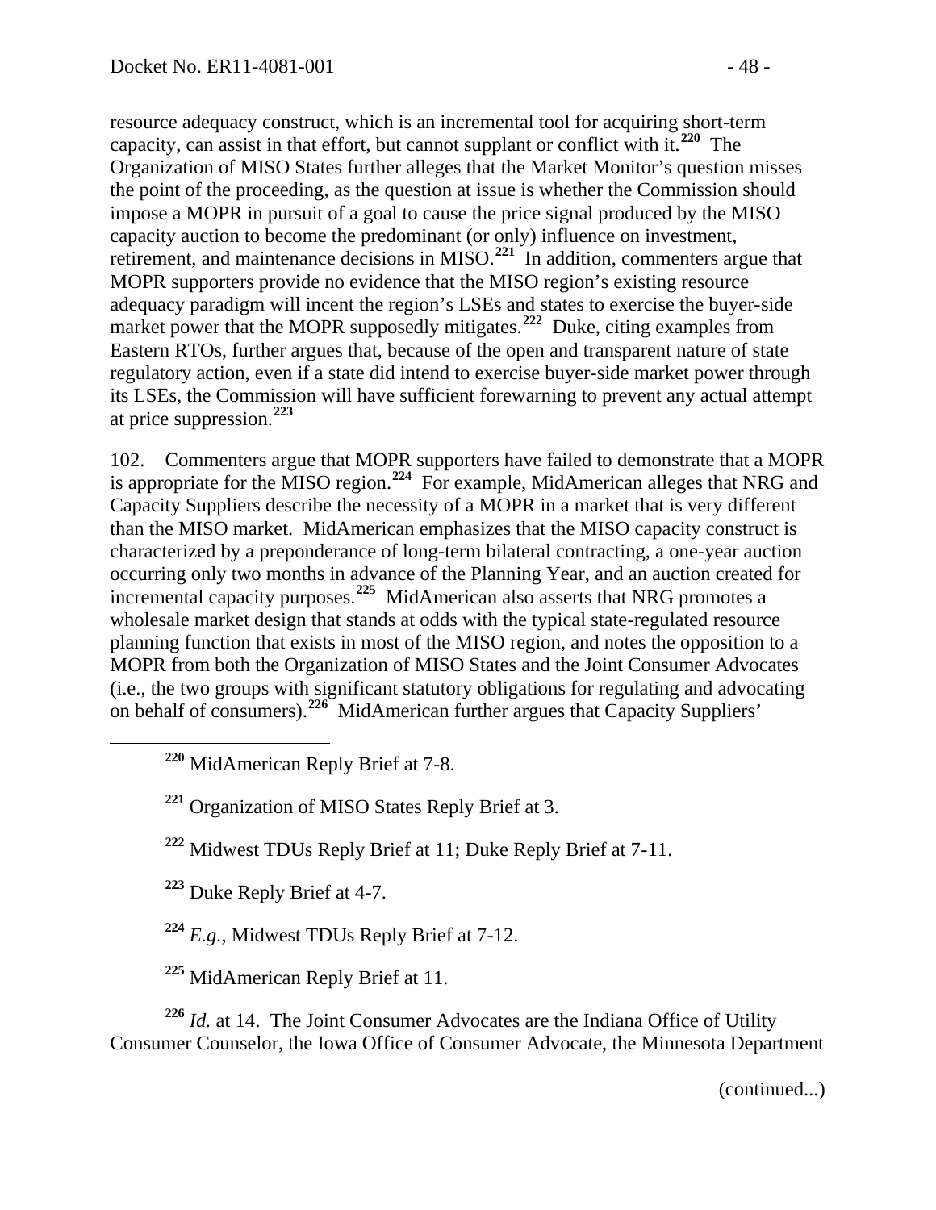resource adequacy construct, which is an incremental tool for acquiring short-term capacity, can assist in that effort, but cannot supplant or conflict with it.[220] The Organization of MISO States further alleges that the Market Monitor's question misses the point of the proceeding, as the question at issue is whether the Commission should impose a MOPR in pursuit of a goal to cause the price signal produced by the MISO capacity auction to become the predominant (or only) influence on investment, retirement, and maintenance decisions in MISO.[221] In addition, commenters argue that MOPR supporters provide no evidence that the MISO region's existing resource adequacy paradigm will incent the region's LSEs and states to exercise the buyer-side market power that the MOPR supposedly mitigates.[222] Duke, citing examples from Eastern RTOs, further argues that, because of the open and transparent nature of state regulatory action, even if a state did intend to exercise buyer-side market power through its LSEs, the Commission will have sufficient forewarning to prevent any actual attempt at price suppression.[223]

102. Commenters argue that MOPR supporters have failed to demonstrate that a MOPR is appropriate for the MISO region.[224] For example, MidAmerican alleges that NRG and Capacity Suppliers describe the necessity of a MOPR in a market that is very different than the MISO market. MidAmerican emphasizes that the MISO capacity construct is characterized by a preponderance of long-term bilateral contracting, a one-year auction occurring only two months in advance of the Planning Year, and an auction created for incremental capacity purposes.[225] MidAmerican also asserts that NRG promotes a wholesale market design that stands at odds with the typical state-regulated resource planning function that exists in most of the MISO region, and notes the opposition to a MOPR from both the Organization of MISO States and the Joint Consumer Advocates (i.e., the two groups with significant statutory obligations for regulating and advocating on behalf of consumers).[226] MidAmerican further argues that Capacity Suppliers'

---

[220] MidAmerican Reply Brief at 7-8.

[221] Organization of MISO States Reply Brief at 3.

[222] Midwest TDUs Reply Brief at 11; Duke Reply Brief at 7-11.

[223] Duke Reply Brief at 4-7.

[224] *E.g.*, Midwest TDUs Reply Brief at 7-12.

[225] MidAmerican Reply Brief at 11.

[226] *Id.* at 14. The Joint Consumer Advocates are the Indiana Office of Utility Consumer Counselor, the Iowa Office of Consumer Advocate, the Minnesota Department

(continued...)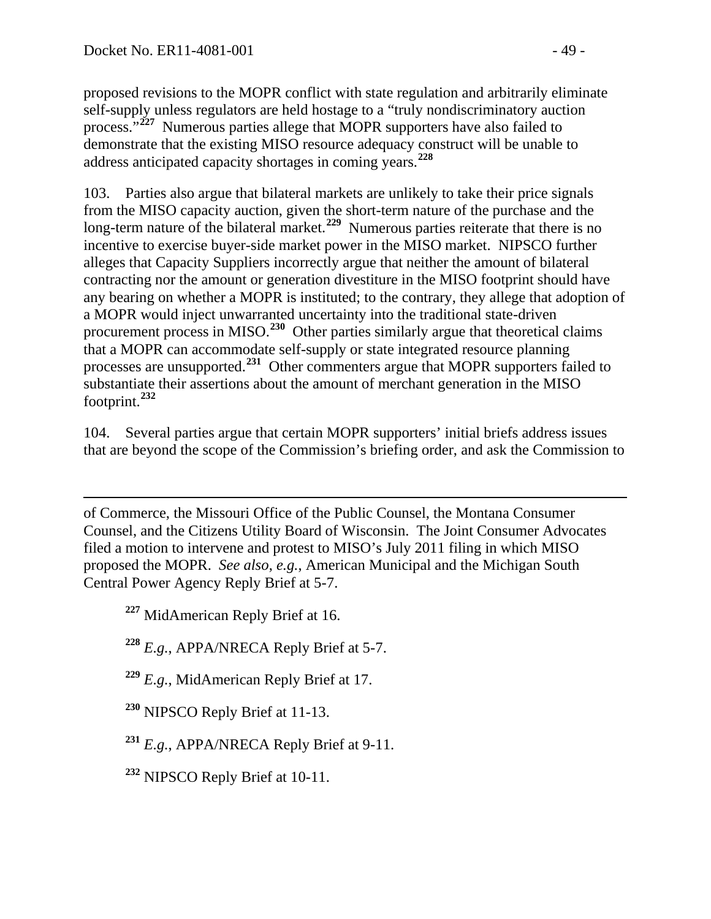proposed revisions to the MOPR conflict with state regulation and arbitrarily eliminate self-supply unless regulators are held hostage to a "truly nondiscriminatory auction process."[227] Numerous parties allege that MOPR supporters have also failed to demonstrate that the existing MISO resource adequacy construct will be unable to address anticipated capacity shortages in coming years.[228]

103. Parties also argue that bilateral markets are unlikely to take their price signals from the MISO capacity auction, given the short-term nature of the purchase and the long-term nature of the bilateral market.[229] Numerous parties reiterate that there is no incentive to exercise buyer-side market power in the MISO market. NIPSCO further alleges that Capacity Suppliers incorrectly argue that neither the amount of bilateral contracting nor the amount or generation divestiture in the MISO footprint should have any bearing on whether a MOPR is instituted; to the contrary, they allege that adoption of a MOPR would inject unwarranted uncertainty into the traditional state-driven procurement process in MISO.[230] Other parties similarly argue that theoretical claims that a MOPR can accommodate self-supply or state integrated resource planning processes are unsupported.[231] Other commenters argue that MOPR supporters failed to substantiate their assertions about the amount of merchant generation in the MISO footprint.[232]

104. Several parties argue that certain MOPR supporters' initial briefs address issues that are beyond the scope of the Commission's briefing order, and ask the Commission to

---

of Commerce, the Missouri Office of the Public Counsel, the Montana Consumer Counsel, and the Citizens Utility Board of Wisconsin. The Joint Consumer Advocates filed a motion to intervene and protest to MISO's July 2011 filing in which MISO proposed the MOPR. *See also*, *e.g.*, American Municipal and the Michigan South Central Power Agency Reply Brief at 5-7.

[227] MidAmerican Reply Brief at 16.

[228] *E.g.*, APPA/NRECA Reply Brief at 5-7.

[229] *E.g.*, MidAmerican Reply Brief at 17.

[230] NIPSCO Reply Brief at 11-13.

[231] *E.g.*, APPA/NRECA Reply Brief at 9-11.

[232] NIPSCO Reply Brief at 10-11.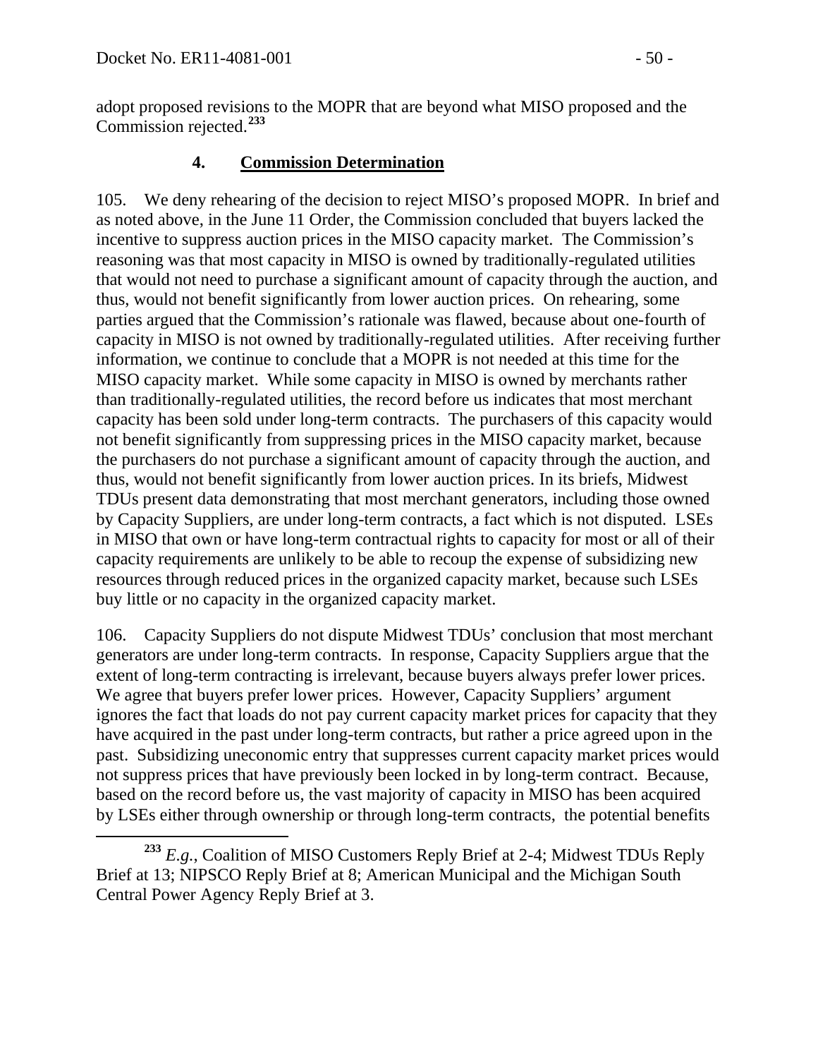adopt proposed revisions to the MOPR that are beyond what MISO proposed and the Commission rejected.[233]

### 4. Commission Determination

105. We deny rehearing of the decision to reject MISO's proposed MOPR. In brief and as noted above, in the June 11 Order, the Commission concluded that buyers lacked the incentive to suppress auction prices in the MISO capacity market. The Commission's reasoning was that most capacity in MISO is owned by traditionally-regulated utilities that would not need to purchase a significant amount of capacity through the auction, and thus, would not benefit significantly from lower auction prices. On rehearing, some parties argued that the Commission's rationale was flawed, because about one-fourth of capacity in MISO is not owned by traditionally-regulated utilities. After receiving further information, we continue to conclude that a MOPR is not needed at this time for the MISO capacity market. While some capacity in MISO is owned by merchants rather than traditionally-regulated utilities, the record before us indicates that most merchant capacity has been sold under long-term contracts. The purchasers of this capacity would not benefit significantly from suppressing prices in the MISO capacity market, because the purchasers do not purchase a significant amount of capacity through the auction, and thus, would not benefit significantly from lower auction prices. In its briefs, Midwest TDUs present data demonstrating that most merchant generators, including those owned by Capacity Suppliers, are under long-term contracts, a fact which is not disputed. LSEs in MISO that own or have long-term contractual rights to capacity for most or all of their capacity requirements are unlikely to be able to recoup the expense of subsidizing new resources through reduced prices in the organized capacity market, because such LSEs buy little or no capacity in the organized capacity market.

106. Capacity Suppliers do not dispute Midwest TDUs' conclusion that most merchant generators are under long-term contracts. In response, Capacity Suppliers argue that the extent of long-term contracting is irrelevant, because buyers always prefer lower prices. We agree that buyers prefer lower prices. However, Capacity Suppliers' argument ignores the fact that loads do not pay current capacity market prices for capacity that they have acquired in the past under long-term contracts, but rather a price agreed upon in the past. Subsidizing uneconomic entry that suppresses current capacity market prices would not suppress prices that have previously been locked in by long-term contract. Because, based on the record before us, the vast majority of capacity in MISO has been acquired by LSEs either through ownership or through long-term contracts, the potential benefits

---

[233] *E.g.*, Coalition of MISO Customers Reply Brief at 2-4; Midwest TDUs Reply Brief at 13; NIPSCO Reply Brief at 8; American Municipal and the Michigan South Central Power Agency Reply Brief at 3.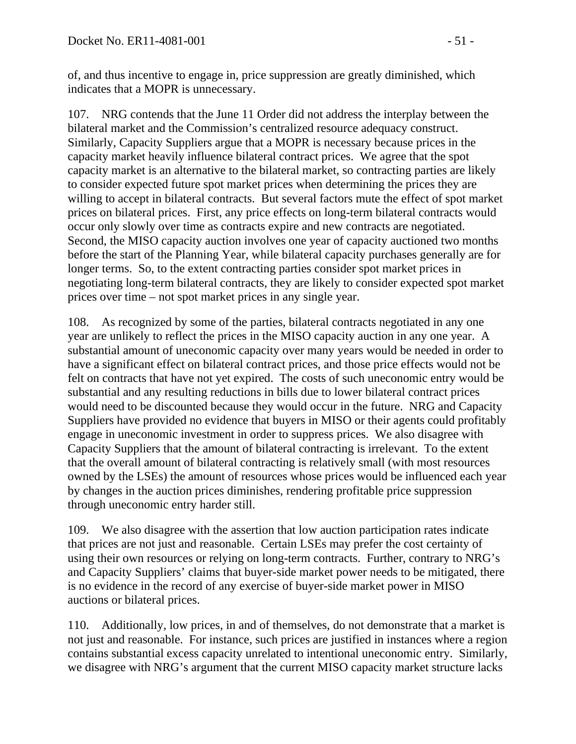of, and thus incentive to engage in, price suppression are greatly diminished, which indicates that a MOPR is unnecessary.

107. NRG contends that the June 11 Order did not address the interplay between the bilateral market and the Commission's centralized resource adequacy construct. Similarly, Capacity Suppliers argue that a MOPR is necessary because prices in the capacity market heavily influence bilateral contract prices. We agree that the spot capacity market is an alternative to the bilateral market, so contracting parties are likely to consider expected future spot market prices when determining the prices they are willing to accept in bilateral contracts. But several factors mute the effect of spot market prices on bilateral prices. First, any price effects on long-term bilateral contracts would occur only slowly over time as contracts expire and new contracts are negotiated. Second, the MISO capacity auction involves one year of capacity auctioned two months before the start of the Planning Year, while bilateral capacity purchases generally are for longer terms. So, to the extent contracting parties consider spot market prices in negotiating long-term bilateral contracts, they are likely to consider expected spot market prices over time – not spot market prices in any single year.

108. As recognized by some of the parties, bilateral contracts negotiated in any one year are unlikely to reflect the prices in the MISO capacity auction in any one year. A substantial amount of uneconomic capacity over many years would be needed in order to have a significant effect on bilateral contract prices, and those price effects would not be felt on contracts that have not yet expired. The costs of such uneconomic entry would be substantial and any resulting reductions in bills due to lower bilateral contract prices would need to be discounted because they would occur in the future. NRG and Capacity Suppliers have provided no evidence that buyers in MISO or their agents could profitably engage in uneconomic investment in order to suppress prices. We also disagree with Capacity Suppliers that the amount of bilateral contracting is irrelevant. To the extent that the overall amount of bilateral contracting is relatively small (with most resources owned by the LSEs) the amount of resources whose prices would be influenced each year by changes in the auction prices diminishes, rendering profitable price suppression through uneconomic entry harder still.

109. We also disagree with the assertion that low auction participation rates indicate that prices are not just and reasonable. Certain LSEs may prefer the cost certainty of using their own resources or relying on long-term contracts. Further, contrary to NRG's and Capacity Suppliers' claims that buyer-side market power needs to be mitigated, there is no evidence in the record of any exercise of buyer-side market power in MISO auctions or bilateral prices.

110. Additionally, low prices, in and of themselves, do not demonstrate that a market is not just and reasonable. For instance, such prices are justified in instances where a region contains substantial excess capacity unrelated to intentional uneconomic entry. Similarly, we disagree with NRG's argument that the current MISO capacity market structure lacks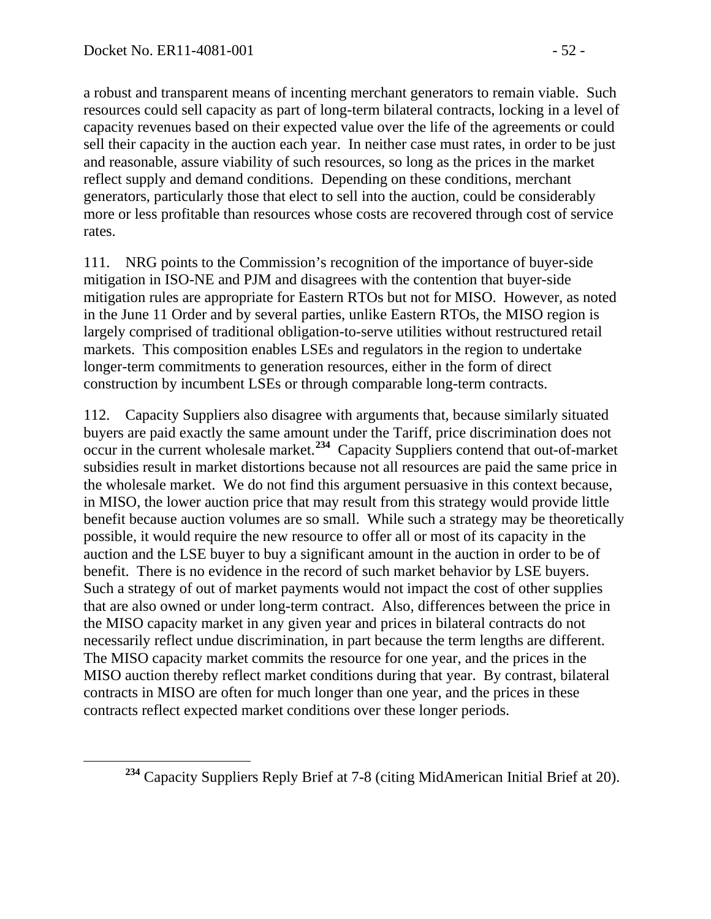a robust and transparent means of incenting merchant generators to remain viable. Such resources could sell capacity as part of long-term bilateral contracts, locking in a level of capacity revenues based on their expected value over the life of the agreements or could sell their capacity in the auction each year. In neither case must rates, in order to be just and reasonable, assure viability of such resources, so long as the prices in the market reflect supply and demand conditions. Depending on these conditions, merchant generators, particularly those that elect to sell into the auction, could be considerably more or less profitable than resources whose costs are recovered through cost of service rates.

111. NRG points to the Commission's recognition of the importance of buyer-side mitigation in ISO-NE and PJM and disagrees with the contention that buyer-side mitigation rules are appropriate for Eastern RTOs but not for MISO. However, as noted in the June 11 Order and by several parties, unlike Eastern RTOs, the MISO region is largely comprised of traditional obligation-to-serve utilities without restructured retail markets. This composition enables LSEs and regulators in the region to undertake longer-term commitments to generation resources, either in the form of direct construction by incumbent LSEs or through comparable long-term contracts.

112. Capacity Suppliers also disagree with arguments that, because similarly situated buyers are paid exactly the same amount under the Tariff, price discrimination does not occur in the current wholesale market.[234] Capacity Suppliers contend that out-of-market subsidies result in market distortions because not all resources are paid the same price in the wholesale market. We do not find this argument persuasive in this context because, in MISO, the lower auction price that may result from this strategy would provide little benefit because auction volumes are so small. While such a strategy may be theoretically possible, it would require the new resource to offer all or most of its capacity in the auction and the LSE buyer to buy a significant amount in the auction in order to be of benefit. There is no evidence in the record of such market behavior by LSE buyers. Such a strategy of out of market payments would not impact the cost of other supplies that are also owned or under long-term contract. Also, differences between the price in the MISO capacity market in any given year and prices in bilateral contracts do not necessarily reflect undue discrimination, in part because the term lengths are different. The MISO capacity market commits the resource for one year, and the prices in the MISO auction thereby reflect market conditions during that year. By contrast, bilateral contracts in MISO are often for much longer than one year, and the prices in these contracts reflect expected market conditions over these longer periods.

[234] Capacity Suppliers Reply Brief at 7-8 (citing MidAmerican Initial Brief at 20).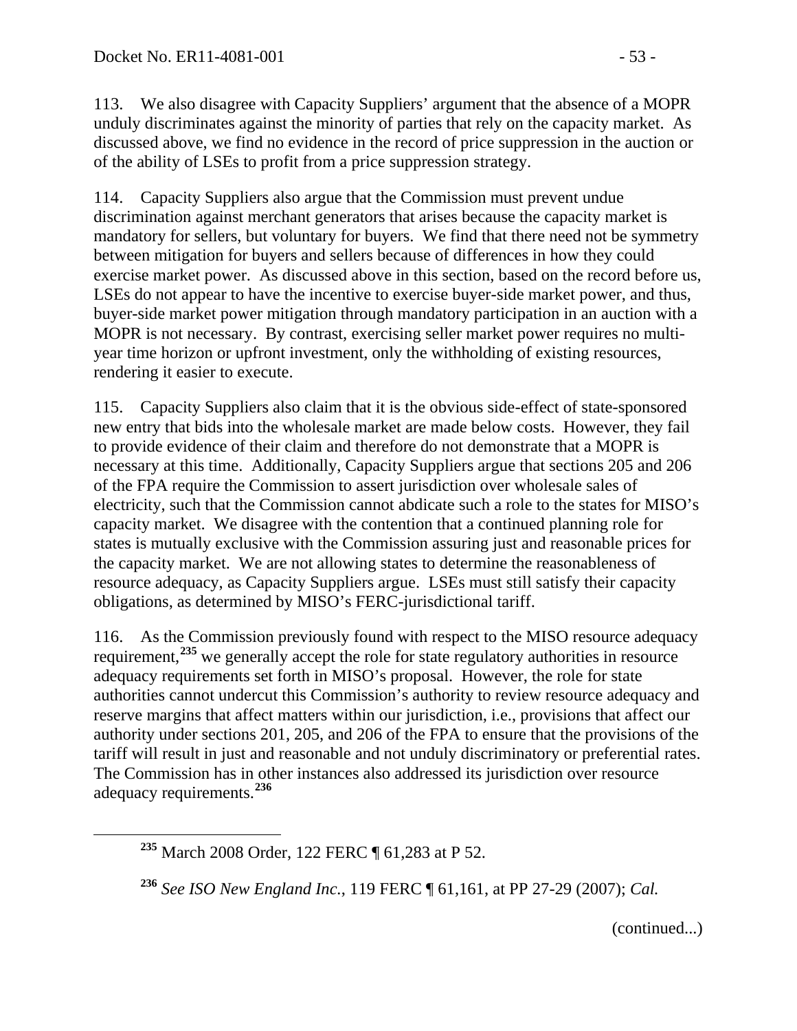113. We also disagree with Capacity Suppliers' argument that the absence of a MOPR unduly discriminates against the minority of parties that rely on the capacity market. As discussed above, we find no evidence in the record of price suppression in the auction or of the ability of LSEs to profit from a price suppression strategy.

114. Capacity Suppliers also argue that the Commission must prevent undue discrimination against merchant generators that arises because the capacity market is mandatory for sellers, but voluntary for buyers. We find that there need not be symmetry between mitigation for buyers and sellers because of differences in how they could exercise market power. As discussed above in this section, based on the record before us, LSEs do not appear to have the incentive to exercise buyer-side market power, and thus, buyer-side market power mitigation through mandatory participation in an auction with a MOPR is not necessary. By contrast, exercising seller market power requires no multi-year time horizon or upfront investment, only the withholding of existing resources, rendering it easier to execute.

115. Capacity Suppliers also claim that it is the obvious side-effect of state-sponsored new entry that bids into the wholesale market are made below costs. However, they fail to provide evidence of their claim and therefore do not demonstrate that a MOPR is necessary at this time. Additionally, Capacity Suppliers argue that sections 205 and 206 of the FPA require the Commission to assert jurisdiction over wholesale sales of electricity, such that the Commission cannot abdicate such a role to the states for MISO's capacity market. We disagree with the contention that a continued planning role for states is mutually exclusive with the Commission assuring just and reasonable prices for the capacity market. We are not allowing states to determine the reasonableness of resource adequacy, as Capacity Suppliers argue. LSEs must still satisfy their capacity obligations, as determined by MISO's FERC-jurisdictional tariff.

116. As the Commission previously found with respect to the MISO resource adequacy requirement,[235] we generally accept the role for state regulatory authorities in resource adequacy requirements set forth in MISO's proposal. However, the role for state authorities cannot undercut this Commission's authority to review resource adequacy and reserve margins that affect matters within our jurisdiction, i.e., provisions that affect our authority under sections 201, 205, and 206 of the FPA to ensure that the provisions of the tariff will result in just and reasonable and not unduly discriminatory or preferential rates. The Commission has in other instances also addressed its jurisdiction over resource adequacy requirements.[236]

[235] March 2008 Order, 122 FERC ¶ 61,283 at P 52.

[236] *See ISO New England Inc.*, 119 FERC ¶ 61,161, at PP 27-29 (2007); *Cal.*

(continued...)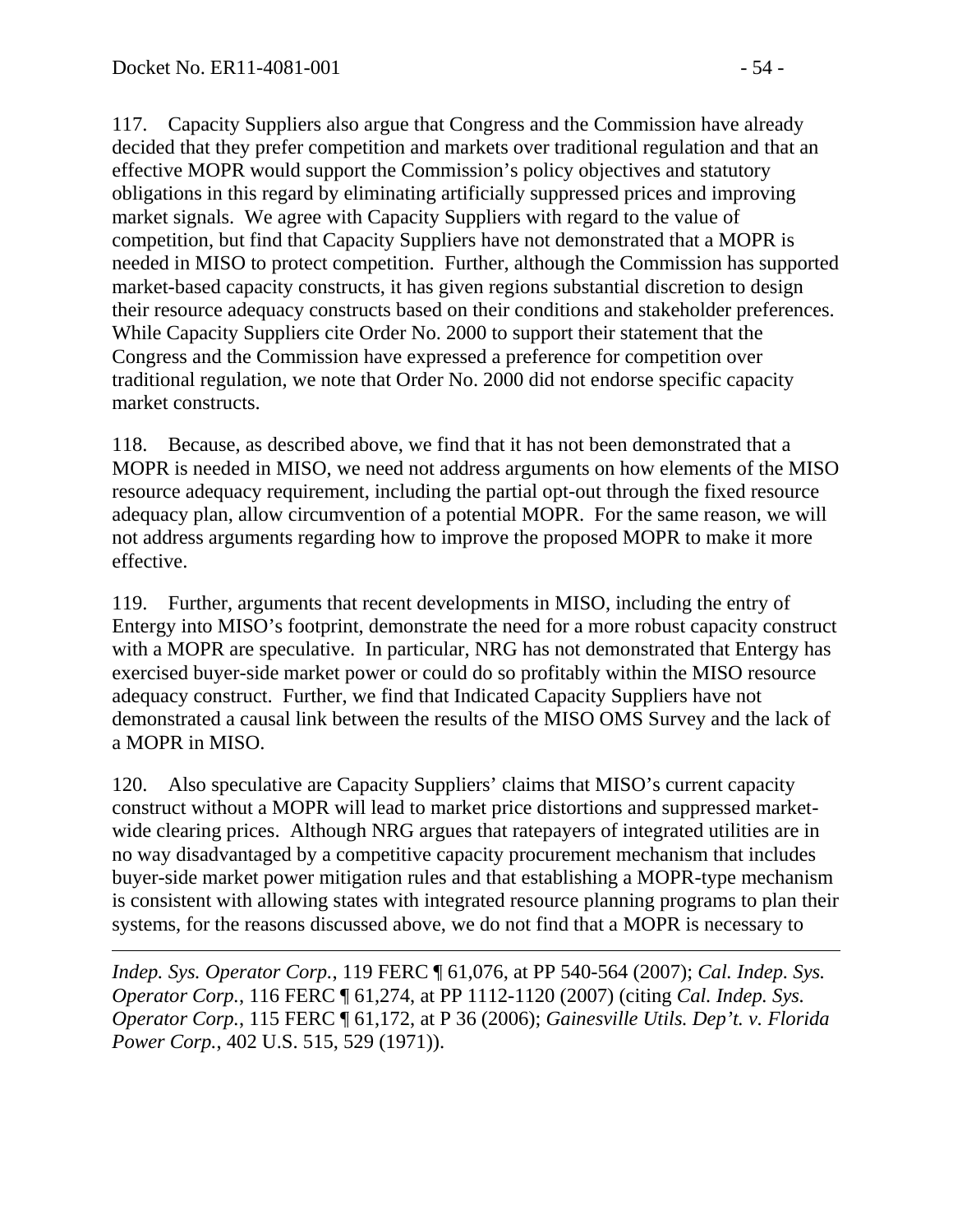117. Capacity Suppliers also argue that Congress and the Commission have already decided that they prefer competition and markets over traditional regulation and that an effective MOPR would support the Commission's policy objectives and statutory obligations in this regard by eliminating artificially suppressed prices and improving market signals. We agree with Capacity Suppliers with regard to the value of competition, but find that Capacity Suppliers have not demonstrated that a MOPR is needed in MISO to protect competition. Further, although the Commission has supported market-based capacity constructs, it has given regions substantial discretion to design their resource adequacy constructs based on their conditions and stakeholder preferences. While Capacity Suppliers cite Order No. 2000 to support their statement that the Congress and the Commission have expressed a preference for competition over traditional regulation, we note that Order No. 2000 did not endorse specific capacity market constructs.

118. Because, as described above, we find that it has not been demonstrated that a MOPR is needed in MISO, we need not address arguments on how elements of the MISO resource adequacy requirement, including the partial opt-out through the fixed resource adequacy plan, allow circumvention of a potential MOPR. For the same reason, we will not address arguments regarding how to improve the proposed MOPR to make it more effective.

119. Further, arguments that recent developments in MISO, including the entry of Entergy into MISO's footprint, demonstrate the need for a more robust capacity construct with a MOPR are speculative. In particular, NRG has not demonstrated that Entergy has exercised buyer-side market power or could do so profitably within the MISO resource adequacy construct. Further, we find that Indicated Capacity Suppliers have not demonstrated a causal link between the results of the MISO OMS Survey and the lack of a MOPR in MISO.

120. Also speculative are Capacity Suppliers' claims that MISO's current capacity construct without a MOPR will lead to market price distortions and suppressed market-wide clearing prices. Although NRG argues that ratepayers of integrated utilities are in no way disadvantaged by a competitive capacity procurement mechanism that includes buyer-side market power mitigation rules and that establishing a MOPR-type mechanism is consistent with allowing states with integrated resource planning programs to plan their systems, for the reasons discussed above, we do not find that a MOPR is necessary to

---

*Indep. Sys. Operator Corp.*, 119 FERC ¶ 61,076, at PP 540-564 (2007); *Cal. Indep. Sys. Operator Corp.*, 116 FERC ¶ 61,274, at PP 1112-1120 (2007) (citing *Cal. Indep. Sys. Operator Corp.*, 115 FERC ¶ 61,172, at P 36 (2006); *Gainesville Utils. Dep't. v. Florida Power Corp.*, 402 U.S. 515, 529 (1971)).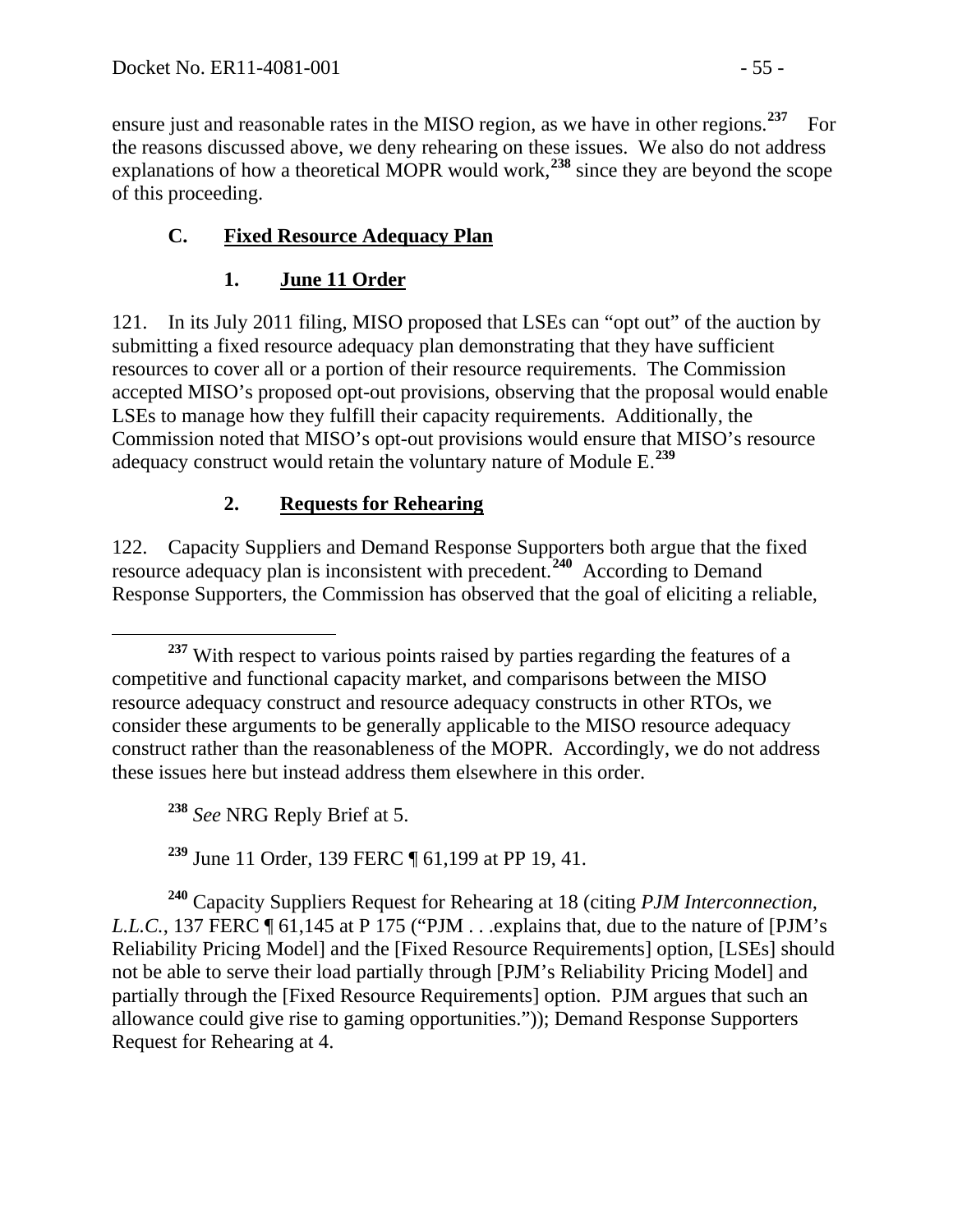ensure just and reasonable rates in the MISO region, as we have in other regions.[237] For the reasons discussed above, we deny rehearing on these issues. We also do not address explanations of how a theoretical MOPR would work,[238] since they are beyond the scope of this proceeding.

### C. Fixed Resource Adequacy Plan

#### 1. June 11 Order

121. In its July 2011 filing, MISO proposed that LSEs can "opt out" of the auction by submitting a fixed resource adequacy plan demonstrating that they have sufficient resources to cover all or a portion of their resource requirements. The Commission accepted MISO's proposed opt-out provisions, observing that the proposal would enable LSEs to manage how they fulfill their capacity requirements. Additionally, the Commission noted that MISO's opt-out provisions would ensure that MISO's resource adequacy construct would retain the voluntary nature of Module E.[239]

#### 2. Requests for Rehearing

122. Capacity Suppliers and Demand Response Supporters both argue that the fixed resource adequacy plan is inconsistent with precedent.[240] According to Demand Response Supporters, the Commission has observed that the goal of eliciting a reliable,

---

[237] With respect to various points raised by parties regarding the features of a competitive and functional capacity market, and comparisons between the MISO resource adequacy construct and resource adequacy constructs in other RTOs, we consider these arguments to be generally applicable to the MISO resource adequacy construct rather than the reasonableness of the MOPR. Accordingly, we do not address these issues here but instead address them elsewhere in this order.

[238] *See* NRG Reply Brief at 5.

[239] June 11 Order, 139 FERC ¶ 61,199 at PP 19, 41.

[240] Capacity Suppliers Request for Rehearing at 18 (citing *PJM Interconnection, L.L.C.*, 137 FERC ¶ 61,145 at P 175 ("PJM . . .explains that, due to the nature of [PJM's Reliability Pricing Model] and the [Fixed Resource Requirements] option, [LSEs] should not be able to serve their load partially through [PJM's Reliability Pricing Model] and partially through the [Fixed Resource Requirements] option. PJM argues that such an allowance could give rise to gaming opportunities.")); Demand Response Supporters Request for Rehearing at 4.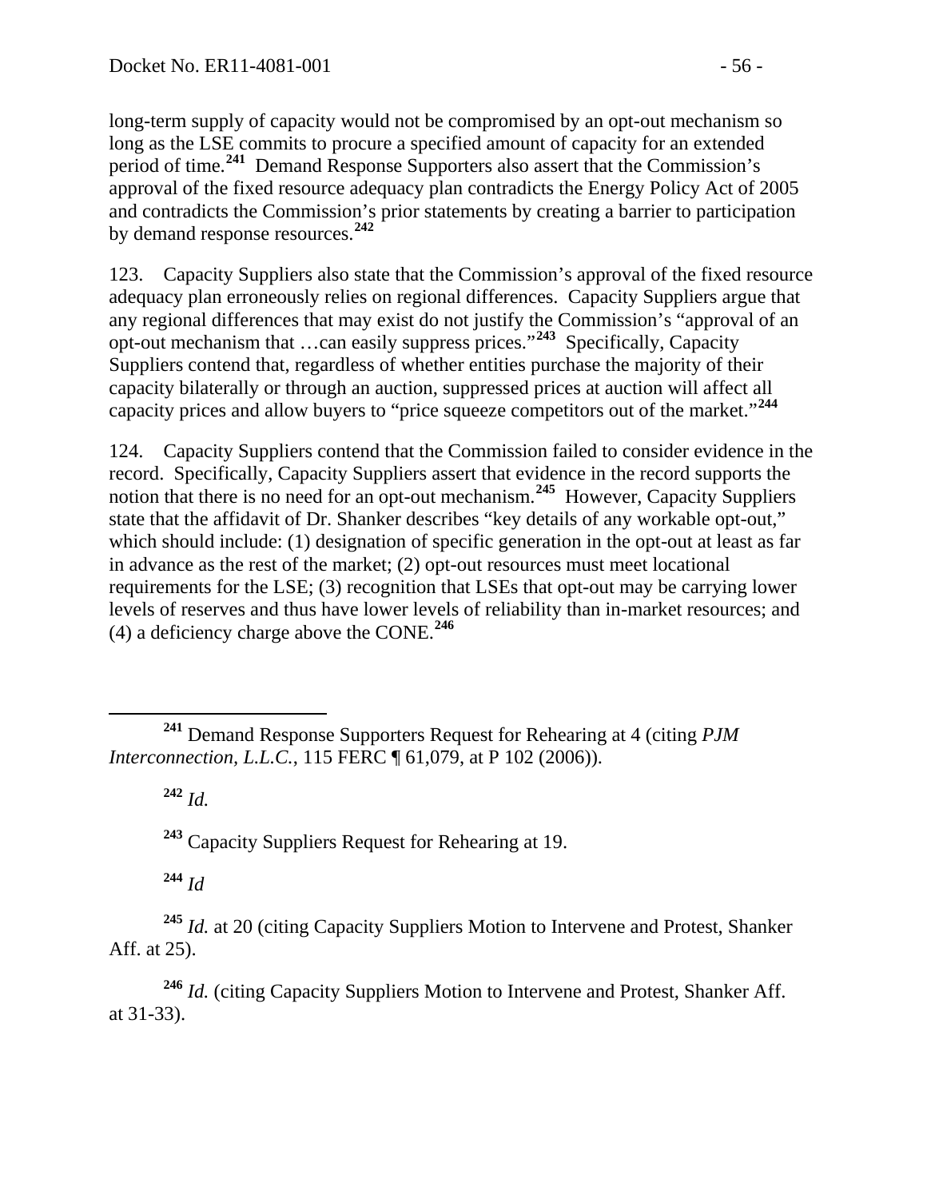long-term supply of capacity would not be compromised by an opt-out mechanism so long as the LSE commits to procure a specified amount of capacity for an extended period of time.[241] Demand Response Supporters also assert that the Commission's approval of the fixed resource adequacy plan contradicts the Energy Policy Act of 2005 and contradicts the Commission's prior statements by creating a barrier to participation by demand response resources.[242]

123. Capacity Suppliers also state that the Commission's approval of the fixed resource adequacy plan erroneously relies on regional differences. Capacity Suppliers argue that any regional differences that may exist do not justify the Commission's "approval of an opt-out mechanism that …can easily suppress prices."[243] Specifically, Capacity Suppliers contend that, regardless of whether entities purchase the majority of their capacity bilaterally or through an auction, suppressed prices at auction will affect all capacity prices and allow buyers to "price squeeze competitors out of the market."[244]

124. Capacity Suppliers contend that the Commission failed to consider evidence in the record. Specifically, Capacity Suppliers assert that evidence in the record supports the notion that there is no need for an opt-out mechanism.[245] However, Capacity Suppliers state that the affidavit of Dr. Shanker describes "key details of any workable opt-out," which should include: (1) designation of specific generation in the opt-out at least as far in advance as the rest of the market; (2) opt-out resources must meet locational requirements for the LSE; (3) recognition that LSEs that opt-out may be carrying lower levels of reserves and thus have lower levels of reliability than in-market resources; and (4) a deficiency charge above the CONE.[246]

---

[241] Demand Response Supporters Request for Rehearing at 4 (citing *PJM Interconnection, L.L.C.*, 115 FERC ¶ 61,079, at P 102 (2006)).

[242] *Id.*

[243] Capacity Suppliers Request for Rehearing at 19.

[244] *Id*

[245] *Id.* at 20 (citing Capacity Suppliers Motion to Intervene and Protest, Shanker Aff. at 25).

[246] *Id.* (citing Capacity Suppliers Motion to Intervene and Protest, Shanker Aff. at 31-33).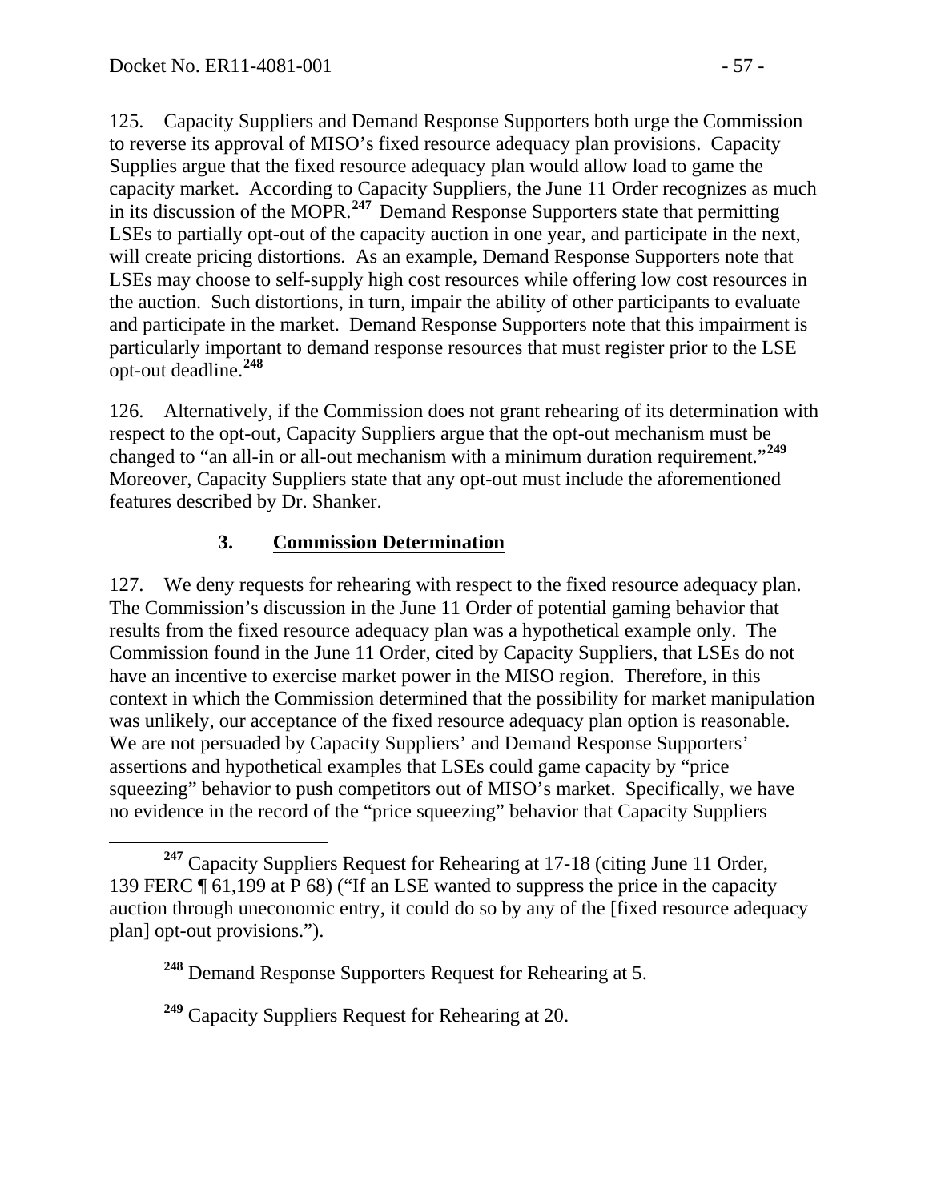125. Capacity Suppliers and Demand Response Supporters both urge the Commission to reverse its approval of MISO's fixed resource adequacy plan provisions. Capacity Supplies argue that the fixed resource adequacy plan would allow load to game the capacity market. According to Capacity Suppliers, the June 11 Order recognizes as much in its discussion of the MOPR.[247] Demand Response Supporters state that permitting LSEs to partially opt-out of the capacity auction in one year, and participate in the next, will create pricing distortions. As an example, Demand Response Supporters note that LSEs may choose to self-supply high cost resources while offering low cost resources in the auction. Such distortions, in turn, impair the ability of other participants to evaluate and participate in the market. Demand Response Supporters note that this impairment is particularly important to demand response resources that must register prior to the LSE opt-out deadline.[248]

126. Alternatively, if the Commission does not grant rehearing of its determination with respect to the opt-out, Capacity Suppliers argue that the opt-out mechanism must be changed to "an all-in or all-out mechanism with a minimum duration requirement."[249] Moreover, Capacity Suppliers state that any opt-out must include the aforementioned features described by Dr. Shanker.

### 3. Commission Determination

127. We deny requests for rehearing with respect to the fixed resource adequacy plan. The Commission's discussion in the June 11 Order of potential gaming behavior that results from the fixed resource adequacy plan was a hypothetical example only. The Commission found in the June 11 Order, cited by Capacity Suppliers, that LSEs do not have an incentive to exercise market power in the MISO region. Therefore, in this context in which the Commission determined that the possibility for market manipulation was unlikely, our acceptance of the fixed resource adequacy plan option is reasonable. We are not persuaded by Capacity Suppliers' and Demand Response Supporters' assertions and hypothetical examples that LSEs could game capacity by "price squeezing" behavior to push competitors out of MISO's market. Specifically, we have no evidence in the record of the "price squeezing" behavior that Capacity Suppliers

---

[247] Capacity Suppliers Request for Rehearing at 17-18 (citing June 11 Order, 139 FERC ¶ 61,199 at P 68) ("If an LSE wanted to suppress the price in the capacity auction through uneconomic entry, it could do so by any of the [fixed resource adequacy plan] opt-out provisions.").

[248] Demand Response Supporters Request for Rehearing at 5.

[249] Capacity Suppliers Request for Rehearing at 20.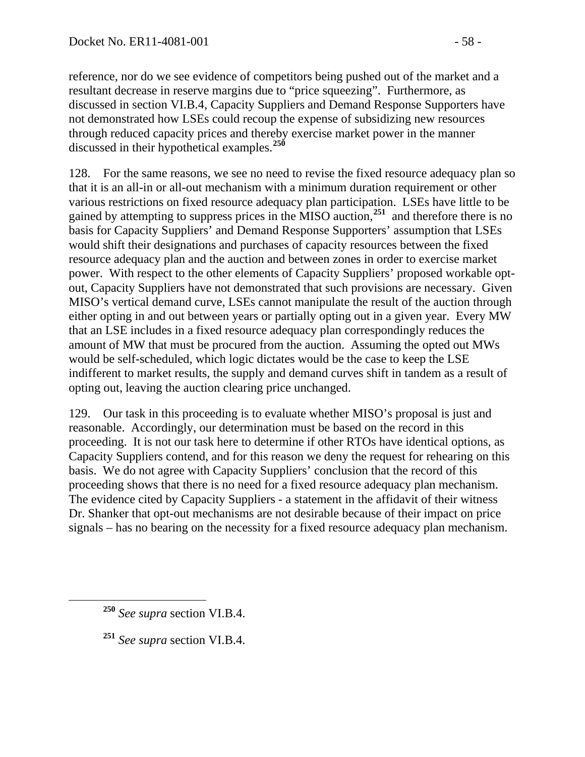reference, nor do we see evidence of competitors being pushed out of the market and a resultant decrease in reserve margins due to "price squeezing". Furthermore, as discussed in section VI.B.4, Capacity Suppliers and Demand Response Supporters have not demonstrated how LSEs could recoup the expense of subsidizing new resources through reduced capacity prices and thereby exercise market power in the manner discussed in their hypothetical examples.[250]

128. For the same reasons, we see no need to revise the fixed resource adequacy plan so that it is an all-in or all-out mechanism with a minimum duration requirement or other various restrictions on fixed resource adequacy plan participation. LSEs have little to be gained by attempting to suppress prices in the MISO auction,[251] and therefore there is no basis for Capacity Suppliers' and Demand Response Supporters' assumption that LSEs would shift their designations and purchases of capacity resources between the fixed resource adequacy plan and the auction and between zones in order to exercise market power. With respect to the other elements of Capacity Suppliers' proposed workable opt-out, Capacity Suppliers have not demonstrated that such provisions are necessary. Given MISO's vertical demand curve, LSEs cannot manipulate the result of the auction through either opting in and out between years or partially opting out in a given year. Every MW that an LSE includes in a fixed resource adequacy plan correspondingly reduces the amount of MW that must be procured from the auction. Assuming the opted out MWs would be self-scheduled, which logic dictates would be the case to keep the LSE indifferent to market results, the supply and demand curves shift in tandem as a result of opting out, leaving the auction clearing price unchanged.

129. Our task in this proceeding is to evaluate whether MISO's proposal is just and reasonable. Accordingly, our determination must be based on the record in this proceeding. It is not our task here to determine if other RTOs have identical options, as Capacity Suppliers contend, and for this reason we deny the request for rehearing on this basis. We do not agree with Capacity Suppliers' conclusion that the record of this proceeding shows that there is no need for a fixed resource adequacy plan mechanism. The evidence cited by Capacity Suppliers - a statement in the affidavit of their witness Dr. Shanker that opt-out mechanisms are not desirable because of their impact on price signals – has no bearing on the necessity for a fixed resource adequacy plan mechanism.

---

[250] *See supra* section VI.B.4.

[251] *See supra* section VI.B.4.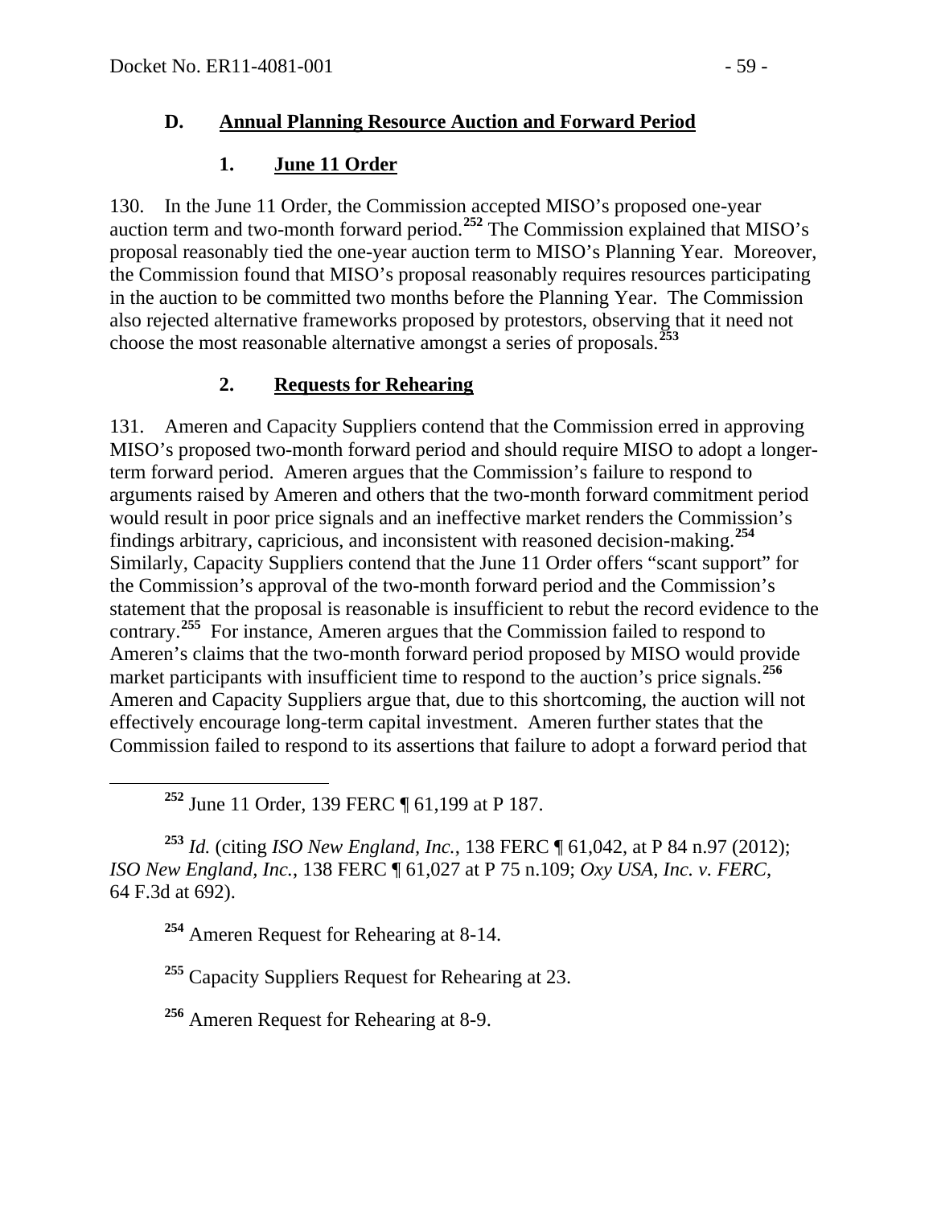### D. Annual Planning Resource Auction and Forward Period

#### 1. June 11 Order

130. In the June 11 Order, the Commission accepted MISO's proposed one-year auction term and two-month forward period.[252] The Commission explained that MISO's proposal reasonably tied the one-year auction term to MISO's Planning Year. Moreover, the Commission found that MISO's proposal reasonably requires resources participating in the auction to be committed two months before the Planning Year. The Commission also rejected alternative frameworks proposed by protestors, observing that it need not choose the most reasonable alternative amongst a series of proposals.[253]

#### 2. Requests for Rehearing

131. Ameren and Capacity Suppliers contend that the Commission erred in approving MISO's proposed two-month forward period and should require MISO to adopt a longer-term forward period. Ameren argues that the Commission's failure to respond to arguments raised by Ameren and others that the two-month forward commitment period would result in poor price signals and an ineffective market renders the Commission's findings arbitrary, capricious, and inconsistent with reasoned decision-making.[254] Similarly, Capacity Suppliers contend that the June 11 Order offers "scant support" for the Commission's approval of the two-month forward period and the Commission's statement that the proposal is reasonable is insufficient to rebut the record evidence to the contrary.[255] For instance, Ameren argues that the Commission failed to respond to Ameren's claims that the two-month forward period proposed by MISO would provide market participants with insufficient time to respond to the auction's price signals.[256] Ameren and Capacity Suppliers argue that, due to this shortcoming, the auction will not effectively encourage long-term capital investment. Ameren further states that the Commission failed to respond to its assertions that failure to adopt a forward period that

---

[252] June 11 Order, 139 FERC ¶ 61,199 at P 187.

[253] *Id.* (citing *ISO New England, Inc.*, 138 FERC ¶ 61,042, at P 84 n.97 (2012); *ISO New England, Inc.*, 138 FERC ¶ 61,027 at P 75 n.109; *Oxy USA, Inc. v. FERC*, 64 F.3d at 692).

[254] Ameren Request for Rehearing at 8-14.

[255] Capacity Suppliers Request for Rehearing at 23.

[256] Ameren Request for Rehearing at 8-9.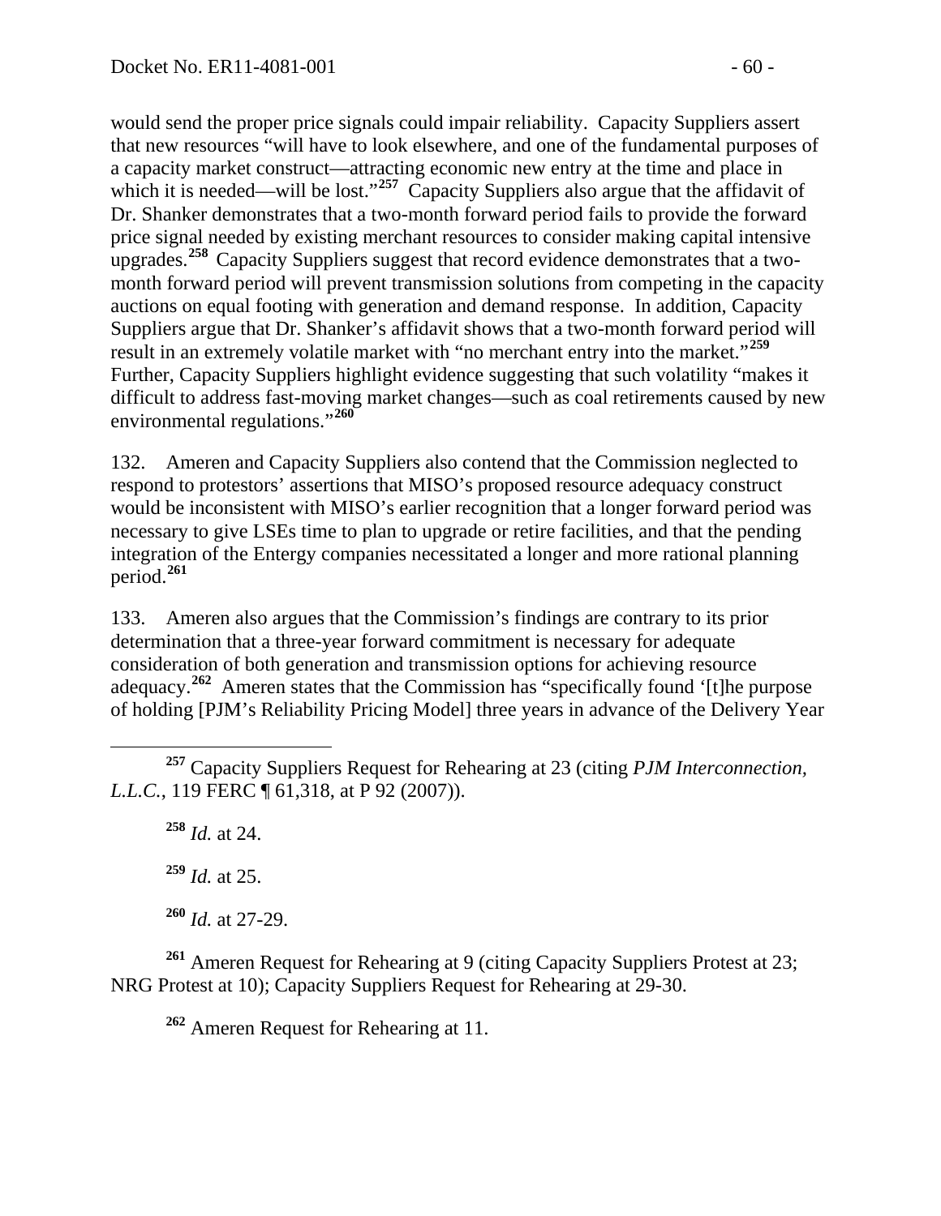would send the proper price signals could impair reliability. Capacity Suppliers assert that new resources "will have to look elsewhere, and one of the fundamental purposes of a capacity market construct—attracting economic new entry at the time and place in which it is needed—will be lost."[257] Capacity Suppliers also argue that the affidavit of Dr. Shanker demonstrates that a two-month forward period fails to provide the forward price signal needed by existing merchant resources to consider making capital intensive upgrades.[258] Capacity Suppliers suggest that record evidence demonstrates that a two-month forward period will prevent transmission solutions from competing in the capacity auctions on equal footing with generation and demand response. In addition, Capacity Suppliers argue that Dr. Shanker's affidavit shows that a two-month forward period will result in an extremely volatile market with "no merchant entry into the market."[259] Further, Capacity Suppliers highlight evidence suggesting that such volatility "makes it difficult to address fast-moving market changes—such as coal retirements caused by new environmental regulations."[260]

132. Ameren and Capacity Suppliers also contend that the Commission neglected to respond to protestors' assertions that MISO's proposed resource adequacy construct would be inconsistent with MISO's earlier recognition that a longer forward period was necessary to give LSEs time to plan to upgrade or retire facilities, and that the pending integration of the Entergy companies necessitated a longer and more rational planning period.[261]

133. Ameren also argues that the Commission's findings are contrary to its prior determination that a three-year forward commitment is necessary for adequate consideration of both generation and transmission options for achieving resource adequacy.[262] Ameren states that the Commission has "specifically found '[t]he purpose of holding [PJM's Reliability Pricing Model] three years in advance of the Delivery Year

---

[257] Capacity Suppliers Request for Rehearing at 23 (citing *PJM Interconnection, L.L.C.*, 119 FERC ¶ 61,318, at P 92 (2007)).

[258] *Id.* at 24.

[259] *Id.* at 25.

[260] *Id.* at 27-29.

[261] Ameren Request for Rehearing at 9 (citing Capacity Suppliers Protest at 23; NRG Protest at 10); Capacity Suppliers Request for Rehearing at 29-30.

[262] Ameren Request for Rehearing at 11.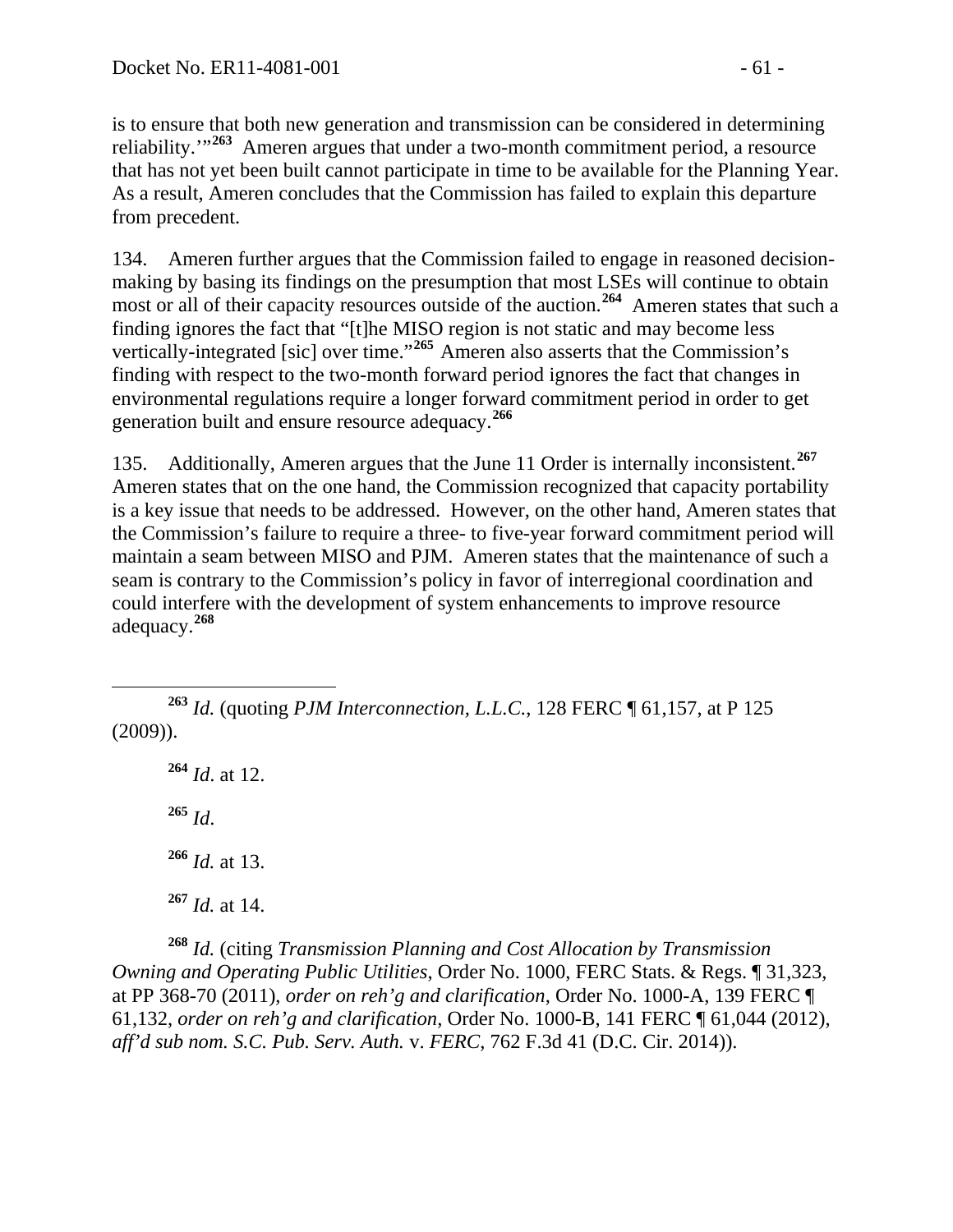is to ensure that both new generation and transmission can be considered in determining reliability.'"[263] Ameren argues that under a two-month commitment period, a resource that has not yet been built cannot participate in time to be available for the Planning Year. As a result, Ameren concludes that the Commission has failed to explain this departure from precedent.

134. Ameren further argues that the Commission failed to engage in reasoned decision-making by basing its findings on the presumption that most LSEs will continue to obtain most or all of their capacity resources outside of the auction.[264] Ameren states that such a finding ignores the fact that "[t]he MISO region is not static and may become less vertically-integrated [sic] over time."[265] Ameren also asserts that the Commission's finding with respect to the two-month forward period ignores the fact that changes in environmental regulations require a longer forward commitment period in order to get generation built and ensure resource adequacy.[266]

135. Additionally, Ameren argues that the June 11 Order is internally inconsistent.[267] Ameren states that on the one hand, the Commission recognized that capacity portability is a key issue that needs to be addressed. However, on the other hand, Ameren states that the Commission's failure to require a three- to five-year forward commitment period will maintain a seam between MISO and PJM. Ameren states that the maintenance of such a seam is contrary to the Commission's policy in favor of interregional coordination and could interfere with the development of system enhancements to improve resource adequacy.[268]

---

[263] *Id.* (quoting *PJM Interconnection, L.L.C.*, 128 FERC ¶ 61,157, at P 125 (2009)).

[264] *Id*. at 12.

[265] *Id*.

[266] *Id.* at 13.

[267] *Id.* at 14.

[268] *Id.* (citing *Transmission Planning and Cost Allocation by Transmission Owning and Operating Public Utilities*, Order No. 1000, FERC Stats. & Regs. ¶ 31,323, at PP 368-70 (2011), *order on reh'g and clarification*, Order No. 1000-A, 139 FERC ¶ 61,132, *order on reh'g and clarification*, Order No. 1000-B, 141 FERC ¶ 61,044 (2012), *aff'd sub nom. S.C. Pub. Serv. Auth.* v. *FERC*, 762 F.3d 41 (D.C. Cir. 2014)).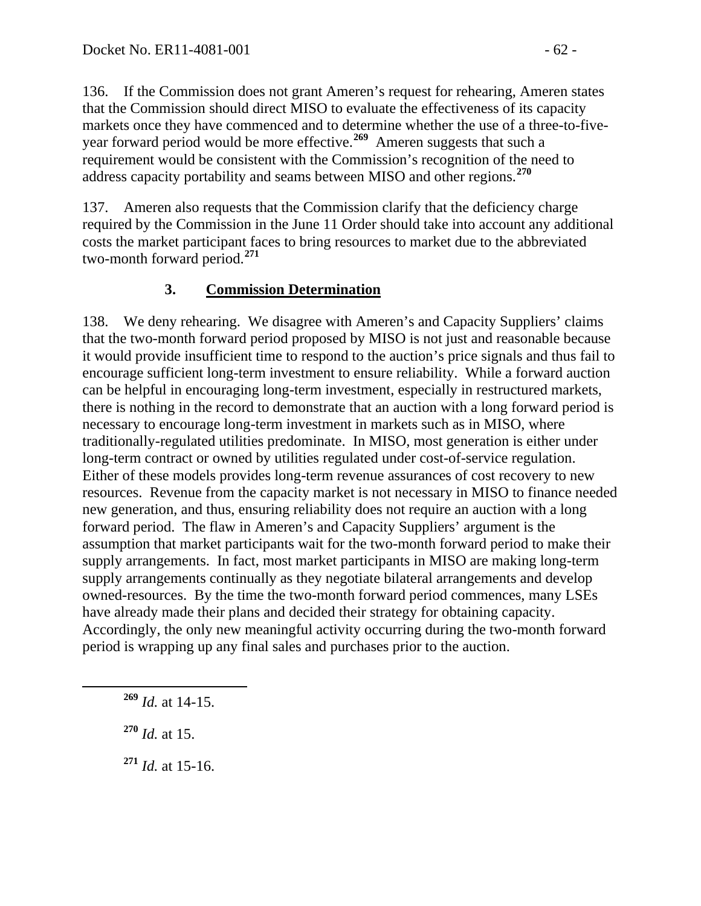136. If the Commission does not grant Ameren's request for rehearing, Ameren states that the Commission should direct MISO to evaluate the effectiveness of its capacity markets once they have commenced and to determine whether the use of a three-to-five-year forward period would be more effective.[269] Ameren suggests that such a requirement would be consistent with the Commission's recognition of the need to address capacity portability and seams between MISO and other regions.[270]

137. Ameren also requests that the Commission clarify that the deficiency charge required by the Commission in the June 11 Order should take into account any additional costs the market participant faces to bring resources to market due to the abbreviated two-month forward period.[271]

### 3. Commission Determination

138. We deny rehearing. We disagree with Ameren's and Capacity Suppliers' claims that the two-month forward period proposed by MISO is not just and reasonable because it would provide insufficient time to respond to the auction's price signals and thus fail to encourage sufficient long-term investment to ensure reliability. While a forward auction can be helpful in encouraging long-term investment, especially in restructured markets, there is nothing in the record to demonstrate that an auction with a long forward period is necessary to encourage long-term investment in markets such as in MISO, where traditionally-regulated utilities predominate. In MISO, most generation is either under long-term contract or owned by utilities regulated under cost-of-service regulation. Either of these models provides long-term revenue assurances of cost recovery to new resources. Revenue from the capacity market is not necessary in MISO to finance needed new generation, and thus, ensuring reliability does not require an auction with a long forward period. The flaw in Ameren's and Capacity Suppliers' argument is the assumption that market participants wait for the two-month forward period to make their supply arrangements. In fact, most market participants in MISO are making long-term supply arrangements continually as they negotiate bilateral arrangements and develop owned-resources. By the time the two-month forward period commences, many LSEs have already made their plans and decided their strategy for obtaining capacity. Accordingly, the only new meaningful activity occurring during the two-month forward period is wrapping up any final sales and purchases prior to the auction.

---

[269] *Id.* at 14-15.

[270] *Id.* at 15.

[271] *Id.* at 15-16.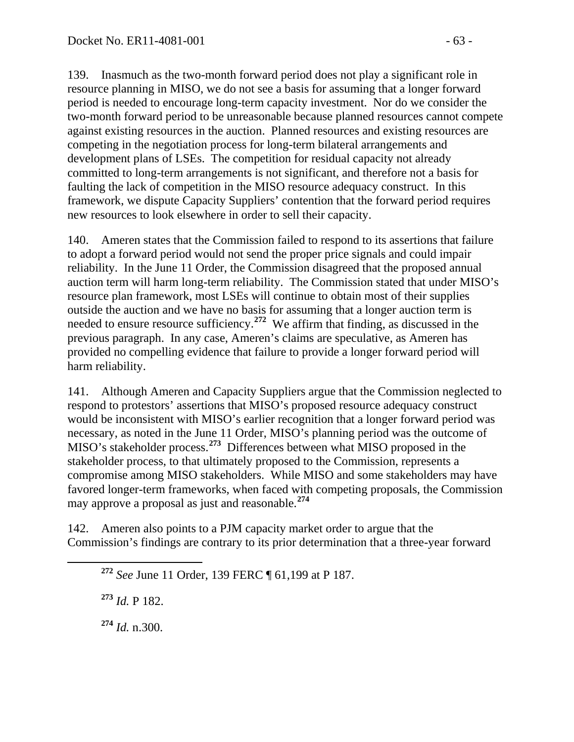139. Inasmuch as the two-month forward period does not play a significant role in resource planning in MISO, we do not see a basis for assuming that a longer forward period is needed to encourage long-term capacity investment. Nor do we consider the two-month forward period to be unreasonable because planned resources cannot compete against existing resources in the auction. Planned resources and existing resources are competing in the negotiation process for long-term bilateral arrangements and development plans of LSEs. The competition for residual capacity not already committed to long-term arrangements is not significant, and therefore not a basis for faulting the lack of competition in the MISO resource adequacy construct. In this framework, we dispute Capacity Suppliers' contention that the forward period requires new resources to look elsewhere in order to sell their capacity.

140. Ameren states that the Commission failed to respond to its assertions that failure to adopt a forward period would not send the proper price signals and could impair reliability. In the June 11 Order, the Commission disagreed that the proposed annual auction term will harm long-term reliability. The Commission stated that under MISO's resource plan framework, most LSEs will continue to obtain most of their supplies outside the auction and we have no basis for assuming that a longer auction term is needed to ensure resource sufficiency.[272] We affirm that finding, as discussed in the previous paragraph. In any case, Ameren's claims are speculative, as Ameren has provided no compelling evidence that failure to provide a longer forward period will harm reliability.

141. Although Ameren and Capacity Suppliers argue that the Commission neglected to respond to protestors' assertions that MISO's proposed resource adequacy construct would be inconsistent with MISO's earlier recognition that a longer forward period was necessary, as noted in the June 11 Order, MISO's planning period was the outcome of MISO's stakeholder process.[273] Differences between what MISO proposed in the stakeholder process, to that ultimately proposed to the Commission, represents a compromise among MISO stakeholders. While MISO and some stakeholders may have favored longer-term frameworks, when faced with competing proposals, the Commission may approve a proposal as just and reasonable.[274]

142. Ameren also points to a PJM capacity market order to argue that the Commission's findings are contrary to its prior determination that a three-year forward

---

[272] *See* June 11 Order, 139 FERC ¶ 61,199 at P 187.

[273] *Id.* P 182.

[274] *Id.* n.300.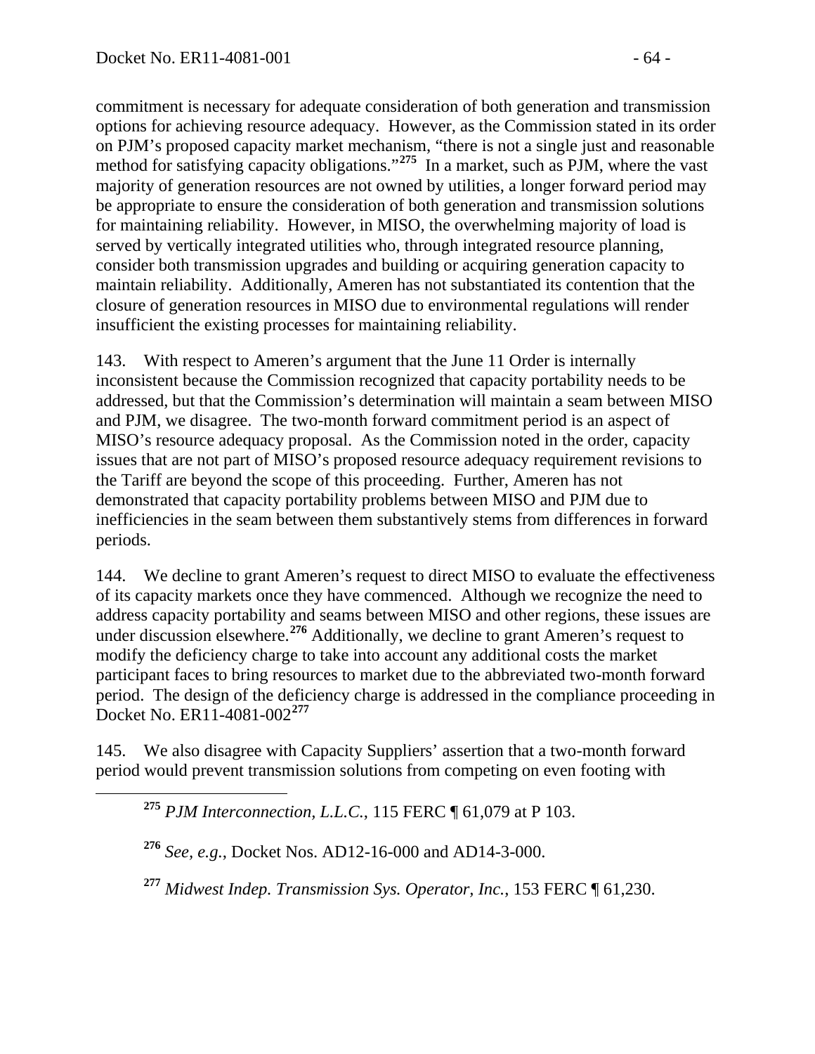commitment is necessary for adequate consideration of both generation and transmission options for achieving resource adequacy. However, as the Commission stated in its order on PJM's proposed capacity market mechanism, "there is not a single just and reasonable method for satisfying capacity obligations."[275] In a market, such as PJM, where the vast majority of generation resources are not owned by utilities, a longer forward period may be appropriate to ensure the consideration of both generation and transmission solutions for maintaining reliability. However, in MISO, the overwhelming majority of load is served by vertically integrated utilities who, through integrated resource planning, consider both transmission upgrades and building or acquiring generation capacity to maintain reliability. Additionally, Ameren has not substantiated its contention that the closure of generation resources in MISO due to environmental regulations will render insufficient the existing processes for maintaining reliability.

143. With respect to Ameren's argument that the June 11 Order is internally inconsistent because the Commission recognized that capacity portability needs to be addressed, but that the Commission's determination will maintain a seam between MISO and PJM, we disagree. The two-month forward commitment period is an aspect of MISO's resource adequacy proposal. As the Commission noted in the order, capacity issues that are not part of MISO's proposed resource adequacy requirement revisions to the Tariff are beyond the scope of this proceeding. Further, Ameren has not demonstrated that capacity portability problems between MISO and PJM due to inefficiencies in the seam between them substantively stems from differences in forward periods.

144. We decline to grant Ameren's request to direct MISO to evaluate the effectiveness of its capacity markets once they have commenced. Although we recognize the need to address capacity portability and seams between MISO and other regions, these issues are under discussion elsewhere.[276] Additionally, we decline to grant Ameren's request to modify the deficiency charge to take into account any additional costs the market participant faces to bring resources to market due to the abbreviated two-month forward period. The design of the deficiency charge is addressed in the compliance proceeding in Docket No. ER11-4081-002[277]

145. We also disagree with Capacity Suppliers' assertion that a two-month forward period would prevent transmission solutions from competing on even footing with

[275] *PJM Interconnection, L.L.C.*, 115 FERC ¶ 61,079 at P 103.

[276] *See, e.g.*, Docket Nos. AD12-16-000 and AD14-3-000.

[277] *Midwest Indep. Transmission Sys. Operator, Inc.*, 153 FERC ¶ 61,230.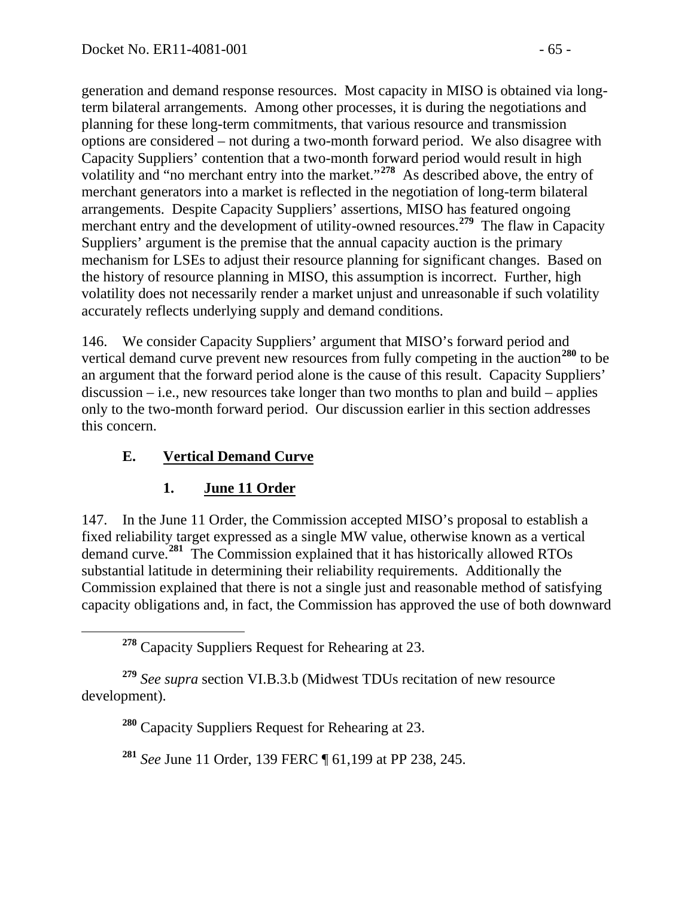generation and demand response resources. Most capacity in MISO is obtained via long-term bilateral arrangements. Among other processes, it is during the negotiations and planning for these long-term commitments, that various resource and transmission options are considered – not during a two-month forward period. We also disagree with Capacity Suppliers' contention that a two-month forward period would result in high volatility and "no merchant entry into the market."[278] As described above, the entry of merchant generators into a market is reflected in the negotiation of long-term bilateral arrangements. Despite Capacity Suppliers' assertions, MISO has featured ongoing merchant entry and the development of utility-owned resources.[279] The flaw in Capacity Suppliers' argument is the premise that the annual capacity auction is the primary mechanism for LSEs to adjust their resource planning for significant changes. Based on the history of resource planning in MISO, this assumption is incorrect. Further, high volatility does not necessarily render a market unjust and unreasonable if such volatility accurately reflects underlying supply and demand conditions.

146. We consider Capacity Suppliers' argument that MISO's forward period and vertical demand curve prevent new resources from fully competing in the auction[280] to be an argument that the forward period alone is the cause of this result. Capacity Suppliers' discussion – i.e., new resources take longer than two months to plan and build – applies only to the two-month forward period. Our discussion earlier in this section addresses this concern.

### E. Vertical Demand Curve

#### 1. June 11 Order

147. In the June 11 Order, the Commission accepted MISO's proposal to establish a fixed reliability target expressed as a single MW value, otherwise known as a vertical demand curve.[281] The Commission explained that it has historically allowed RTOs substantial latitude in determining their reliability requirements. Additionally the Commission explained that there is not a single just and reasonable method of satisfying capacity obligations and, in fact, the Commission has approved the use of both downward

---

[278] Capacity Suppliers Request for Rehearing at 23.

[279] *See supra* section VI.B.3.b (Midwest TDUs recitation of new resource development).

[280] Capacity Suppliers Request for Rehearing at 23.

[281] *See* June 11 Order, 139 FERC ¶ 61,199 at PP 238, 245.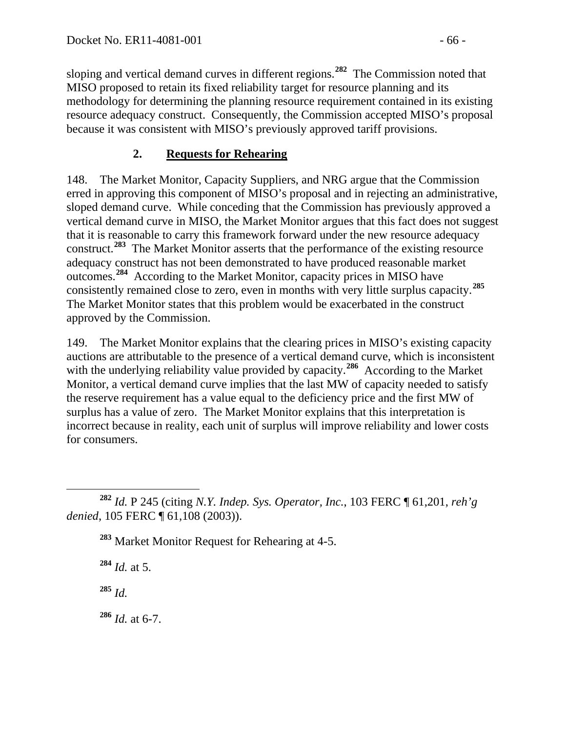sloping and vertical demand curves in different regions.[282] The Commission noted that MISO proposed to retain its fixed reliability target for resource planning and its methodology for determining the planning resource requirement contained in its existing resource adequacy construct. Consequently, the Commission accepted MISO's proposal because it was consistent with MISO's previously approved tariff provisions.

### 2. **Requests for Rehearing**

148. The Market Monitor, Capacity Suppliers, and NRG argue that the Commission erred in approving this component of MISO's proposal and in rejecting an administrative, sloped demand curve. While conceding that the Commission has previously approved a vertical demand curve in MISO, the Market Monitor argues that this fact does not suggest that it is reasonable to carry this framework forward under the new resource adequacy construct.[283] The Market Monitor asserts that the performance of the existing resource adequacy construct has not been demonstrated to have produced reasonable market outcomes.[284] According to the Market Monitor, capacity prices in MISO have consistently remained close to zero, even in months with very little surplus capacity.[285] The Market Monitor states that this problem would be exacerbated in the construct approved by the Commission.

149. The Market Monitor explains that the clearing prices in MISO's existing capacity auctions are attributable to the presence of a vertical demand curve, which is inconsistent with the underlying reliability value provided by capacity.[286] According to the Market Monitor, a vertical demand curve implies that the last MW of capacity needed to satisfy the reserve requirement has a value equal to the deficiency price and the first MW of surplus has a value of zero. The Market Monitor explains that this interpretation is incorrect because in reality, each unit of surplus will improve reliability and lower costs for consumers.

---

[282] *Id.* P 245 (citing *N.Y. Indep. Sys. Operator, Inc.*, 103 FERC ¶ 61,201, *reh'g denied*, 105 FERC ¶ 61,108 (2003)).

[283] Market Monitor Request for Rehearing at 4-5.

[284] *Id.* at 5.

[285] *Id.*

[286] *Id.* at 6-7.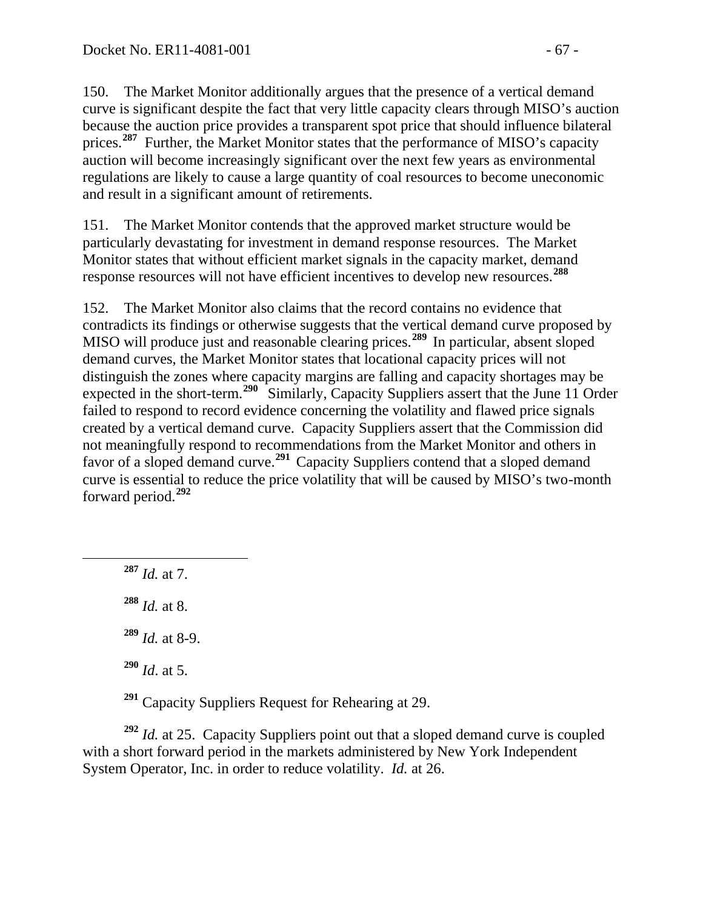150. The Market Monitor additionally argues that the presence of a vertical demand curve is significant despite the fact that very little capacity clears through MISO's auction because the auction price provides a transparent spot price that should influence bilateral prices.[287] Further, the Market Monitor states that the performance of MISO's capacity auction will become increasingly significant over the next few years as environmental regulations are likely to cause a large quantity of coal resources to become uneconomic and result in a significant amount of retirements.

151. The Market Monitor contends that the approved market structure would be particularly devastating for investment in demand response resources. The Market Monitor states that without efficient market signals in the capacity market, demand response resources will not have efficient incentives to develop new resources.[288]

152. The Market Monitor also claims that the record contains no evidence that contradicts its findings or otherwise suggests that the vertical demand curve proposed by MISO will produce just and reasonable clearing prices.[289] In particular, absent sloped demand curves, the Market Monitor states that locational capacity prices will not distinguish the zones where capacity margins are falling and capacity shortages may be expected in the short-term.[290] Similarly, Capacity Suppliers assert that the June 11 Order failed to respond to record evidence concerning the volatility and flawed price signals created by a vertical demand curve. Capacity Suppliers assert that the Commission did not meaningfully respond to recommendations from the Market Monitor and others in favor of a sloped demand curve.[291] Capacity Suppliers contend that a sloped demand curve is essential to reduce the price volatility that will be caused by MISO's two-month forward period.[292]

---

[287] *Id.* at 7.

[288] *Id.* at 8.

[289] *Id.* at 8-9.

[290] *Id*. at 5.

[291] Capacity Suppliers Request for Rehearing at 29.

[292] *Id.* at 25. Capacity Suppliers point out that a sloped demand curve is coupled with a short forward period in the markets administered by New York Independent System Operator, Inc. in order to reduce volatility. *Id.* at 26.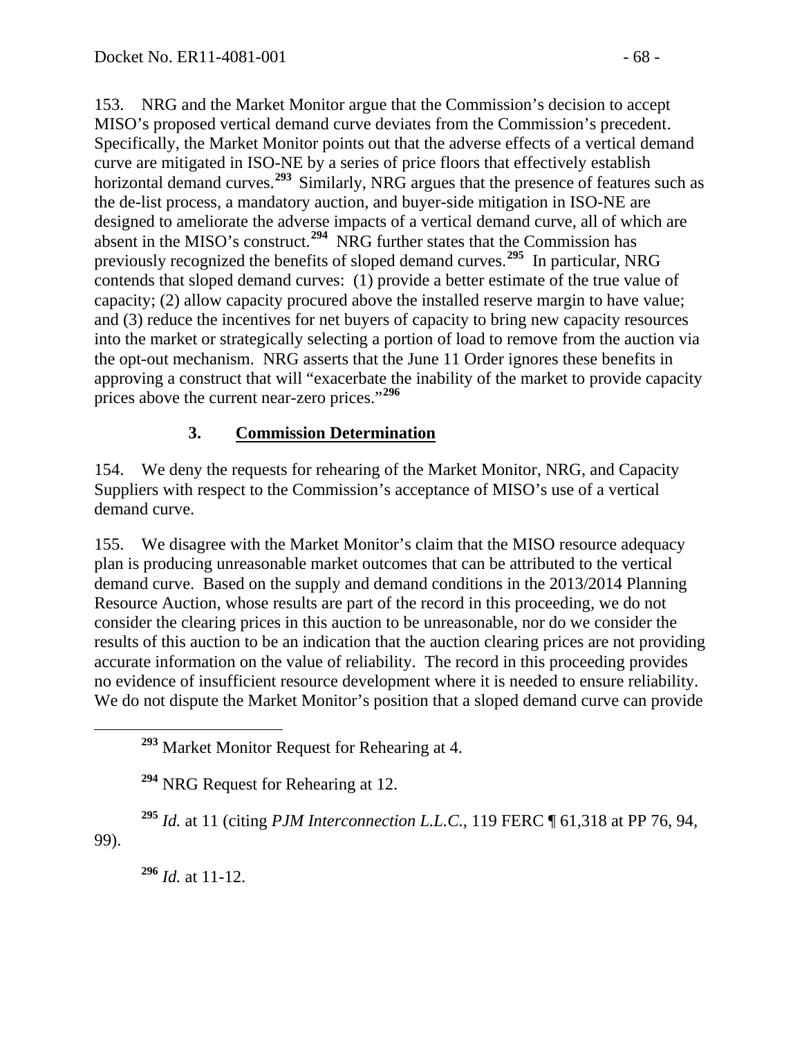153. NRG and the Market Monitor argue that the Commission's decision to accept MISO's proposed vertical demand curve deviates from the Commission's precedent. Specifically, the Market Monitor points out that the adverse effects of a vertical demand curve are mitigated in ISO-NE by a series of price floors that effectively establish horizontal demand curves.[293] Similarly, NRG argues that the presence of features such as the de-list process, a mandatory auction, and buyer-side mitigation in ISO-NE are designed to ameliorate the adverse impacts of a vertical demand curve, all of which are absent in the MISO's construct.[294] NRG further states that the Commission has previously recognized the benefits of sloped demand curves.[295] In particular, NRG contends that sloped demand curves: (1) provide a better estimate of the true value of capacity; (2) allow capacity procured above the installed reserve margin to have value; and (3) reduce the incentives for net buyers of capacity to bring new capacity resources into the market or strategically selecting a portion of load to remove from the auction via the opt-out mechanism. NRG asserts that the June 11 Order ignores these benefits in approving a construct that will "exacerbate the inability of the market to provide capacity prices above the current near-zero prices."[296]

### 3. Commission Determination

154. We deny the requests for rehearing of the Market Monitor, NRG, and Capacity Suppliers with respect to the Commission's acceptance of MISO's use of a vertical demand curve.

155. We disagree with the Market Monitor's claim that the MISO resource adequacy plan is producing unreasonable market outcomes that can be attributed to the vertical demand curve. Based on the supply and demand conditions in the 2013/2014 Planning Resource Auction, whose results are part of the record in this proceeding, we do not consider the clearing prices in this auction to be unreasonable, nor do we consider the results of this auction to be an indication that the auction clearing prices are not providing accurate information on the value of reliability. The record in this proceeding provides no evidence of insufficient resource development where it is needed to ensure reliability. We do not dispute the Market Monitor's position that a sloped demand curve can provide

---

[293] Market Monitor Request for Rehearing at 4.

[294] NRG Request for Rehearing at 12.

[295] *Id.* at 11 (citing *PJM Interconnection L.L.C.*, 119 FERC ¶ 61,318 at PP 76, 94, 99).

[296] *Id.* at 11-12.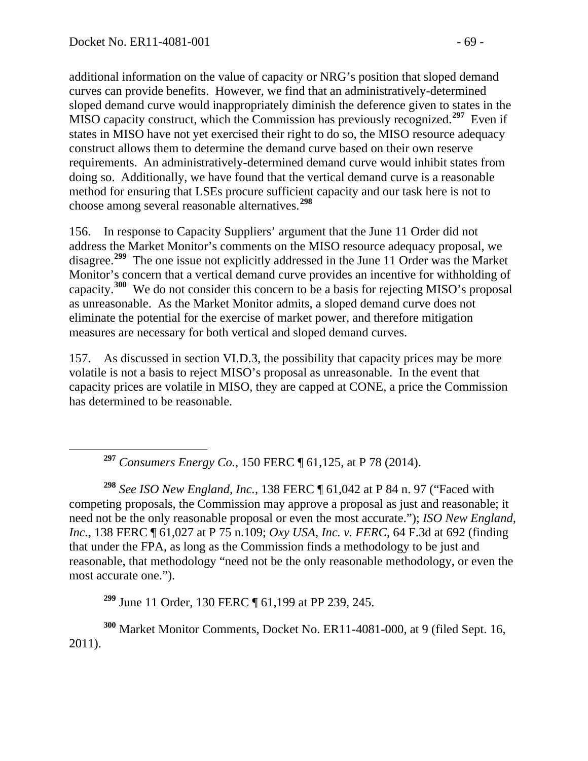additional information on the value of capacity or NRG's position that sloped demand curves can provide benefits. However, we find that an administratively-determined sloped demand curve would inappropriately diminish the deference given to states in the MISO capacity construct, which the Commission has previously recognized.[297] Even if states in MISO have not yet exercised their right to do so, the MISO resource adequacy construct allows them to determine the demand curve based on their own reserve requirements. An administratively-determined demand curve would inhibit states from doing so. Additionally, we have found that the vertical demand curve is a reasonable method for ensuring that LSEs procure sufficient capacity and our task here is not to choose among several reasonable alternatives.[298]

156. In response to Capacity Suppliers' argument that the June 11 Order did not address the Market Monitor's comments on the MISO resource adequacy proposal, we disagree.[299] The one issue not explicitly addressed in the June 11 Order was the Market Monitor's concern that a vertical demand curve provides an incentive for withholding of capacity.[300] We do not consider this concern to be a basis for rejecting MISO's proposal as unreasonable. As the Market Monitor admits, a sloped demand curve does not eliminate the potential for the exercise of market power, and therefore mitigation measures are necessary for both vertical and sloped demand curves.

157. As discussed in section VI.D.3, the possibility that capacity prices may be more volatile is not a basis to reject MISO's proposal as unreasonable. In the event that capacity prices are volatile in MISO, they are capped at CONE, a price the Commission has determined to be reasonable.

---

[297] *Consumers Energy Co.*, 150 FERC ¶ 61,125, at P 78 (2014).

[298] *See ISO New England, Inc.*, 138 FERC ¶ 61,042 at P 84 n. 97 ("Faced with competing proposals, the Commission may approve a proposal as just and reasonable; it need not be the only reasonable proposal or even the most accurate."); *ISO New England, Inc.*, 138 FERC ¶ 61,027 at P 75 n.109; *Oxy USA, Inc. v. FERC*, 64 F.3d at 692 (finding that under the FPA, as long as the Commission finds a methodology to be just and reasonable, that methodology "need not be the only reasonable methodology, or even the most accurate one.").

[299] June 11 Order, 130 FERC ¶ 61,199 at PP 239, 245.

[300] Market Monitor Comments, Docket No. ER11-4081-000, at 9 (filed Sept. 16, 2011).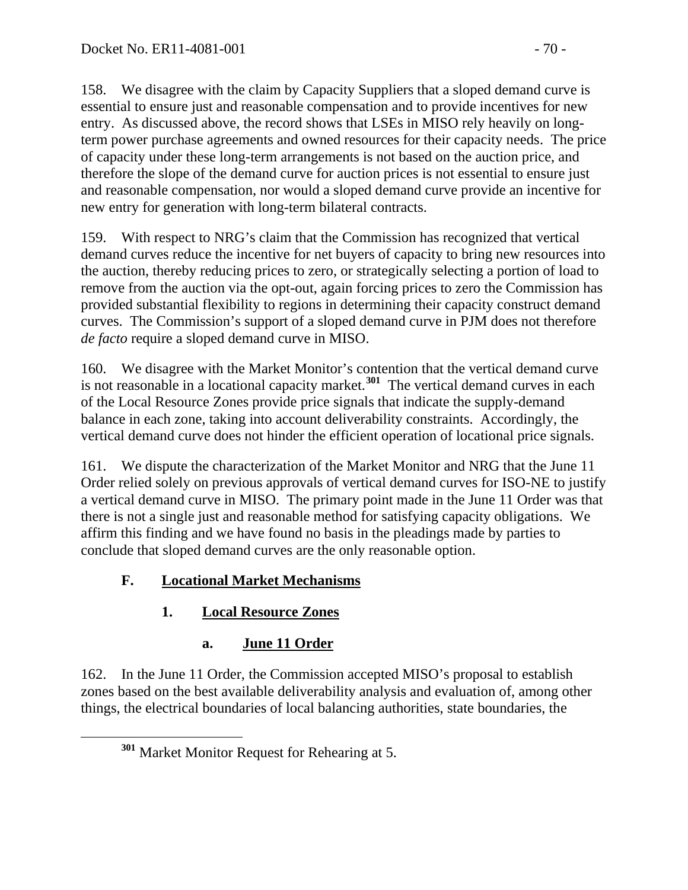158. We disagree with the claim by Capacity Suppliers that a sloped demand curve is essential to ensure just and reasonable compensation and to provide incentives for new entry. As discussed above, the record shows that LSEs in MISO rely heavily on long-term power purchase agreements and owned resources for their capacity needs. The price of capacity under these long-term arrangements is not based on the auction price, and therefore the slope of the demand curve for auction prices is not essential to ensure just and reasonable compensation, nor would a sloped demand curve provide an incentive for new entry for generation with long-term bilateral contracts.

159. With respect to NRG's claim that the Commission has recognized that vertical demand curves reduce the incentive for net buyers of capacity to bring new resources into the auction, thereby reducing prices to zero, or strategically selecting a portion of load to remove from the auction via the opt-out, again forcing prices to zero the Commission has provided substantial flexibility to regions in determining their capacity construct demand curves. The Commission's support of a sloped demand curve in PJM does not therefore *de facto* require a sloped demand curve in MISO.

160. We disagree with the Market Monitor's contention that the vertical demand curve is not reasonable in a locational capacity market.[301] The vertical demand curves in each of the Local Resource Zones provide price signals that indicate the supply-demand balance in each zone, taking into account deliverability constraints. Accordingly, the vertical demand curve does not hinder the efficient operation of locational price signals.

161. We dispute the characterization of the Market Monitor and NRG that the June 11 Order relied solely on previous approvals of vertical demand curves for ISO-NE to justify a vertical demand curve in MISO. The primary point made in the June 11 Order was that there is not a single just and reasonable method for satisfying capacity obligations. We affirm this finding and we have found no basis in the pleadings made by parties to conclude that sloped demand curves are the only reasonable option.

## F. Locational Market Mechanisms

### 1. Local Resource Zones

#### a. June 11 Order

162. In the June 11 Order, the Commission accepted MISO's proposal to establish zones based on the best available deliverability analysis and evaluation of, among other things, the electrical boundaries of local balancing authorities, state boundaries, the

[301] Market Monitor Request for Rehearing at 5.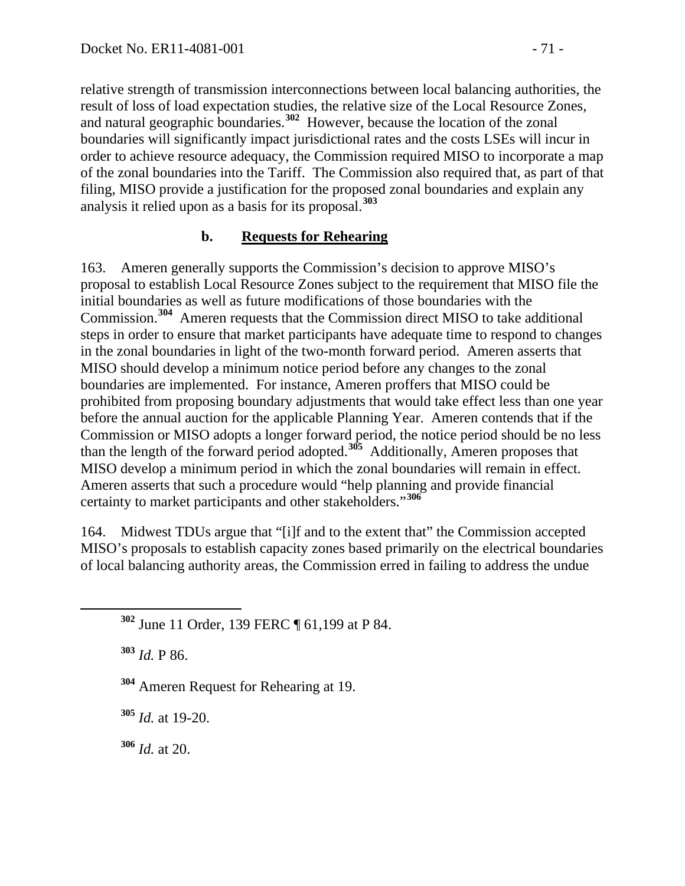relative strength of transmission interconnections between local balancing authorities, the result of loss of load expectation studies, the relative size of the Local Resource Zones, and natural geographic boundaries.[302] However, because the location of the zonal boundaries will significantly impact jurisdictional rates and the costs LSEs will incur in order to achieve resource adequacy, the Commission required MISO to incorporate a map of the zonal boundaries into the Tariff. The Commission also required that, as part of that filing, MISO provide a justification for the proposed zonal boundaries and explain any analysis it relied upon as a basis for its proposal.[303]

### b. Requests for Rehearing

163. Ameren generally supports the Commission's decision to approve MISO's proposal to establish Local Resource Zones subject to the requirement that MISO file the initial boundaries as well as future modifications of those boundaries with the Commission.[304] Ameren requests that the Commission direct MISO to take additional steps in order to ensure that market participants have adequate time to respond to changes in the zonal boundaries in light of the two-month forward period. Ameren asserts that MISO should develop a minimum notice period before any changes to the zonal boundaries are implemented. For instance, Ameren proffers that MISO could be prohibited from proposing boundary adjustments that would take effect less than one year before the annual auction for the applicable Planning Year. Ameren contends that if the Commission or MISO adopts a longer forward period, the notice period should be no less than the length of the forward period adopted.[305] Additionally, Ameren proposes that MISO develop a minimum period in which the zonal boundaries will remain in effect. Ameren asserts that such a procedure would "help planning and provide financial certainty to market participants and other stakeholders."[306]

164. Midwest TDUs argue that "[i]f and to the extent that" the Commission accepted MISO's proposals to establish capacity zones based primarily on the electrical boundaries of local balancing authority areas, the Commission erred in failing to address the undue

---

[302] June 11 Order, 139 FERC ¶ 61,199 at P 84.

[303] *Id.* P 86.

[304] Ameren Request for Rehearing at 19.

[305] *Id.* at 19-20.

[306] *Id.* at 20.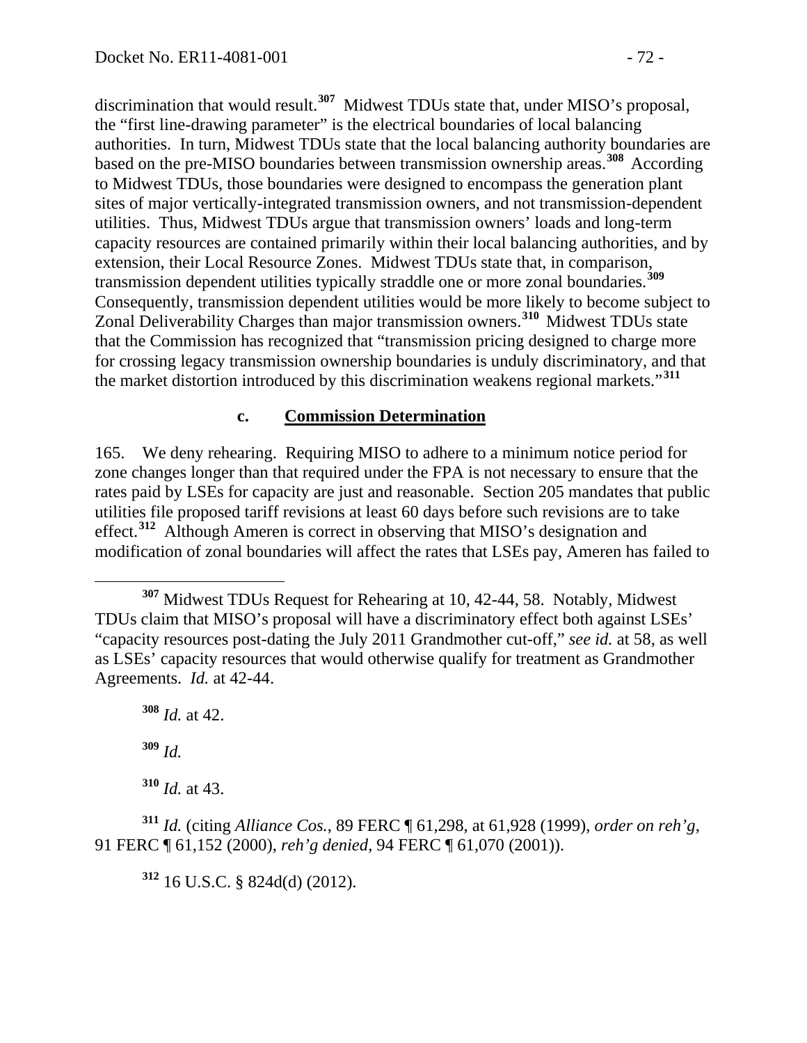discrimination that would result.[307] Midwest TDUs state that, under MISO's proposal, the "first line-drawing parameter" is the electrical boundaries of local balancing authorities. In turn, Midwest TDUs state that the local balancing authority boundaries are based on the pre-MISO boundaries between transmission ownership areas.[308] According to Midwest TDUs, those boundaries were designed to encompass the generation plant sites of major vertically-integrated transmission owners, and not transmission-dependent utilities. Thus, Midwest TDUs argue that transmission owners' loads and long-term capacity resources are contained primarily within their local balancing authorities, and by extension, their Local Resource Zones. Midwest TDUs state that, in comparison, transmission dependent utilities typically straddle one or more zonal boundaries.[309] Consequently, transmission dependent utilities would be more likely to become subject to Zonal Deliverability Charges than major transmission owners.[310] Midwest TDUs state that the Commission has recognized that "transmission pricing designed to charge more for crossing legacy transmission ownership boundaries is unduly discriminatory, and that the market distortion introduced by this discrimination weakens regional markets."[311]

#### c. **Commission Determination**

165. We deny rehearing. Requiring MISO to adhere to a minimum notice period for zone changes longer than that required under the FPA is not necessary to ensure that the rates paid by LSEs for capacity are just and reasonable. Section 205 mandates that public utilities file proposed tariff revisions at least 60 days before such revisions are to take effect.[312] Although Ameren is correct in observing that MISO's designation and modification of zonal boundaries will affect the rates that LSEs pay, Ameren has failed to

---

[307] Midwest TDUs Request for Rehearing at 10, 42-44, 58. Notably, Midwest TDUs claim that MISO's proposal will have a discriminatory effect both against LSEs' "capacity resources post-dating the July 2011 Grandmother cut-off," *see id.* at 58, as well as LSEs' capacity resources that would otherwise qualify for treatment as Grandmother Agreements. *Id.* at 42-44.

[308] *Id.* at 42.

[309] *Id.*

[310] *Id.* at 43.

[311] *Id.* (citing *Alliance Cos.*, 89 FERC ¶ 61,298, at 61,928 (1999), *order on reh'g*, 91 FERC ¶ 61,152 (2000), *reh'g denied*, 94 FERC ¶ 61,070 (2001)).

[312] 16 U.S.C. § 824d(d) (2012).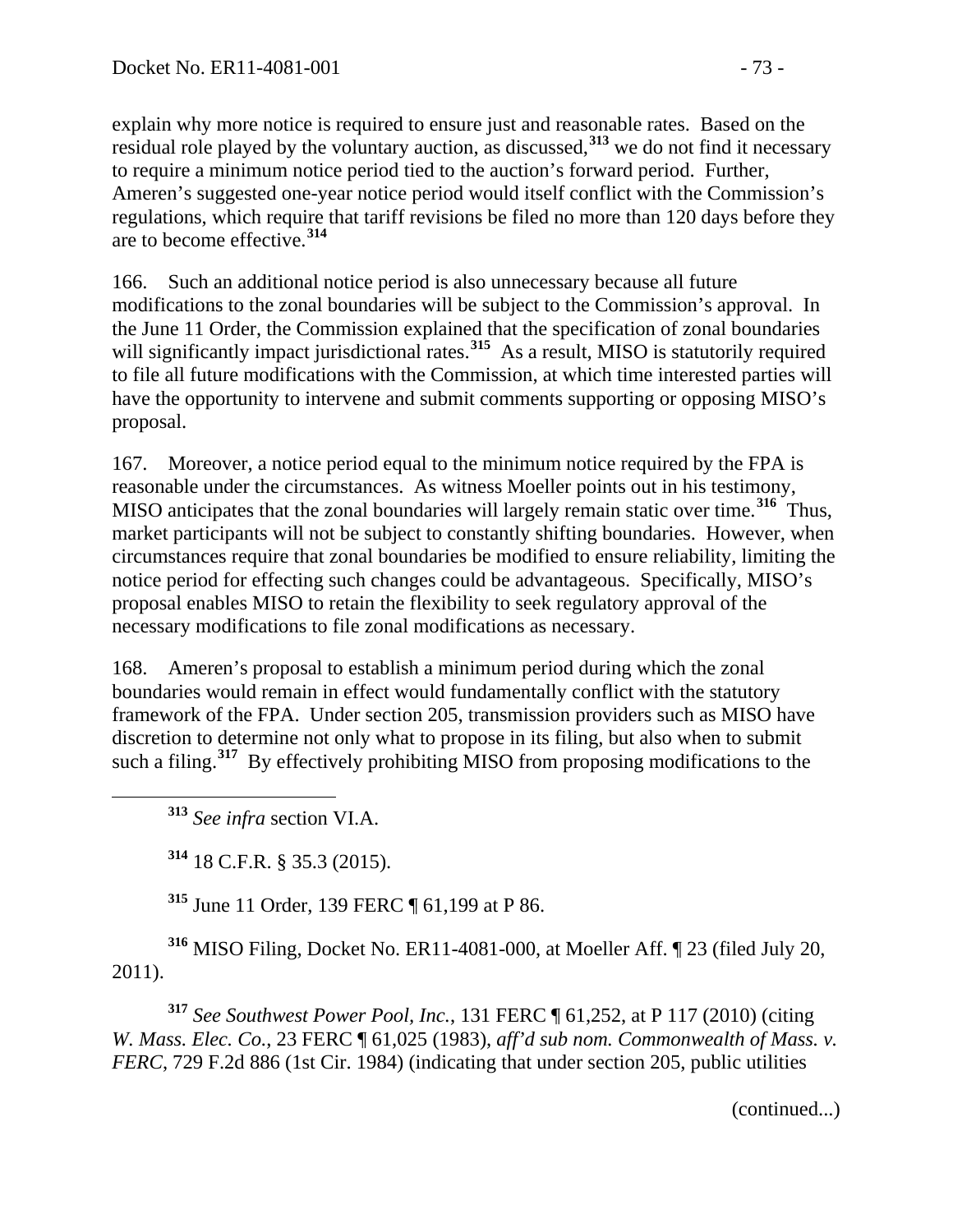explain why more notice is required to ensure just and reasonable rates. Based on the residual role played by the voluntary auction, as discussed,[313] we do not find it necessary to require a minimum notice period tied to the auction's forward period. Further, Ameren's suggested one-year notice period would itself conflict with the Commission's regulations, which require that tariff revisions be filed no more than 120 days before they are to become effective.[314]

166. Such an additional notice period is also unnecessary because all future modifications to the zonal boundaries will be subject to the Commission's approval. In the June 11 Order, the Commission explained that the specification of zonal boundaries will significantly impact jurisdictional rates.[315] As a result, MISO is statutorily required to file all future modifications with the Commission, at which time interested parties will have the opportunity to intervene and submit comments supporting or opposing MISO's proposal.

167. Moreover, a notice period equal to the minimum notice required by the FPA is reasonable under the circumstances. As witness Moeller points out in his testimony, MISO anticipates that the zonal boundaries will largely remain static over time.[316] Thus, market participants will not be subject to constantly shifting boundaries. However, when circumstances require that zonal boundaries be modified to ensure reliability, limiting the notice period for effecting such changes could be advantageous. Specifically, MISO's proposal enables MISO to retain the flexibility to seek regulatory approval of the necessary modifications to file zonal modifications as necessary.

168. Ameren's proposal to establish a minimum period during which the zonal boundaries would remain in effect would fundamentally conflict with the statutory framework of the FPA. Under section 205, transmission providers such as MISO have discretion to determine not only what to propose in its filing, but also when to submit such a filing.[317] By effectively prohibiting MISO from proposing modifications to the

---

[313] *See infra* section VI.A.

[314] 18 C.F.R. § 35.3 (2015).

[315] June 11 Order, 139 FERC ¶ 61,199 at P 86.

[316] MISO Filing, Docket No. ER11-4081-000, at Moeller Aff. ¶ 23 (filed July 20, 2011).

[317] *See Southwest Power Pool, Inc.*, 131 FERC ¶ 61,252, at P 117 (2010) (citing *W. Mass. Elec. Co.*, 23 FERC ¶ 61,025 (1983), *aff'd sub nom. Commonwealth of Mass. v. FERC*, 729 F.2d 886 (1st Cir. 1984) (indicating that under section 205, public utilities

(continued...)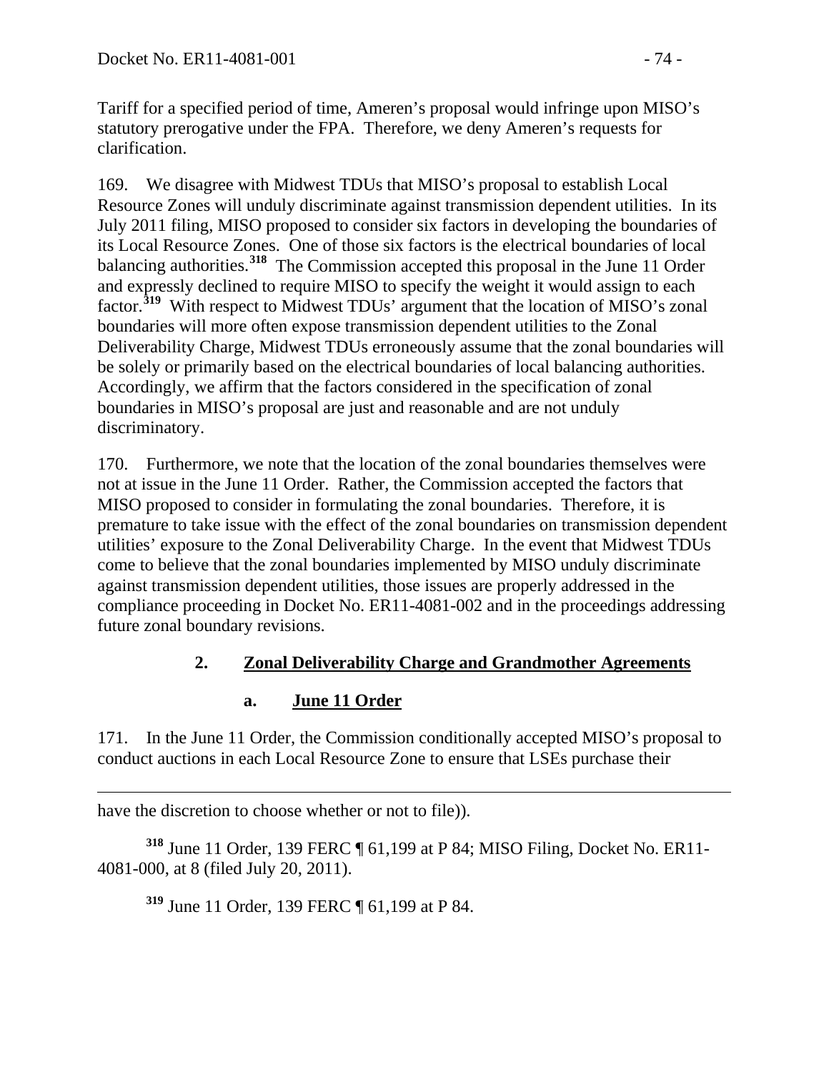Tariff for a specified period of time, Ameren's proposal would infringe upon MISO's statutory prerogative under the FPA. Therefore, we deny Ameren's requests for clarification.

169. We disagree with Midwest TDUs that MISO's proposal to establish Local Resource Zones will unduly discriminate against transmission dependent utilities. In its July 2011 filing, MISO proposed to consider six factors in developing the boundaries of its Local Resource Zones. One of those six factors is the electrical boundaries of local balancing authorities.[318] The Commission accepted this proposal in the June 11 Order and expressly declined to require MISO to specify the weight it would assign to each factor.[319] With respect to Midwest TDUs' argument that the location of MISO's zonal boundaries will more often expose transmission dependent utilities to the Zonal Deliverability Charge, Midwest TDUs erroneously assume that the zonal boundaries will be solely or primarily based on the electrical boundaries of local balancing authorities. Accordingly, we affirm that the factors considered in the specification of zonal boundaries in MISO's proposal are just and reasonable and are not unduly discriminatory.

170. Furthermore, we note that the location of the zonal boundaries themselves were not at issue in the June 11 Order. Rather, the Commission accepted the factors that MISO proposed to consider in formulating the zonal boundaries. Therefore, it is premature to take issue with the effect of the zonal boundaries on transmission dependent utilities' exposure to the Zonal Deliverability Charge. In the event that Midwest TDUs come to believe that the zonal boundaries implemented by MISO unduly discriminate against transmission dependent utilities, those issues are properly addressed in the compliance proceeding in Docket No. ER11-4081-002 and in the proceedings addressing future zonal boundary revisions.

### 2. Zonal Deliverability Charge and Grandmother Agreements

#### a. June 11 Order

171. In the June 11 Order, the Commission conditionally accepted MISO's proposal to conduct auctions in each Local Resource Zone to ensure that LSEs purchase their

---

have the discretion to choose whether or not to file)).

[318] June 11 Order, 139 FERC ¶ 61,199 at P 84; MISO Filing, Docket No. ER11-4081-000, at 8 (filed July 20, 2011).

[319] June 11 Order, 139 FERC ¶ 61,199 at P 84.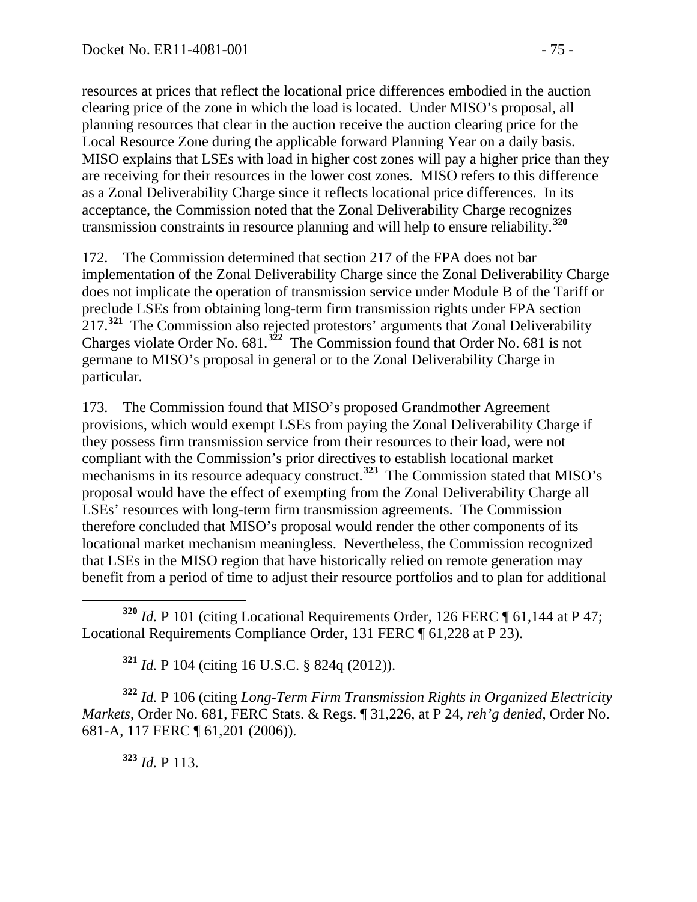resources at prices that reflect the locational price differences embodied in the auction clearing price of the zone in which the load is located. Under MISO's proposal, all planning resources that clear in the auction receive the auction clearing price for the Local Resource Zone during the applicable forward Planning Year on a daily basis. MISO explains that LSEs with load in higher cost zones will pay a higher price than they are receiving for their resources in the lower cost zones. MISO refers to this difference as a Zonal Deliverability Charge since it reflects locational price differences. In its acceptance, the Commission noted that the Zonal Deliverability Charge recognizes transmission constraints in resource planning and will help to ensure reliability.[320]

172. The Commission determined that section 217 of the FPA does not bar implementation of the Zonal Deliverability Charge since the Zonal Deliverability Charge does not implicate the operation of transmission service under Module B of the Tariff or preclude LSEs from obtaining long-term firm transmission rights under FPA section 217.[321] The Commission also rejected protestors' arguments that Zonal Deliverability Charges violate Order No. 681.[322] The Commission found that Order No. 681 is not germane to MISO's proposal in general or to the Zonal Deliverability Charge in particular.

173. The Commission found that MISO's proposed Grandmother Agreement provisions, which would exempt LSEs from paying the Zonal Deliverability Charge if they possess firm transmission service from their resources to their load, were not compliant with the Commission's prior directives to establish locational market mechanisms in its resource adequacy construct.[323] The Commission stated that MISO's proposal would have the effect of exempting from the Zonal Deliverability Charge all LSEs' resources with long-term firm transmission agreements. The Commission therefore concluded that MISO's proposal would render the other components of its locational market mechanism meaningless. Nevertheless, the Commission recognized that LSEs in the MISO region that have historically relied on remote generation may benefit from a period of time to adjust their resource portfolios and to plan for additional

---

[320] *Id.* P 101 (citing Locational Requirements Order, 126 FERC ¶ 61,144 at P 47; Locational Requirements Compliance Order, 131 FERC ¶ 61,228 at P 23).

[321] *Id.* P 104 (citing 16 U.S.C. § 824q (2012)).

[322] *Id.* P 106 (citing *Long-Term Firm Transmission Rights in Organized Electricity Markets*, Order No. 681, FERC Stats. & Regs. ¶ 31,226, at P 24, *reh'g denied*, Order No. 681-A, 117 FERC ¶ 61,201 (2006)).

[323] *Id.* P 113.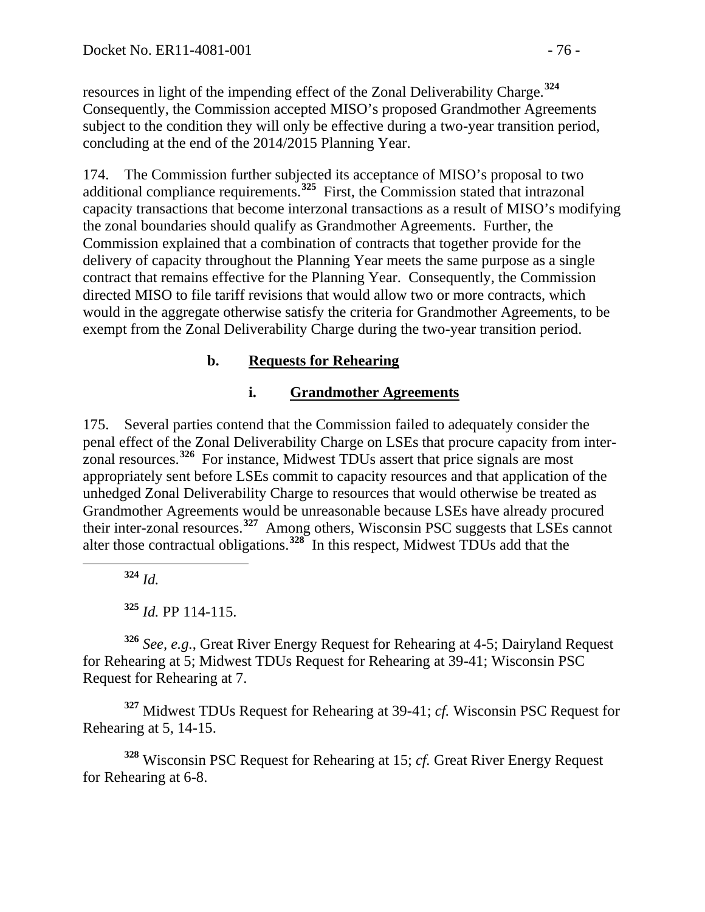resources in light of the impending effect of the Zonal Deliverability Charge.[324] Consequently, the Commission accepted MISO's proposed Grandmother Agreements subject to the condition they will only be effective during a two-year transition period, concluding at the end of the 2014/2015 Planning Year.

174. The Commission further subjected its acceptance of MISO's proposal to two additional compliance requirements.[325] First, the Commission stated that intrazonal capacity transactions that become interzonal transactions as a result of MISO's modifying the zonal boundaries should qualify as Grandmother Agreements. Further, the Commission explained that a combination of contracts that together provide for the delivery of capacity throughout the Planning Year meets the same purpose as a single contract that remains effective for the Planning Year. Consequently, the Commission directed MISO to file tariff revisions that would allow two or more contracts, which would in the aggregate otherwise satisfy the criteria for Grandmother Agreements, to be exempt from the Zonal Deliverability Charge during the two-year transition period.

**b. Requests for Rehearing**

**i. Grandmother Agreements**

175. Several parties contend that the Commission failed to adequately consider the penal effect of the Zonal Deliverability Charge on LSEs that procure capacity from inter-zonal resources.[326] For instance, Midwest TDUs assert that price signals are most appropriately sent before LSEs commit to capacity resources and that application of the unhedged Zonal Deliverability Charge to resources that would otherwise be treated as Grandmother Agreements would be unreasonable because LSEs have already procured their inter-zonal resources.[327] Among others, Wisconsin PSC suggests that LSEs cannot alter those contractual obligations.[328] In this respect, Midwest TDUs add that the

[324] *Id.*

[325] *Id.* PP 114-115.

[326] *See, e.g.*, Great River Energy Request for Rehearing at 4-5; Dairyland Request for Rehearing at 5; Midwest TDUs Request for Rehearing at 39-41; Wisconsin PSC Request for Rehearing at 7.

[327] Midwest TDUs Request for Rehearing at 39-41; *cf.* Wisconsin PSC Request for Rehearing at 5, 14-15.

[328] Wisconsin PSC Request for Rehearing at 15; *cf.* Great River Energy Request for Rehearing at 6-8.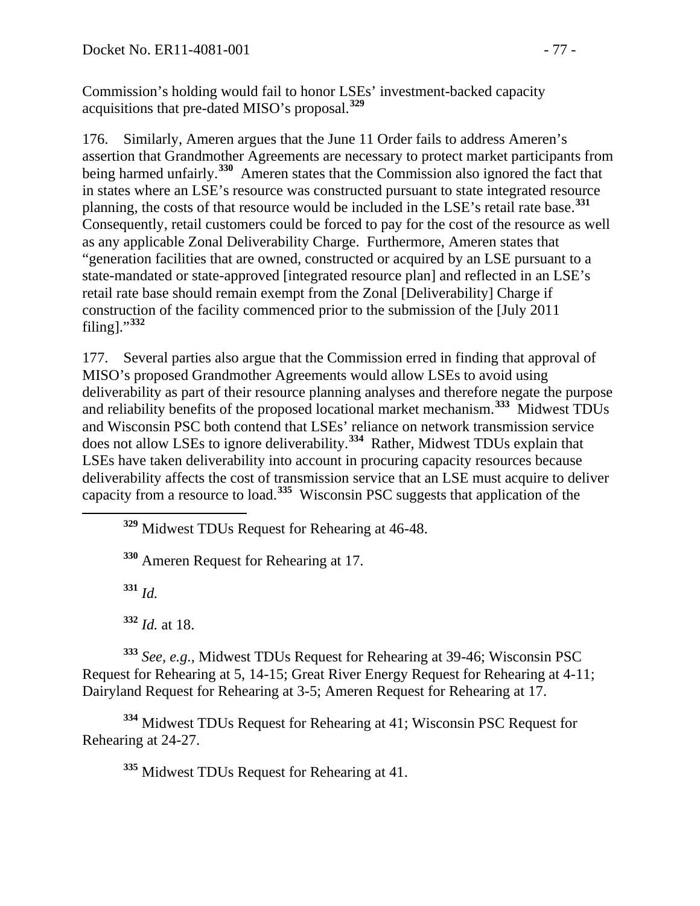Commission's holding would fail to honor LSEs' investment-backed capacity acquisitions that pre-dated MISO's proposal.[329]

176. Similarly, Ameren argues that the June 11 Order fails to address Ameren's assertion that Grandmother Agreements are necessary to protect market participants from being harmed unfairly.[330] Ameren states that the Commission also ignored the fact that in states where an LSE's resource was constructed pursuant to state integrated resource planning, the costs of that resource would be included in the LSE's retail rate base.[331] Consequently, retail customers could be forced to pay for the cost of the resource as well as any applicable Zonal Deliverability Charge. Furthermore, Ameren states that "generation facilities that are owned, constructed or acquired by an LSE pursuant to a state-mandated or state-approved [integrated resource plan] and reflected in an LSE's retail rate base should remain exempt from the Zonal [Deliverability] Charge if construction of the facility commenced prior to the submission of the [July 2011 filing]."[332]

177. Several parties also argue that the Commission erred in finding that approval of MISO's proposed Grandmother Agreements would allow LSEs to avoid using deliverability as part of their resource planning analyses and therefore negate the purpose and reliability benefits of the proposed locational market mechanism.[333] Midwest TDUs and Wisconsin PSC both contend that LSEs' reliance on network transmission service does not allow LSEs to ignore deliverability.[334] Rather, Midwest TDUs explain that LSEs have taken deliverability into account in procuring capacity resources because deliverability affects the cost of transmission service that an LSE must acquire to deliver capacity from a resource to load.[335] Wisconsin PSC suggests that application of the

---

[329] Midwest TDUs Request for Rehearing at 46-48.

[330] Ameren Request for Rehearing at 17.

[331] *Id.*

[332] *Id.* at 18.

[333] *See, e.g.*, Midwest TDUs Request for Rehearing at 39-46; Wisconsin PSC Request for Rehearing at 5, 14-15; Great River Energy Request for Rehearing at 4-11; Dairyland Request for Rehearing at 3-5; Ameren Request for Rehearing at 17.

[334] Midwest TDUs Request for Rehearing at 41; Wisconsin PSC Request for Rehearing at 24-27.

[335] Midwest TDUs Request for Rehearing at 41.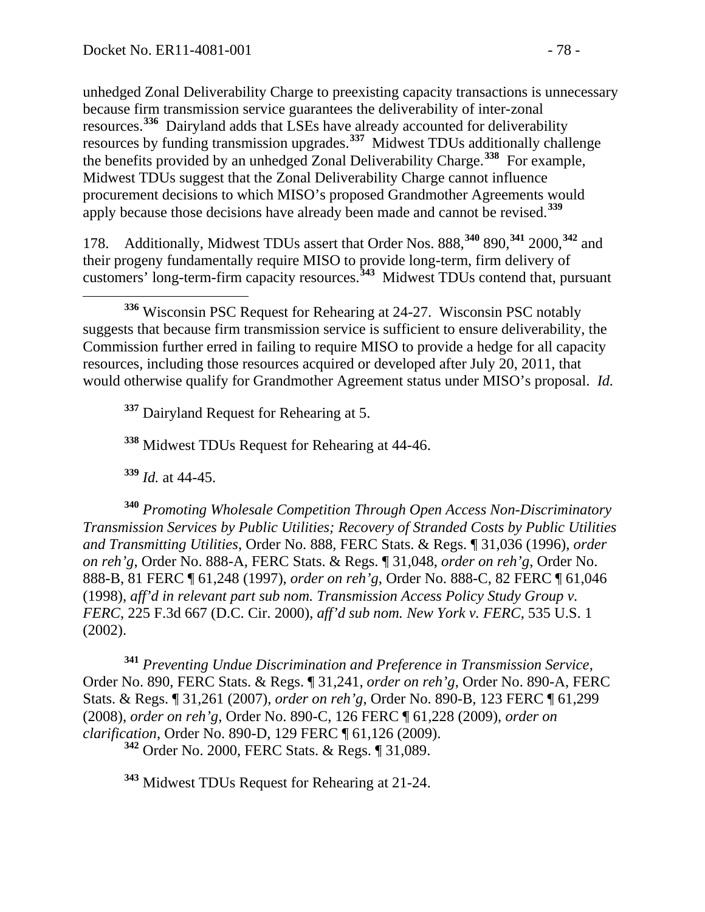unhedged Zonal Deliverability Charge to preexisting capacity transactions is unnecessary because firm transmission service guarantees the deliverability of inter-zonal resources.[336] Dairyland adds that LSEs have already accounted for deliverability resources by funding transmission upgrades.[337] Midwest TDUs additionally challenge the benefits provided by an unhedged Zonal Deliverability Charge.[338] For example, Midwest TDUs suggest that the Zonal Deliverability Charge cannot influence procurement decisions to which MISO's proposed Grandmother Agreements would apply because those decisions have already been made and cannot be revised.[339]

178. Additionally, Midwest TDUs assert that Order Nos. 888,[340] 890,[341] 2000,[342] and their progeny fundamentally require MISO to provide long-term, firm delivery of customers' long-term-firm capacity resources.[343] Midwest TDUs contend that, pursuant

---

[336] Wisconsin PSC Request for Rehearing at 24-27. Wisconsin PSC notably suggests that because firm transmission service is sufficient to ensure deliverability, the Commission further erred in failing to require MISO to provide a hedge for all capacity resources, including those resources acquired or developed after July 20, 2011, that would otherwise qualify for Grandmother Agreement status under MISO's proposal. *Id.*

[337] Dairyland Request for Rehearing at 5.

[338] Midwest TDUs Request for Rehearing at 44-46.

[339] *Id.* at 44-45.

[340] *Promoting Wholesale Competition Through Open Access Non-Discriminatory Transmission Services by Public Utilities; Recovery of Stranded Costs by Public Utilities and Transmitting Utilities*, Order No. 888, FERC Stats. & Regs. ¶ 31,036 (1996), *order on reh'g*, Order No. 888-A, FERC Stats. & Regs. ¶ 31,048, *order on reh'g*, Order No. 888-B, 81 FERC ¶ 61,248 (1997), *order on reh'g*, Order No. 888-C, 82 FERC ¶ 61,046 (1998), *aff'd in relevant part sub nom. Transmission Access Policy Study Group v. FERC*, 225 F.3d 667 (D.C. Cir. 2000), *aff'd sub nom. New York v. FERC*, 535 U.S. 1 (2002).

[341] *Preventing Undue Discrimination and Preference in Transmission Service*, Order No. 890, FERC Stats. & Regs. ¶ 31,241, *order on reh'g*, Order No. 890-A, FERC Stats. & Regs. ¶ 31,261 (2007), *order on reh'g*, Order No. 890-B, 123 FERC ¶ 61,299 (2008), *order on reh'g*, Order No. 890-C, 126 FERC ¶ 61,228 (2009), *order on clarification*, Order No. 890-D, 129 FERC ¶ 61,126 (2009).

[342] Order No. 2000, FERC Stats. & Regs. ¶ 31,089.

[343] Midwest TDUs Request for Rehearing at 21-24.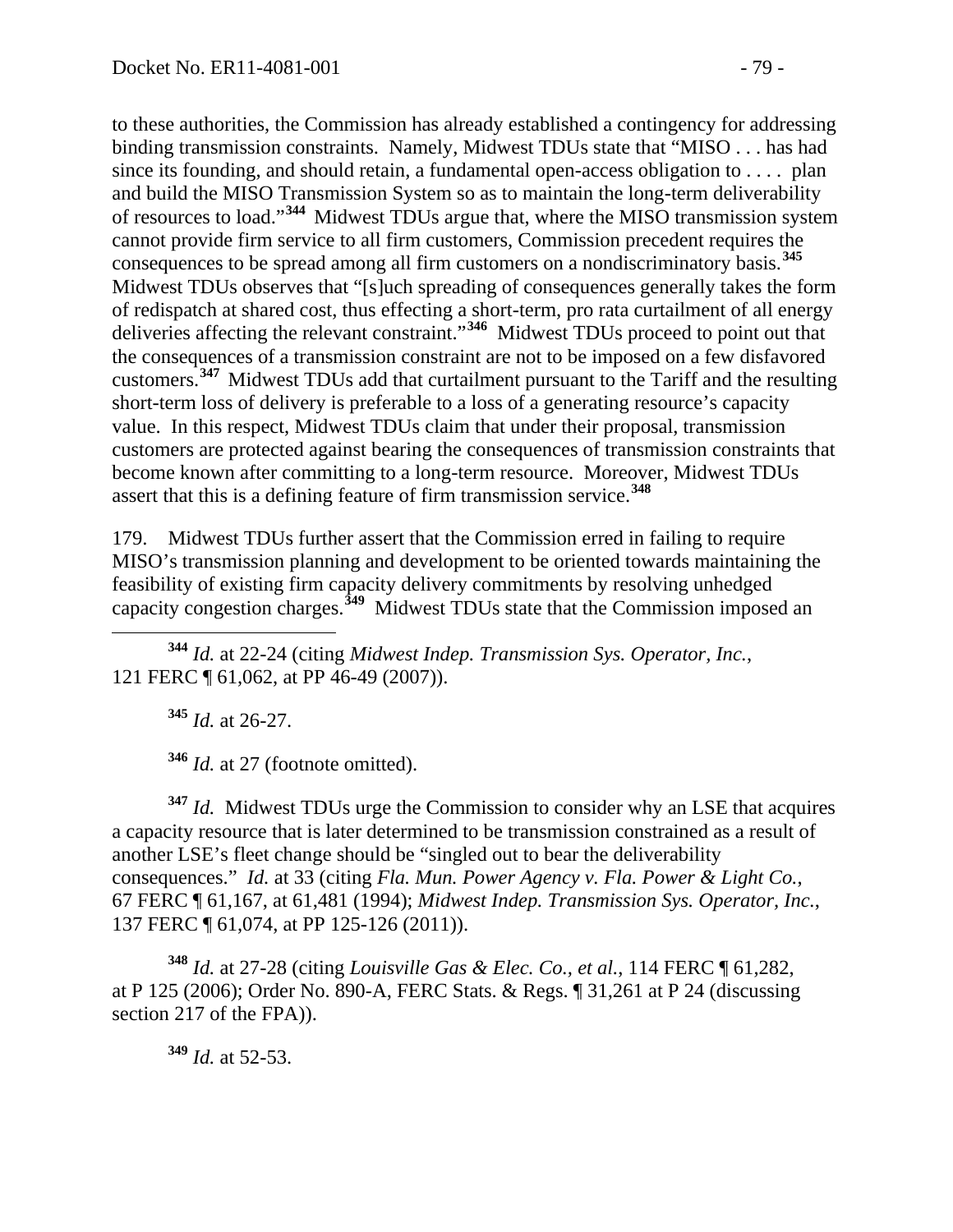to these authorities, the Commission has already established a contingency for addressing binding transmission constraints. Namely, Midwest TDUs state that "MISO . . . has had since its founding, and should retain, a fundamental open-access obligation to . . . . plan and build the MISO Transmission System so as to maintain the long-term deliverability of resources to load."[344] Midwest TDUs argue that, where the MISO transmission system cannot provide firm service to all firm customers, Commission precedent requires the consequences to be spread among all firm customers on a nondiscriminatory basis.[345] Midwest TDUs observes that "[s]uch spreading of consequences generally takes the form of redispatch at shared cost, thus effecting a short-term, pro rata curtailment of all energy deliveries affecting the relevant constraint."[346] Midwest TDUs proceed to point out that the consequences of a transmission constraint are not to be imposed on a few disfavored customers.[347] Midwest TDUs add that curtailment pursuant to the Tariff and the resulting short-term loss of delivery is preferable to a loss of a generating resource's capacity value. In this respect, Midwest TDUs claim that under their proposal, transmission customers are protected against bearing the consequences of transmission constraints that become known after committing to a long-term resource. Moreover, Midwest TDUs assert that this is a defining feature of firm transmission service.[348]

179. Midwest TDUs further assert that the Commission erred in failing to require MISO's transmission planning and development to be oriented towards maintaining the feasibility of existing firm capacity delivery commitments by resolving unhedged capacity congestion charges.[349] Midwest TDUs state that the Commission imposed an

---

[344] *Id.* at 22-24 (citing *Midwest Indep. Transmission Sys. Operator, Inc.*, 121 FERC ¶ 61,062, at PP 46-49 (2007)).

[345] *Id.* at 26-27.

[346] *Id.* at 27 (footnote omitted).

[347] *Id.* Midwest TDUs urge the Commission to consider why an LSE that acquires a capacity resource that is later determined to be transmission constrained as a result of another LSE's fleet change should be "singled out to bear the deliverability consequences." *Id.* at 33 (citing *Fla. Mun. Power Agency v. Fla. Power & Light Co.*, 67 FERC ¶ 61,167, at 61,481 (1994); *Midwest Indep. Transmission Sys. Operator, Inc.*, 137 FERC ¶ 61,074, at PP 125-126 (2011)).

[348] *Id.* at 27-28 (citing *Louisville Gas & Elec. Co., et al.*, 114 FERC ¶ 61,282, at P 125 (2006); Order No. 890-A, FERC Stats. & Regs. ¶ 31,261 at P 24 (discussing section 217 of the FPA)).

[349] *Id.* at 52-53.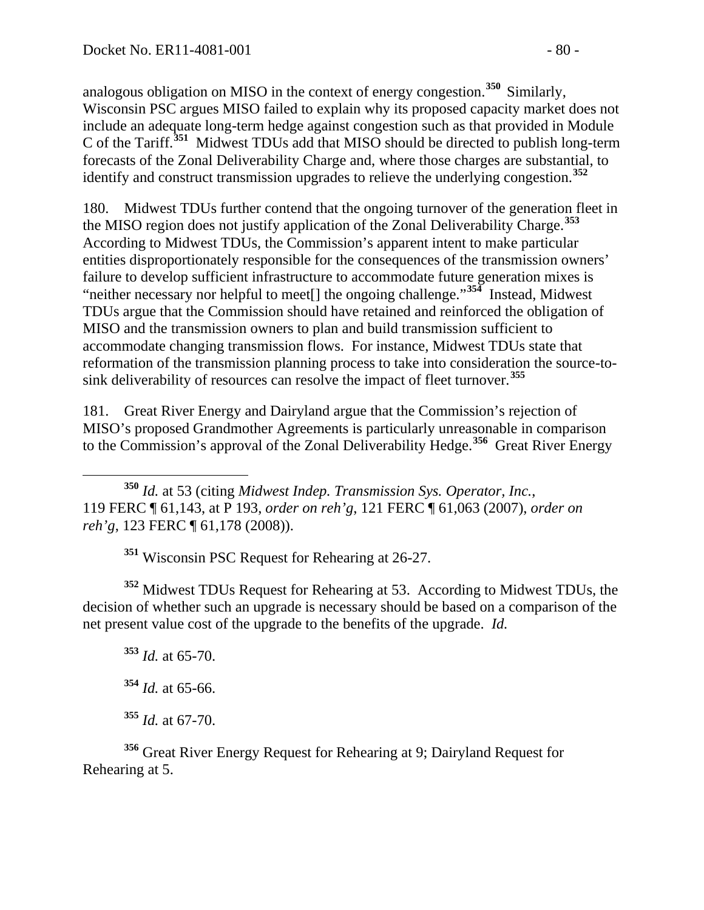analogous obligation on MISO in the context of energy congestion.[350] Similarly, Wisconsin PSC argues MISO failed to explain why its proposed capacity market does not include an adequate long-term hedge against congestion such as that provided in Module C of the Tariff.[351] Midwest TDUs add that MISO should be directed to publish long-term forecasts of the Zonal Deliverability Charge and, where those charges are substantial, to identify and construct transmission upgrades to relieve the underlying congestion.[352]

180. Midwest TDUs further contend that the ongoing turnover of the generation fleet in the MISO region does not justify application of the Zonal Deliverability Charge.[353] According to Midwest TDUs, the Commission's apparent intent to make particular entities disproportionately responsible for the consequences of the transmission owners' failure to develop sufficient infrastructure to accommodate future generation mixes is "neither necessary nor helpful to meet[] the ongoing challenge."[354] Instead, Midwest TDUs argue that the Commission should have retained and reinforced the obligation of MISO and the transmission owners to plan and build transmission sufficient to accommodate changing transmission flows. For instance, Midwest TDUs state that reformation of the transmission planning process to take into consideration the source-to-sink deliverability of resources can resolve the impact of fleet turnover.[355]

181. Great River Energy and Dairyland argue that the Commission's rejection of MISO's proposed Grandmother Agreements is particularly unreasonable in comparison to the Commission's approval of the Zonal Deliverability Hedge.[356] Great River Energy

---

[350] *Id.* at 53 (citing *Midwest Indep. Transmission Sys. Operator, Inc.*, 119 FERC ¶ 61,143, at P 193, *order on reh'g*, 121 FERC ¶ 61,063 (2007), *order on reh'g*, 123 FERC ¶ 61,178 (2008)).

[351] Wisconsin PSC Request for Rehearing at 26-27.

[352] Midwest TDUs Request for Rehearing at 53. According to Midwest TDUs, the decision of whether such an upgrade is necessary should be based on a comparison of the net present value cost of the upgrade to the benefits of the upgrade. *Id.*

[353] *Id.* at 65-70.

[354] *Id.* at 65-66.

[355] *Id.* at 67-70.

[356] Great River Energy Request for Rehearing at 9; Dairyland Request for Rehearing at 5.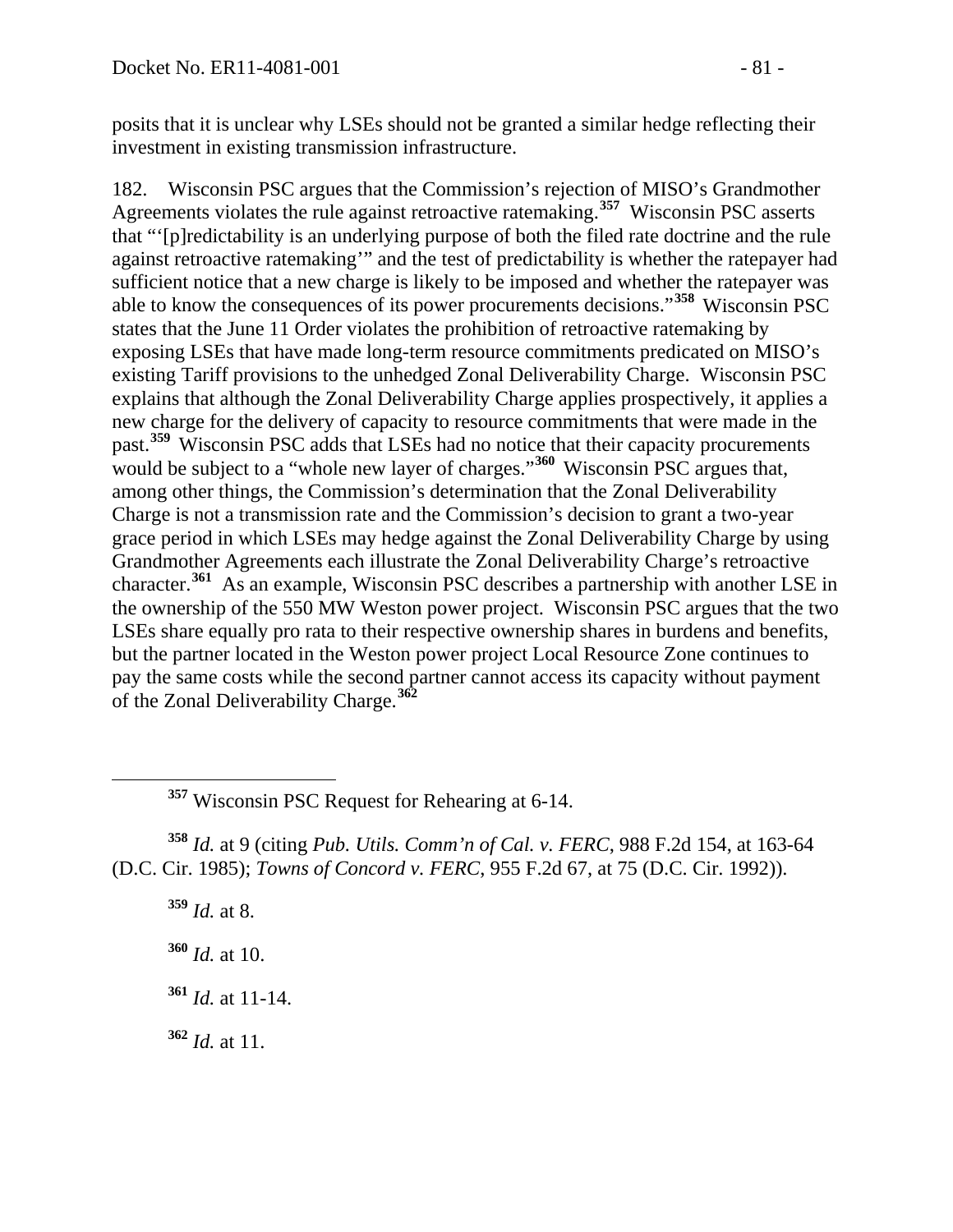posits that it is unclear why LSEs should not be granted a similar hedge reflecting their investment in existing transmission infrastructure.

182. Wisconsin PSC argues that the Commission's rejection of MISO's Grandmother Agreements violates the rule against retroactive ratemaking.[357] Wisconsin PSC asserts that "'[p]redictability is an underlying purpose of both the filed rate doctrine and the rule against retroactive ratemaking'" and the test of predictability is whether the ratepayer had sufficient notice that a new charge is likely to be imposed and whether the ratepayer was able to know the consequences of its power procurements decisions."[358] Wisconsin PSC states that the June 11 Order violates the prohibition of retroactive ratemaking by exposing LSEs that have made long-term resource commitments predicated on MISO's existing Tariff provisions to the unhedged Zonal Deliverability Charge. Wisconsin PSC explains that although the Zonal Deliverability Charge applies prospectively, it applies a new charge for the delivery of capacity to resource commitments that were made in the past.[359] Wisconsin PSC adds that LSEs had no notice that their capacity procurements would be subject to a "whole new layer of charges."[360] Wisconsin PSC argues that, among other things, the Commission's determination that the Zonal Deliverability Charge is not a transmission rate and the Commission's decision to grant a two-year grace period in which LSEs may hedge against the Zonal Deliverability Charge by using Grandmother Agreements each illustrate the Zonal Deliverability Charge's retroactive character.[361] As an example, Wisconsin PSC describes a partnership with another LSE in the ownership of the 550 MW Weston power project. Wisconsin PSC argues that the two LSEs share equally pro rata to their respective ownership shares in burdens and benefits, but the partner located in the Weston power project Local Resource Zone continues to pay the same costs while the second partner cannot access its capacity without payment of the Zonal Deliverability Charge.[362]

---

[357] Wisconsin PSC Request for Rehearing at 6-14.

[358] *Id.* at 9 (citing *Pub. Utils. Comm'n of Cal. v. FERC*, 988 F.2d 154, at 163-64 (D.C. Cir. 1985); *Towns of Concord v. FERC*, 955 F.2d 67, at 75 (D.C. Cir. 1992)).

[359] *Id.* at 8.

[360] *Id.* at 10.

[361] *Id.* at 11-14.

[362] *Id.* at 11.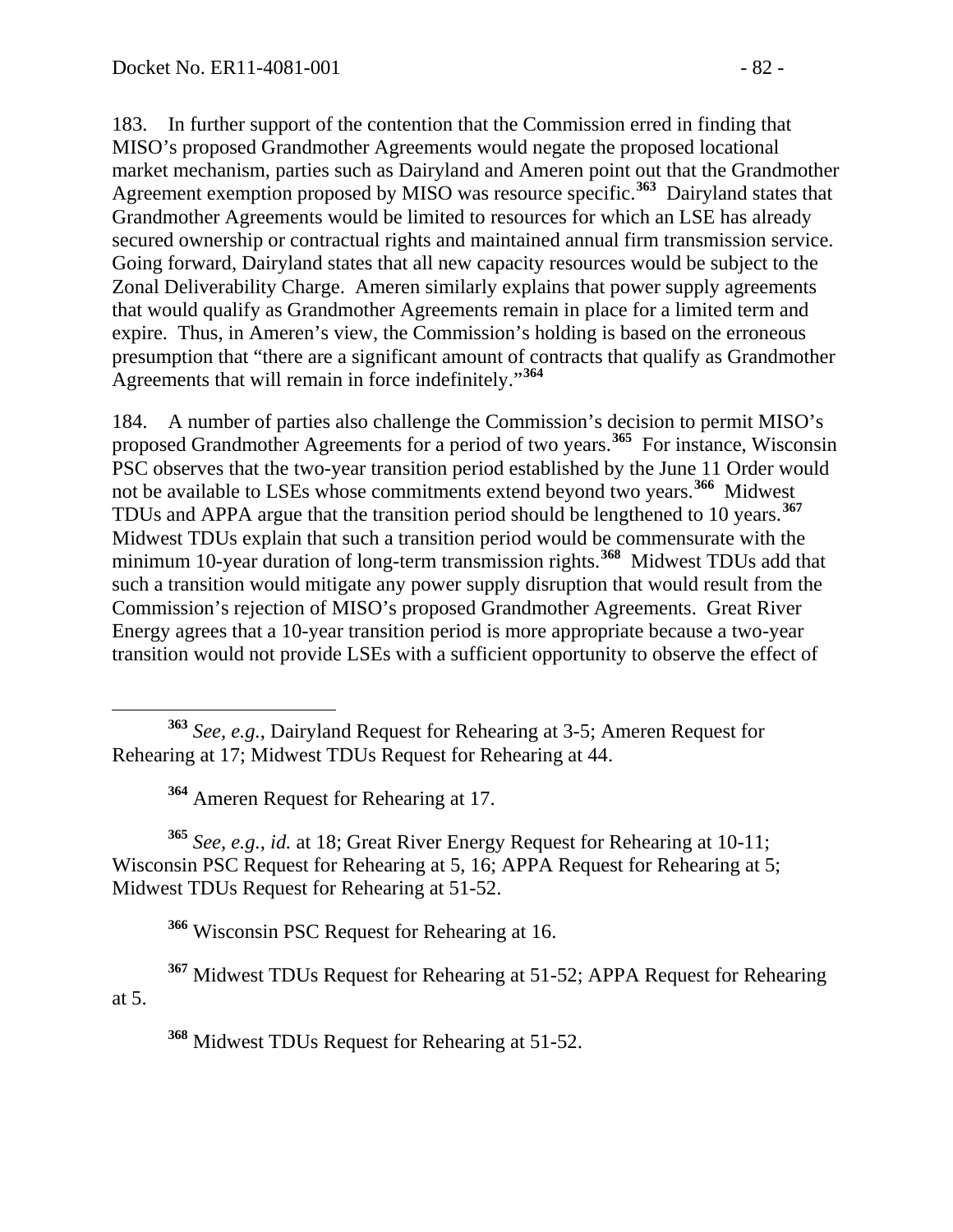183. In further support of the contention that the Commission erred in finding that MISO's proposed Grandmother Agreements would negate the proposed locational market mechanism, parties such as Dairyland and Ameren point out that the Grandmother Agreement exemption proposed by MISO was resource specific.[363] Dairyland states that Grandmother Agreements would be limited to resources for which an LSE has already secured ownership or contractual rights and maintained annual firm transmission service. Going forward, Dairyland states that all new capacity resources would be subject to the Zonal Deliverability Charge. Ameren similarly explains that power supply agreements that would qualify as Grandmother Agreements remain in place for a limited term and expire. Thus, in Ameren's view, the Commission's holding is based on the erroneous presumption that "there are a significant amount of contracts that qualify as Grandmother Agreements that will remain in force indefinitely."[364]

184. A number of parties also challenge the Commission's decision to permit MISO's proposed Grandmother Agreements for a period of two years.[365] For instance, Wisconsin PSC observes that the two-year transition period established by the June 11 Order would not be available to LSEs whose commitments extend beyond two years.[366] Midwest TDUs and APPA argue that the transition period should be lengthened to 10 years.[367] Midwest TDUs explain that such a transition period would be commensurate with the minimum 10-year duration of long-term transmission rights.[368] Midwest TDUs add that such a transition would mitigate any power supply disruption that would result from the Commission's rejection of MISO's proposed Grandmother Agreements. Great River Energy agrees that a 10-year transition period is more appropriate because a two-year transition would not provide LSEs with a sufficient opportunity to observe the effect of

---

[363] *See, e.g.*, Dairyland Request for Rehearing at 3-5; Ameren Request for Rehearing at 17; Midwest TDUs Request for Rehearing at 44.

[364] Ameren Request for Rehearing at 17.

[365] *See, e.g.*, *id.* at 18; Great River Energy Request for Rehearing at 10-11; Wisconsin PSC Request for Rehearing at 5, 16; APPA Request for Rehearing at 5; Midwest TDUs Request for Rehearing at 51-52.

[366] Wisconsin PSC Request for Rehearing at 16.

[367] Midwest TDUs Request for Rehearing at 51-52; APPA Request for Rehearing at 5.

[368] Midwest TDUs Request for Rehearing at 51-52.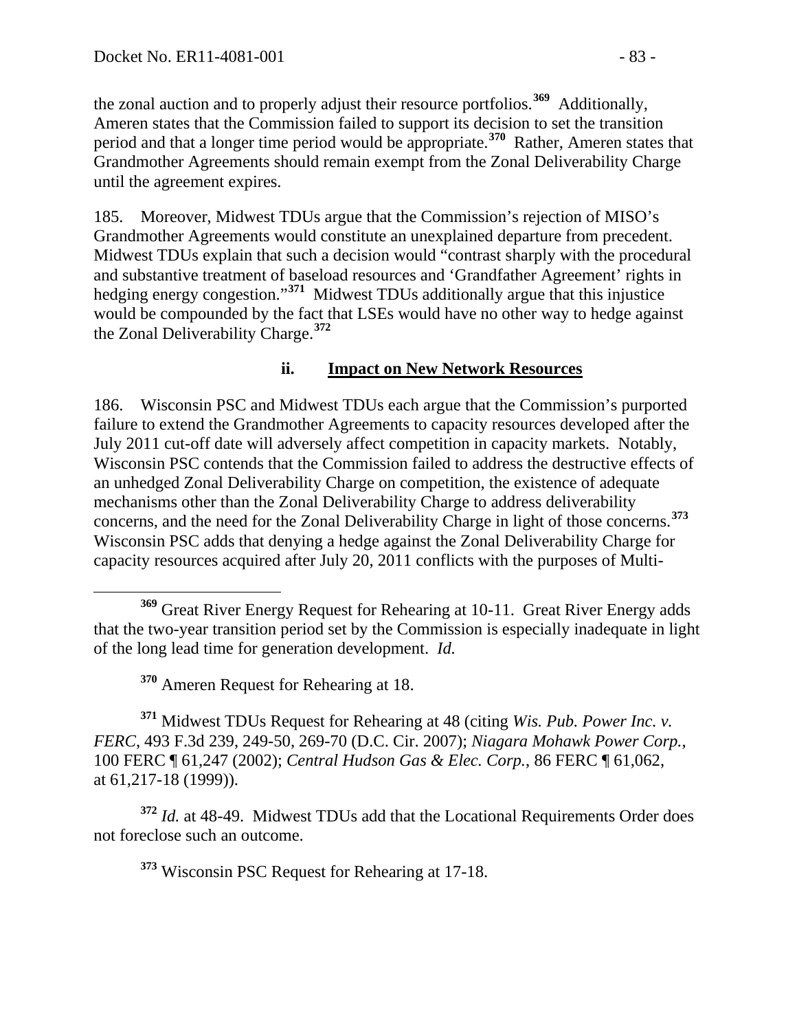the zonal auction and to properly adjust their resource portfolios.[369] Additionally, Ameren states that the Commission failed to support its decision to set the transition period and that a longer time period would be appropriate.[370] Rather, Ameren states that Grandmother Agreements should remain exempt from the Zonal Deliverability Charge until the agreement expires.

185. Moreover, Midwest TDUs argue that the Commission's rejection of MISO's Grandmother Agreements would constitute an unexplained departure from precedent. Midwest TDUs explain that such a decision would "contrast sharply with the procedural and substantive treatment of baseload resources and 'Grandfather Agreement' rights in hedging energy congestion."[371] Midwest TDUs additionally argue that this injustice would be compounded by the fact that LSEs would have no other way to hedge against the Zonal Deliverability Charge.[372]

#### ii. <u>Impact on New Network Resources</u>

186. Wisconsin PSC and Midwest TDUs each argue that the Commission's purported failure to extend the Grandmother Agreements to capacity resources developed after the July 2011 cut-off date will adversely affect competition in capacity markets. Notably, Wisconsin PSC contends that the Commission failed to address the destructive effects of an unhedged Zonal Deliverability Charge on competition, the existence of adequate mechanisms other than the Zonal Deliverability Charge to address deliverability concerns, and the need for the Zonal Deliverability Charge in light of those concerns.[373] Wisconsin PSC adds that denying a hedge against the Zonal Deliverability Charge for capacity resources acquired after July 20, 2011 conflicts with the purposes of Multi-

---

[369] Great River Energy Request for Rehearing at 10-11. Great River Energy adds that the two-year transition period set by the Commission is especially inadequate in light of the long lead time for generation development. *Id.*

[370] Ameren Request for Rehearing at 18.

[371] Midwest TDUs Request for Rehearing at 48 (citing *Wis. Pub. Power Inc. v. FERC*, 493 F.3d 239, 249-50, 269-70 (D.C. Cir. 2007); *Niagara Mohawk Power Corp.*, 100 FERC ¶ 61,247 (2002); *Central Hudson Gas & Elec. Corp.*, 86 FERC ¶ 61,062, at 61,217-18 (1999)).

[372] *Id.* at 48-49. Midwest TDUs add that the Locational Requirements Order does not foreclose such an outcome.

[373] Wisconsin PSC Request for Rehearing at 17-18.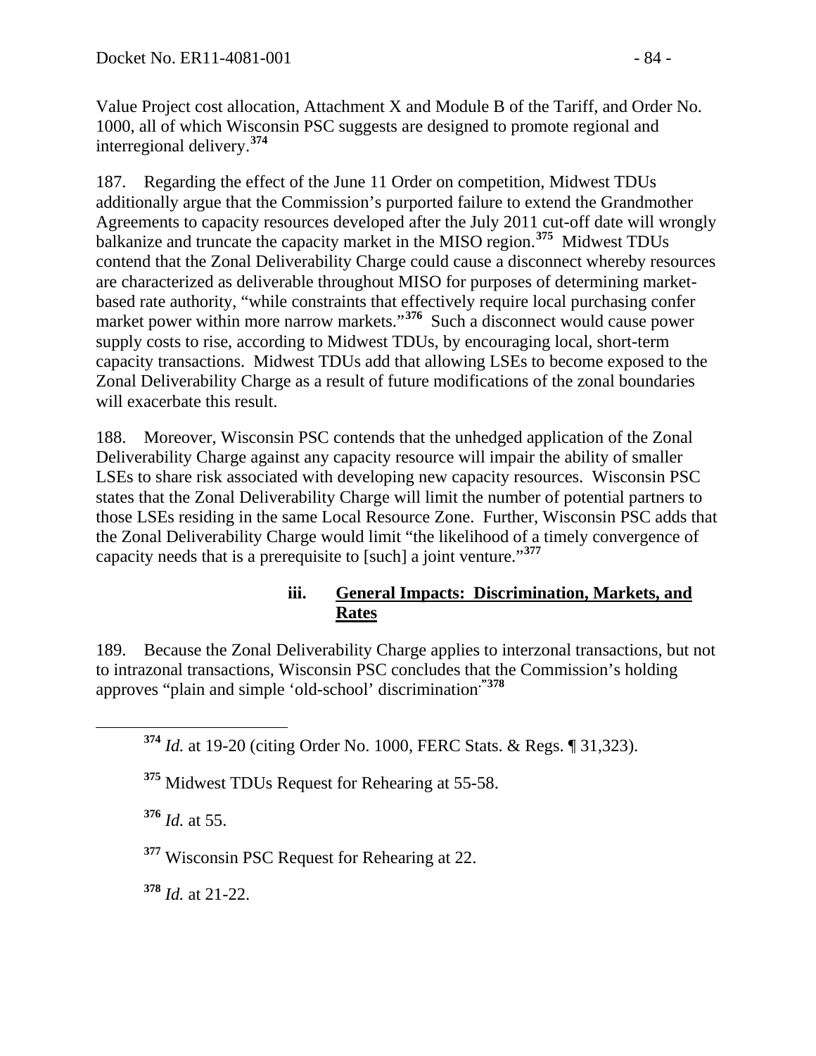Value Project cost allocation, Attachment X and Module B of the Tariff, and Order No. 1000, all of which Wisconsin PSC suggests are designed to promote regional and interregional delivery.[374]

187. Regarding the effect of the June 11 Order on competition, Midwest TDUs additionally argue that the Commission's purported failure to extend the Grandmother Agreements to capacity resources developed after the July 2011 cut-off date will wrongly balkanize and truncate the capacity market in the MISO region.[375] Midwest TDUs contend that the Zonal Deliverability Charge could cause a disconnect whereby resources are characterized as deliverable throughout MISO for purposes of determining market-based rate authority, "while constraints that effectively require local purchasing confer market power within more narrow markets."[376] Such a disconnect would cause power supply costs to rise, according to Midwest TDUs, by encouraging local, short-term capacity transactions. Midwest TDUs add that allowing LSEs to become exposed to the Zonal Deliverability Charge as a result of future modifications of the zonal boundaries will exacerbate this result.

188. Moreover, Wisconsin PSC contends that the unhedged application of the Zonal Deliverability Charge against any capacity resource will impair the ability of smaller LSEs to share risk associated with developing new capacity resources. Wisconsin PSC states that the Zonal Deliverability Charge will limit the number of potential partners to those LSEs residing in the same Local Resource Zone. Further, Wisconsin PSC adds that the Zonal Deliverability Charge would limit "the likelihood of a timely convergence of capacity needs that is a prerequisite to [such] a joint venture."[377]

#### iii. General Impacts: Discrimination, Markets, and Rates

189. Because the Zonal Deliverability Charge applies to interzonal transactions, but not to intrazonal transactions, Wisconsin PSC concludes that the Commission's holding approves "plain and simple 'old-school' discrimination."[378]

---

[374] *Id.* at 19-20 (citing Order No. 1000, FERC Stats. & Regs. ¶ 31,323).

[375] Midwest TDUs Request for Rehearing at 55-58.

[376] *Id.* at 55.

[377] Wisconsin PSC Request for Rehearing at 22.

[378] *Id.* at 21-22.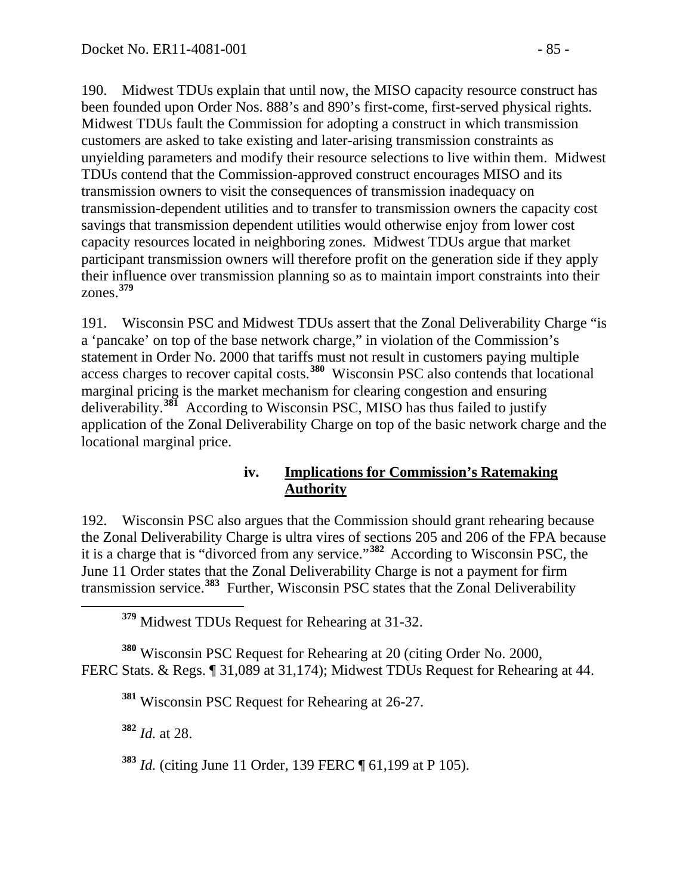190. Midwest TDUs explain that until now, the MISO capacity resource construct has been founded upon Order Nos. 888's and 890's first-come, first-served physical rights. Midwest TDUs fault the Commission for adopting a construct in which transmission customers are asked to take existing and later-arising transmission constraints as unyielding parameters and modify their resource selections to live within them. Midwest TDUs contend that the Commission-approved construct encourages MISO and its transmission owners to visit the consequences of transmission inadequacy on transmission-dependent utilities and to transfer to transmission owners the capacity cost savings that transmission dependent utilities would otherwise enjoy from lower cost capacity resources located in neighboring zones. Midwest TDUs argue that market participant transmission owners will therefore profit on the generation side if they apply their influence over transmission planning so as to maintain import constraints into their zones.[379]

191. Wisconsin PSC and Midwest TDUs assert that the Zonal Deliverability Charge "is a 'pancake' on top of the base network charge," in violation of the Commission's statement in Order No. 2000 that tariffs must not result in customers paying multiple access charges to recover capital costs.[380] Wisconsin PSC also contends that locational marginal pricing is the market mechanism for clearing congestion and ensuring deliverability.[381] According to Wisconsin PSC, MISO has thus failed to justify application of the Zonal Deliverability Charge on top of the basic network charge and the locational marginal price.

#### iv. <u>Implications for Commission's Ratemaking Authority</u>

192. Wisconsin PSC also argues that the Commission should grant rehearing because the Zonal Deliverability Charge is ultra vires of sections 205 and 206 of the FPA because it is a charge that is "divorced from any service."[382] According to Wisconsin PSC, the June 11 Order states that the Zonal Deliverability Charge is not a payment for firm transmission service.[383] Further, Wisconsin PSC states that the Zonal Deliverability

---

[379] Midwest TDUs Request for Rehearing at 31-32.

[380] Wisconsin PSC Request for Rehearing at 20 (citing Order No. 2000, FERC Stats. & Regs. ¶ 31,089 at 31,174); Midwest TDUs Request for Rehearing at 44.

[381] Wisconsin PSC Request for Rehearing at 26-27.

[382] *Id.* at 28.

[383] *Id.* (citing June 11 Order, 139 FERC ¶ 61,199 at P 105).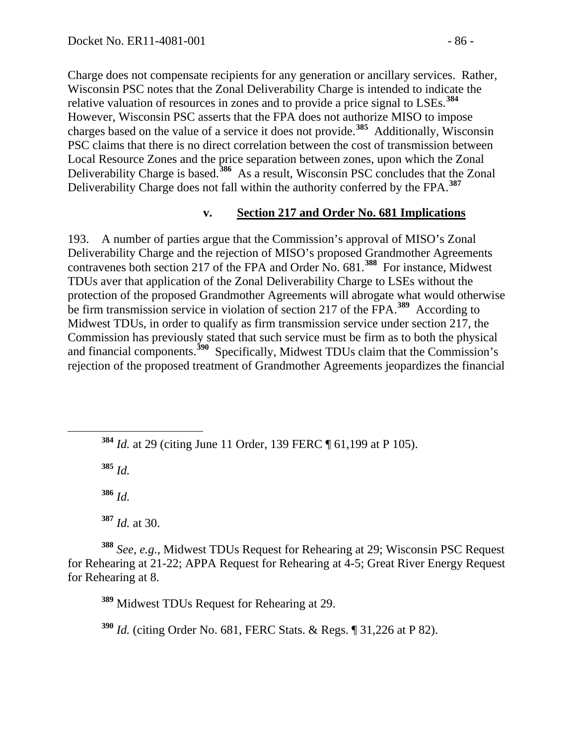Charge does not compensate recipients for any generation or ancillary services. Rather, Wisconsin PSC notes that the Zonal Deliverability Charge is intended to indicate the relative valuation of resources in zones and to provide a price signal to LSEs.[384] However, Wisconsin PSC asserts that the FPA does not authorize MISO to impose charges based on the value of a service it does not provide.[385] Additionally, Wisconsin PSC claims that there is no direct correlation between the cost of transmission between Local Resource Zones and the price separation between zones, upon which the Zonal Deliverability Charge is based.[386] As a result, Wisconsin PSC concludes that the Zonal Deliverability Charge does not fall within the authority conferred by the FPA.[387]

#### v. Section 217 and Order No. 681 Implications

193. A number of parties argue that the Commission's approval of MISO's Zonal Deliverability Charge and the rejection of MISO's proposed Grandmother Agreements contravenes both section 217 of the FPA and Order No. 681.[388] For instance, Midwest TDUs aver that application of the Zonal Deliverability Charge to LSEs without the protection of the proposed Grandmother Agreements will abrogate what would otherwise be firm transmission service in violation of section 217 of the FPA.[389] According to Midwest TDUs, in order to qualify as firm transmission service under section 217, the Commission has previously stated that such service must be firm as to both the physical and financial components.[390] Specifically, Midwest TDUs claim that the Commission's rejection of the proposed treatment of Grandmother Agreements jeopardizes the financial

---

[384] *Id.* at 29 (citing June 11 Order, 139 FERC ¶ 61,199 at P 105).

[385] *Id.*

[386] *Id.*

[387] *Id.* at 30.

[388] *See, e.g.*, Midwest TDUs Request for Rehearing at 29; Wisconsin PSC Request for Rehearing at 21-22; APPA Request for Rehearing at 4-5; Great River Energy Request for Rehearing at 8.

[389] Midwest TDUs Request for Rehearing at 29.

[390] *Id.* (citing Order No. 681, FERC Stats. & Regs. ¶ 31,226 at P 82).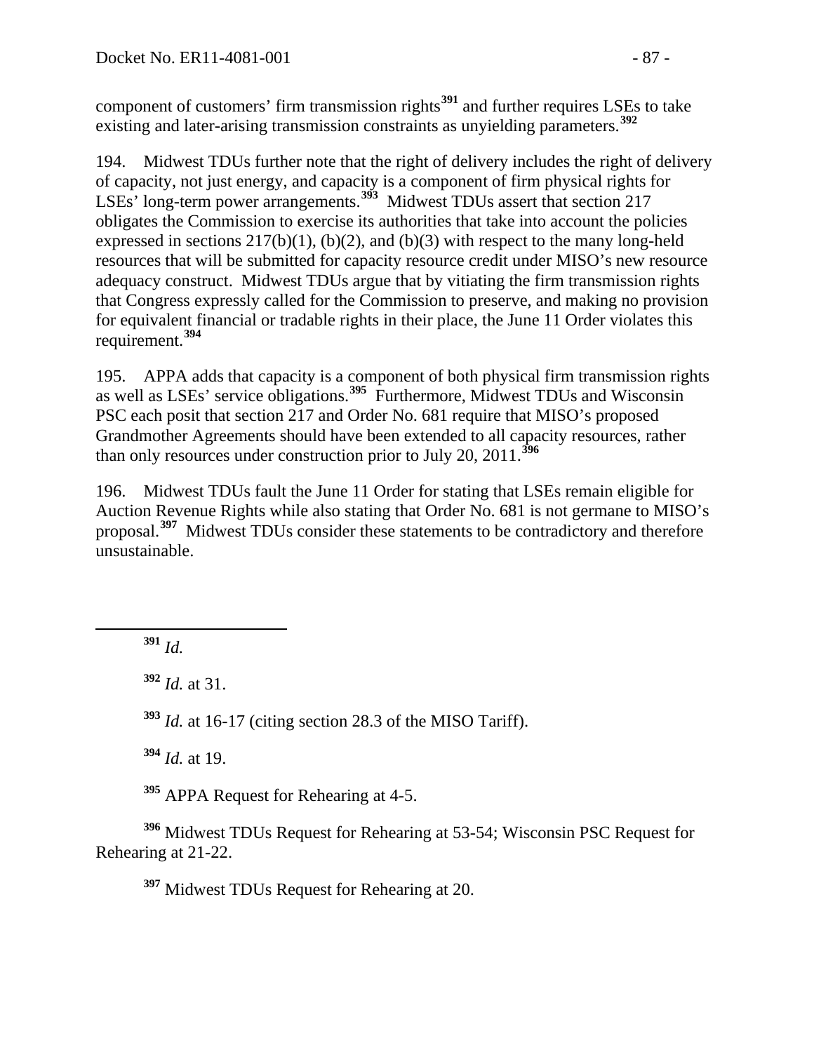component of customers' firm transmission rights[391] and further requires LSEs to take existing and later-arising transmission constraints as unyielding parameters.[392]

194. Midwest TDUs further note that the right of delivery includes the right of delivery of capacity, not just energy, and capacity is a component of firm physical rights for LSEs' long-term power arrangements.[393] Midwest TDUs assert that section 217 obligates the Commission to exercise its authorities that take into account the policies expressed in sections 217(b)(1), (b)(2), and (b)(3) with respect to the many long-held resources that will be submitted for capacity resource credit under MISO's new resource adequacy construct. Midwest TDUs argue that by vitiating the firm transmission rights that Congress expressly called for the Commission to preserve, and making no provision for equivalent financial or tradable rights in their place, the June 11 Order violates this requirement.[394]

195. APPA adds that capacity is a component of both physical firm transmission rights as well as LSEs' service obligations.[395] Furthermore, Midwest TDUs and Wisconsin PSC each posit that section 217 and Order No. 681 require that MISO's proposed Grandmother Agreements should have been extended to all capacity resources, rather than only resources under construction prior to July 20, 2011.[396]

196. Midwest TDUs fault the June 11 Order for stating that LSEs remain eligible for Auction Revenue Rights while also stating that Order No. 681 is not germane to MISO's proposal.[397] Midwest TDUs consider these statements to be contradictory and therefore unsustainable.

---

[391] *Id.*

[392] *Id.* at 31.

[393] *Id.* at 16-17 (citing section 28.3 of the MISO Tariff).

[394] *Id.* at 19.

[395] APPA Request for Rehearing at 4-5.

[396] Midwest TDUs Request for Rehearing at 53-54; Wisconsin PSC Request for Rehearing at 21-22.

[397] Midwest TDUs Request for Rehearing at 20.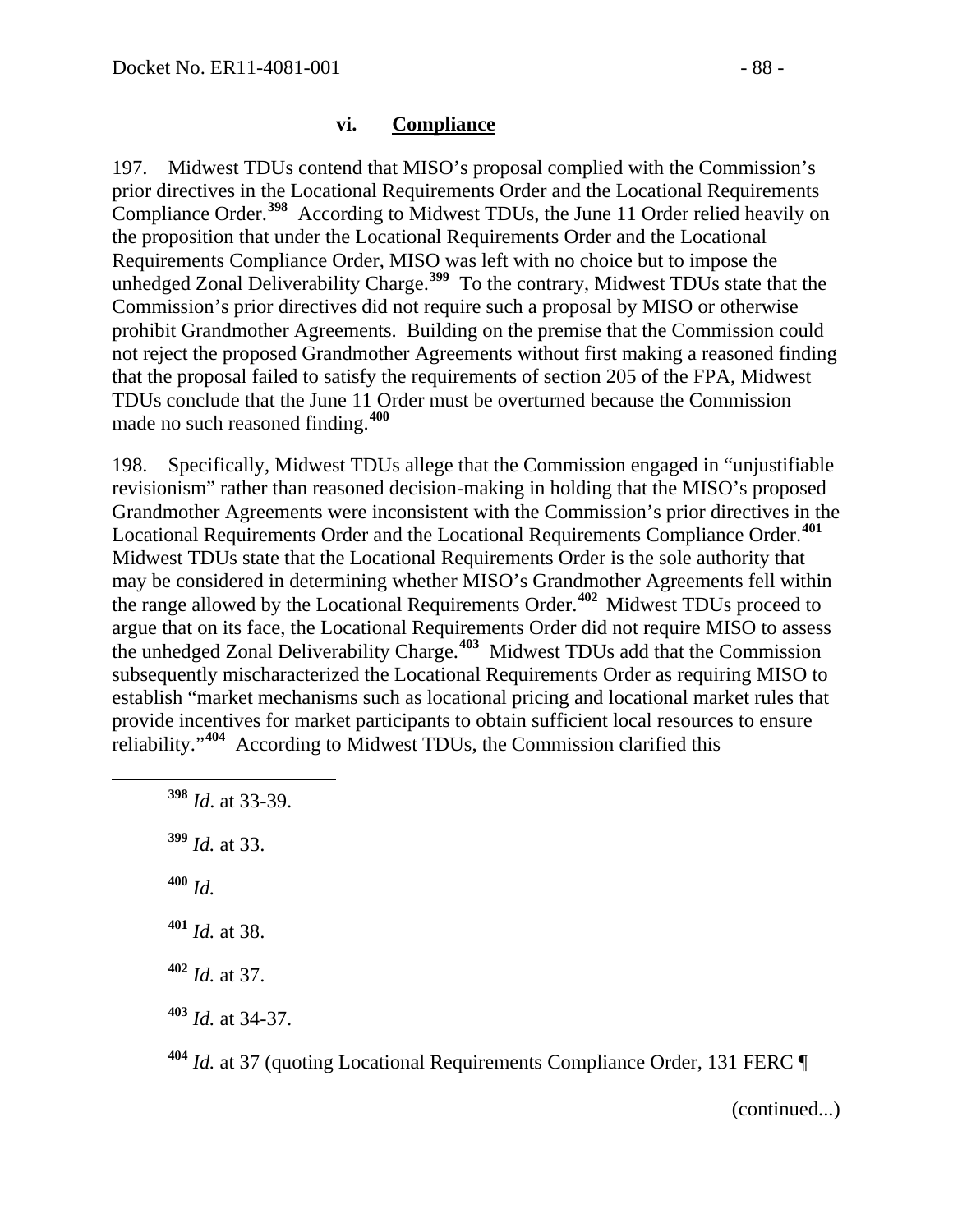### vi. Compliance

197. Midwest TDUs contend that MISO's proposal complied with the Commission's prior directives in the Locational Requirements Order and the Locational Requirements Compliance Order.[398] According to Midwest TDUs, the June 11 Order relied heavily on the proposition that under the Locational Requirements Order and the Locational Requirements Compliance Order, MISO was left with no choice but to impose the unhedged Zonal Deliverability Charge.[399] To the contrary, Midwest TDUs state that the Commission's prior directives did not require such a proposal by MISO or otherwise prohibit Grandmother Agreements. Building on the premise that the Commission could not reject the proposed Grandmother Agreements without first making a reasoned finding that the proposal failed to satisfy the requirements of section 205 of the FPA, Midwest TDUs conclude that the June 11 Order must be overturned because the Commission made no such reasoned finding.[400]

198. Specifically, Midwest TDUs allege that the Commission engaged in "unjustifiable revisionism" rather than reasoned decision-making in holding that the MISO's proposed Grandmother Agreements were inconsistent with the Commission's prior directives in the Locational Requirements Order and the Locational Requirements Compliance Order.[401] Midwest TDUs state that the Locational Requirements Order is the sole authority that may be considered in determining whether MISO's Grandmother Agreements fell within the range allowed by the Locational Requirements Order.[402] Midwest TDUs proceed to argue that on its face, the Locational Requirements Order did not require MISO to assess the unhedged Zonal Deliverability Charge.[403] Midwest TDUs add that the Commission subsequently mischaracterized the Locational Requirements Order as requiring MISO to establish "market mechanisms such as locational pricing and locational market rules that provide incentives for market participants to obtain sufficient local resources to ensure reliability."[404] According to Midwest TDUs, the Commission clarified this

---

[398] *Id*. at 33-39.

[399] *Id.* at 33.

[400] *Id.*

[401] *Id.* at 38.

[402] *Id.* at 37.

[403] *Id.* at 34-37.

[404] *Id.* at 37 (quoting Locational Requirements Compliance Order, 131 FERC ¶

(continued...)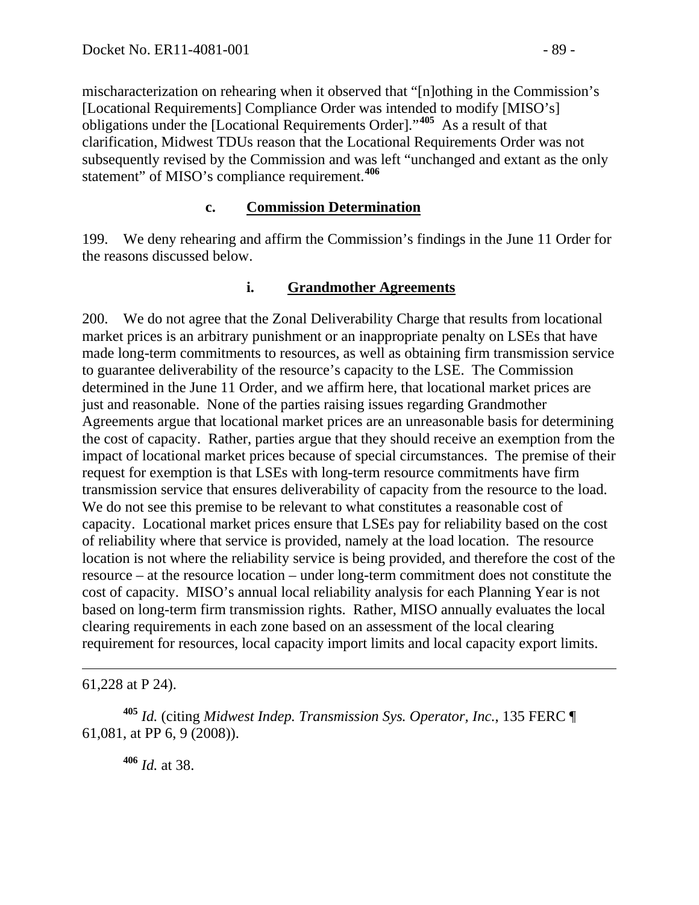mischaracterization on rehearing when it observed that "[n]othing in the Commission's [Locational Requirements] Compliance Order was intended to modify [MISO's] obligations under the [Locational Requirements Order]."[405] As a result of that clarification, Midwest TDUs reason that the Locational Requirements Order was not subsequently revised by the Commission and was left "unchanged and extant as the only statement" of MISO's compliance requirement.[406]

### c. Commission Determination

199. We deny rehearing and affirm the Commission's findings in the June 11 Order for the reasons discussed below.

#### i. Grandmother Agreements

200. We do not agree that the Zonal Deliverability Charge that results from locational market prices is an arbitrary punishment or an inappropriate penalty on LSEs that have made long-term commitments to resources, as well as obtaining firm transmission service to guarantee deliverability of the resource's capacity to the LSE. The Commission determined in the June 11 Order, and we affirm here, that locational market prices are just and reasonable. None of the parties raising issues regarding Grandmother Agreements argue that locational market prices are an unreasonable basis for determining the cost of capacity. Rather, parties argue that they should receive an exemption from the impact of locational market prices because of special circumstances. The premise of their request for exemption is that LSEs with long-term resource commitments have firm transmission service that ensures deliverability of capacity from the resource to the load. We do not see this premise to be relevant to what constitutes a reasonable cost of capacity. Locational market prices ensure that LSEs pay for reliability based on the cost of reliability where that service is provided, namely at the load location. The resource location is not where the reliability service is being provided, and therefore the cost of the resource – at the resource location – under long-term commitment does not constitute the cost of capacity. MISO's annual local reliability analysis for each Planning Year is not based on long-term firm transmission rights. Rather, MISO annually evaluates the local clearing requirements in each zone based on an assessment of the local clearing requirement for resources, local capacity import limits and local capacity export limits.

---

61,228 at P 24).

[405] *Id.* (citing *Midwest Indep. Transmission Sys. Operator, Inc.*, 135 FERC ¶ 61,081, at PP 6, 9 (2008)).

[406] *Id.* at 38.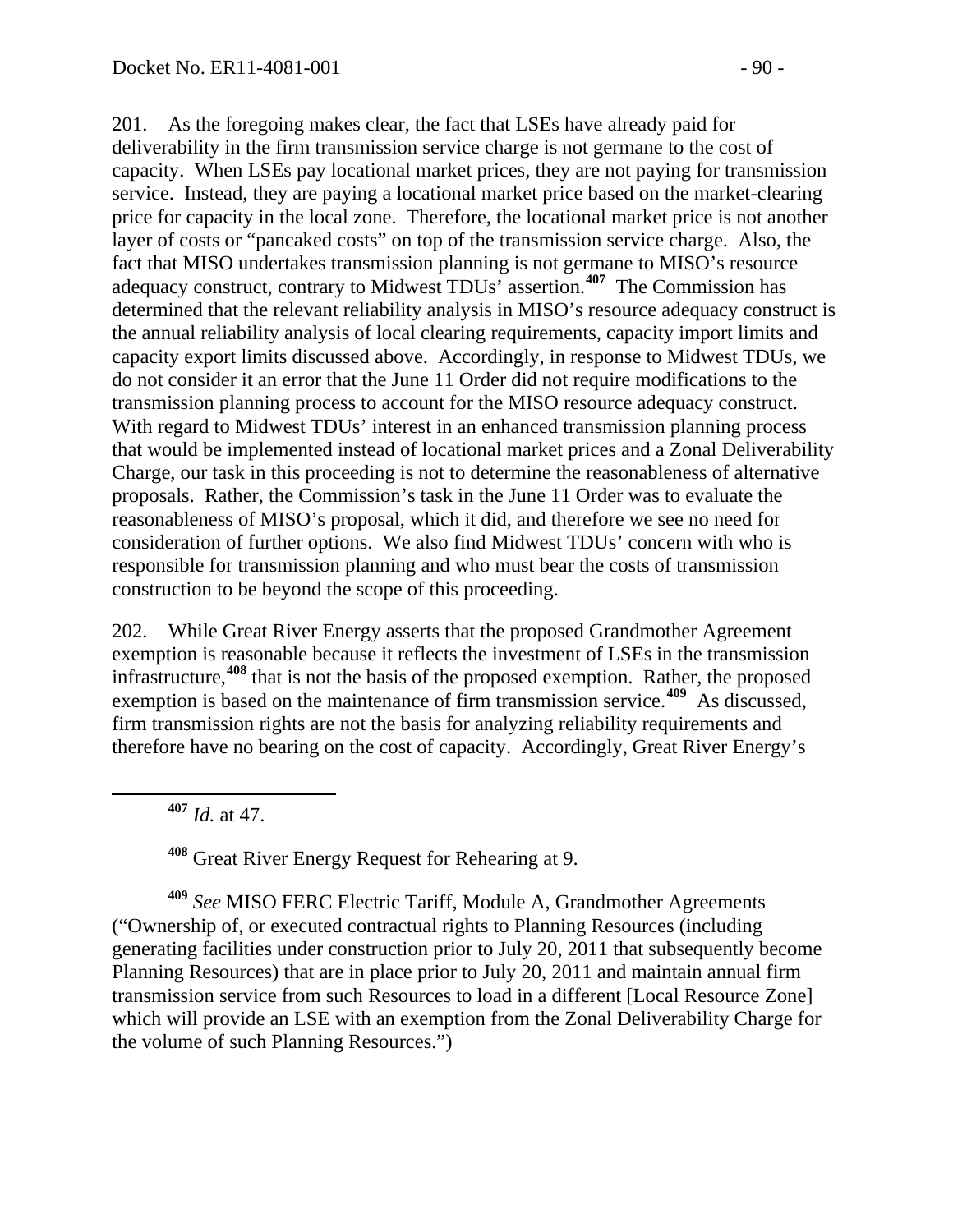201. As the foregoing makes clear, the fact that LSEs have already paid for deliverability in the firm transmission service charge is not germane to the cost of capacity. When LSEs pay locational market prices, they are not paying for transmission service. Instead, they are paying a locational market price based on the market-clearing price for capacity in the local zone. Therefore, the locational market price is not another layer of costs or "pancaked costs" on top of the transmission service charge. Also, the fact that MISO undertakes transmission planning is not germane to MISO's resource adequacy construct, contrary to Midwest TDUs' assertion.[407] The Commission has determined that the relevant reliability analysis in MISO's resource adequacy construct is the annual reliability analysis of local clearing requirements, capacity import limits and capacity export limits discussed above. Accordingly, in response to Midwest TDUs, we do not consider it an error that the June 11 Order did not require modifications to the transmission planning process to account for the MISO resource adequacy construct. With regard to Midwest TDUs' interest in an enhanced transmission planning process that would be implemented instead of locational market prices and a Zonal Deliverability Charge, our task in this proceeding is not to determine the reasonableness of alternative proposals. Rather, the Commission's task in the June 11 Order was to evaluate the reasonableness of MISO's proposal, which it did, and therefore we see no need for consideration of further options. We also find Midwest TDUs' concern with who is responsible for transmission planning and who must bear the costs of transmission construction to be beyond the scope of this proceeding.

202. While Great River Energy asserts that the proposed Grandmother Agreement exemption is reasonable because it reflects the investment of LSEs in the transmission infrastructure,[408] that is not the basis of the proposed exemption. Rather, the proposed exemption is based on the maintenance of firm transmission service.[409] As discussed, firm transmission rights are not the basis for analyzing reliability requirements and therefore have no bearing on the cost of capacity. Accordingly, Great River Energy's

---

[407] *Id.* at 47.

[408] Great River Energy Request for Rehearing at 9.

[409] *See* MISO FERC Electric Tariff, Module A, Grandmother Agreements ("Ownership of, or executed contractual rights to Planning Resources (including generating facilities under construction prior to July 20, 2011 that subsequently become Planning Resources) that are in place prior to July 20, 2011 and maintain annual firm transmission service from such Resources to load in a different [Local Resource Zone] which will provide an LSE with an exemption from the Zonal Deliverability Charge for the volume of such Planning Resources.")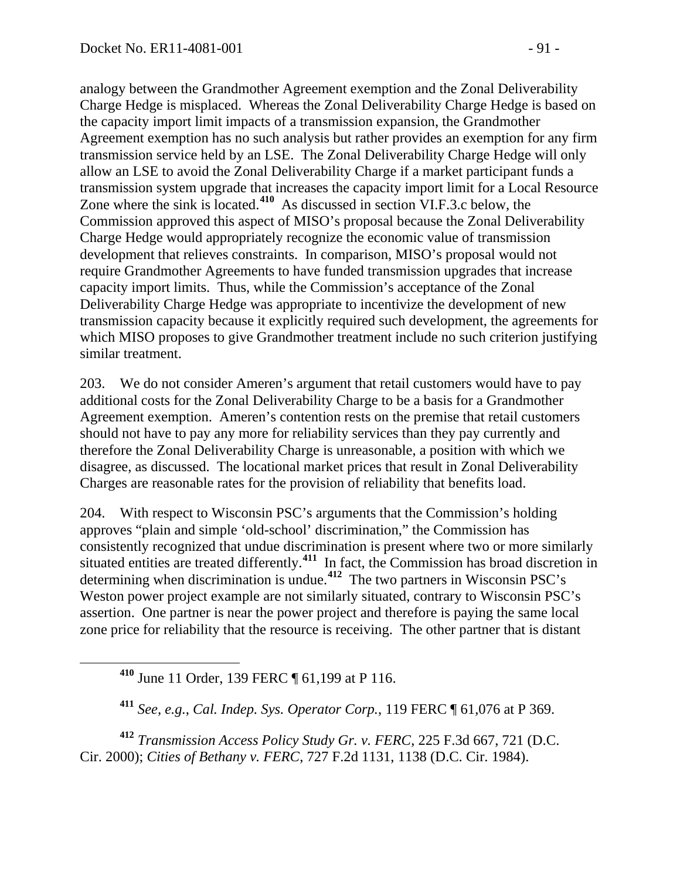analogy between the Grandmother Agreement exemption and the Zonal Deliverability Charge Hedge is misplaced. Whereas the Zonal Deliverability Charge Hedge is based on the capacity import limit impacts of a transmission expansion, the Grandmother Agreement exemption has no such analysis but rather provides an exemption for any firm transmission service held by an LSE. The Zonal Deliverability Charge Hedge will only allow an LSE to avoid the Zonal Deliverability Charge if a market participant funds a transmission system upgrade that increases the capacity import limit for a Local Resource Zone where the sink is located.[410] As discussed in section VI.F.3.c below, the Commission approved this aspect of MISO's proposal because the Zonal Deliverability Charge Hedge would appropriately recognize the economic value of transmission development that relieves constraints. In comparison, MISO's proposal would not require Grandmother Agreements to have funded transmission upgrades that increase capacity import limits. Thus, while the Commission's acceptance of the Zonal Deliverability Charge Hedge was appropriate to incentivize the development of new transmission capacity because it explicitly required such development, the agreements for which MISO proposes to give Grandmother treatment include no such criterion justifying similar treatment.

203. We do not consider Ameren's argument that retail customers would have to pay additional costs for the Zonal Deliverability Charge to be a basis for a Grandmother Agreement exemption. Ameren's contention rests on the premise that retail customers should not have to pay any more for reliability services than they pay currently and therefore the Zonal Deliverability Charge is unreasonable, a position with which we disagree, as discussed. The locational market prices that result in Zonal Deliverability Charges are reasonable rates for the provision of reliability that benefits load.

204. With respect to Wisconsin PSC's arguments that the Commission's holding approves "plain and simple 'old-school' discrimination," the Commission has consistently recognized that undue discrimination is present where two or more similarly situated entities are treated differently.[411] In fact, the Commission has broad discretion in determining when discrimination is undue.[412] The two partners in Wisconsin PSC's Weston power project example are not similarly situated, contrary to Wisconsin PSC's assertion. One partner is near the power project and therefore is paying the same local zone price for reliability that the resource is receiving. The other partner that is distant

[410] June 11 Order, 139 FERC ¶ 61,199 at P 116.

[411] *See, e.g.*, *Cal. Indep. Sys. Operator Corp.*, 119 FERC ¶ 61,076 at P 369.

[412] *Transmission Access Policy Study Gr. v. FERC*, 225 F.3d 667, 721 (D.C. Cir. 2000); *Cities of Bethany v. FERC*, 727 F.2d 1131, 1138 (D.C. Cir. 1984).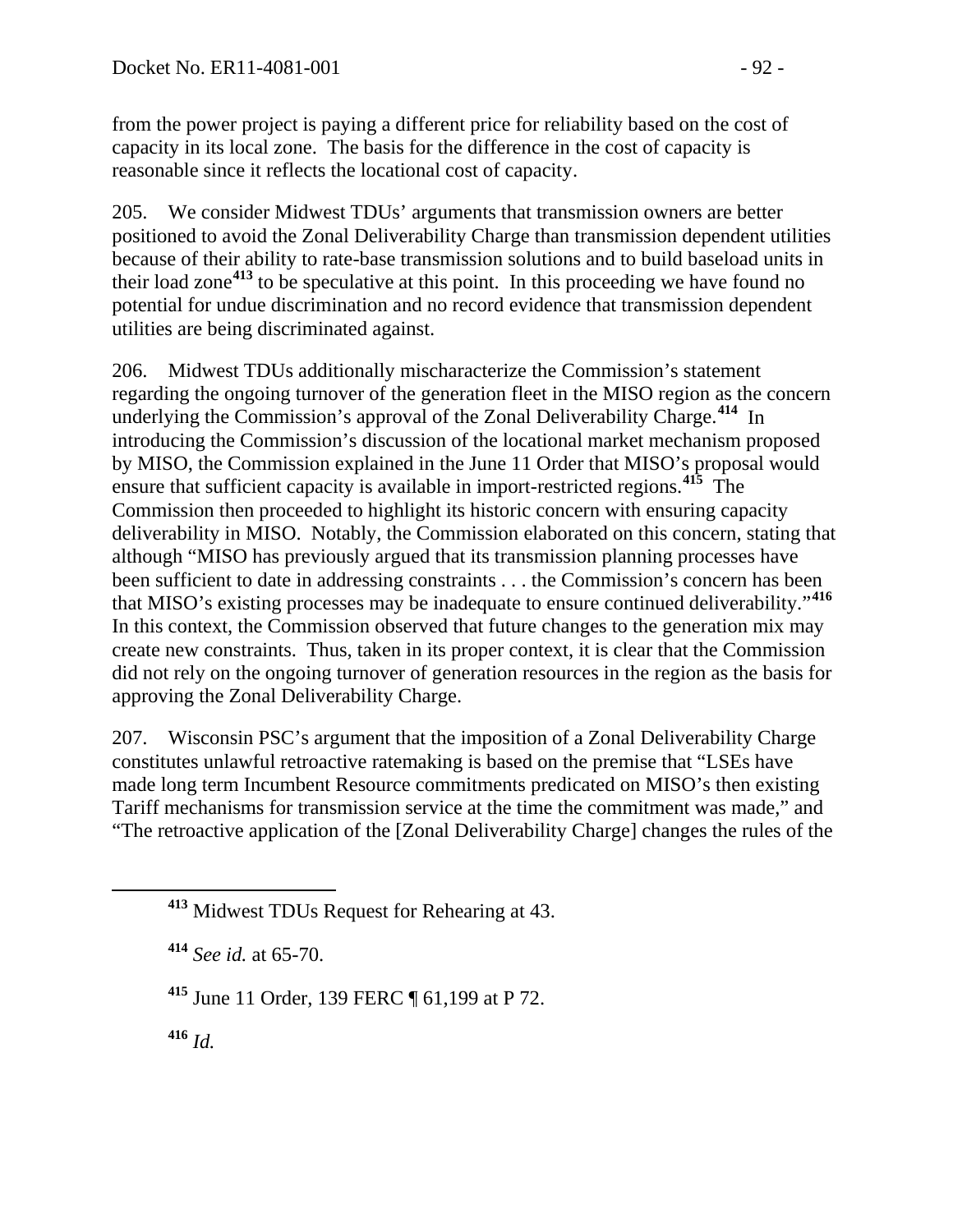from the power project is paying a different price for reliability based on the cost of capacity in its local zone. The basis for the difference in the cost of capacity is reasonable since it reflects the locational cost of capacity.

205. We consider Midwest TDUs' arguments that transmission owners are better positioned to avoid the Zonal Deliverability Charge than transmission dependent utilities because of their ability to rate-base transmission solutions and to build baseload units in their load zone[413] to be speculative at this point. In this proceeding we have found no potential for undue discrimination and no record evidence that transmission dependent utilities are being discriminated against.

206. Midwest TDUs additionally mischaracterize the Commission's statement regarding the ongoing turnover of the generation fleet in the MISO region as the concern underlying the Commission's approval of the Zonal Deliverability Charge.[414] In introducing the Commission's discussion of the locational market mechanism proposed by MISO, the Commission explained in the June 11 Order that MISO's proposal would ensure that sufficient capacity is available in import-restricted regions.[415] The Commission then proceeded to highlight its historic concern with ensuring capacity deliverability in MISO. Notably, the Commission elaborated on this concern, stating that although "MISO has previously argued that its transmission planning processes have been sufficient to date in addressing constraints . . . the Commission's concern has been that MISO's existing processes may be inadequate to ensure continued deliverability."[416] In this context, the Commission observed that future changes to the generation mix may create new constraints. Thus, taken in its proper context, it is clear that the Commission did not rely on the ongoing turnover of generation resources in the region as the basis for approving the Zonal Deliverability Charge.

207. Wisconsin PSC's argument that the imposition of a Zonal Deliverability Charge constitutes unlawful retroactive ratemaking is based on the premise that "LSEs have made long term Incumbent Resource commitments predicated on MISO's then existing Tariff mechanisms for transmission service at the time the commitment was made," and "The retroactive application of the [Zonal Deliverability Charge] changes the rules of the

---

[413] Midwest TDUs Request for Rehearing at 43.

[414] *See id.* at 65-70.

[415] June 11 Order, 139 FERC ¶ 61,199 at P 72.

[416] *Id.*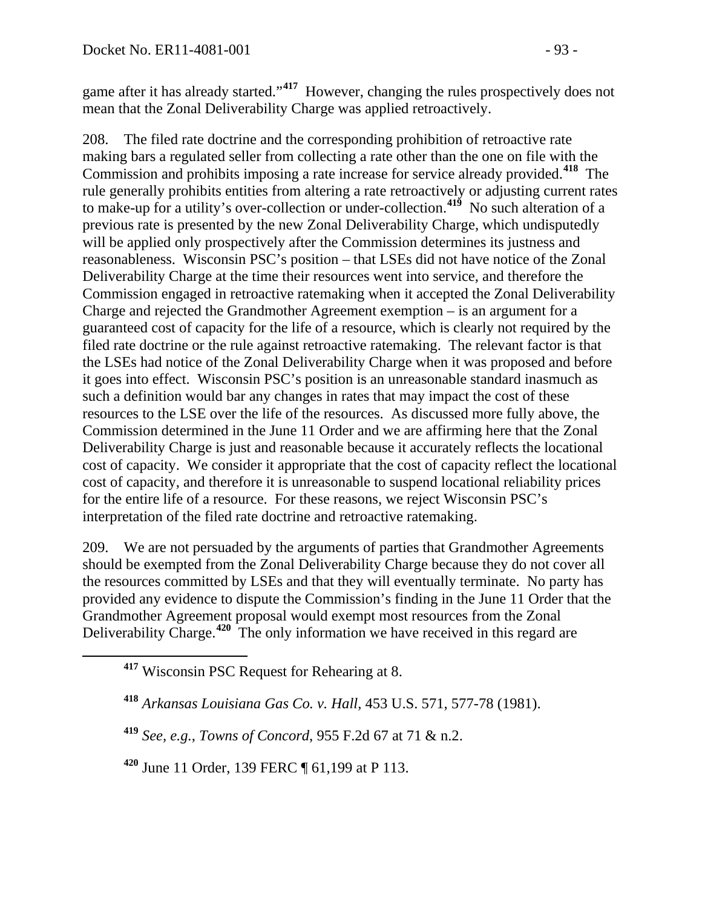game after it has already started."[417] However, changing the rules prospectively does not mean that the Zonal Deliverability Charge was applied retroactively.

208. The filed rate doctrine and the corresponding prohibition of retroactive rate making bars a regulated seller from collecting a rate other than the one on file with the Commission and prohibits imposing a rate increase for service already provided.[418] The rule generally prohibits entities from altering a rate retroactively or adjusting current rates to make-up for a utility's over-collection or under-collection.[419] No such alteration of a previous rate is presented by the new Zonal Deliverability Charge, which undisputedly will be applied only prospectively after the Commission determines its justness and reasonableness. Wisconsin PSC's position – that LSEs did not have notice of the Zonal Deliverability Charge at the time their resources went into service, and therefore the Commission engaged in retroactive ratemaking when it accepted the Zonal Deliverability Charge and rejected the Grandmother Agreement exemption – is an argument for a guaranteed cost of capacity for the life of a resource, which is clearly not required by the filed rate doctrine or the rule against retroactive ratemaking. The relevant factor is that the LSEs had notice of the Zonal Deliverability Charge when it was proposed and before it goes into effect. Wisconsin PSC's position is an unreasonable standard inasmuch as such a definition would bar any changes in rates that may impact the cost of these resources to the LSE over the life of the resources. As discussed more fully above, the Commission determined in the June 11 Order and we are affirming here that the Zonal Deliverability Charge is just and reasonable because it accurately reflects the locational cost of capacity. We consider it appropriate that the cost of capacity reflect the locational cost of capacity, and therefore it is unreasonable to suspend locational reliability prices for the entire life of a resource. For these reasons, we reject Wisconsin PSC's interpretation of the filed rate doctrine and retroactive ratemaking.

209. We are not persuaded by the arguments of parties that Grandmother Agreements should be exempted from the Zonal Deliverability Charge because they do not cover all the resources committed by LSEs and that they will eventually terminate. No party has provided any evidence to dispute the Commission's finding in the June 11 Order that the Grandmother Agreement proposal would exempt most resources from the Zonal Deliverability Charge.[420] The only information we have received in this regard are

---

[417] Wisconsin PSC Request for Rehearing at 8.

[418] *Arkansas Louisiana Gas Co. v. Hall*, 453 U.S. 571, 577-78 (1981).

[419] *See, e.g., Towns of Concord*, 955 F.2d 67 at 71 & n.2.

[420] June 11 Order, 139 FERC ¶ 61,199 at P 113.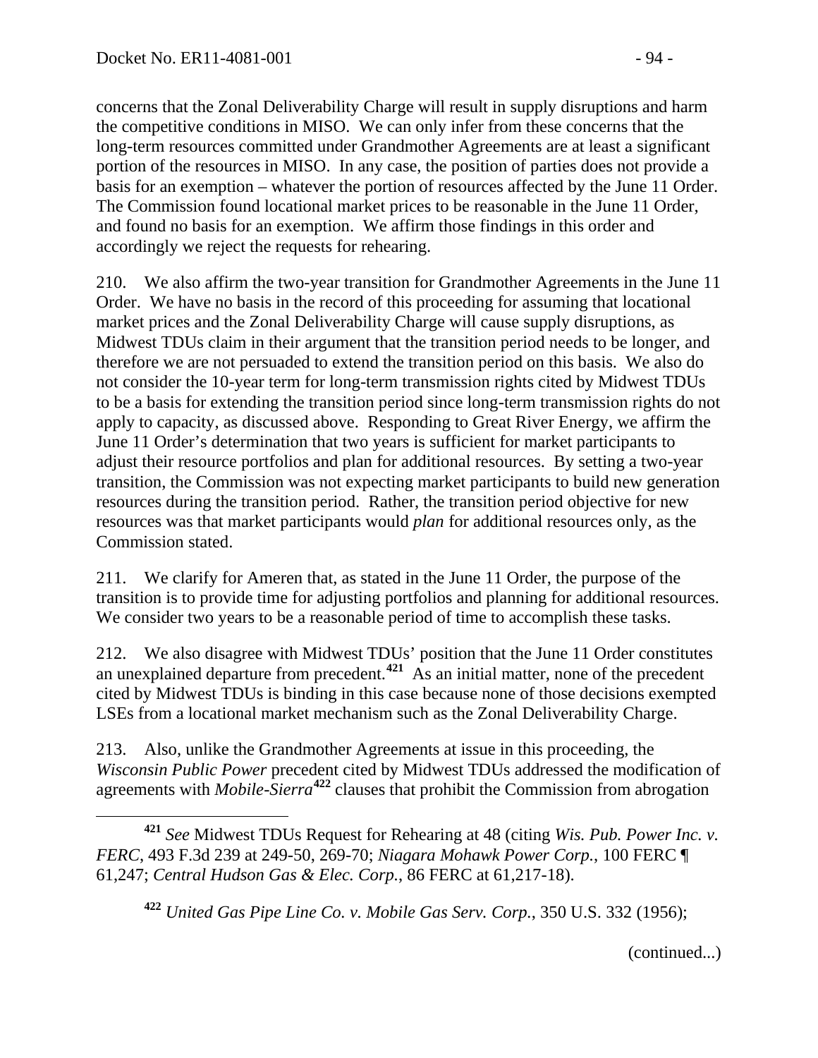concerns that the Zonal Deliverability Charge will result in supply disruptions and harm the competitive conditions in MISO. We can only infer from these concerns that the long-term resources committed under Grandmother Agreements are at least a significant portion of the resources in MISO. In any case, the position of parties does not provide a basis for an exemption – whatever the portion of resources affected by the June 11 Order. The Commission found locational market prices to be reasonable in the June 11 Order, and found no basis for an exemption. We affirm those findings in this order and accordingly we reject the requests for rehearing.

210. We also affirm the two-year transition for Grandmother Agreements in the June 11 Order. We have no basis in the record of this proceeding for assuming that locational market prices and the Zonal Deliverability Charge will cause supply disruptions, as Midwest TDUs claim in their argument that the transition period needs to be longer, and therefore we are not persuaded to extend the transition period on this basis. We also do not consider the 10-year term for long-term transmission rights cited by Midwest TDUs to be a basis for extending the transition period since long-term transmission rights do not apply to capacity, as discussed above. Responding to Great River Energy, we affirm the June 11 Order's determination that two years is sufficient for market participants to adjust their resource portfolios and plan for additional resources. By setting a two-year transition, the Commission was not expecting market participants to build new generation resources during the transition period. Rather, the transition period objective for new resources was that market participants would *plan* for additional resources only, as the Commission stated.

211. We clarify for Ameren that, as stated in the June 11 Order, the purpose of the transition is to provide time for adjusting portfolios and planning for additional resources. We consider two years to be a reasonable period of time to accomplish these tasks.

212. We also disagree with Midwest TDUs' position that the June 11 Order constitutes an unexplained departure from precedent.[421] As an initial matter, none of the precedent cited by Midwest TDUs is binding in this case because none of those decisions exempted LSEs from a locational market mechanism such as the Zonal Deliverability Charge.

213. Also, unlike the Grandmother Agreements at issue in this proceeding, the *Wisconsin Public Power* precedent cited by Midwest TDUs addressed the modification of agreements with *Mobile-Sierra*[422] clauses that prohibit the Commission from abrogation

---

[421] *See* Midwest TDUs Request for Rehearing at 48 (citing *Wis. Pub. Power Inc. v. FERC*, 493 F.3d 239 at 249-50, 269-70; *Niagara Mohawk Power Corp.*, 100 FERC ¶ 61,247; *Central Hudson Gas & Elec. Corp.*, 86 FERC at 61,217-18).

[422] *United Gas Pipe Line Co. v. Mobile Gas Serv. Corp.*, 350 U.S. 332 (1956);

(continued...)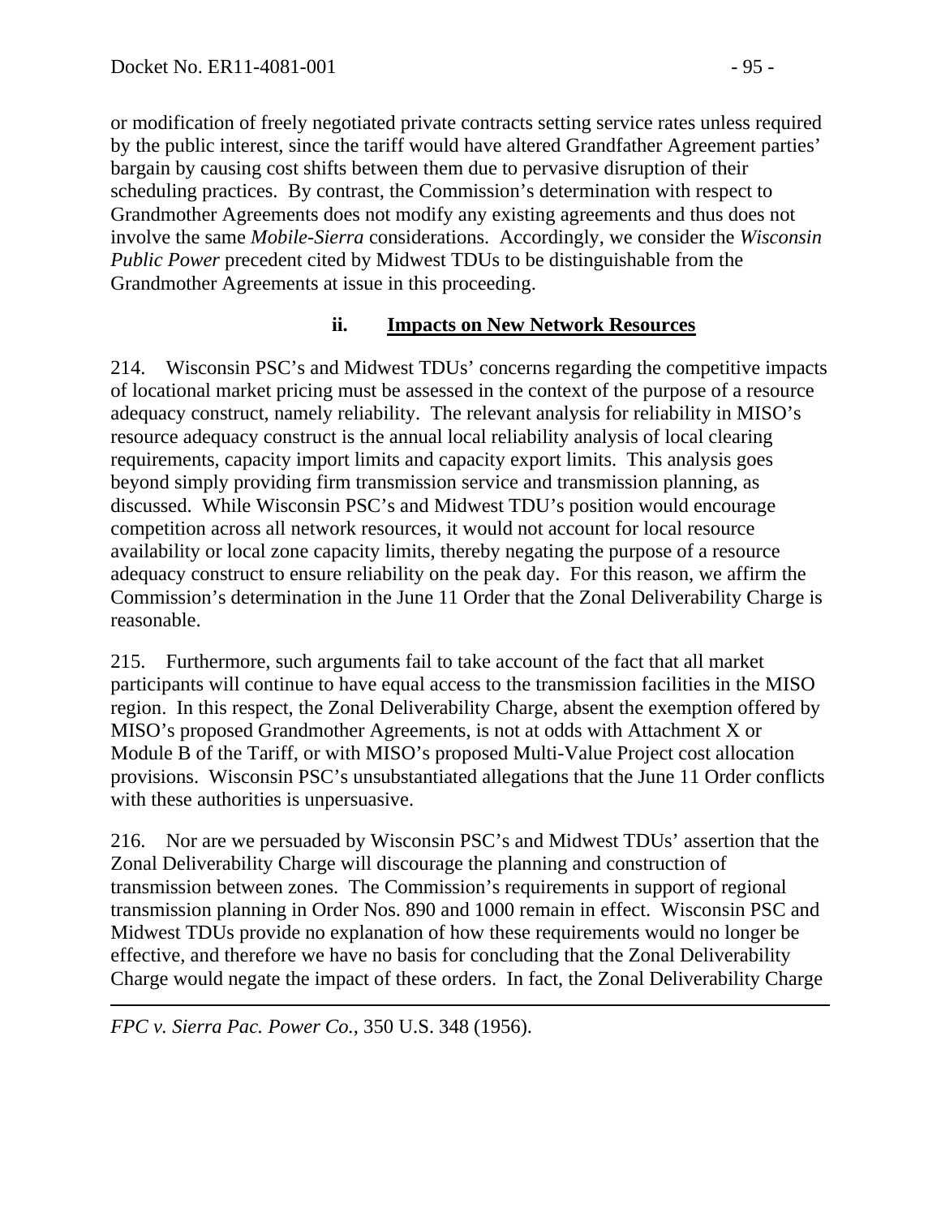or modification of freely negotiated private contracts setting service rates unless required by the public interest, since the tariff would have altered Grandfather Agreement parties' bargain by causing cost shifts between them due to pervasive disruption of their scheduling practices. By contrast, the Commission's determination with respect to Grandmother Agreements does not modify any existing agreements and thus does not involve the same *Mobile-Sierra* considerations. Accordingly, we consider the *Wisconsin Public Power* precedent cited by Midwest TDUs to be distinguishable from the Grandmother Agreements at issue in this proceeding.

#### ii. <u>Impacts on New Network Resources</u>

214. Wisconsin PSC's and Midwest TDUs' concerns regarding the competitive impacts of locational market pricing must be assessed in the context of the purpose of a resource adequacy construct, namely reliability. The relevant analysis for reliability in MISO's resource adequacy construct is the annual local reliability analysis of local clearing requirements, capacity import limits and capacity export limits. This analysis goes beyond simply providing firm transmission service and transmission planning, as discussed. While Wisconsin PSC's and Midwest TDU's position would encourage competition across all network resources, it would not account for local resource availability or local zone capacity limits, thereby negating the purpose of a resource adequacy construct to ensure reliability on the peak day. For this reason, we affirm the Commission's determination in the June 11 Order that the Zonal Deliverability Charge is reasonable.

215. Furthermore, such arguments fail to take account of the fact that all market participants will continue to have equal access to the transmission facilities in the MISO region. In this respect, the Zonal Deliverability Charge, absent the exemption offered by MISO's proposed Grandmother Agreements, is not at odds with Attachment X or Module B of the Tariff, or with MISO's proposed Multi-Value Project cost allocation provisions. Wisconsin PSC's unsubstantiated allegations that the June 11 Order conflicts with these authorities is unpersuasive.

216. Nor are we persuaded by Wisconsin PSC's and Midwest TDUs' assertion that the Zonal Deliverability Charge will discourage the planning and construction of transmission between zones. The Commission's requirements in support of regional transmission planning in Order Nos. 890 and 1000 remain in effect. Wisconsin PSC and Midwest TDUs provide no explanation of how these requirements would no longer be effective, and therefore we have no basis for concluding that the Zonal Deliverability Charge would negate the impact of these orders. In fact, the Zonal Deliverability Charge

---

*FPC v. Sierra Pac. Power Co.*, 350 U.S. 348 (1956).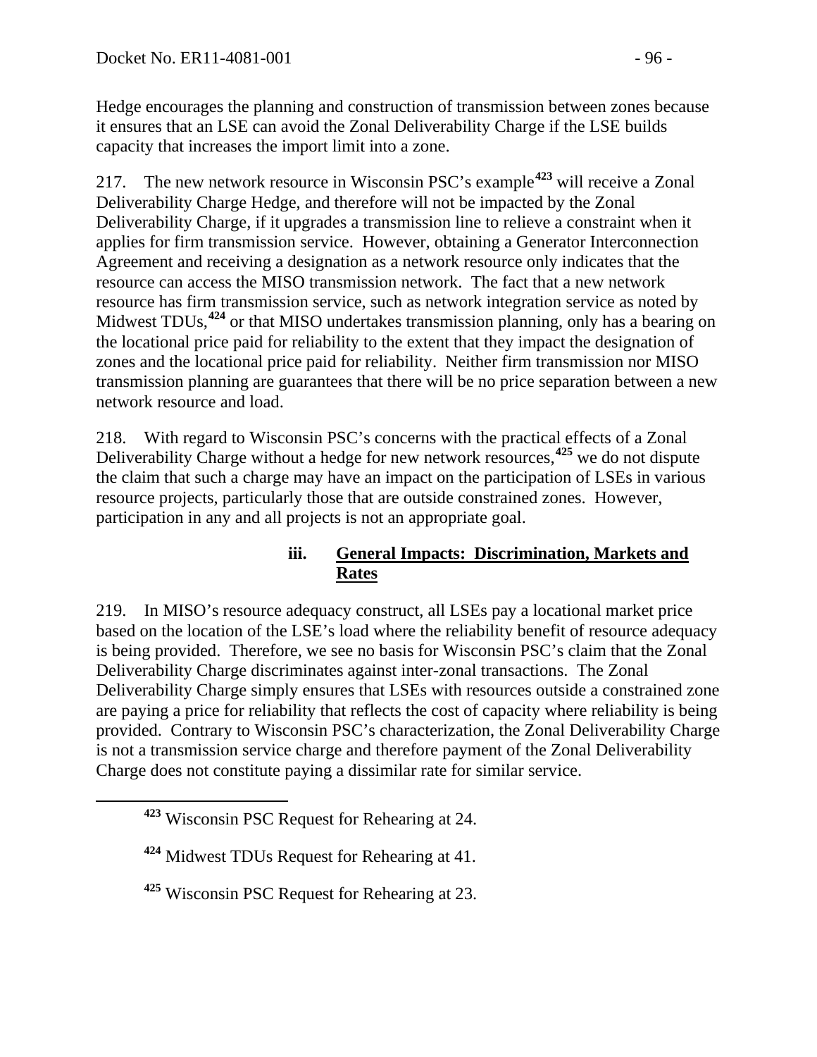Hedge encourages the planning and construction of transmission between zones because it ensures that an LSE can avoid the Zonal Deliverability Charge if the LSE builds capacity that increases the import limit into a zone.

217. The new network resource in Wisconsin PSC's example[423] will receive a Zonal Deliverability Charge Hedge, and therefore will not be impacted by the Zonal Deliverability Charge, if it upgrades a transmission line to relieve a constraint when it applies for firm transmission service. However, obtaining a Generator Interconnection Agreement and receiving a designation as a network resource only indicates that the resource can access the MISO transmission network. The fact that a new network resource has firm transmission service, such as network integration service as noted by Midwest TDUs,[424] or that MISO undertakes transmission planning, only has a bearing on the locational price paid for reliability to the extent that they impact the designation of zones and the locational price paid for reliability. Neither firm transmission nor MISO transmission planning are guarantees that there will be no price separation between a new network resource and load.

218. With regard to Wisconsin PSC's concerns with the practical effects of a Zonal Deliverability Charge without a hedge for new network resources,[425] we do not dispute the claim that such a charge may have an impact on the participation of LSEs in various resource projects, particularly those that are outside constrained zones. However, participation in any and all projects is not an appropriate goal.

#### iii. General Impacts: Discrimination, Markets and Rates

219. In MISO's resource adequacy construct, all LSEs pay a locational market price based on the location of the LSE's load where the reliability benefit of resource adequacy is being provided. Therefore, we see no basis for Wisconsin PSC's claim that the Zonal Deliverability Charge discriminates against inter-zonal transactions. The Zonal Deliverability Charge simply ensures that LSEs with resources outside a constrained zone are paying a price for reliability that reflects the cost of capacity where reliability is being provided. Contrary to Wisconsin PSC's characterization, the Zonal Deliverability Charge is not a transmission service charge and therefore payment of the Zonal Deliverability Charge does not constitute paying a dissimilar rate for similar service.

[423] Wisconsin PSC Request for Rehearing at 24.

[424] Midwest TDUs Request for Rehearing at 41.

[425] Wisconsin PSC Request for Rehearing at 23.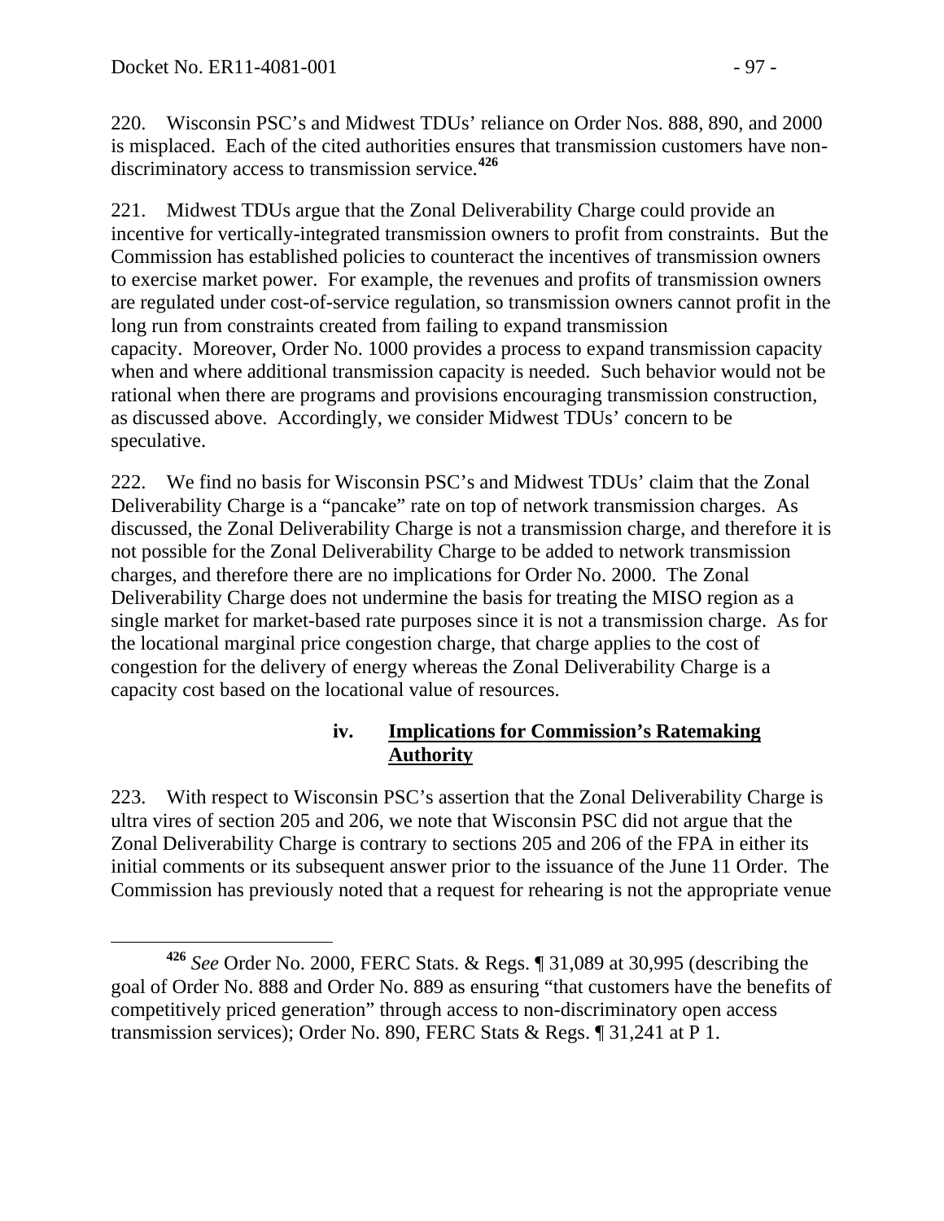220. Wisconsin PSC's and Midwest TDUs' reliance on Order Nos. 888, 890, and 2000 is misplaced. Each of the cited authorities ensures that transmission customers have non-discriminatory access to transmission service.[426]

221. Midwest TDUs argue that the Zonal Deliverability Charge could provide an incentive for vertically-integrated transmission owners to profit from constraints. But the Commission has established policies to counteract the incentives of transmission owners to exercise market power. For example, the revenues and profits of transmission owners are regulated under cost-of-service regulation, so transmission owners cannot profit in the long run from constraints created from failing to expand transmission capacity. Moreover, Order No. 1000 provides a process to expand transmission capacity when and where additional transmission capacity is needed. Such behavior would not be rational when there are programs and provisions encouraging transmission construction, as discussed above. Accordingly, we consider Midwest TDUs' concern to be speculative.

222. We find no basis for Wisconsin PSC's and Midwest TDUs' claim that the Zonal Deliverability Charge is a "pancake" rate on top of network transmission charges. As discussed, the Zonal Deliverability Charge is not a transmission charge, and therefore it is not possible for the Zonal Deliverability Charge to be added to network transmission charges, and therefore there are no implications for Order No. 2000. The Zonal Deliverability Charge does not undermine the basis for treating the MISO region as a single market for market-based rate purposes since it is not a transmission charge. As for the locational marginal price congestion charge, that charge applies to the cost of congestion for the delivery of energy whereas the Zonal Deliverability Charge is a capacity cost based on the locational value of resources.

#### iv. Implications for Commission's Ratemaking Authority

223. With respect to Wisconsin PSC's assertion that the Zonal Deliverability Charge is ultra vires of section 205 and 206, we note that Wisconsin PSC did not argue that the Zonal Deliverability Charge is contrary to sections 205 and 206 of the FPA in either its initial comments or its subsequent answer prior to the issuance of the June 11 Order. The Commission has previously noted that a request for rehearing is not the appropriate venue

---

[426] *See* Order No. 2000, FERC Stats. & Regs. ¶ 31,089 at 30,995 (describing the goal of Order No. 888 and Order No. 889 as ensuring "that customers have the benefits of competitively priced generation" through access to non-discriminatory open access transmission services); Order No. 890, FERC Stats & Regs. ¶ 31,241 at P 1.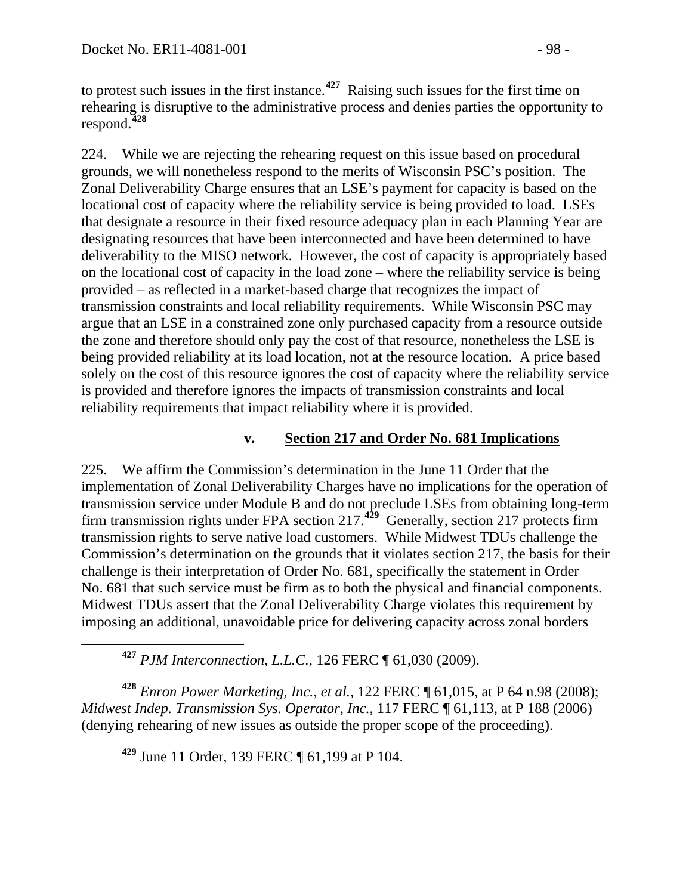to protest such issues in the first instance.[427] Raising such issues for the first time on rehearing is disruptive to the administrative process and denies parties the opportunity to respond.[428]

224. While we are rejecting the rehearing request on this issue based on procedural grounds, we will nonetheless respond to the merits of Wisconsin PSC's position. The Zonal Deliverability Charge ensures that an LSE's payment for capacity is based on the locational cost of capacity where the reliability service is being provided to load. LSEs that designate a resource in their fixed resource adequacy plan in each Planning Year are designating resources that have been interconnected and have been determined to have deliverability to the MISO network. However, the cost of capacity is appropriately based on the locational cost of capacity in the load zone – where the reliability service is being provided – as reflected in a market-based charge that recognizes the impact of transmission constraints and local reliability requirements. While Wisconsin PSC may argue that an LSE in a constrained zone only purchased capacity from a resource outside the zone and therefore should only pay the cost of that resource, nonetheless the LSE is being provided reliability at its load location, not at the resource location. A price based solely on the cost of this resource ignores the cost of capacity where the reliability service is provided and therefore ignores the impacts of transmission constraints and local reliability requirements that impact reliability where it is provided.

### v. Section 217 and Order No. 681 Implications

225. We affirm the Commission's determination in the June 11 Order that the implementation of Zonal Deliverability Charges have no implications for the operation of transmission service under Module B and do not preclude LSEs from obtaining long-term firm transmission rights under FPA section 217.[429] Generally, section 217 protects firm transmission rights to serve native load customers. While Midwest TDUs challenge the Commission's determination on the grounds that it violates section 217, the basis for their challenge is their interpretation of Order No. 681, specifically the statement in Order No. 681 that such service must be firm as to both the physical and financial components. Midwest TDUs assert that the Zonal Deliverability Charge violates this requirement by imposing an additional, unavoidable price for delivering capacity across zonal borders

---

[427] *PJM Interconnection, L.L.C.*, 126 FERC ¶ 61,030 (2009).

[428] *Enron Power Marketing, Inc., et al.*, 122 FERC ¶ 61,015, at P 64 n.98 (2008); *Midwest Indep. Transmission Sys. Operator, Inc.*, 117 FERC ¶ 61,113, at P 188 (2006) (denying rehearing of new issues as outside the proper scope of the proceeding).

[429] June 11 Order, 139 FERC ¶ 61,199 at P 104.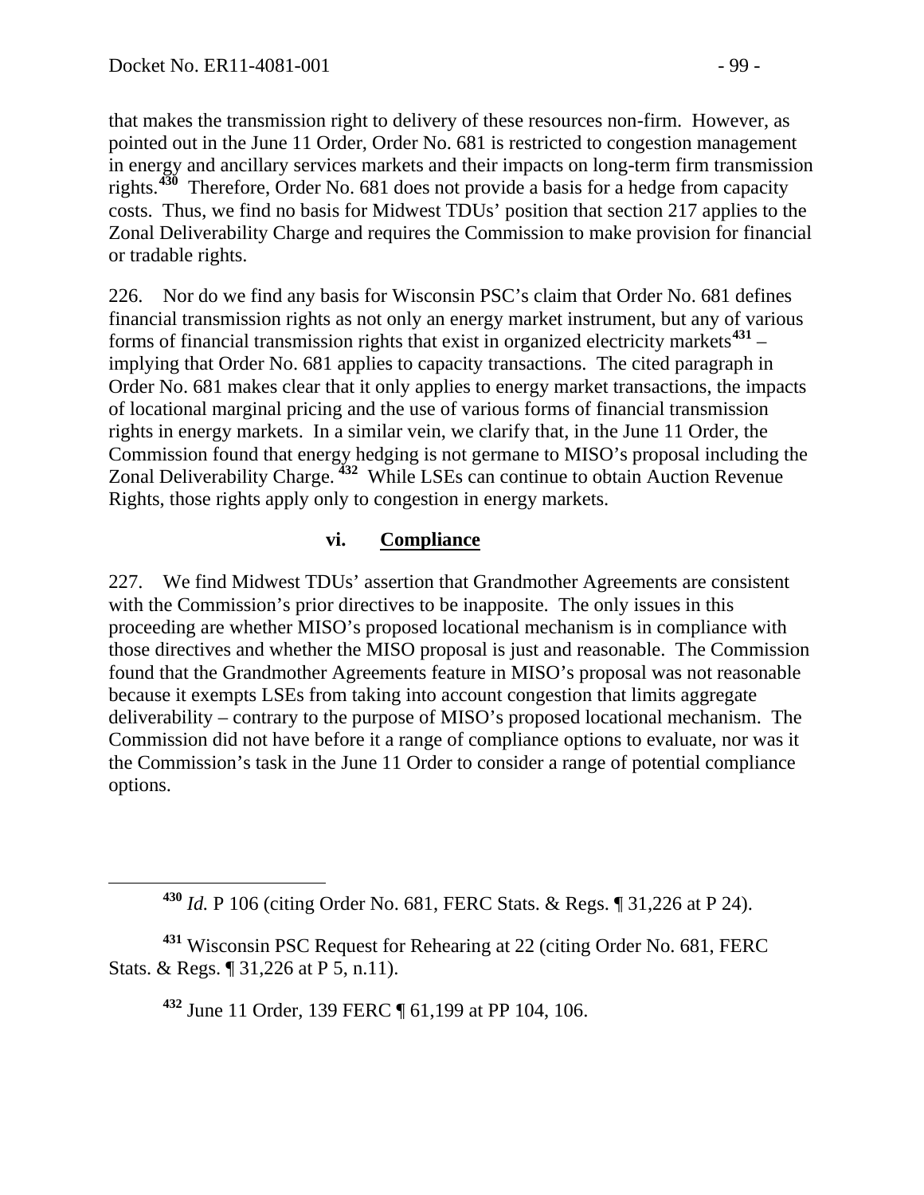that makes the transmission right to delivery of these resources non-firm. However, as pointed out in the June 11 Order, Order No. 681 is restricted to congestion management in energy and ancillary services markets and their impacts on long-term firm transmission rights.[430] Therefore, Order No. 681 does not provide a basis for a hedge from capacity costs. Thus, we find no basis for Midwest TDUs' position that section 217 applies to the Zonal Deliverability Charge and requires the Commission to make provision for financial or tradable rights.

226. Nor do we find any basis for Wisconsin PSC's claim that Order No. 681 defines financial transmission rights as not only an energy market instrument, but any of various forms of financial transmission rights that exist in organized electricity markets[431] – implying that Order No. 681 applies to capacity transactions. The cited paragraph in Order No. 681 makes clear that it only applies to energy market transactions, the impacts of locational marginal pricing and the use of various forms of financial transmission rights in energy markets. In a similar vein, we clarify that, in the June 11 Order, the Commission found that energy hedging is not germane to MISO's proposal including the Zonal Deliverability Charge.[432] While LSEs can continue to obtain Auction Revenue Rights, those rights apply only to congestion in energy markets.

### vi. Compliance

227. We find Midwest TDUs' assertion that Grandmother Agreements are consistent with the Commission's prior directives to be inapposite. The only issues in this proceeding are whether MISO's proposed locational mechanism is in compliance with those directives and whether the MISO proposal is just and reasonable. The Commission found that the Grandmother Agreements feature in MISO's proposal was not reasonable because it exempts LSEs from taking into account congestion that limits aggregate deliverability – contrary to the purpose of MISO's proposed locational mechanism. The Commission did not have before it a range of compliance options to evaluate, nor was it the Commission's task in the June 11 Order to consider a range of potential compliance options.

---

[430] *Id.* P 106 (citing Order No. 681, FERC Stats. & Regs. ¶ 31,226 at P 24).

[431] Wisconsin PSC Request for Rehearing at 22 (citing Order No. 681, FERC Stats. & Regs. ¶ 31,226 at P 5, n.11).

[432] June 11 Order, 139 FERC ¶ 61,199 at PP 104, 106.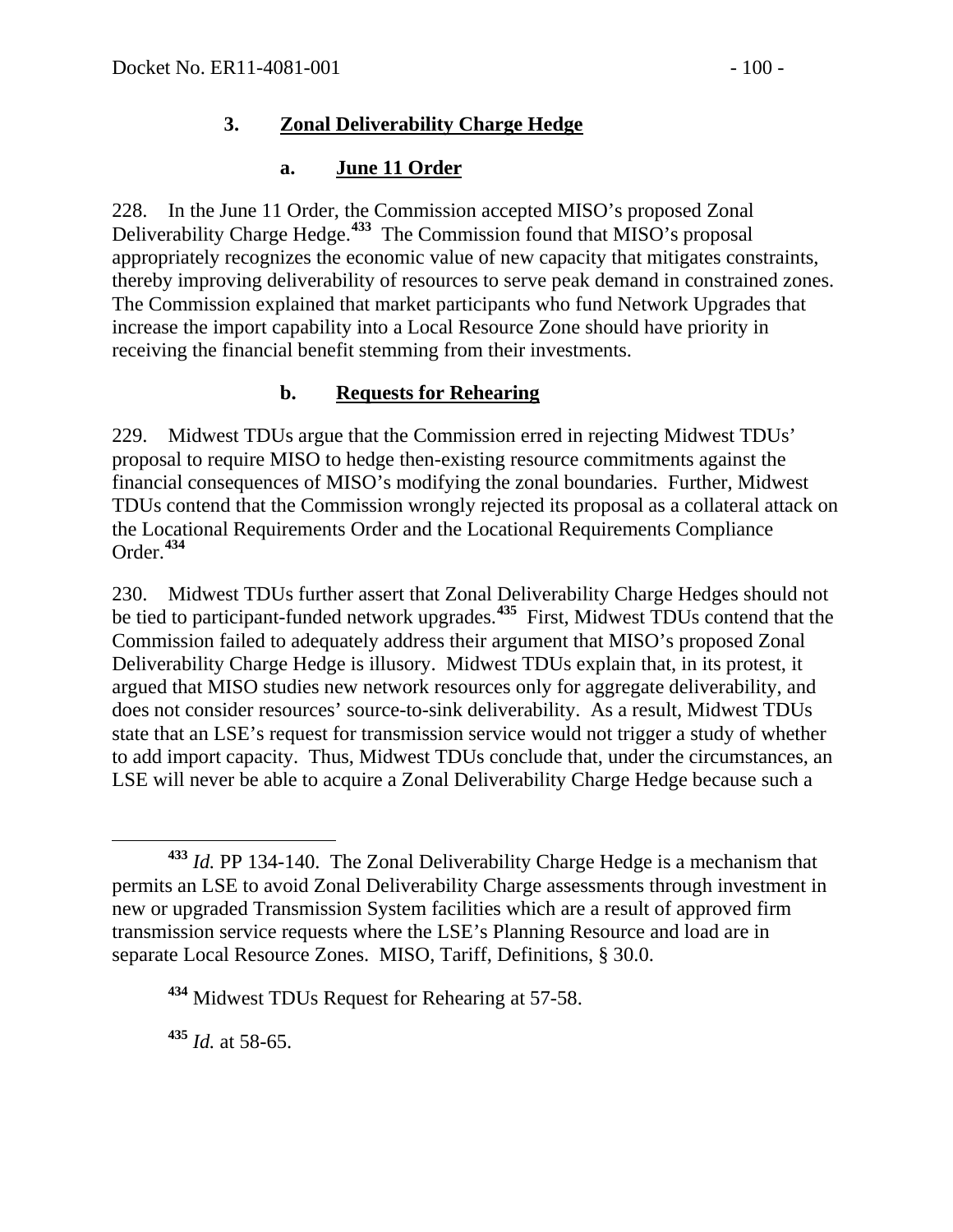### 3. Zonal Deliverability Charge Hedge

#### a. June 11 Order

228. In the June 11 Order, the Commission accepted MISO's proposed Zonal Deliverability Charge Hedge.[433] The Commission found that MISO's proposal appropriately recognizes the economic value of new capacity that mitigates constraints, thereby improving deliverability of resources to serve peak demand in constrained zones. The Commission explained that market participants who fund Network Upgrades that increase the import capability into a Local Resource Zone should have priority in receiving the financial benefit stemming from their investments.

#### b. Requests for Rehearing

229. Midwest TDUs argue that the Commission erred in rejecting Midwest TDUs' proposal to require MISO to hedge then-existing resource commitments against the financial consequences of MISO's modifying the zonal boundaries. Further, Midwest TDUs contend that the Commission wrongly rejected its proposal as a collateral attack on the Locational Requirements Order and the Locational Requirements Compliance Order.[434]

230. Midwest TDUs further assert that Zonal Deliverability Charge Hedges should not be tied to participant-funded network upgrades.[435] First, Midwest TDUs contend that the Commission failed to adequately address their argument that MISO's proposed Zonal Deliverability Charge Hedge is illusory. Midwest TDUs explain that, in its protest, it argued that MISO studies new network resources only for aggregate deliverability, and does not consider resources' source-to-sink deliverability. As a result, Midwest TDUs state that an LSE's request for transmission service would not trigger a study of whether to add import capacity. Thus, Midwest TDUs conclude that, under the circumstances, an LSE will never be able to acquire a Zonal Deliverability Charge Hedge because such a

---

[433] *Id.* PP 134-140. The Zonal Deliverability Charge Hedge is a mechanism that permits an LSE to avoid Zonal Deliverability Charge assessments through investment in new or upgraded Transmission System facilities which are a result of approved firm transmission service requests where the LSE's Planning Resource and load are in separate Local Resource Zones. MISO, Tariff, Definitions, § 30.0.

[434] Midwest TDUs Request for Rehearing at 57-58.

[435] *Id.* at 58-65.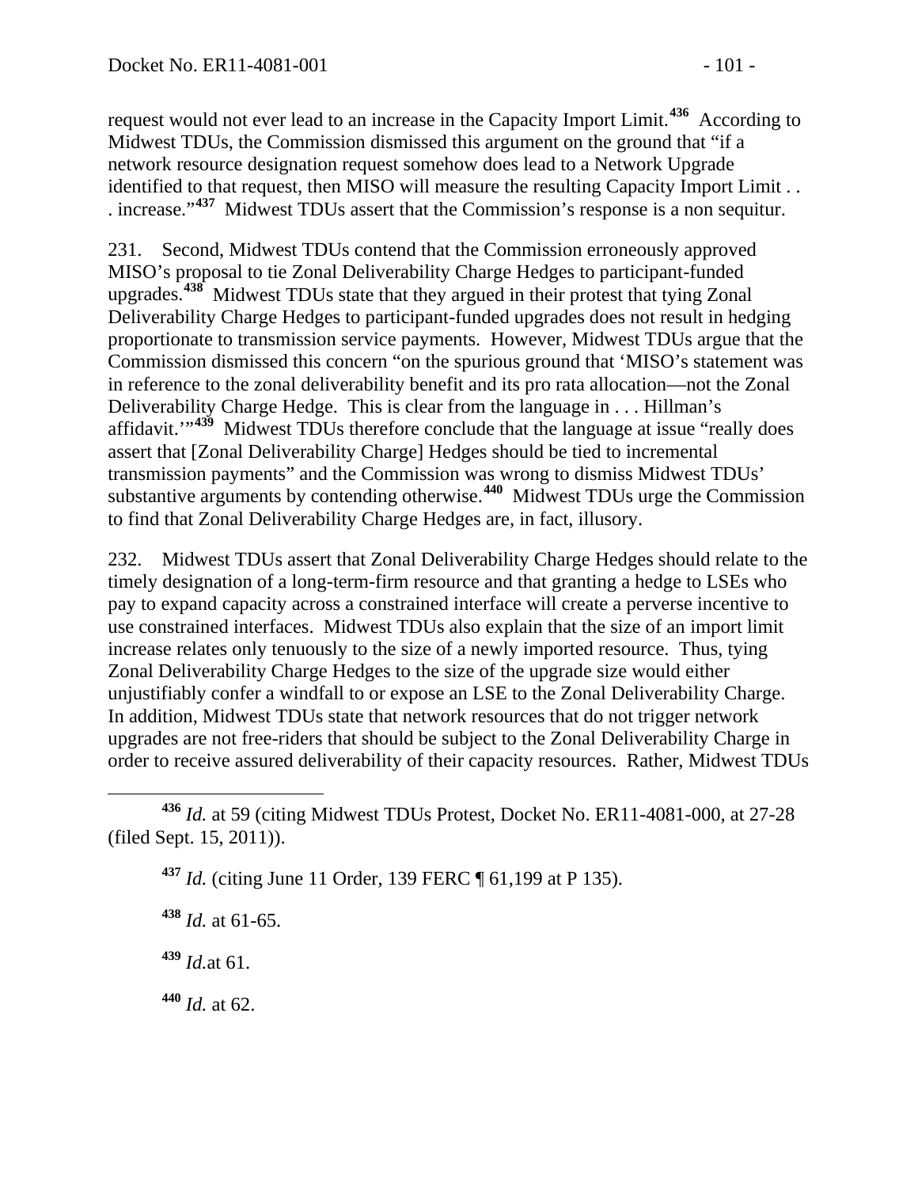request would not ever lead to an increase in the Capacity Import Limit.[436] According to Midwest TDUs, the Commission dismissed this argument on the ground that "if a network resource designation request somehow does lead to a Network Upgrade identified to that request, then MISO will measure the resulting Capacity Import Limit . . . increase."[437] Midwest TDUs assert that the Commission's response is a non sequitur.

231. Second, Midwest TDUs contend that the Commission erroneously approved MISO's proposal to tie Zonal Deliverability Charge Hedges to participant-funded upgrades.[438] Midwest TDUs state that they argued in their protest that tying Zonal Deliverability Charge Hedges to participant-funded upgrades does not result in hedging proportionate to transmission service payments. However, Midwest TDUs argue that the Commission dismissed this concern "on the spurious ground that 'MISO's statement was in reference to the zonal deliverability benefit and its pro rata allocation—not the Zonal Deliverability Charge Hedge. This is clear from the language in . . . Hillman's affidavit.'"[439] Midwest TDUs therefore conclude that the language at issue "really does assert that [Zonal Deliverability Charge] Hedges should be tied to incremental transmission payments" and the Commission was wrong to dismiss Midwest TDUs' substantive arguments by contending otherwise.[440] Midwest TDUs urge the Commission to find that Zonal Deliverability Charge Hedges are, in fact, illusory.

232. Midwest TDUs assert that Zonal Deliverability Charge Hedges should relate to the timely designation of a long-term-firm resource and that granting a hedge to LSEs who pay to expand capacity across a constrained interface will create a perverse incentive to use constrained interfaces. Midwest TDUs also explain that the size of an import limit increase relates only tenuously to the size of a newly imported resource. Thus, tying Zonal Deliverability Charge Hedges to the size of the upgrade size would either unjustifiably confer a windfall to or expose an LSE to the Zonal Deliverability Charge. In addition, Midwest TDUs state that network resources that do not trigger network upgrades are not free-riders that should be subject to the Zonal Deliverability Charge in order to receive assured deliverability of their capacity resources. Rather, Midwest TDUs

---

[436] *Id.* at 59 (citing Midwest TDUs Protest, Docket No. ER11-4081-000, at 27-28 (filed Sept. 15, 2011)).

[437] *Id.* (citing June 11 Order, 139 FERC ¶ 61,199 at P 135).

[438] *Id.* at 61-65.

[439] *Id.*at 61.

[440] *Id.* at 62.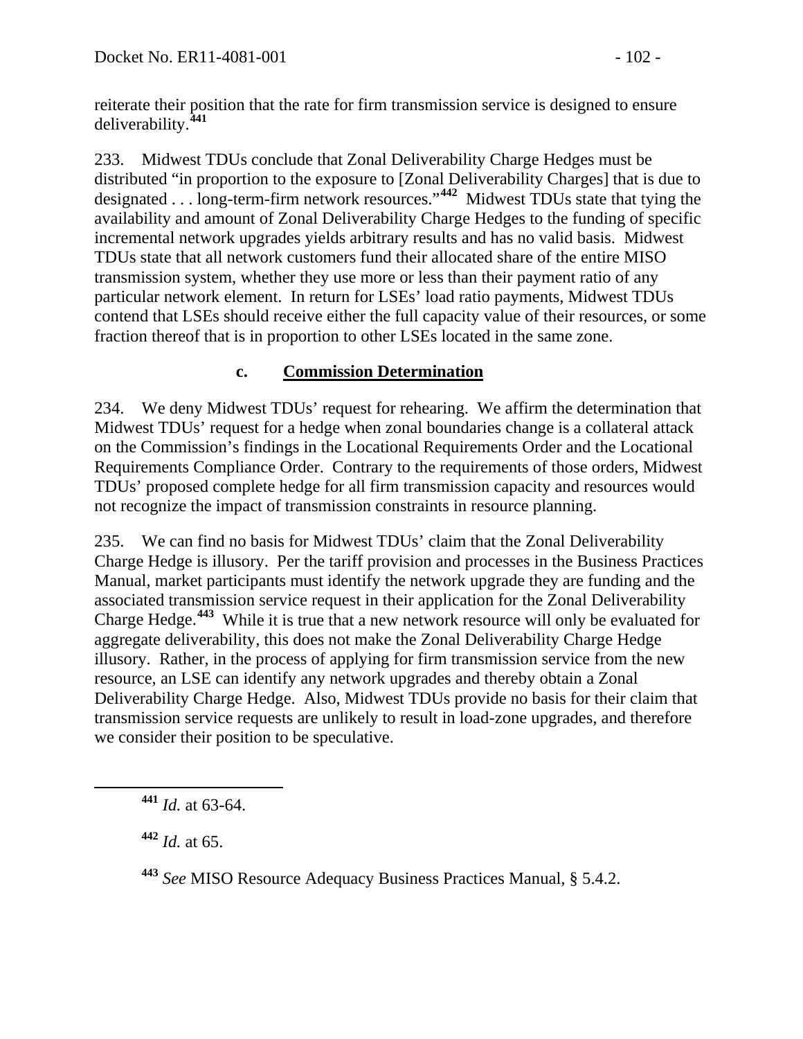reiterate their position that the rate for firm transmission service is designed to ensure deliverability.[441]

233. Midwest TDUs conclude that Zonal Deliverability Charge Hedges must be distributed "in proportion to the exposure to [Zonal Deliverability Charges] that is due to designated . . . long-term-firm network resources."[442] Midwest TDUs state that tying the availability and amount of Zonal Deliverability Charge Hedges to the funding of specific incremental network upgrades yields arbitrary results and has no valid basis. Midwest TDUs state that all network customers fund their allocated share of the entire MISO transmission system, whether they use more or less than their payment ratio of any particular network element. In return for LSEs' load ratio payments, Midwest TDUs contend that LSEs should receive either the full capacity value of their resources, or some fraction thereof that is in proportion to other LSEs located in the same zone.

### c. Commission Determination

234. We deny Midwest TDUs' request for rehearing. We affirm the determination that Midwest TDUs' request for a hedge when zonal boundaries change is a collateral attack on the Commission's findings in the Locational Requirements Order and the Locational Requirements Compliance Order. Contrary to the requirements of those orders, Midwest TDUs' proposed complete hedge for all firm transmission capacity and resources would not recognize the impact of transmission constraints in resource planning.

235. We can find no basis for Midwest TDUs' claim that the Zonal Deliverability Charge Hedge is illusory. Per the tariff provision and processes in the Business Practices Manual, market participants must identify the network upgrade they are funding and the associated transmission service request in their application for the Zonal Deliverability Charge Hedge.[443] While it is true that a new network resource will only be evaluated for aggregate deliverability, this does not make the Zonal Deliverability Charge Hedge illusory. Rather, in the process of applying for firm transmission service from the new resource, an LSE can identify any network upgrades and thereby obtain a Zonal Deliverability Charge Hedge. Also, Midwest TDUs provide no basis for their claim that transmission service requests are unlikely to result in load-zone upgrades, and therefore we consider their position to be speculative.

---

[441] *Id.* at 63-64.

[442] *Id.* at 65.

[443] *See* MISO Resource Adequacy Business Practices Manual, § 5.4.2.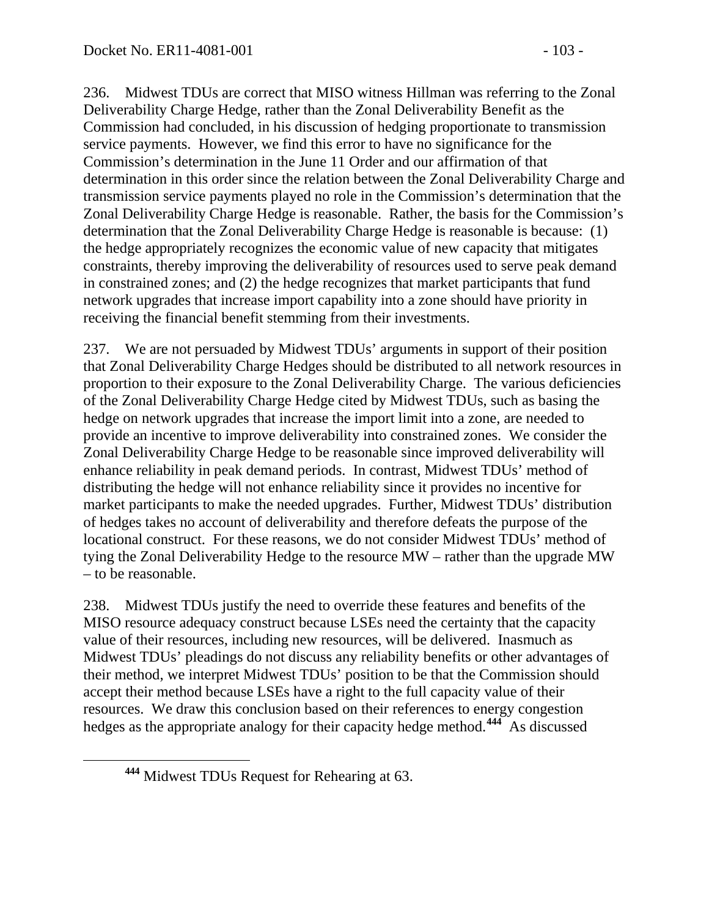236. Midwest TDUs are correct that MISO witness Hillman was referring to the Zonal Deliverability Charge Hedge, rather than the Zonal Deliverability Benefit as the Commission had concluded, in his discussion of hedging proportionate to transmission service payments. However, we find this error to have no significance for the Commission's determination in the June 11 Order and our affirmation of that determination in this order since the relation between the Zonal Deliverability Charge and transmission service payments played no role in the Commission's determination that the Zonal Deliverability Charge Hedge is reasonable. Rather, the basis for the Commission's determination that the Zonal Deliverability Charge Hedge is reasonable is because: (1) the hedge appropriately recognizes the economic value of new capacity that mitigates constraints, thereby improving the deliverability of resources used to serve peak demand in constrained zones; and (2) the hedge recognizes that market participants that fund network upgrades that increase import capability into a zone should have priority in receiving the financial benefit stemming from their investments.

237. We are not persuaded by Midwest TDUs' arguments in support of their position that Zonal Deliverability Charge Hedges should be distributed to all network resources in proportion to their exposure to the Zonal Deliverability Charge. The various deficiencies of the Zonal Deliverability Charge Hedge cited by Midwest TDUs, such as basing the hedge on network upgrades that increase the import limit into a zone, are needed to provide an incentive to improve deliverability into constrained zones. We consider the Zonal Deliverability Charge Hedge to be reasonable since improved deliverability will enhance reliability in peak demand periods. In contrast, Midwest TDUs' method of distributing the hedge will not enhance reliability since it provides no incentive for market participants to make the needed upgrades. Further, Midwest TDUs' distribution of hedges takes no account of deliverability and therefore defeats the purpose of the locational construct. For these reasons, we do not consider Midwest TDUs' method of tying the Zonal Deliverability Hedge to the resource MW – rather than the upgrade MW – to be reasonable.

238. Midwest TDUs justify the need to override these features and benefits of the MISO resource adequacy construct because LSEs need the certainty that the capacity value of their resources, including new resources, will be delivered. Inasmuch as Midwest TDUs' pleadings do not discuss any reliability benefits or other advantages of their method, we interpret Midwest TDUs' position to be that the Commission should accept their method because LSEs have a right to the full capacity value of their resources. We draw this conclusion based on their references to energy congestion hedges as the appropriate analogy for their capacity hedge method.[444] As discussed

[444] Midwest TDUs Request for Rehearing at 63.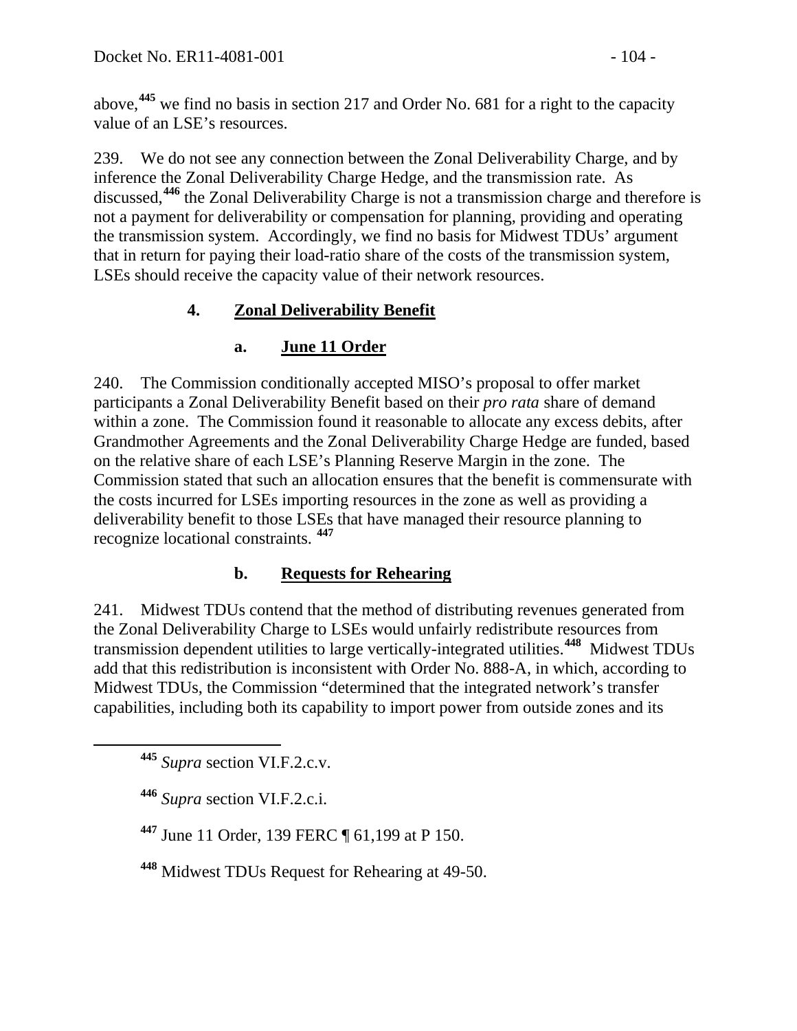above,[445] we find no basis in section 217 and Order No. 681 for a right to the capacity value of an LSE's resources.

239. We do not see any connection between the Zonal Deliverability Charge, and by inference the Zonal Deliverability Charge Hedge, and the transmission rate. As discussed,[446] the Zonal Deliverability Charge is not a transmission charge and therefore is not a payment for deliverability or compensation for planning, providing and operating the transmission system. Accordingly, we find no basis for Midwest TDUs' argument that in return for paying their load-ratio share of the costs of the transmission system, LSEs should receive the capacity value of their network resources.

### 4. Zonal Deliverability Benefit

#### a. June 11 Order

240. The Commission conditionally accepted MISO's proposal to offer market participants a Zonal Deliverability Benefit based on their *pro rata* share of demand within a zone. The Commission found it reasonable to allocate any excess debits, after Grandmother Agreements and the Zonal Deliverability Charge Hedge are funded, based on the relative share of each LSE's Planning Reserve Margin in the zone. The Commission stated that such an allocation ensures that the benefit is commensurate with the costs incurred for LSEs importing resources in the zone as well as providing a deliverability benefit to those LSEs that have managed their resource planning to recognize locational constraints.[447]

#### b. Requests for Rehearing

241. Midwest TDUs contend that the method of distributing revenues generated from the Zonal Deliverability Charge to LSEs would unfairly redistribute resources from transmission dependent utilities to large vertically-integrated utilities.[448] Midwest TDUs add that this redistribution is inconsistent with Order No. 888-A, in which, according to Midwest TDUs, the Commission "determined that the integrated network's transfer capabilities, including both its capability to import power from outside zones and its

---

[445] *Supra* section VI.F.2.c.v.

[446] *Supra* section VI.F.2.c.i.

[447] June 11 Order, 139 FERC ¶ 61,199 at P 150.

[448] Midwest TDUs Request for Rehearing at 49-50.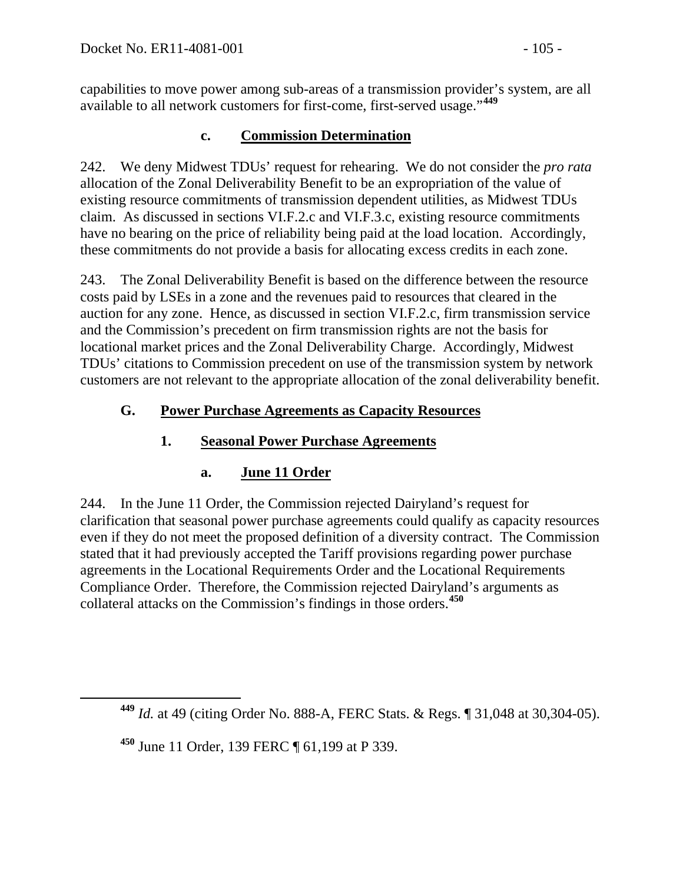capabilities to move power among sub-areas of a transmission provider's system, are all available to all network customers for first-come, first-served usage."[449]

#### c. Commission Determination

242. We deny Midwest TDUs' request for rehearing. We do not consider the *pro rata* allocation of the Zonal Deliverability Benefit to be an expropriation of the value of existing resource commitments of transmission dependent utilities, as Midwest TDUs claim. As discussed in sections VI.F.2.c and VI.F.3.c, existing resource commitments have no bearing on the price of reliability being paid at the load location. Accordingly, these commitments do not provide a basis for allocating excess credits in each zone.

243. The Zonal Deliverability Benefit is based on the difference between the resource costs paid by LSEs in a zone and the revenues paid to resources that cleared in the auction for any zone. Hence, as discussed in section VI.F.2.c, firm transmission service and the Commission's precedent on firm transmission rights are not the basis for locational market prices and the Zonal Deliverability Charge. Accordingly, Midwest TDUs' citations to Commission precedent on use of the transmission system by network customers are not relevant to the appropriate allocation of the zonal deliverability benefit.

## G. Power Purchase Agreements as Capacity Resources

### 1. Seasonal Power Purchase Agreements

#### a. June 11 Order

244. In the June 11 Order, the Commission rejected Dairyland's request for clarification that seasonal power purchase agreements could qualify as capacity resources even if they do not meet the proposed definition of a diversity contract. The Commission stated that it had previously accepted the Tariff provisions regarding power purchase agreements in the Locational Requirements Order and the Locational Requirements Compliance Order. Therefore, the Commission rejected Dairyland's arguments as collateral attacks on the Commission's findings in those orders.[450]

---

[449] *Id.* at 49 (citing Order No. 888-A, FERC Stats. & Regs. ¶ 31,048 at 30,304-05).

[450] June 11 Order, 139 FERC ¶ 61,199 at P 339.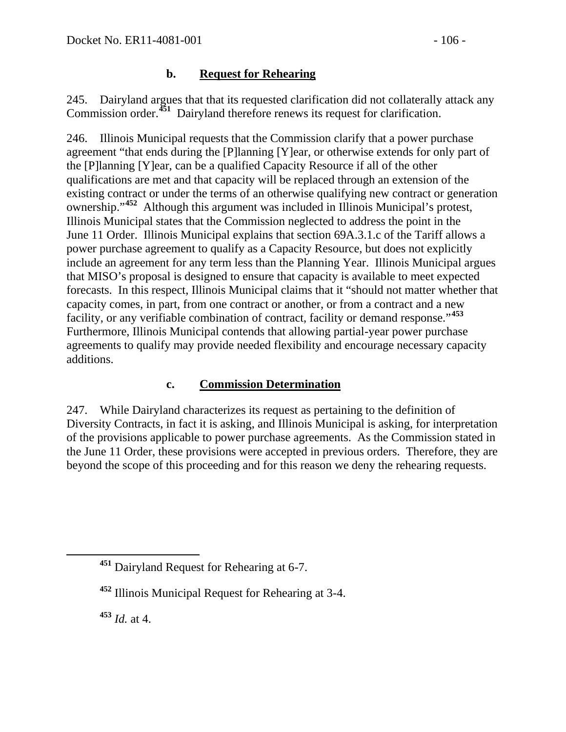### b. Request for Rehearing

245. Dairyland argues that that its requested clarification did not collaterally attack any Commission order.[451] Dairyland therefore renews its request for clarification.

246. Illinois Municipal requests that the Commission clarify that a power purchase agreement "that ends during the [P]lanning [Y]ear, or otherwise extends for only part of the [P]lanning [Y]ear, can be a qualified Capacity Resource if all of the other qualifications are met and that capacity will be replaced through an extension of the existing contract or under the terms of an otherwise qualifying new contract or generation ownership."[452] Although this argument was included in Illinois Municipal's protest, Illinois Municipal states that the Commission neglected to address the point in the June 11 Order. Illinois Municipal explains that section 69A.3.1.c of the Tariff allows a power purchase agreement to qualify as a Capacity Resource, but does not explicitly include an agreement for any term less than the Planning Year. Illinois Municipal argues that MISO's proposal is designed to ensure that capacity is available to meet expected forecasts. In this respect, Illinois Municipal claims that it "should not matter whether that capacity comes, in part, from one contract or another, or from a contract and a new facility, or any verifiable combination of contract, facility or demand response."[453] Furthermore, Illinois Municipal contends that allowing partial-year power purchase agreements to qualify may provide needed flexibility and encourage necessary capacity additions.

### c. Commission Determination

247. While Dairyland characterizes its request as pertaining to the definition of Diversity Contracts, in fact it is asking, and Illinois Municipal is asking, for interpretation of the provisions applicable to power purchase agreements. As the Commission stated in the June 11 Order, these provisions were accepted in previous orders. Therefore, they are beyond the scope of this proceeding and for this reason we deny the rehearing requests.

---

[451] Dairyland Request for Rehearing at 6-7.

[452] Illinois Municipal Request for Rehearing at 3-4.

[453] *Id.* at 4.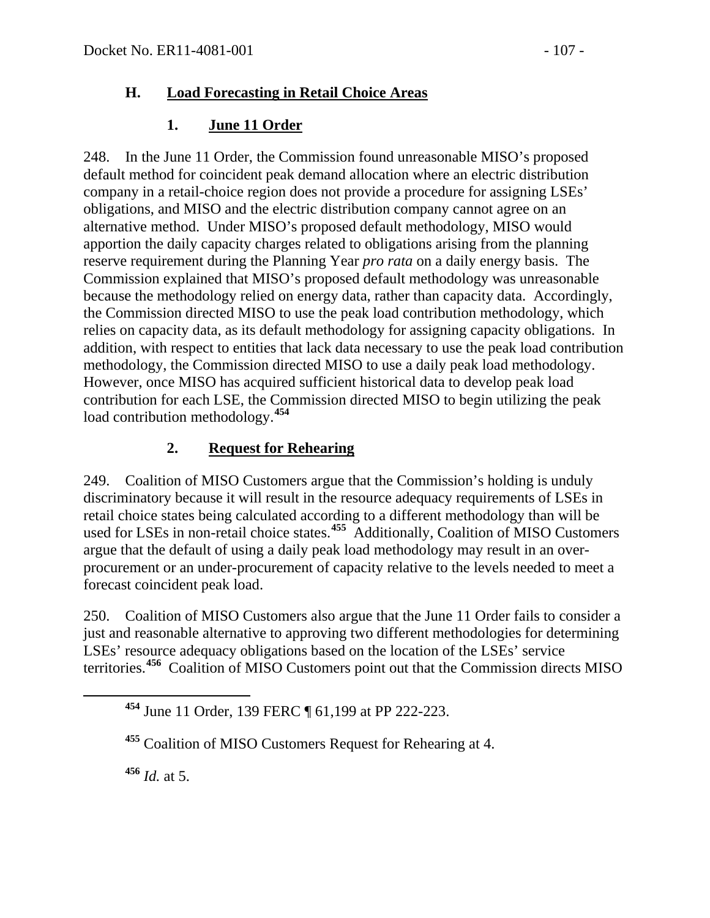## H. Load Forecasting in Retail Choice Areas

### 1. June 11 Order

248. In the June 11 Order, the Commission found unreasonable MISO's proposed default method for coincident peak demand allocation where an electric distribution company in a retail-choice region does not provide a procedure for assigning LSEs' obligations, and MISO and the electric distribution company cannot agree on an alternative method. Under MISO's proposed default methodology, MISO would apportion the daily capacity charges related to obligations arising from the planning reserve requirement during the Planning Year *pro rata* on a daily energy basis. The Commission explained that MISO's proposed default methodology was unreasonable because the methodology relied on energy data, rather than capacity data. Accordingly, the Commission directed MISO to use the peak load contribution methodology, which relies on capacity data, as its default methodology for assigning capacity obligations. In addition, with respect to entities that lack data necessary to use the peak load contribution methodology, the Commission directed MISO to use a daily peak load methodology. However, once MISO has acquired sufficient historical data to develop peak load contribution for each LSE, the Commission directed MISO to begin utilizing the peak load contribution methodology.[454]

### 2. Request for Rehearing

249. Coalition of MISO Customers argue that the Commission's holding is unduly discriminatory because it will result in the resource adequacy requirements of LSEs in retail choice states being calculated according to a different methodology than will be used for LSEs in non-retail choice states.[455] Additionally, Coalition of MISO Customers argue that the default of using a daily peak load methodology may result in an over-procurement or an under-procurement of capacity relative to the levels needed to meet a forecast coincident peak load.

250. Coalition of MISO Customers also argue that the June 11 Order fails to consider a just and reasonable alternative to approving two different methodologies for determining LSEs' resource adequacy obligations based on the location of the LSEs' service territories.[456] Coalition of MISO Customers point out that the Commission directs MISO

[454] June 11 Order, 139 FERC ¶ 61,199 at PP 222-223.

[455] Coalition of MISO Customers Request for Rehearing at 4.

[456] *Id.* at 5.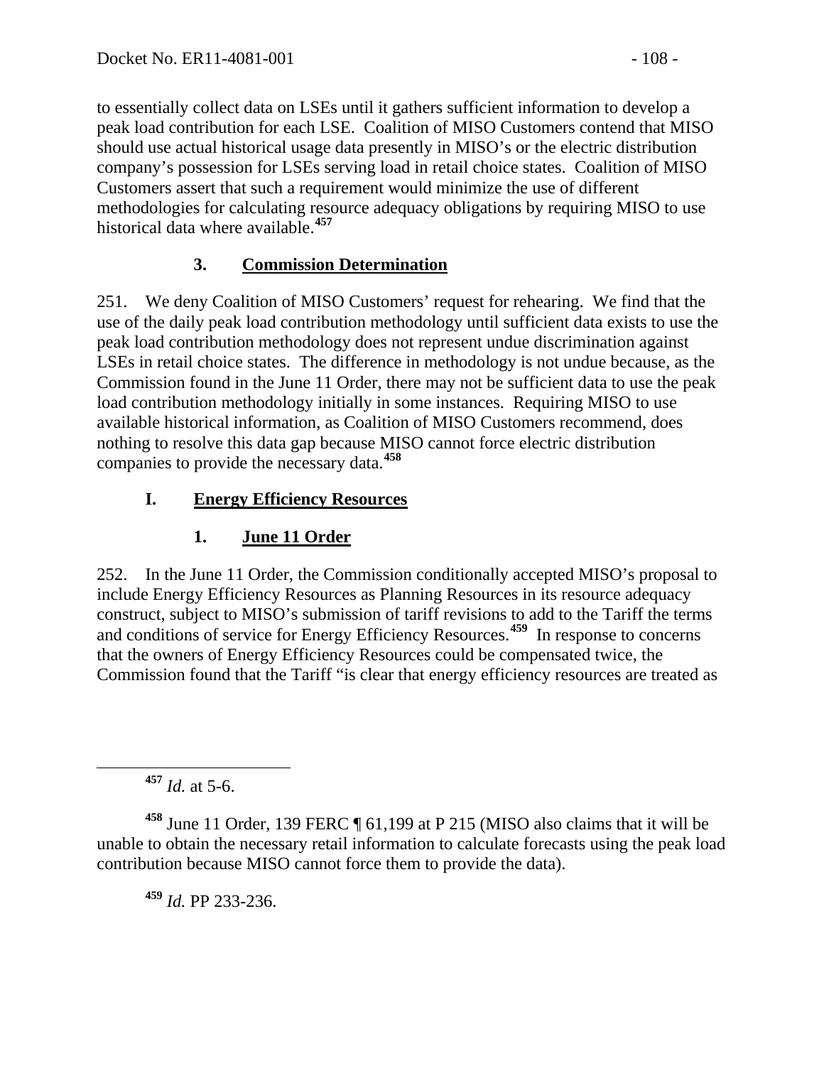to essentially collect data on LSEs until it gathers sufficient information to develop a peak load contribution for each LSE. Coalition of MISO Customers contend that MISO should use actual historical usage data presently in MISO's or the electric distribution company's possession for LSEs serving load in retail choice states. Coalition of MISO Customers assert that such a requirement would minimize the use of different methodologies for calculating resource adequacy obligations by requiring MISO to use historical data where available.[457]

### 3. Commission Determination

251. We deny Coalition of MISO Customers' request for rehearing. We find that the use of the daily peak load contribution methodology until sufficient data exists to use the peak load contribution methodology does not represent undue discrimination against LSEs in retail choice states. The difference in methodology is not undue because, as the Commission found in the June 11 Order, there may not be sufficient data to use the peak load contribution methodology initially in some instances. Requiring MISO to use available historical information, as Coalition of MISO Customers recommend, does nothing to resolve this data gap because MISO cannot force electric distribution companies to provide the necessary data.[458]

## I. Energy Efficiency Resources

### 1. June 11 Order

252. In the June 11 Order, the Commission conditionally accepted MISO's proposal to include Energy Efficiency Resources as Planning Resources in its resource adequacy construct, subject to MISO's submission of tariff revisions to add to the Tariff the terms and conditions of service for Energy Efficiency Resources.[459] In response to concerns that the owners of Energy Efficiency Resources could be compensated twice, the Commission found that the Tariff "is clear that energy efficiency resources are treated as

---

[457] *Id.* at 5-6.

[458] June 11 Order, 139 FERC ¶ 61,199 at P 215 (MISO also claims that it will be unable to obtain the necessary retail information to calculate forecasts using the peak load contribution because MISO cannot force them to provide the data).

[459] *Id.* PP 233-236.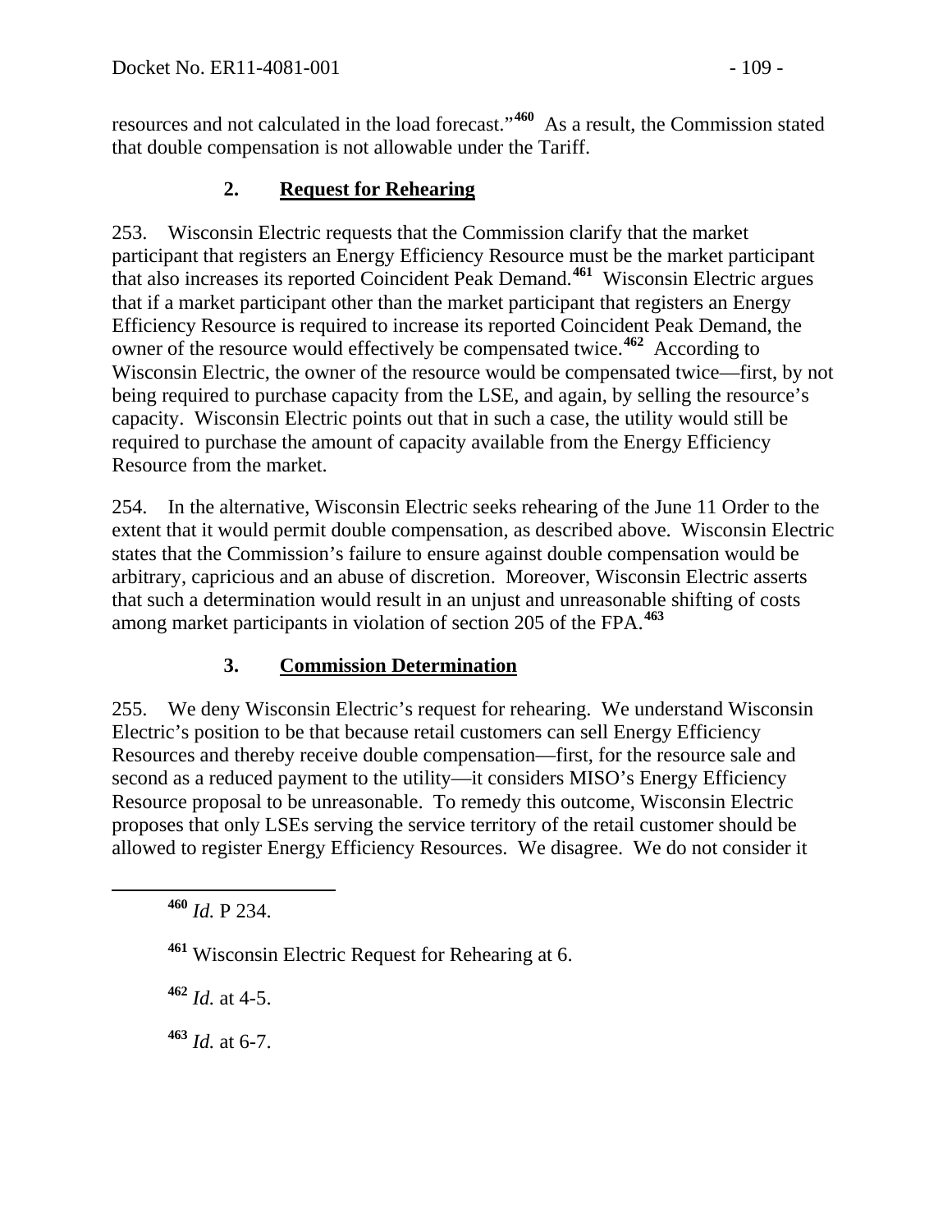resources and not calculated in the load forecast."[460] As a result, the Commission stated that double compensation is not allowable under the Tariff.

### 2. Request for Rehearing

253. Wisconsin Electric requests that the Commission clarify that the market participant that registers an Energy Efficiency Resource must be the market participant that also increases its reported Coincident Peak Demand.[461] Wisconsin Electric argues that if a market participant other than the market participant that registers an Energy Efficiency Resource is required to increase its reported Coincident Peak Demand, the owner of the resource would effectively be compensated twice.[462] According to Wisconsin Electric, the owner of the resource would be compensated twice—first, by not being required to purchase capacity from the LSE, and again, by selling the resource's capacity. Wisconsin Electric points out that in such a case, the utility would still be required to purchase the amount of capacity available from the Energy Efficiency Resource from the market.

254. In the alternative, Wisconsin Electric seeks rehearing of the June 11 Order to the extent that it would permit double compensation, as described above. Wisconsin Electric states that the Commission's failure to ensure against double compensation would be arbitrary, capricious and an abuse of discretion. Moreover, Wisconsin Electric asserts that such a determination would result in an unjust and unreasonable shifting of costs among market participants in violation of section 205 of the FPA.[463]

### 3. Commission Determination

255. We deny Wisconsin Electric's request for rehearing. We understand Wisconsin Electric's position to be that because retail customers can sell Energy Efficiency Resources and thereby receive double compensation—first, for the resource sale and second as a reduced payment to the utility—it considers MISO's Energy Efficiency Resource proposal to be unreasonable. To remedy this outcome, Wisconsin Electric proposes that only LSEs serving the service territory of the retail customer should be allowed to register Energy Efficiency Resources. We disagree. We do not consider it

---

[460] *Id.* P 234.

[461] Wisconsin Electric Request for Rehearing at 6.

[462] *Id.* at 4-5.

[463] *Id.* at 6-7.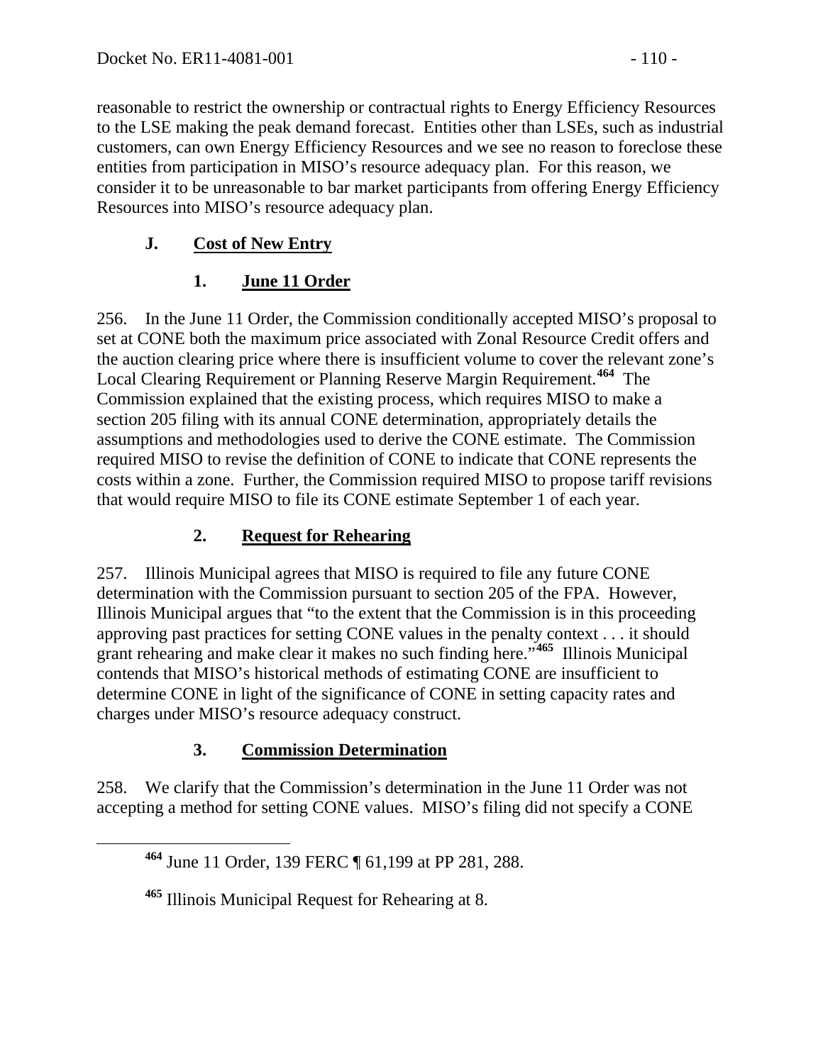reasonable to restrict the ownership or contractual rights to Energy Efficiency Resources to the LSE making the peak demand forecast. Entities other than LSEs, such as industrial customers, can own Energy Efficiency Resources and we see no reason to foreclose these entities from participation in MISO's resource adequacy plan. For this reason, we consider it to be unreasonable to bar market participants from offering Energy Efficiency Resources into MISO's resource adequacy plan.

### J. Cost of New Entry

#### 1. June 11 Order

256. In the June 11 Order, the Commission conditionally accepted MISO's proposal to set at CONE both the maximum price associated with Zonal Resource Credit offers and the auction clearing price where there is insufficient volume to cover the relevant zone's Local Clearing Requirement or Planning Reserve Margin Requirement.[464] The Commission explained that the existing process, which requires MISO to make a section 205 filing with its annual CONE determination, appropriately details the assumptions and methodologies used to derive the CONE estimate. The Commission required MISO to revise the definition of CONE to indicate that CONE represents the costs within a zone. Further, the Commission required MISO to propose tariff revisions that would require MISO to file its CONE estimate September 1 of each year.

#### 2. Request for Rehearing

257. Illinois Municipal agrees that MISO is required to file any future CONE determination with the Commission pursuant to section 205 of the FPA. However, Illinois Municipal argues that "to the extent that the Commission is in this proceeding approving past practices for setting CONE values in the penalty context . . . it should grant rehearing and make clear it makes no such finding here."[465] Illinois Municipal contends that MISO's historical methods of estimating CONE are insufficient to determine CONE in light of the significance of CONE in setting capacity rates and charges under MISO's resource adequacy construct.

#### 3. Commission Determination

258. We clarify that the Commission's determination in the June 11 Order was not accepting a method for setting CONE values. MISO's filing did not specify a CONE

[464] June 11 Order, 139 FERC ¶ 61,199 at PP 281, 288.

[465] Illinois Municipal Request for Rehearing at 8.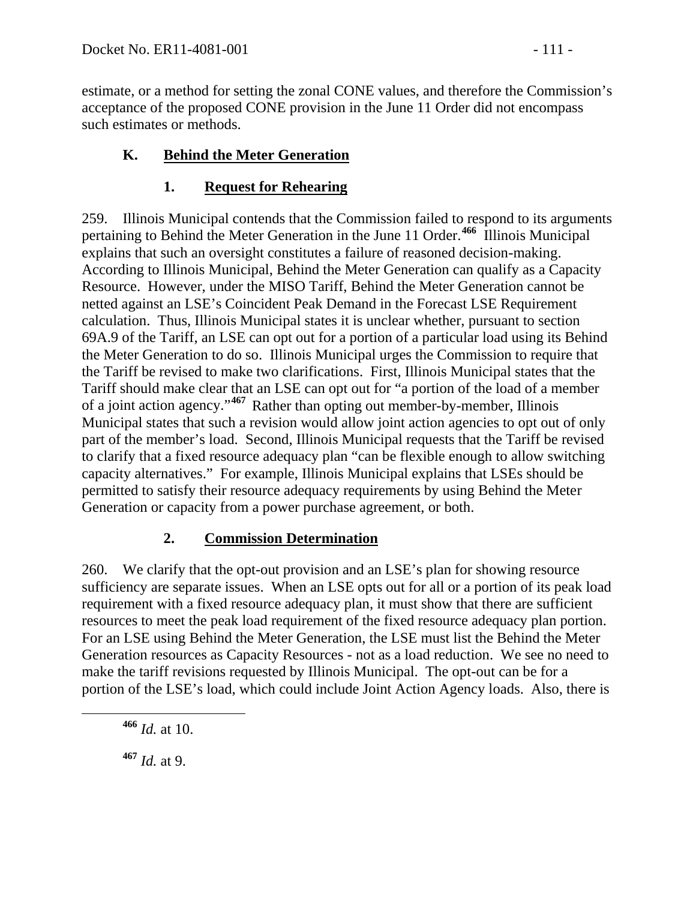estimate, or a method for setting the zonal CONE values, and therefore the Commission's acceptance of the proposed CONE provision in the June 11 Order did not encompass such estimates or methods.

## K. Behind the Meter Generation

### 1. Request for Rehearing

259. Illinois Municipal contends that the Commission failed to respond to its arguments pertaining to Behind the Meter Generation in the June 11 Order.[466] Illinois Municipal explains that such an oversight constitutes a failure of reasoned decision-making. According to Illinois Municipal, Behind the Meter Generation can qualify as a Capacity Resource. However, under the MISO Tariff, Behind the Meter Generation cannot be netted against an LSE's Coincident Peak Demand in the Forecast LSE Requirement calculation. Thus, Illinois Municipal states it is unclear whether, pursuant to section 69A.9 of the Tariff, an LSE can opt out for a portion of a particular load using its Behind the Meter Generation to do so. Illinois Municipal urges the Commission to require that the Tariff be revised to make two clarifications. First, Illinois Municipal states that the Tariff should make clear that an LSE can opt out for "a portion of the load of a member of a joint action agency."[467] Rather than opting out member-by-member, Illinois Municipal states that such a revision would allow joint action agencies to opt out of only part of the member's load. Second, Illinois Municipal requests that the Tariff be revised to clarify that a fixed resource adequacy plan "can be flexible enough to allow switching capacity alternatives." For example, Illinois Municipal explains that LSEs should be permitted to satisfy their resource adequacy requirements by using Behind the Meter Generation or capacity from a power purchase agreement, or both.

### 2. Commission Determination

260. We clarify that the opt-out provision and an LSE's plan for showing resource sufficiency are separate issues. When an LSE opts out for all or a portion of its peak load requirement with a fixed resource adequacy plan, it must show that there are sufficient resources to meet the peak load requirement of the fixed resource adequacy plan portion. For an LSE using Behind the Meter Generation, the LSE must list the Behind the Meter Generation resources as Capacity Resources - not as a load reduction. We see no need to make the tariff revisions requested by Illinois Municipal. The opt-out can be for a portion of the LSE's load, which could include Joint Action Agency loads. Also, there is

[466] *Id.* at 10.

[467] *Id.* at 9.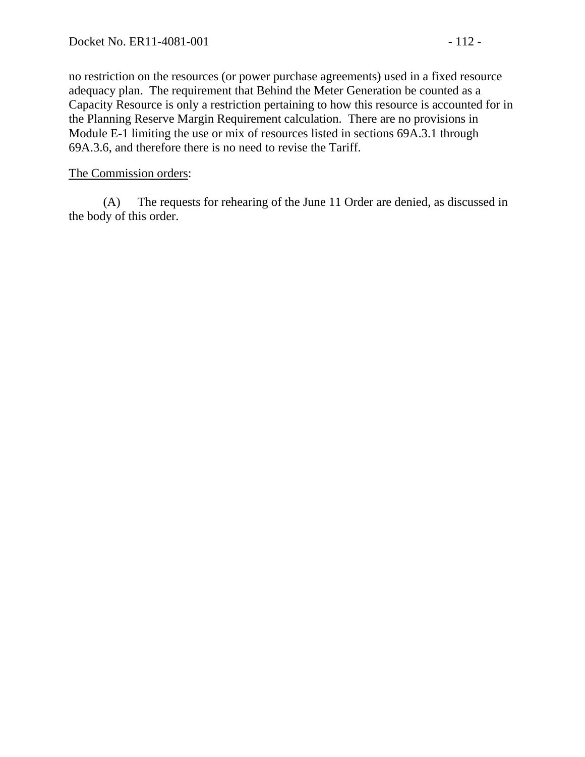no restriction on the resources (or power purchase agreements) used in a fixed resource adequacy plan. The requirement that Behind the Meter Generation be counted as a Capacity Resource is only a restriction pertaining to how this resource is accounted for in the Planning Reserve Margin Requirement calculation. There are no provisions in Module E-1 limiting the use or mix of resources listed in sections 69A.3.1 through 69A.3.6, and therefore there is no need to revise the Tariff.

<u>The Commission orders</u>:

(A) The requests for rehearing of the June 11 Order are denied, as discussed in the body of this order.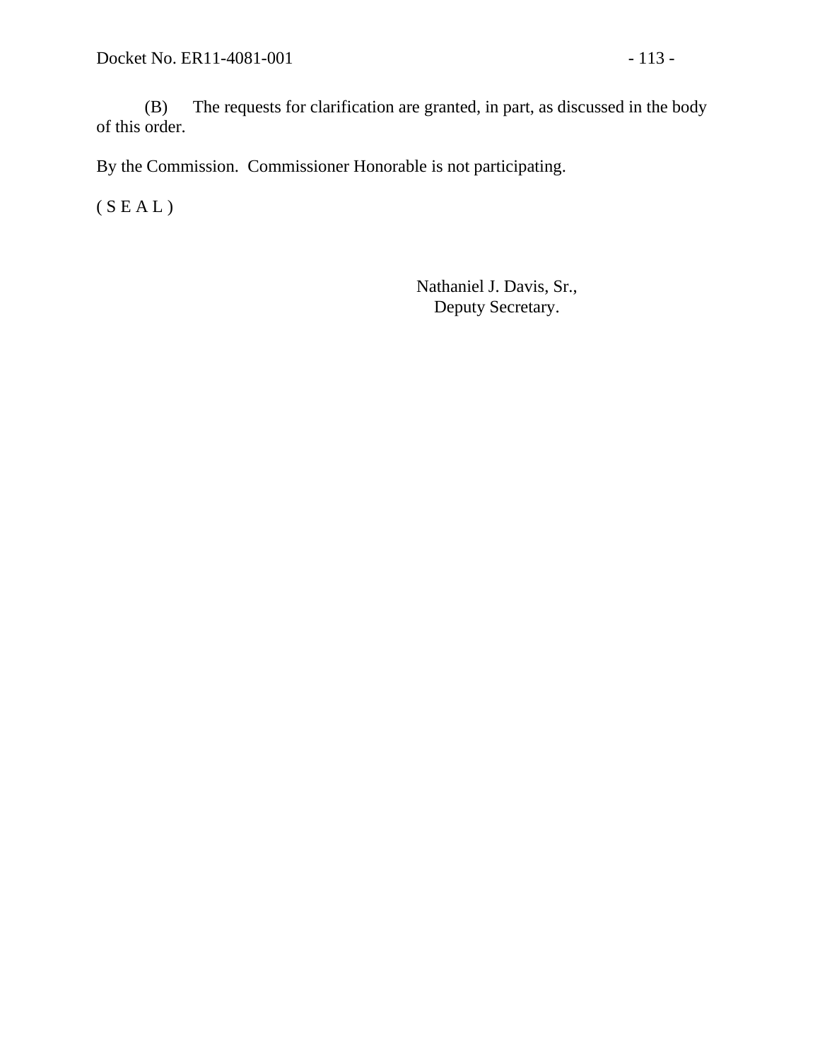(B) The requests for clarification are granted, in part, as discussed in the body of this order.

By the Commission. Commissioner Honorable is not participating.

( S E A L )

Nathaniel J. Davis, Sr.,
Deputy Secretary.